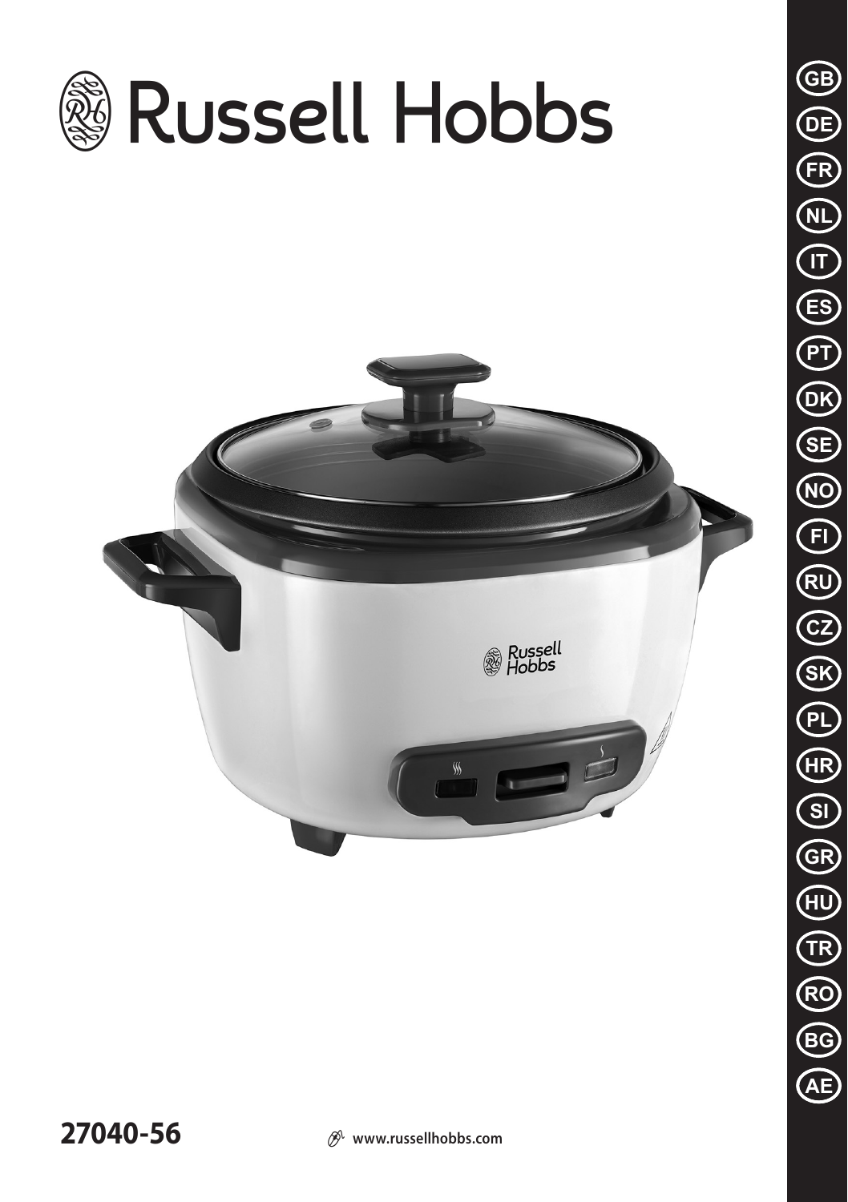# Russell Hobbs

GB
DE
FR
NL
IT
ES
PT
DK
SE
NO
FI
RU
CZ
SK
PL
HR
SI
GR
HU
TR
RO
BG
AE

**27040-56**

www.russellhobbs.com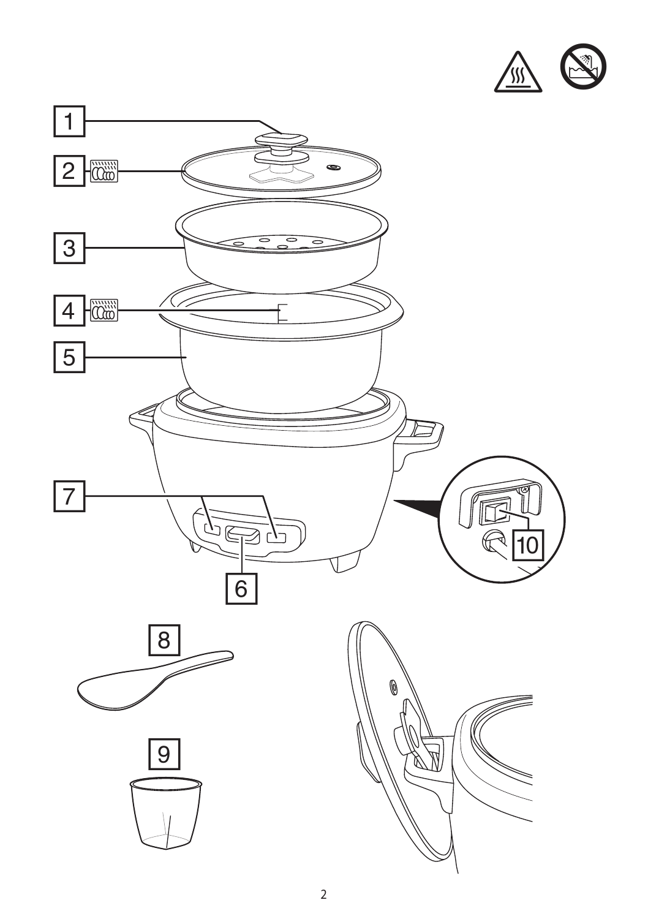1

2

3

4

5

7

6

10

8

9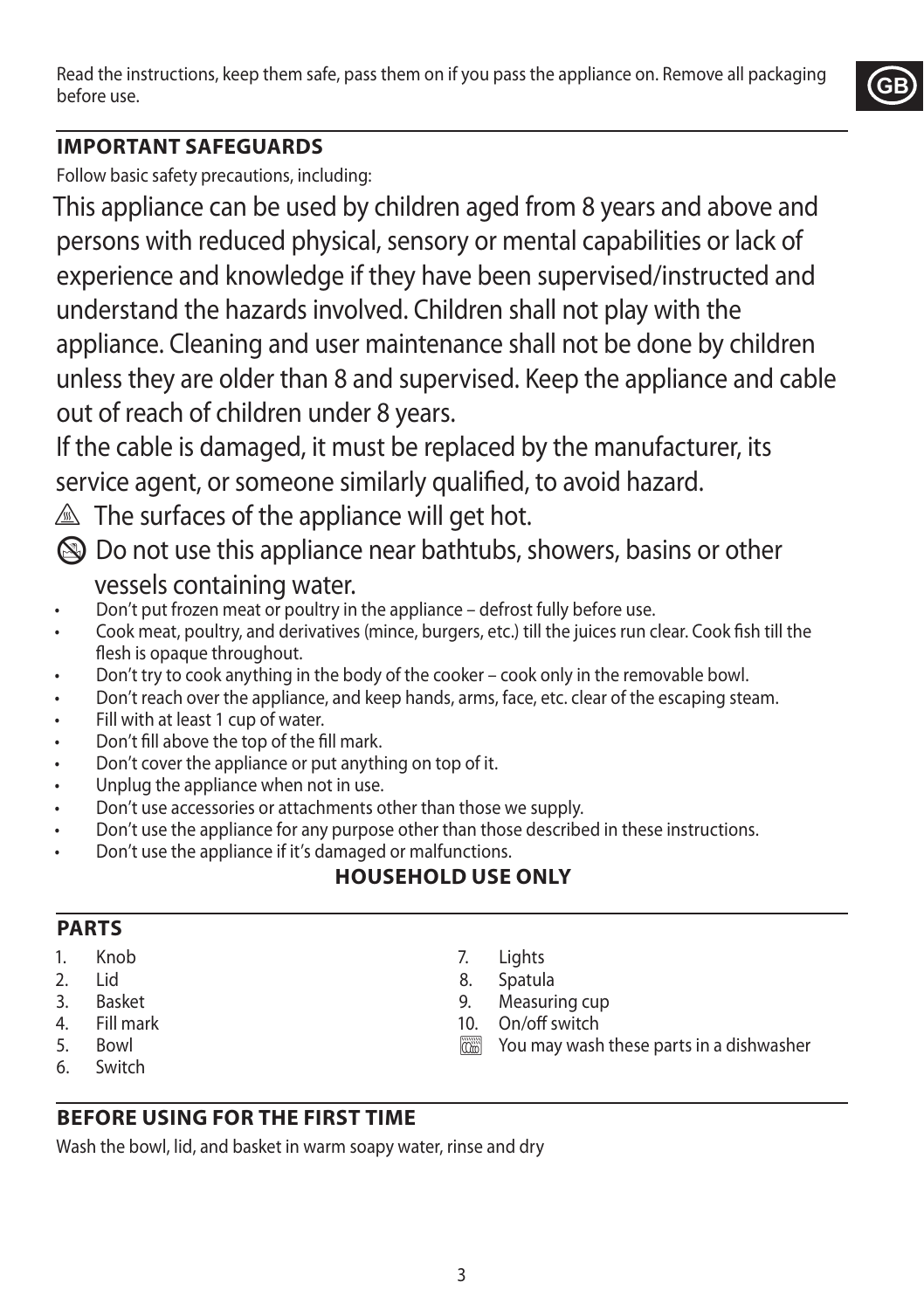Read the instructions, keep them safe, pass them on if you pass the appliance on. Remove all packaging before use.

GB

## IMPORTANT SAFEGUARDS

Follow basic safety precautions, including:

This appliance can be used by children aged from 8 years and above and persons with reduced physical, sensory or mental capabilities or lack of experience and knowledge if they have been supervised/instructed and understand the hazards involved. Children shall not play with the appliance. Cleaning and user maintenance shall not be done by children unless they are older than 8 and supervised. Keep the appliance and cable out of reach of children under 8 years.

If the cable is damaged, it must be replaced by the manufacturer, its service agent, or someone similarly qualified, to avoid hazard.

⚠ The surfaces of the appliance will get hot.

🚫 Do not use this appliance near bathtubs, showers, basins or other vessels containing water.

- Don't put frozen meat or poultry in the appliance – defrost fully before use.
- Cook meat, poultry, and derivatives (mince, burgers, etc.) till the juices run clear. Cook fish till the flesh is opaque throughout.
- Don't try to cook anything in the body of the cooker – cook only in the removable bowl.
- Don't reach over the appliance, and keep hands, arms, face, etc. clear of the escaping steam.
- Fill with at least 1 cup of water.
- Don't fill above the top of the fill mark.
- Don't cover the appliance or put anything on top of it.
- Unplug the appliance when not in use.
- Don't use accessories or attachments other than those we supply.
- Don't use the appliance for any purpose other than those described in these instructions.
- Don't use the appliance if it's damaged or malfunctions.

**HOUSEHOLD USE ONLY**

## PARTS

1. Knob
2. Lid
3. Basket
4. Fill mark
5. Bowl
6. Switch
7. Lights
8. Spatula
9. Measuring cup
10. On/off switch

You may wash these parts in a dishwasher

## BEFORE USING FOR THE FIRST TIME

Wash the bowl, lid, and basket in warm soapy water, rinse and dry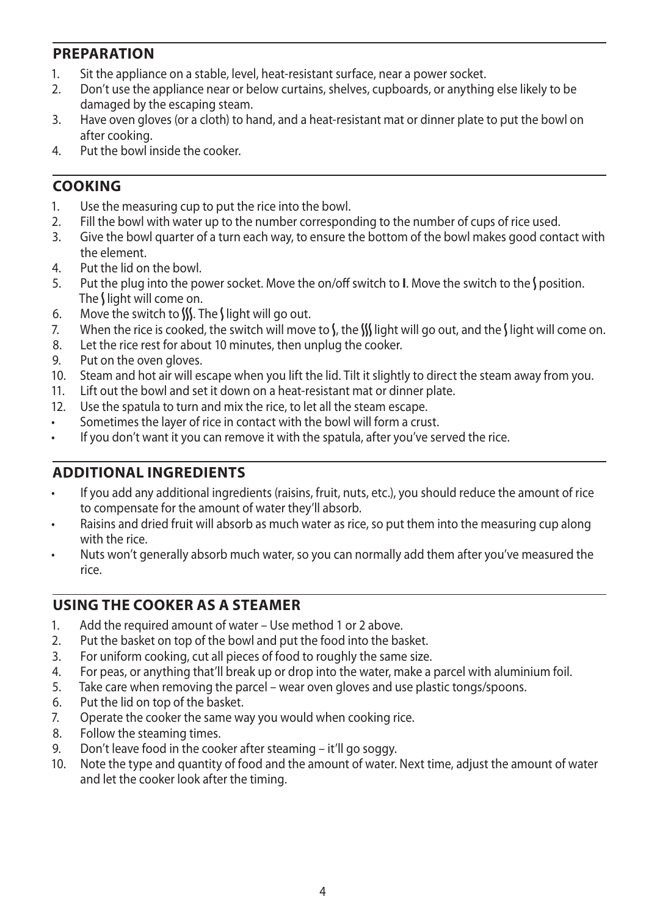## PREPARATION

1. Sit the appliance on a stable, level, heat-resistant surface, near a power socket.
2. Don't use the appliance near or below curtains, shelves, cupboards, or anything else likely to be damaged by the escaping steam.
3. Have oven gloves (or a cloth) to hand, and a heat-resistant mat or dinner plate to put the bowl on after cooking.
4. Put the bowl inside the cooker.

## COOKING

1. Use the measuring cup to put the rice into the bowl.
2. Fill the bowl with water up to the number corresponding to the number of cups of rice used.
3. Give the bowl quarter of a turn each way, to ensure the bottom of the bowl makes good contact with the element.
4. Put the lid on the bowl.
5. Put the plug into the power socket. Move the on/off switch to **I**. Move the switch to the ʃ position. The ʃ light will come on.
6. Move the switch to ʃʃʃ. The ʃ light will go out.
7. When the rice is cooked, the switch will move to ʃ, the ʃʃʃ light will go out, and the ʃ light will come on.
8. Let the rice rest for about 10 minutes, then unplug the cooker.
9. Put on the oven gloves.
10. Steam and hot air will escape when you lift the lid. Tilt it slightly to direct the steam away from you.
11. Lift out the bowl and set it down on a heat-resistant mat or dinner plate.
12. Use the spatula to turn and mix the rice, to let all the steam escape.

- Sometimes the layer of rice in contact with the bowl will form a crust.
- If you don't want it you can remove it with the spatula, after you've served the rice.

## ADDITIONAL INGREDIENTS

- If you add any additional ingredients (raisins, fruit, nuts, etc.), you should reduce the amount of rice to compensate for the amount of water they'll absorb.
- Raisins and dried fruit will absorb as much water as rice, so put them into the measuring cup along with the rice.
- Nuts won't generally absorb much water, so you can normally add them after you've measured the rice.

## USING THE COOKER AS A STEAMER

1. Add the required amount of water – Use method 1 or 2 above.
2. Put the basket on top of the bowl and put the food into the basket.
3. For uniform cooking, cut all pieces of food to roughly the same size.
4. For peas, or anything that'll break up or drop into the water, make a parcel with aluminium foil.
5. Take care when removing the parcel – wear oven gloves and use plastic tongs/spoons.
6. Put the lid on top of the basket.
7. Operate the cooker the same way you would when cooking rice.
8. Follow the steaming times.
9. Don't leave food in the cooker after steaming – it'll go soggy.
10. Note the type and quantity of food and the amount of water. Next time, adjust the amount of water and let the cooker look after the timing.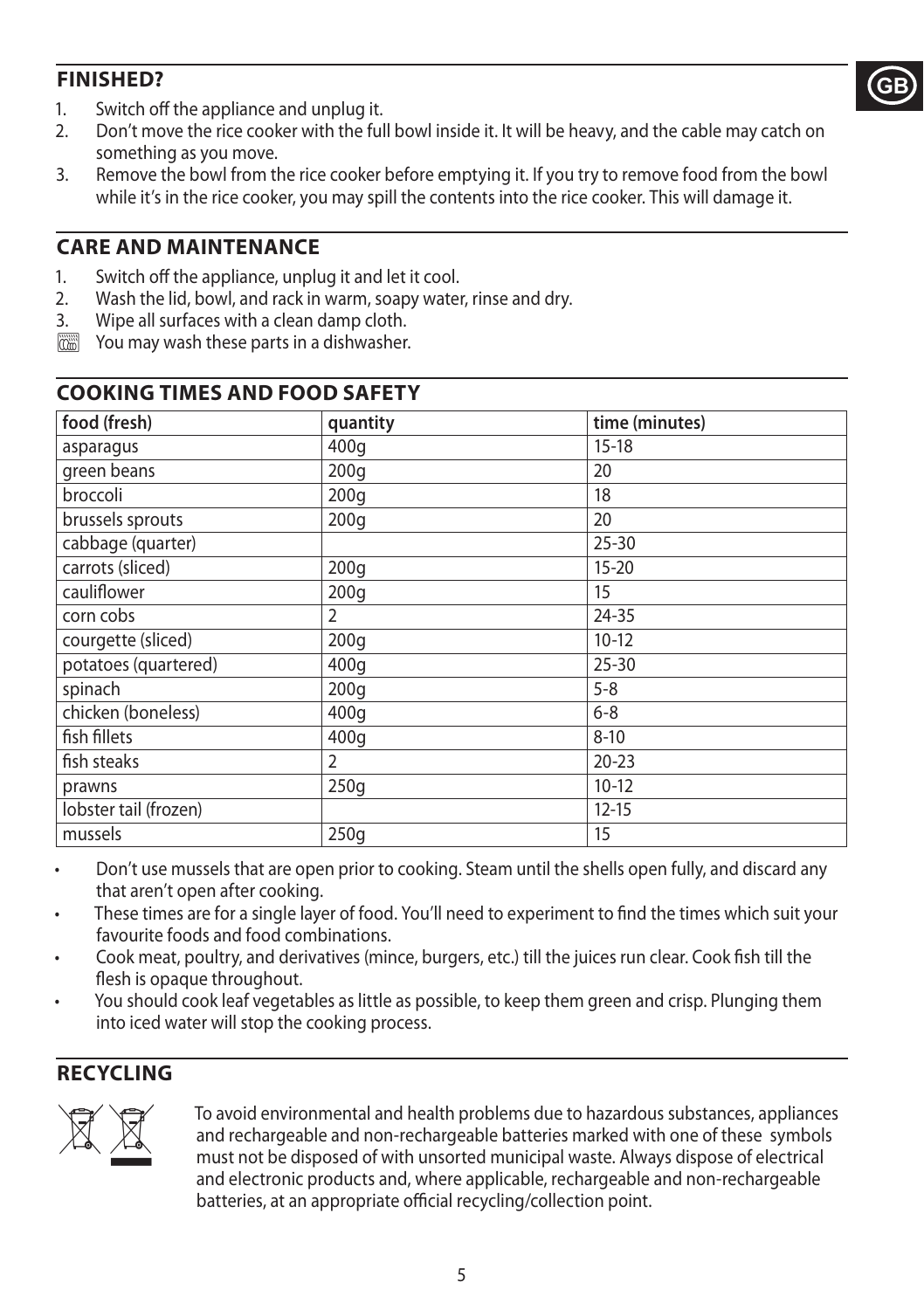## FINISHED?

1. Switch off the appliance and unplug it.
2. Don't move the rice cooker with the full bowl inside it. It will be heavy, and the cable may catch on something as you move.
3. Remove the bowl from the rice cooker before emptying it. If you try to remove food from the bowl while it's in the rice cooker, you may spill the contents into the rice cooker. This will damage it.

## CARE AND MAINTENANCE

1. Switch off the appliance, unplug it and let it cool.
2. Wash the lid, bowl, and rack in warm, soapy water, rinse and dry.
3. Wipe all surfaces with a clean damp cloth.

You may wash these parts in a dishwasher.

## COOKING TIMES AND FOOD SAFETY

| food (fresh) | quantity | time (minutes) |
|---|---|---|
| asparagus | 400g | 15-18 |
| green beans | 200g | 20 |
| broccoli | 200g | 18 |
| brussels sprouts | 200g | 20 |
| cabbage (quarter) | | 25-30 |
| carrots (sliced) | 200g | 15-20 |
| cauliflower | 200g | 15 |
| corn cobs | 2 | 24-35 |
| courgette (sliced) | 200g | 10-12 |
| potatoes (quartered) | 400g | 25-30 |
| spinach | 200g | 5-8 |
| chicken (boneless) | 400g | 6-8 |
| fish fillets | 400g | 8-10 |
| fish steaks | 2 | 20-23 |
| prawns | 250g | 10-12 |
| lobster tail (frozen) | | 12-15 |
| mussels | 250g | 15 |

- Don't use mussels that are open prior to cooking. Steam until the shells open fully, and discard any that aren't open after cooking.
- These times are for a single layer of food. You'll need to experiment to find the times which suit your favourite foods and food combinations.
- Cook meat, poultry, and derivatives (mince, burgers, etc.) till the juices run clear. Cook fish till the flesh is opaque throughout.
- You should cook leaf vegetables as little as possible, to keep them green and crisp. Plunging them into iced water will stop the cooking process.

## RECYCLING

To avoid environmental and health problems due to hazardous substances, appliances and rechargeable and non-rechargeable batteries marked with one of these symbols must not be disposed of with unsorted municipal waste. Always dispose of electrical and electronic products and, where applicable, rechargeable and non-rechargeable batteries, at an appropriate official recycling/collection point.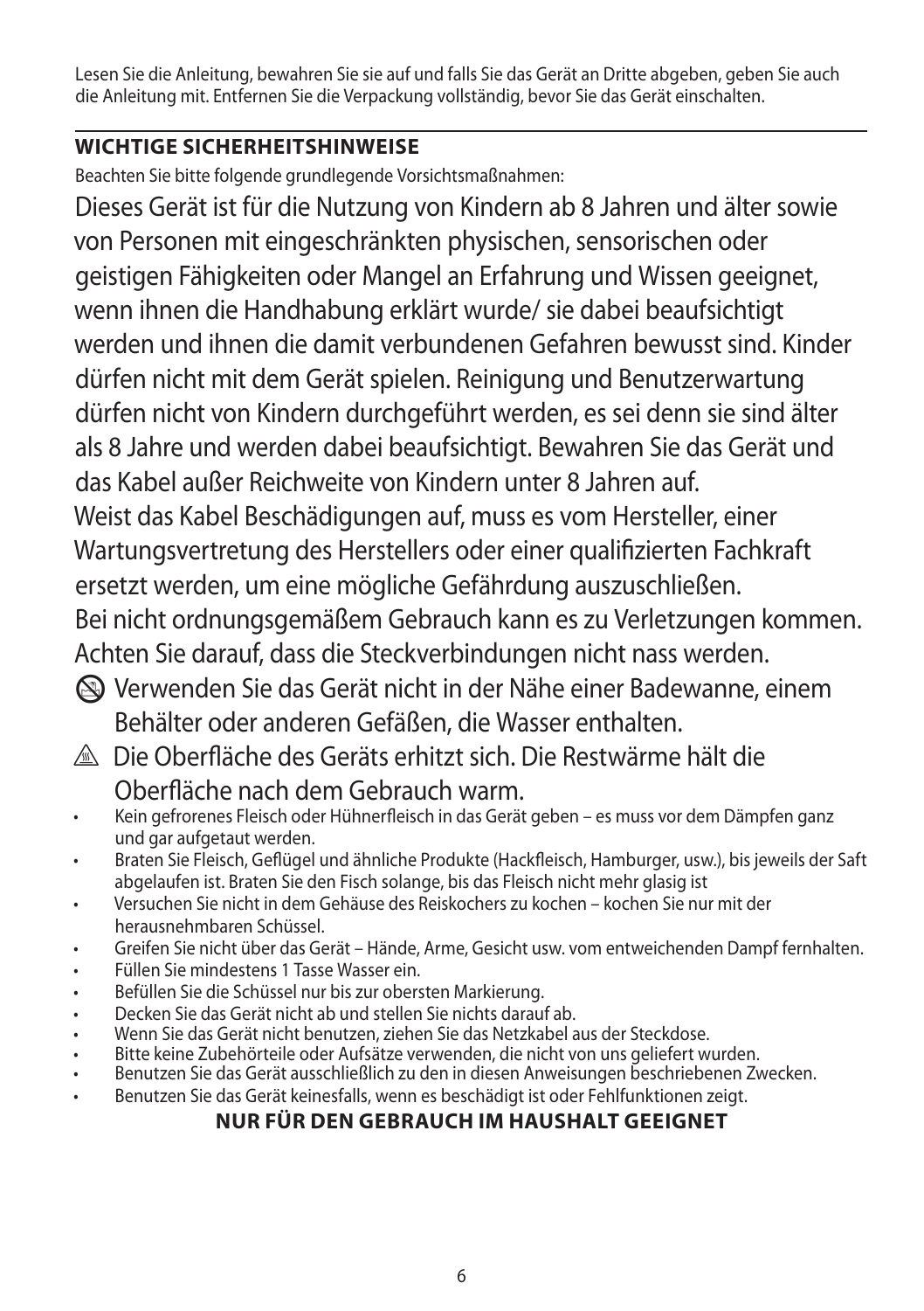Lesen Sie die Anleitung, bewahren Sie sie auf und falls Sie das Gerät an Dritte abgeben, geben Sie auch die Anleitung mit. Entfernen Sie die Verpackung vollständig, bevor Sie das Gerät einschalten.

---

**WICHTIGE SICHERHEITSHINWEISE**

Beachten Sie bitte folgende grundlegende Vorsichtsmaßnahmen:

Dieses Gerät ist für die Nutzung von Kindern ab 8 Jahren und älter sowie von Personen mit eingeschränkten physischen, sensorischen oder geistigen Fähigkeiten oder Mangel an Erfahrung und Wissen geeignet, wenn ihnen die Handhabung erklärt wurde/ sie dabei beaufsichtigt werden und ihnen die damit verbundenen Gefahren bewusst sind. Kinder dürfen nicht mit dem Gerät spielen. Reinigung und Benutzerwartung dürfen nicht von Kindern durchgeführt werden, es sei denn sie sind älter als 8 Jahre und werden dabei beaufsichtigt. Bewahren Sie das Gerät und das Kabel außer Reichweite von Kindern unter 8 Jahren auf.

Weist das Kabel Beschädigungen auf, muss es vom Hersteller, einer Wartungsvertretung des Herstellers oder einer qualifizierten Fachkraft ersetzt werden, um eine mögliche Gefährdung auszuschließen.

Bei nicht ordnungsgemäßem Gebrauch kann es zu Verletzungen kommen.

Achten Sie darauf, dass die Steckverbindungen nicht nass werden.

Verwenden Sie das Gerät nicht in der Nähe einer Badewanne, einem Behälter oder anderen Gefäßen, die Wasser enthalten.

Die Oberfläche des Geräts erhitzt sich. Die Restwärme hält die Oberfläche nach dem Gebrauch warm.

- Kein gefrorenes Fleisch oder Hühnerfleisch in das Gerät geben – es muss vor dem Dämpfen ganz und gar aufgetaut werden.
- Braten Sie Fleisch, Geflügel und ähnliche Produkte (Hackfleisch, Hamburger, usw.), bis jeweils der Saft abgelaufen ist. Braten Sie den Fisch solange, bis das Fleisch nicht mehr glasig ist
- Versuchen Sie nicht in dem Gehäuse des Reiskochers zu kochen – kochen Sie nur mit der herausnehmbaren Schüssel.
- Greifen Sie nicht über das Gerät – Hände, Arme, Gesicht usw. vom entweichenden Dampf fernhalten.
- Füllen Sie mindestens 1 Tasse Wasser ein.
- Befüllen Sie die Schüssel nur bis zur obersten Markierung.
- Decken Sie das Gerät nicht ab und stellen Sie nichts darauf ab.
- Wenn Sie das Gerät nicht benutzen, ziehen Sie das Netzkabel aus der Steckdose.
- Bitte keine Zubehörteile oder Aufsätze verwenden, die nicht von uns geliefert wurden.
- Benutzen Sie das Gerät ausschließlich zu den in diesen Anweisungen beschriebenen Zwecken.
- Benutzen Sie das Gerät keinesfalls, wenn es beschädigt ist oder Fehlfunktionen zeigt.

**NUR FÜR DEN GEBRAUCH IM HAUSHALT GEEIGNET**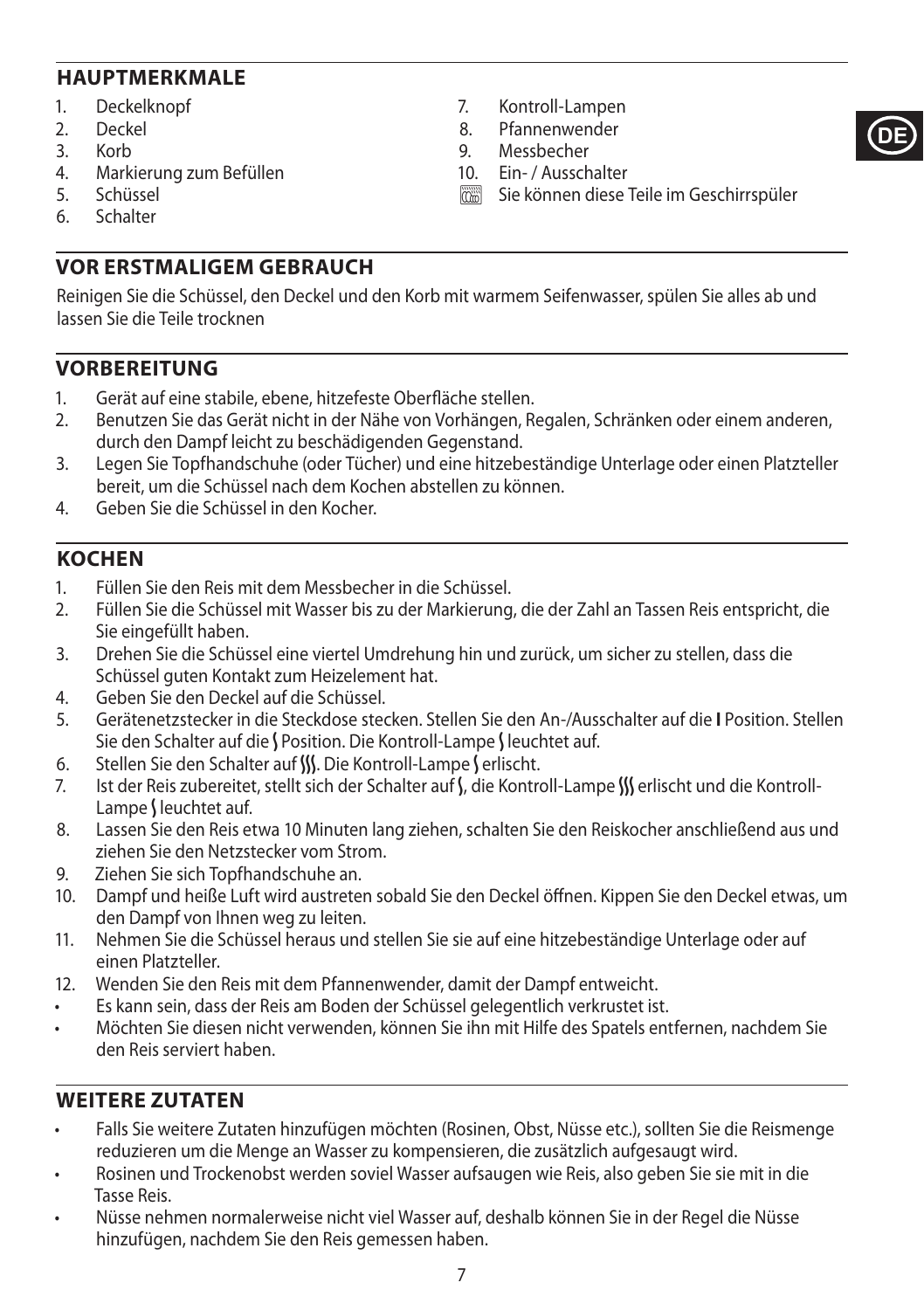## HAUPTMERKMALE

1. Deckelknopf
2. Deckel
3. Korb
4. Markierung zum Befüllen
5. Schüssel
6. Schalter
7. Kontroll-Lampen
8. Pfannenwender
9. Messbecher
10. Ein- / Ausschalter

Sie können diese Teile im Geschirrspüler

## VOR ERSTMALIGEM GEBRAUCH

Reinigen Sie die Schüssel, den Deckel und den Korb mit warmem Seifenwasser, spülen Sie alles ab und lassen Sie die Teile trocknen

## VORBEREITUNG

1. Gerät auf eine stabile, ebene, hitzefeste Oberfläche stellen.
2. Benutzen Sie das Gerät nicht in der Nähe von Vorhängen, Regalen, Schränken oder einem anderen, durch den Dampf leicht zu beschädigenden Gegenstand.
3. Legen Sie Topfhandschuhe (oder Tücher) und eine hitzebeständige Unterlage oder einen Platzteller bereit, um die Schüssel nach dem Kochen abstellen zu können.
4. Geben Sie die Schüssel in den Kocher.

## KOCHEN

1. Füllen Sie den Reis mit dem Messbecher in die Schüssel.
2. Füllen Sie die Schüssel mit Wasser bis zu der Markierung, die der Zahl an Tassen Reis entspricht, die Sie eingefüllt haben.
3. Drehen Sie die Schüssel eine viertel Umdrehung hin und zurück, um sicher zu stellen, dass die Schüssel guten Kontakt zum Heizelement hat.
4. Geben Sie den Deckel auf die Schüssel.
5. Gerätenetzstecker in die Steckdose stecken. Stellen Sie den An-/Ausschalter auf die **I** Position. Stellen Sie den Schalter auf die ∫ Position. Die Kontroll-Lampe ∫ leuchtet auf.
6. Stellen Sie den Schalter auf ∫∫∫. Die Kontroll-Lampe ∫ erlischt.
7. Ist der Reis zubereitet, stellt sich der Schalter auf ∫, die Kontroll-Lampe ∫∫∫ erlischt und die Kontroll-Lampe ∫ leuchtet auf.
8. Lassen Sie den Reis etwa 10 Minuten lang ziehen, schalten Sie den Reiskocher anschließend aus und ziehen Sie den Netzstecker vom Strom.
9. Ziehen Sie sich Topfhandschuhe an.
10. Dampf und heiße Luft wird austreten sobald Sie den Deckel öffnen. Kippen Sie den Deckel etwas, um den Dampf von Ihnen weg zu leiten.
11. Nehmen Sie die Schüssel heraus und stellen Sie sie auf eine hitzebeständige Unterlage oder auf einen Platzteller.
12. Wenden Sie den Reis mit dem Pfannenwender, damit der Dampf entweicht.

- Es kann sein, dass der Reis am Boden der Schüssel gelegentlich verkrustet ist.
- Möchten Sie diesen nicht verwenden, können Sie ihn mit Hilfe des Spatels entfernen, nachdem Sie den Reis serviert haben.

## WEITERE ZUTATEN

- Falls Sie weitere Zutaten hinzufügen möchten (Rosinen, Obst, Nüsse etc.), sollten Sie die Reismenge reduzieren um die Menge an Wasser zu kompensieren, die zusätzlich aufgesaugt wird.
- Rosinen und Trockenobst werden soviel Wasser aufsaugen wie Reis, also geben Sie sie mit in die Tasse Reis.
- Nüsse nehmen normalerweise nicht viel Wasser auf, deshalb können Sie in der Regel die Nüsse hinzufügen, nachdem Sie den Reis gemessen haben.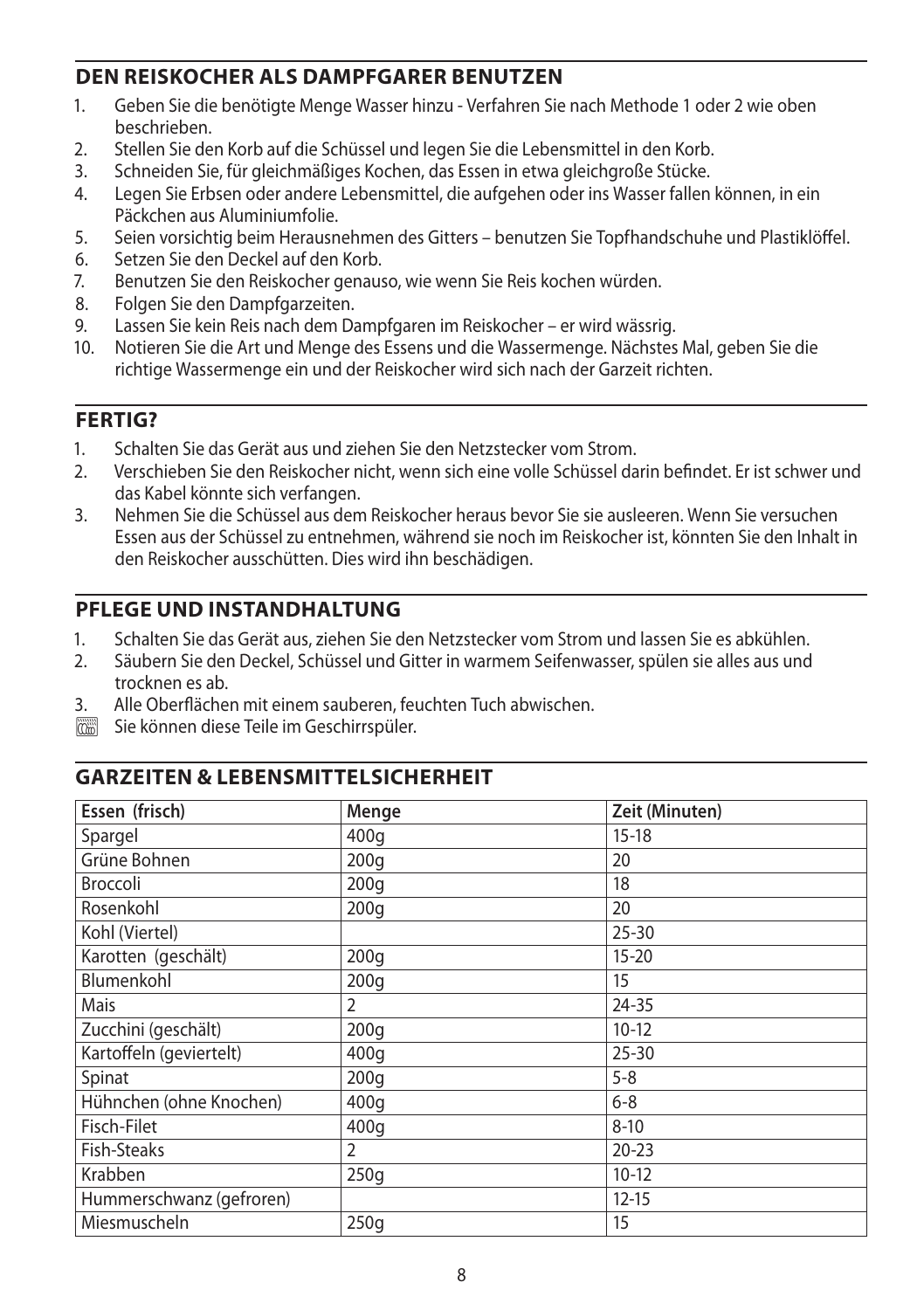## DEN REISKOCHER ALS DAMPFGARER BENUTZEN

1. Geben Sie die benötigte Menge Wasser hinzu - Verfahren Sie nach Methode 1 oder 2 wie oben beschrieben.
2. Stellen Sie den Korb auf die Schüssel und legen Sie die Lebensmittel in den Korb.
3. Schneiden Sie, für gleichmäßiges Kochen, das Essen in etwa gleichgroße Stücke.
4. Legen Sie Erbsen oder andere Lebensmittel, die aufgehen oder ins Wasser fallen können, in ein Päckchen aus Aluminiumfolie.
5. Seien vorsichtig beim Herausnehmen des Gitters – benutzen Sie Topfhandschuhe und Plastiklöffel.
6. Setzen Sie den Deckel auf den Korb.
7. Benutzen Sie den Reiskocher genauso, wie wenn Sie Reis kochen würden.
8. Folgen Sie den Dampfgarzeiten.
9. Lassen Sie kein Reis nach dem Dampfgaren im Reiskocher – er wird wässrig.
10. Notieren Sie die Art und Menge des Essens und die Wassermenge. Nächstes Mal, geben Sie die richtige Wassermenge ein und der Reiskocher wird sich nach der Garzeit richten.

## FERTIG?

1. Schalten Sie das Gerät aus und ziehen Sie den Netzstecker vom Strom.
2. Verschieben Sie den Reiskocher nicht, wenn sich eine volle Schüssel darin befindet. Er ist schwer und das Kabel könnte sich verfangen.
3. Nehmen Sie die Schüssel aus dem Reiskocher heraus bevor Sie sie ausleeren. Wenn Sie versuchen Essen aus der Schüssel zu entnehmen, während sie noch im Reiskocher ist, könnten Sie den Inhalt in den Reiskocher ausschütten. Dies wird ihn beschädigen.

## PFLEGE UND INSTANDHALTUNG

1. Schalten Sie das Gerät aus, ziehen Sie den Netzstecker vom Strom und lassen Sie es abkühlen.
2. Säubern Sie den Deckel, Schüssel und Gitter in warmem Seifenwasser, spülen sie alles aus und trocknen es ab.
3. Alle Oberflächen mit einem sauberen, feuchten Tuch abwischen.

Sie können diese Teile im Geschirrspüler.

## GARZEITEN & LEBENSMITTELSICHERHEIT

| Essen (frisch) | Menge | Zeit (Minuten) |
|---|---|---|
| Spargel | 400g | 15-18 |
| Grüne Bohnen | 200g | 20 |
| Broccoli | 200g | 18 |
| Rosenkohl | 200g | 20 |
| Kohl (Viertel) | | 25-30 |
| Karotten (geschält) | 200g | 15-20 |
| Blumenkohl | 200g | 15 |
| Mais | 2 | 24-35 |
| Zucchini (geschält) | 200g | 10-12 |
| Kartoffeln (geviertelt) | 400g | 25-30 |
| Spinat | 200g | 5-8 |
| Hühnchen (ohne Knochen) | 400g | 6-8 |
| Fisch-Filet | 400g | 8-10 |
| Fish-Steaks | 2 | 20-23 |
| Krabben | 250g | 10-12 |
| Hummerschwanz (gefroren) | | 12-15 |
| Miesmuscheln | 250g | 15 |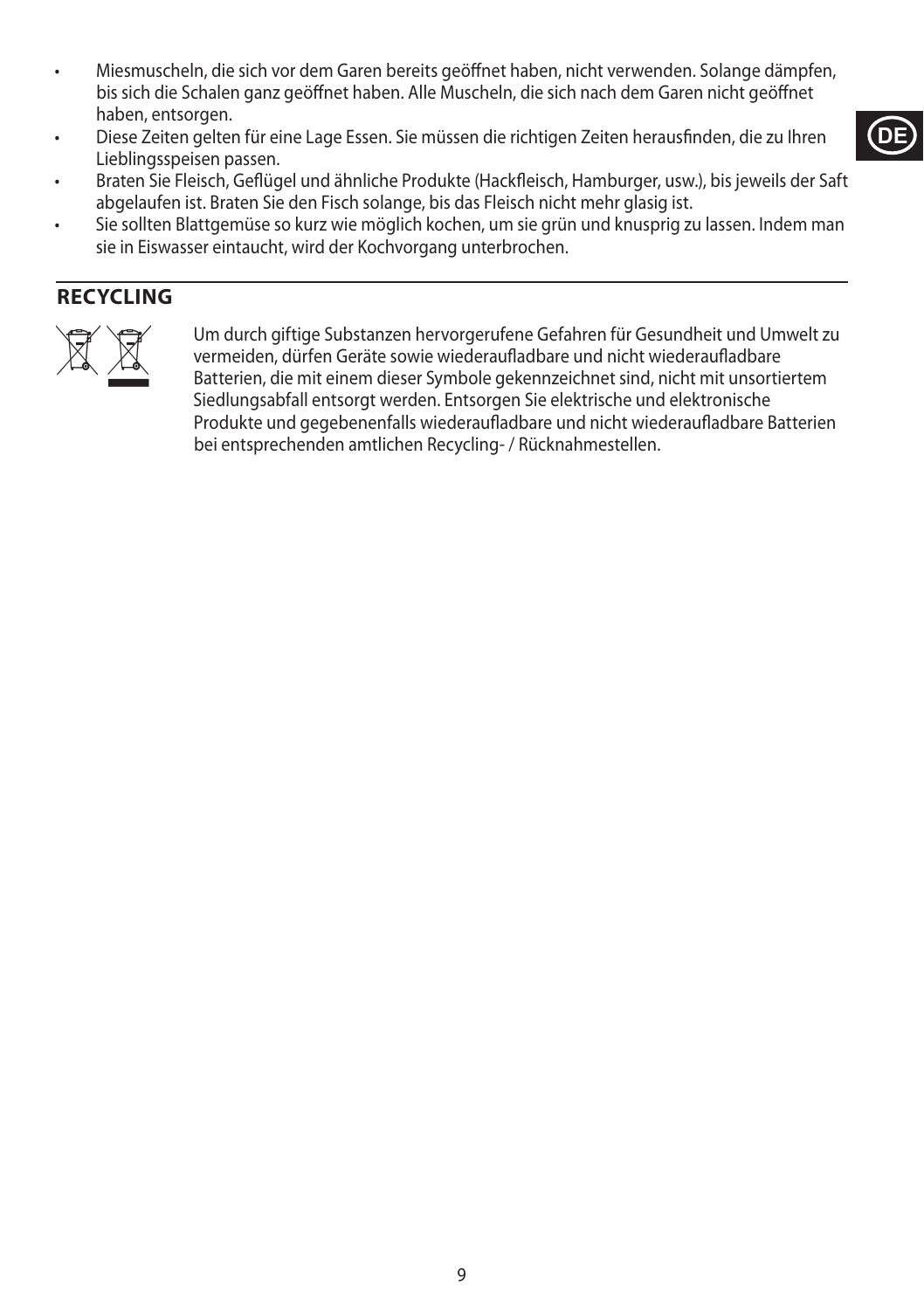- Miesmuscheln, die sich vor dem Garen bereits geöffnet haben, nicht verwenden. Solange dämpfen, bis sich die Schalen ganz geöffnet haben. Alle Muscheln, die sich nach dem Garen nicht geöffnet haben, entsorgen.
- Diese Zeiten gelten für eine Lage Essen. Sie müssen die richtigen Zeiten herausfinden, die zu Ihren Lieblingsspeisen passen.
- Braten Sie Fleisch, Geflügel und ähnliche Produkte (Hackfleisch, Hamburger, usw.), bis jeweils der Saft abgelaufen ist. Braten Sie den Fisch solange, bis das Fleisch nicht mehr glasig ist.
- Sie sollten Blattgemüse so kurz wie möglich kochen, um sie grün und knusprig zu lassen. Indem man sie in Eiswasser eintaucht, wird der Kochvorgang unterbrochen.

## RECYCLING

Um durch giftige Substanzen hervorgerufene Gefahren für Gesundheit und Umwelt zu vermeiden, dürfen Geräte sowie wiederaufladbare und nicht wiederaufladbare Batterien, die mit einem dieser Symbole gekennzeichnet sind, nicht mit unsortiertem Siedlungsabfall entsorgt werden. Entsorgen Sie elektrische und elektronische Produkte und gegebenenfalls wiederaufladbare und nicht wiederaufladbare Batterien bei entsprechenden amtlichen Recycling- / Rücknahmestellen.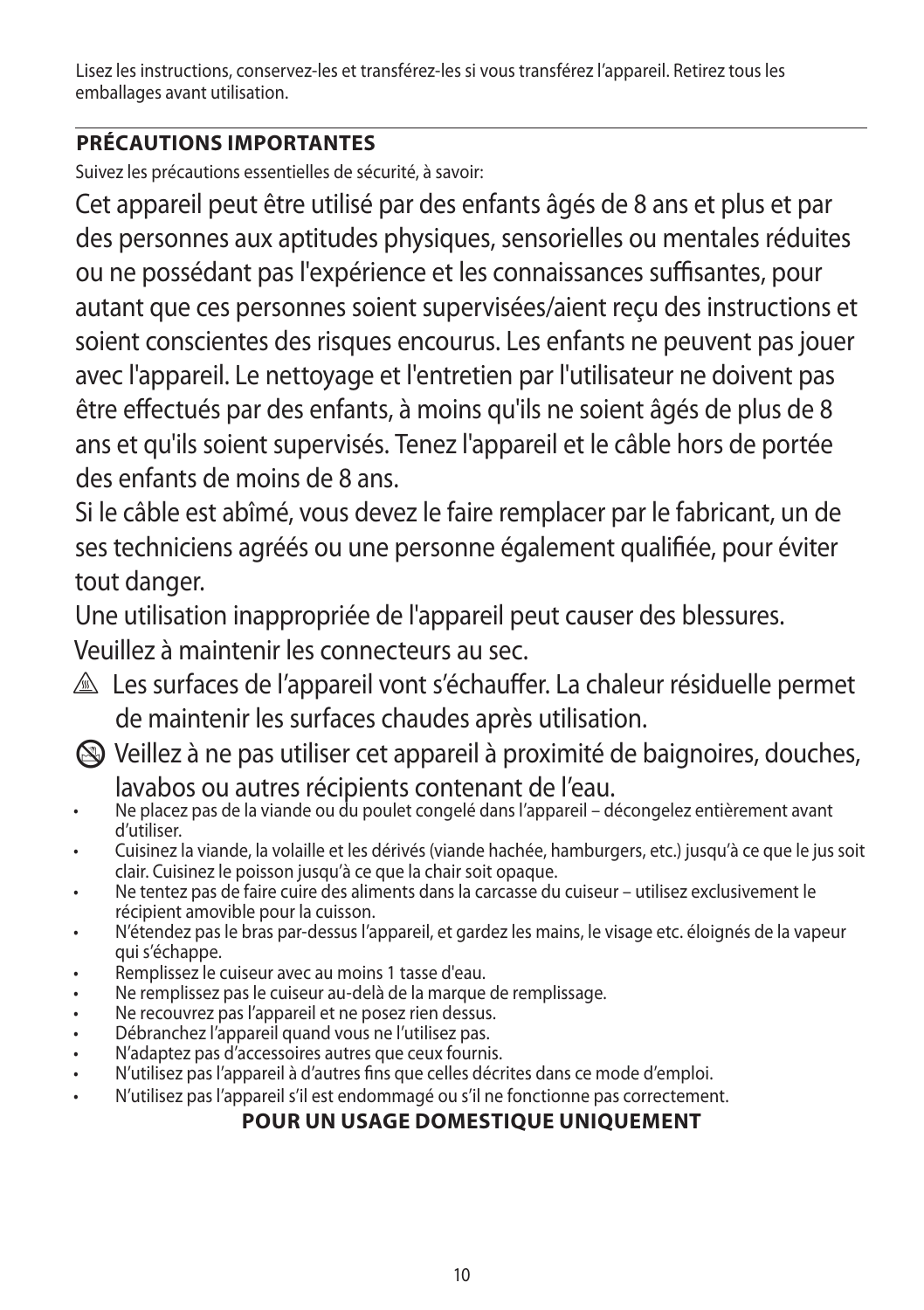Lisez les instructions, conservez-les et transférez-les si vous transférez l'appareil. Retirez tous les emballages avant utilisation.

## PRÉCAUTIONS IMPORTANTES

Suivez les précautions essentielles de sécurité, à savoir:

Cet appareil peut être utilisé par des enfants âgés de 8 ans et plus et par des personnes aux aptitudes physiques, sensorielles ou mentales réduites ou ne possédant pas l'expérience et les connaissances suffisantes, pour autant que ces personnes soient supervisées/aient reçu des instructions et soient conscientes des risques encourus. Les enfants ne peuvent pas jouer avec l'appareil. Le nettoyage et l'entretien par l'utilisateur ne doivent pas être effectués par des enfants, à moins qu'ils ne soient âgés de plus de 8 ans et qu'ils soient supervisés. Tenez l'appareil et le câble hors de portée des enfants de moins de 8 ans.

Si le câble est abîmé, vous devez le faire remplacer par le fabricant, un de ses techniciens agréés ou une personne également qualifiée, pour éviter tout danger.

Une utilisation inappropriée de l'appareil peut causer des blessures.

Veuillez à maintenir les connecteurs au sec.

⚠ Les surfaces de l'appareil vont s'échauffer. La chaleur résiduelle permet de maintenir les surfaces chaudes après utilisation.

Veillez à ne pas utiliser cet appareil à proximité de baignoires, douches, lavabos ou autres récipients contenant de l'eau.

- Ne placez pas de la viande ou du poulet congelé dans l'appareil – décongelez entièrement avant d'utiliser.
- Cuisinez la viande, la volaille et les dérivés (viande hachée, hamburgers, etc.) jusqu'à ce que le jus soit clair. Cuisinez le poisson jusqu'à ce que la chair soit opaque.
- Ne tentez pas de faire cuire des aliments dans la carcasse du cuiseur – utilisez exclusivement le récipient amovible pour la cuisson.
- N'étendez pas le bras par-dessus l'appareil, et gardez les mains, le visage etc. éloignés de la vapeur qui s'échappe.
- Remplissez le cuiseur avec au moins 1 tasse d'eau.
- Ne remplissez pas le cuiseur au-delà de la marque de remplissage.
- Ne recouvrez pas l'appareil et ne posez rien dessus.
- Débranchez l'appareil quand vous ne l'utilisez pas.
- N'adaptez pas d'accessoires autres que ceux fournis.
- N'utilisez pas l'appareil à d'autres fins que celles décrites dans ce mode d'emploi.
- N'utilisez pas l'appareil s'il est endommagé ou s'il ne fonctionne pas correctement.

**POUR UN USAGE DOMESTIQUE UNIQUEMENT**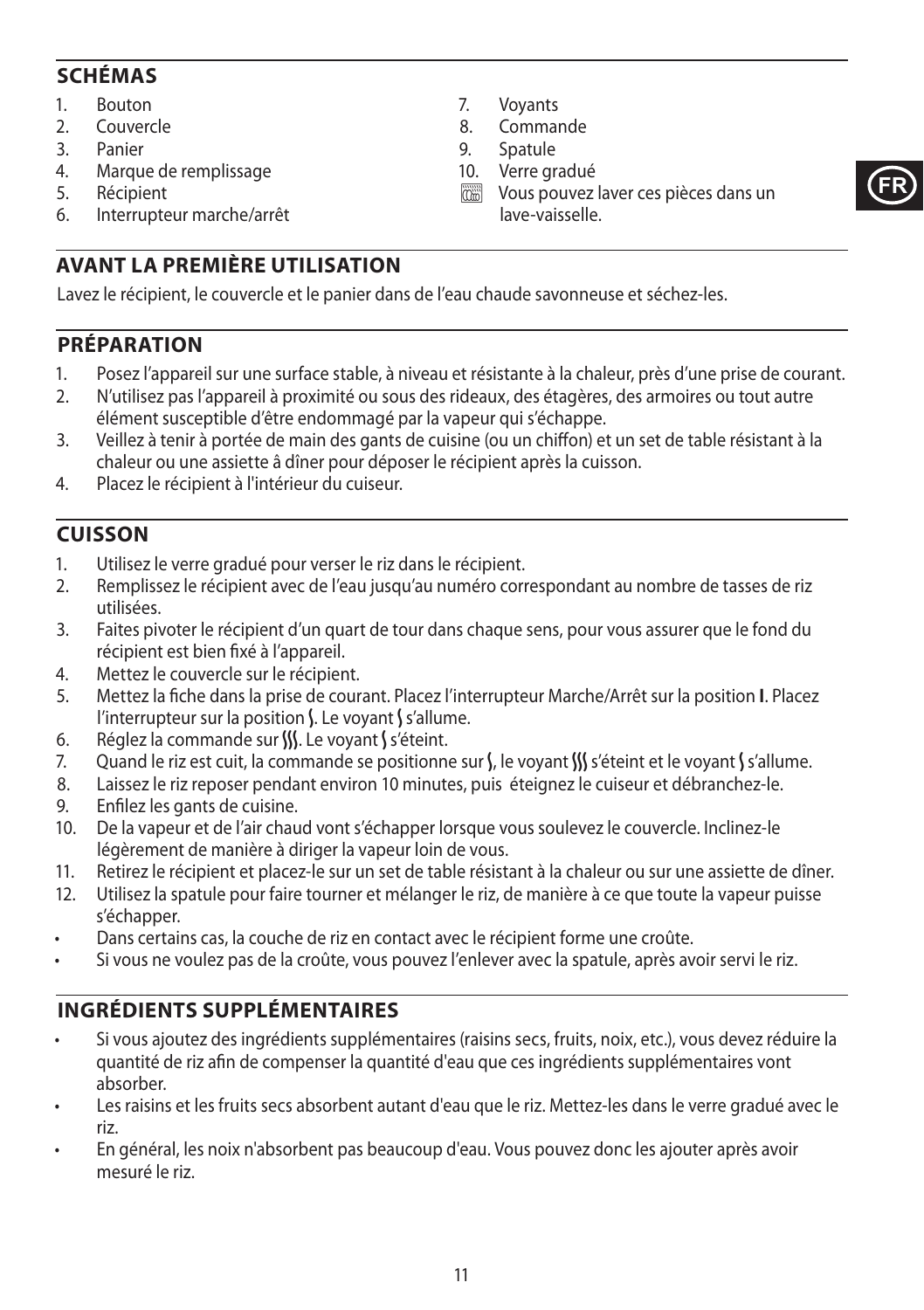## SCHÉMAS

1. Bouton
2. Couvercle
3. Panier
4. Marque de remplissage
5. Récipient
6. Interrupteur marche/arrêt
7. Voyants
8. Commande
9. Spatule
10. Verre gradué

Vous pouvez laver ces pièces dans un lave-vaisselle.

## AVANT LA PREMIÈRE UTILISATION

Lavez le récipient, le couvercle et le panier dans de l'eau chaude savonneuse et séchez-les.

## PRÉPARATION

1. Posez l'appareil sur une surface stable, à niveau et résistante à la chaleur, près d'une prise de courant.
2. N'utilisez pas l'appareil à proximité ou sous des rideaux, des étagères, des armoires ou tout autre élément susceptible d'être endommagé par la vapeur qui s'échappe.
3. Veillez à tenir à portée de main des gants de cuisine (ou un chiffon) et un set de table résistant à la chaleur ou une assiette â dîner pour déposer le récipient après la cuisson.
4. Placez le récipient à l'intérieur du cuiseur.

## CUISSON

1. Utilisez le verre gradué pour verser le riz dans le récipient.
2. Remplissez le récipient avec de l'eau jusqu'au numéro correspondant au nombre de tasses de riz utilisées.
3. Faites pivoter le récipient d'un quart de tour dans chaque sens, pour vous assurer que le fond du récipient est bien fixé à l'appareil.
4. Mettez le couvercle sur le récipient.
5. Mettez la fiche dans la prise de courant. Placez l'interrupteur Marche/Arrêt sur la position **I**. Placez l'interrupteur sur la position ∫. Le voyant ∫ s'allume.
6. Réglez la commande sur ∫∫∫. Le voyant ∫ s'éteint.
7. Quand le riz est cuit, la commande se positionne sur ∫, le voyant ∫∫∫ s'éteint et le voyant ∫ s'allume.
8. Laissez le riz reposer pendant environ 10 minutes, puis éteignez le cuiseur et débranchez-le.
9. Enfilez les gants de cuisine.
10. De la vapeur et de l'air chaud vont s'échapper lorsque vous soulevez le couvercle. Inclinez-le légèrement de manière à diriger la vapeur loin de vous.
11. Retirez le récipient et placez-le sur un set de table résistant à la chaleur ou sur une assiette de dîner.
12. Utilisez la spatule pour faire tourner et mélanger le riz, de manière à ce que toute la vapeur puisse s'échapper.

- Dans certains cas, la couche de riz en contact avec le récipient forme une croûte.
- Si vous ne voulez pas de la croûte, vous pouvez l'enlever avec la spatule, après avoir servi le riz.

## INGRÉDIENTS SUPPLÉMENTAIRES

- Si vous ajoutez des ingrédients supplémentaires (raisins secs, fruits, noix, etc.), vous devez réduire la quantité de riz afin de compenser la quantité d'eau que ces ingrédients supplémentaires vont absorber.
- Les raisins et les fruits secs absorbent autant d'eau que le riz. Mettez-les dans le verre gradué avec le riz.
- En général, les noix n'absorbent pas beaucoup d'eau. Vous pouvez donc les ajouter après avoir mesuré le riz.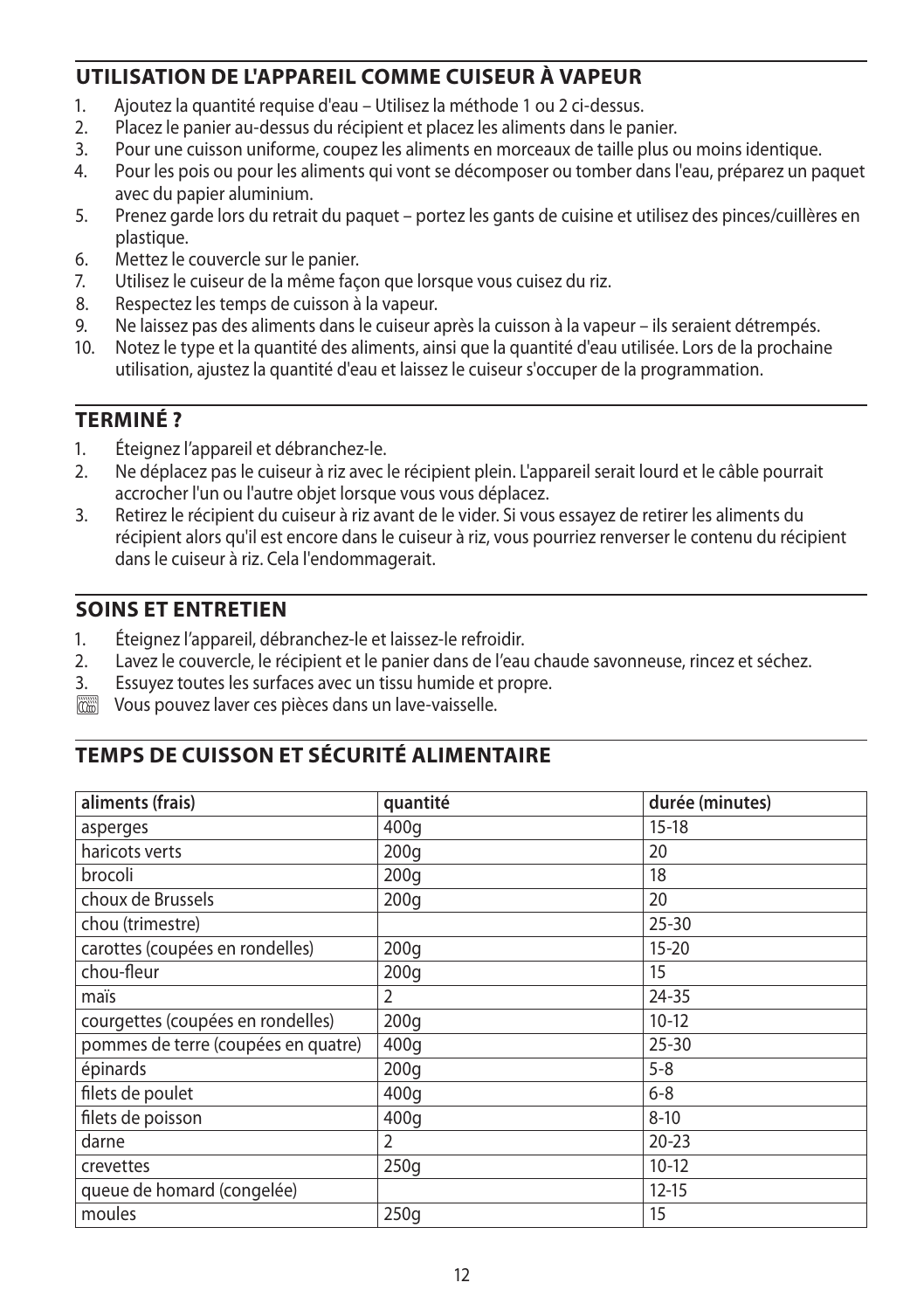## UTILISATION DE L'APPAREIL COMME CUISEUR À VAPEUR

1. Ajoutez la quantité requise d'eau – Utilisez la méthode 1 ou 2 ci-dessus.
2. Placez le panier au-dessus du récipient et placez les aliments dans le panier.
3. Pour une cuisson uniforme, coupez les aliments en morceaux de taille plus ou moins identique.
4. Pour les pois ou pour les aliments qui vont se décomposer ou tomber dans l'eau, préparez un paquet avec du papier aluminium.
5. Prenez garde lors du retrait du paquet – portez les gants de cuisine et utilisez des pinces/cuillères en plastique.
6. Mettez le couvercle sur le panier.
7. Utilisez le cuiseur de la même façon que lorsque vous cuisez du riz.
8. Respectez les temps de cuisson à la vapeur.
9. Ne laissez pas des aliments dans le cuiseur après la cuisson à la vapeur – ils seraient détrempés.
10. Notez le type et la quantité des aliments, ainsi que la quantité d'eau utilisée. Lors de la prochaine utilisation, ajustez la quantité d'eau et laissez le cuiseur s'occuper de la programmation.

## TERMINÉ ?

1. Éteignez l'appareil et débranchez-le.
2. Ne déplacez pas le cuiseur à riz avec le récipient plein. L'appareil serait lourd et le câble pourrait accrocher l'un ou l'autre objet lorsque vous vous déplacez.
3. Retirez le récipient du cuiseur à riz avant de le vider. Si vous essayez de retirer les aliments du récipient alors qu'il est encore dans le cuiseur à riz, vous pourriez renverser le contenu du récipient dans le cuiseur à riz. Cela l'endommagerait.

## SOINS ET ENTRETIEN

1. Éteignez l'appareil, débranchez-le et laissez-le refroidir.
2. Lavez le couvercle, le récipient et le panier dans de l'eau chaude savonneuse, rincez et séchez.
3. Essuyez toutes les surfaces avec un tissu humide et propre.

Vous pouvez laver ces pièces dans un lave-vaisselle.

## TEMPS DE CUISSON ET SÉCURITÉ ALIMENTAIRE

| aliments (frais) | quantité | durée (minutes) |
|---|---|---|
| asperges | 400g | 15-18 |
| haricots verts | 200g | 20 |
| brocoli | 200g | 18 |
| choux de Brussels | 200g | 20 |
| chou (trimestre) | | 25-30 |
| carottes (coupées en rondelles) | 200g | 15-20 |
| chou-fleur | 200g | 15 |
| maïs | 2 | 24-35 |
| courgettes (coupées en rondelles) | 200g | 10-12 |
| pommes de terre (coupées en quatre) | 400g | 25-30 |
| épinards | 200g | 5-8 |
| filets de poulet | 400g | 6-8 |
| filets de poisson | 400g | 8-10 |
| darne | 2 | 20-23 |
| crevettes | 250g | 10-12 |
| queue de homard (congelée) | | 12-15 |
| moules | 250g | 15 |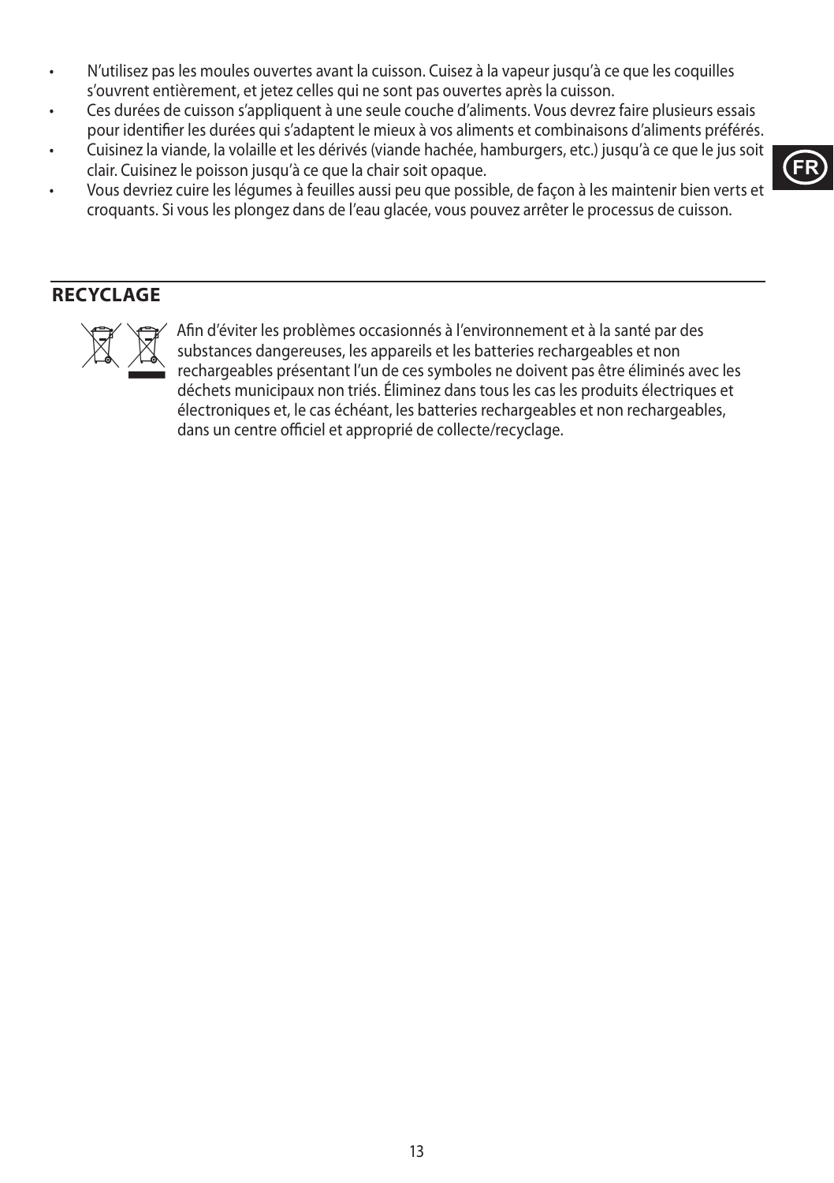- N'utilisez pas les moules ouvertes avant la cuisson. Cuisez à la vapeur jusqu'à ce que les coquilles s'ouvrent entièrement, et jetez celles qui ne sont pas ouvertes après la cuisson.
- Ces durées de cuisson s'appliquent à une seule couche d'aliments. Vous devrez faire plusieurs essais pour identifier les durées qui s'adaptent le mieux à vos aliments et combinaisons d'aliments préférés.
- Cuisinez la viande, la volaille et les dérivés (viande hachée, hamburgers, etc.) jusqu'à ce que le jus soit clair. Cuisinez le poisson jusqu'à ce que la chair soit opaque.
- Vous devriez cuire les légumes à feuilles aussi peu que possible, de façon à les maintenir bien verts et croquants. Si vous les plongez dans de l'eau glacée, vous pouvez arrêter le processus de cuisson.

## RECYCLAGE

Afin d'éviter les problèmes occasionnés à l'environnement et à la santé par des substances dangereuses, les appareils et les batteries rechargeables et non rechargeables présentant l'un de ces symboles ne doivent pas être éliminés avec les déchets municipaux non triés. Éliminez dans tous les cas les produits électriques et électroniques et, le cas échéant, les batteries rechargeables et non rechargeables, dans un centre officiel et approprié de collecte/recyclage.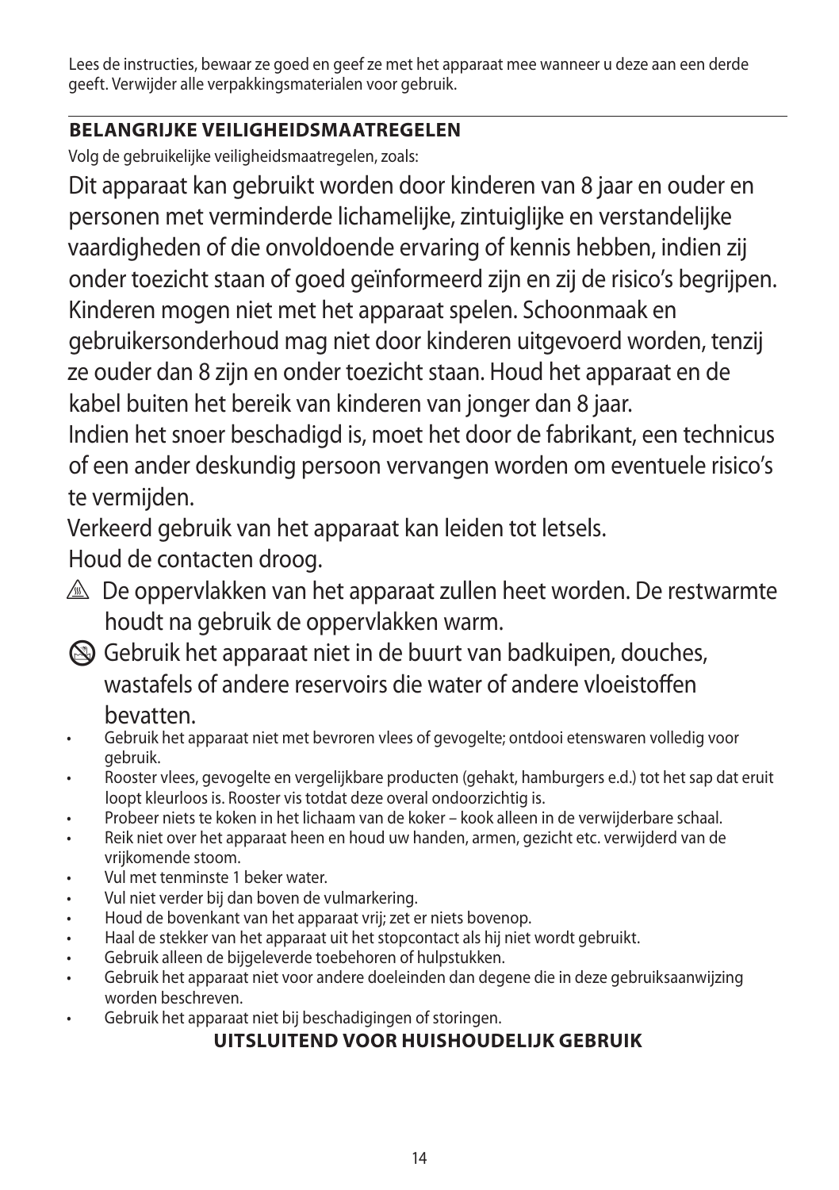Lees de instructies, bewaar ze goed en geef ze met het apparaat mee wanneer u deze aan een derde geeft. Verwijder alle verpakkingsmaterialen voor gebruik.

## BELANGRIJKE VEILIGHEIDSMAATREGELEN

Volg de gebruikelijke veiligheidsmaatregelen, zoals:

Dit apparaat kan gebruikt worden door kinderen van 8 jaar en ouder en personen met verminderde lichamelijke, zintuiglijke en verstandelijke vaardigheden of die onvoldoende ervaring of kennis hebben, indien zij onder toezicht staan of goed geïnformeerd zijn en zij de risico's begrijpen. Kinderen mogen niet met het apparaat spelen. Schoonmaak en gebruikersonderhoud mag niet door kinderen uitgevoerd worden, tenzij ze ouder dan 8 zijn en onder toezicht staan. Houd het apparaat en de kabel buiten het bereik van kinderen van jonger dan 8 jaar.

Indien het snoer beschadigd is, moet het door de fabrikant, een technicus of een ander deskundig persoon vervangen worden om eventuele risico's te vermijden.

Verkeerd gebruik van het apparaat kan leiden tot letsels.

Houd de contacten droog.

⚠ De oppervlakken van het apparaat zullen heet worden. De restwarmte houdt na gebruik de oppervlakken warm.

🛇 Gebruik het apparaat niet in de buurt van badkuipen, douches, wastafels of andere reservoirs die water of andere vloeistoffen bevatten.

- Gebruik het apparaat niet met bevroren vlees of gevogelte; ontdooi etenswaren volledig voor gebruik.
- Rooster vlees, gevogelte en vergelijkbare producten (gehakt, hamburgers e.d.) tot het sap dat eruit loopt kleurloos is. Rooster vis totdat deze overal ondoorzichtig is.
- Probeer niets te koken in het lichaam van de koker – kook alleen in de verwijderbare schaal.
- Reik niet over het apparaat heen en houd uw handen, armen, gezicht etc. verwijderd van de vrijkomende stoom.
- Vul met tenminste 1 beker water.
- Vul niet verder bij dan boven de vulmarkering.
- Houd de bovenkant van het apparaat vrij; zet er niets bovenop.
- Haal de stekker van het apparaat uit het stopcontact als hij niet wordt gebruikt.
- Gebruik alleen de bijgeleverde toebehoren of hulpstukken.
- Gebruik het apparaat niet voor andere doeleinden dan degene die in deze gebruiksaanwijzing worden beschreven.
- Gebruik het apparaat niet bij beschadigingen of storingen.

**UITSLUITEND VOOR HUISHOUDELIJK GEBRUIK**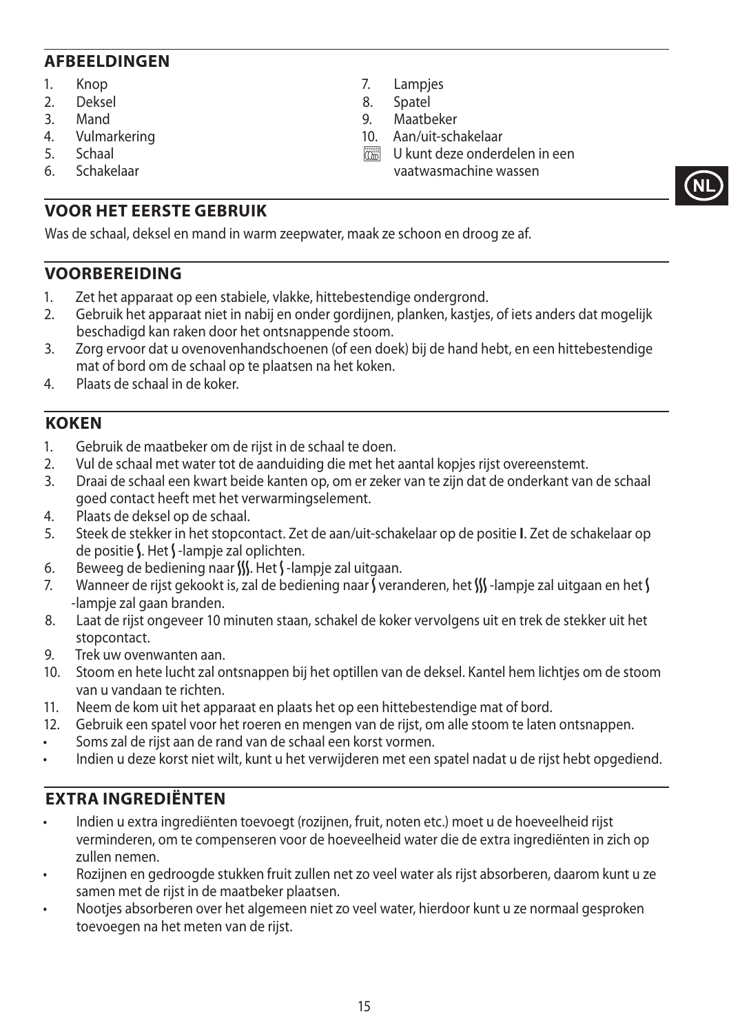## AFBEELDINGEN

1. Knop
2. Deksel
3. Mand
4. Vulmarkering
5. Schaal
6. Schakelaar
7. Lampjes
8. Spatel
9. Maatbeker
10. Aan/uit-schakelaar

U kunt deze onderdelen in een vaatwasmachine wassen

## VOOR HET EERSTE GEBRUIK

Was de schaal, deksel en mand in warm zeepwater, maak ze schoon en droog ze af.

## VOORBEREIDING

1. Zet het apparaat op een stabiele, vlakke, hittebestendige ondergrond.
2. Gebruik het apparaat niet in nabij en onder gordijnen, planken, kastjes, of iets anders dat mogelijk beschadigd kan raken door het ontsnappende stoom.
3. Zorg ervoor dat u ovenovenhandschoenen (of een doek) bij de hand hebt, en een hittebestendige mat of bord om de schaal op te plaatsen na het koken.
4. Plaats de schaal in de koker.

## KOKEN

1. Gebruik de maatbeker om de rijst in de schaal te doen.
2. Vul de schaal met water tot de aanduiding die met het aantal kopjes rijst overeenstemt.
3. Draai de schaal een kwart beide kanten op, om er zeker van te zijn dat de onderkant van de schaal goed contact heeft met het verwarmingselement.
4. Plaats de deksel op de schaal.
5. Steek de stekker in het stopcontact. Zet de aan/uit-schakelaar op de positie **I**. Zet de schakelaar op de positie ⌇. Het ⌇-lampje zal oplichten.
6. Beweeg de bediening naar ⌇⌇⌇. Het ⌇-lampje zal uitgaan.
7. Wanneer de rijst gekookt is, zal de bediening naar ⌇ veranderen, het ⌇⌇⌇-lampje zal uitgaan en het ⌇-lampje zal gaan branden.
8. Laat de rijst ongeveer 10 minuten staan, schakel de koker vervolgens uit en trek de stekker uit het stopcontact.
9. Trek uw ovenwanten aan.
10. Stoom en hete lucht zal ontsnappen bij het optillen van de deksel. Kantel hem lichtjes om de stoom van u vandaan te richten.
11. Neem de kom uit het apparaat en plaats het op een hittebestendige mat of bord.
12. Gebruik een spatel voor het roeren en mengen van de rijst, om alle stoom te laten ontsnappen.

- Soms zal de rijst aan de rand van de schaal een korst vormen.
- Indien u deze korst niet wilt, kunt u het verwijderen met een spatel nadat u de rijst hebt opgediend.

## EXTRA INGREDIËNTEN

- Indien u extra ingrediënten toevoegt (rozijnen, fruit, noten etc.) moet u de hoeveelheid rijst verminderen, om te compenseren voor de hoeveelheid water die de extra ingrediënten in zich op zullen nemen.
- Rozijnen en gedroogde stukken fruit zullen net zo veel water als rijst absorberen, daarom kunt u ze samen met de rijst in de maatbeker plaatsen.
- Nootjes absorberen over het algemeen niet zo veel water, hierdoor kunt u ze normaal gesproken toevoegen na het meten van de rijst.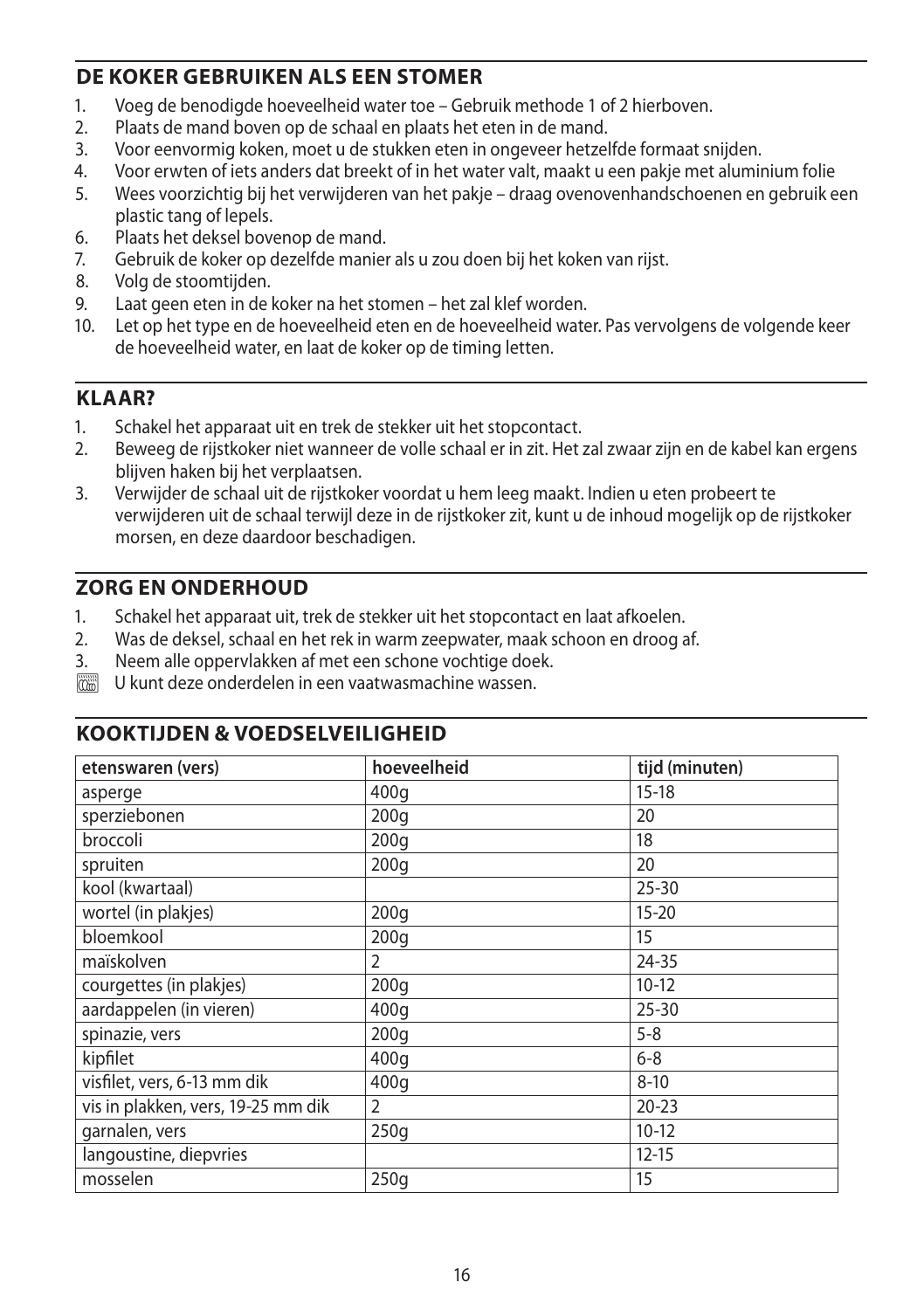## DE KOKER GEBRUIKEN ALS EEN STOMER

1. Voeg de benodigde hoeveelheid water toe – Gebruik methode 1 of 2 hierboven.
2. Plaats de mand boven op de schaal en plaats het eten in de mand.
3. Voor eenvormig koken, moet u de stukken eten in ongeveer hetzelfde formaat snijden.
4. Voor erwten of iets anders dat breekt of in het water valt, maakt u een pakje met aluminium folie
5. Wees voorzichtig bij het verwijderen van het pakje – draag ovenovenhandschoenen en gebruik een plastic tang of lepels.
6. Plaats het deksel bovenop de mand.
7. Gebruik de koker op dezelfde manier als u zou doen bij het koken van rijst.
8. Volg de stoomtijden.
9. Laat geen eten in de koker na het stomen – het zal klef worden.
10. Let op het type en de hoeveelheid eten en de hoeveelheid water. Pas vervolgens de volgende keer de hoeveelheid water, en laat de koker op de timing letten.

## KLAAR?

1. Schakel het apparaat uit en trek de stekker uit het stopcontact.
2. Beweeg de rijstkoker niet wanneer de volle schaal er in zit. Het zal zwaar zijn en de kabel kan ergens blijven haken bij het verplaatsen.
3. Verwijder de schaal uit de rijstkoker voordat u hem leeg maakt. Indien u eten probeert te verwijderen uit de schaal terwijl deze in de rijstkoker zit, kunt u de inhoud mogelijk op de rijstkoker morsen, en deze daardoor beschadigen.

## ZORG EN ONDERHOUD

1. Schakel het apparaat uit, trek de stekker uit het stopcontact en laat afkoelen.
2. Was de deksel, schaal en het rek in warm zeepwater, maak schoon en droog af.
3. Neem alle oppervlakken af met een schone vochtige doek.

U kunt deze onderdelen in een vaatwasmachine wassen.

## KOOKTIJDEN & VOEDSELVEILIGHEID

| etenswaren (vers) | hoeveelheid | tijd (minuten) |
|---|---|---|
| asperge | 400g | 15-18 |
| sperziebonen | 200g | 20 |
| broccoli | 200g | 18 |
| spruiten | 200g | 20 |
| kool (kwartaal) | | 25-30 |
| wortel (in plakjes) | 200g | 15-20 |
| bloemkool | 200g | 15 |
| maïskolven | 2 | 24-35 |
| courgettes (in plakjes) | 200g | 10-12 |
| aardappelen (in vieren) | 400g | 25-30 |
| spinazie, vers | 200g | 5-8 |
| kipfilet | 400g | 6-8 |
| visfilet, vers, 6-13 mm dik | 400g | 8-10 |
| vis in plakken, vers, 19-25 mm dik | 2 | 20-23 |
| garnalen, vers | 250g | 10-12 |
| langoustine, diepvries | | 12-15 |
| mosselen | 250g | 15 |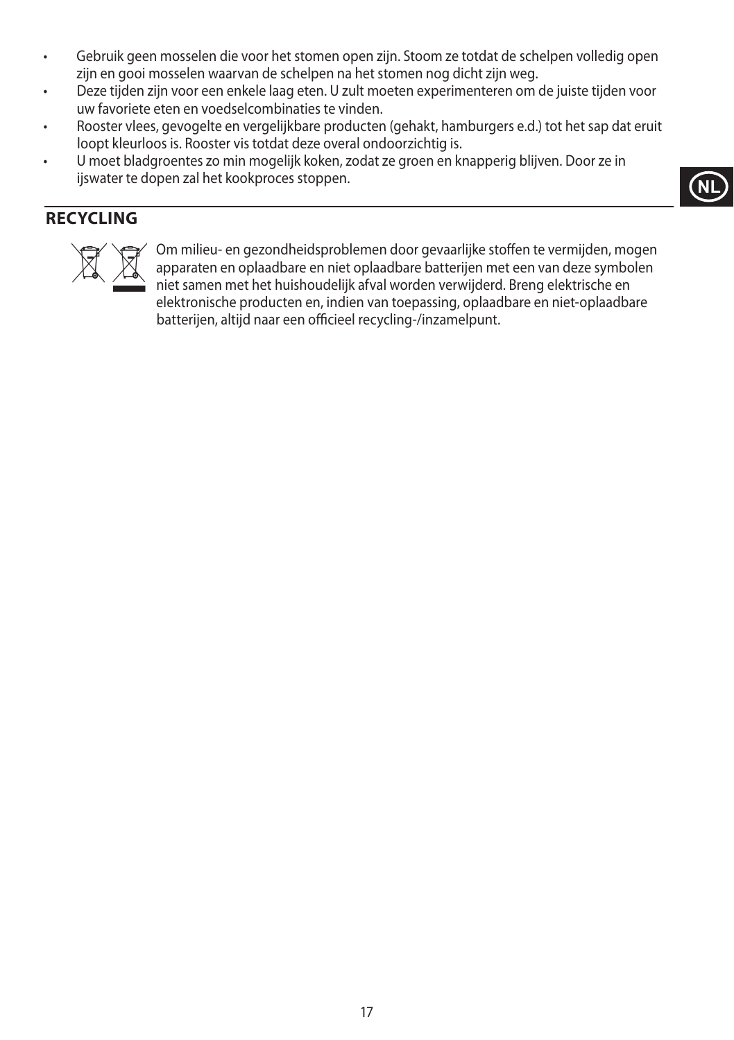- Gebruik geen mosselen die voor het stomen open zijn. Stoom ze totdat de schelpen volledig open zijn en gooi mosselen waarvan de schelpen na het stomen nog dicht zijn weg.
- Deze tijden zijn voor een enkele laag eten. U zult moeten experimenteren om de juiste tijden voor uw favoriete eten en voedselcombinaties te vinden.
- Rooster vlees, gevogelte en vergelijkbare producten (gehakt, hamburgers e.d.) tot het sap dat eruit loopt kleurloos is. Rooster vis totdat deze overal ondoorzichtig is.
- U moet bladgroentes zo min mogelijk koken, zodat ze groen en knapperig blijven. Door ze in ijswater te dopen zal het kookproces stoppen.

## RECYCLING

Om milieu- en gezondheidsproblemen door gevaarlijke stoffen te vermijden, mogen apparaten en oplaadbare en niet oplaadbare batterijen met een van deze symbolen niet samen met het huishoudelijk afval worden verwijderd. Breng elektrische en elektronische producten en, indien van toepassing, oplaadbare en niet-oplaadbare batterijen, altijd naar een officieel recycling-/inzamelpunt.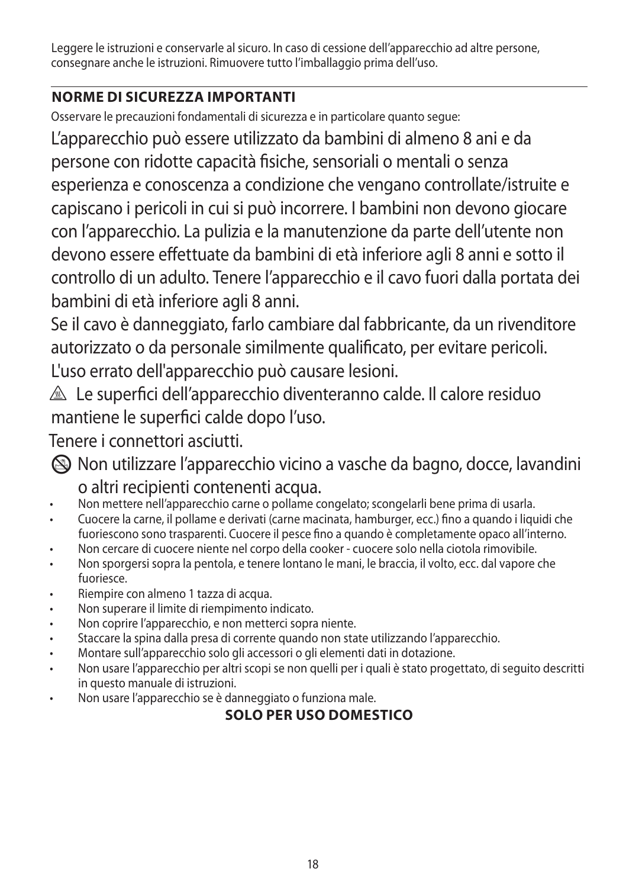Leggere le istruzioni e conservarle al sicuro. In caso di cessione dell'apparecchio ad altre persone, consegnare anche le istruzioni. Rimuovere tutto l'imballaggio prima dell'uso.

## NORME DI SICUREZZA IMPORTANTI

Osservare le precauzioni fondamentali di sicurezza e in particolare quanto segue:

L'apparecchio può essere utilizzato da bambini di almeno 8 ani e da persone con ridotte capacità fisiche, sensoriali o mentali o senza esperienza e conoscenza a condizione che vengano controllate/istruite e capiscano i pericoli in cui si può incorrere. I bambini non devono giocare con l'apparecchio. La pulizia e la manutenzione da parte dell'utente non devono essere effettuate da bambini di età inferiore agli 8 anni e sotto il controllo di un adulto. Tenere l'apparecchio e il cavo fuori dalla portata dei bambini di età inferiore agli 8 anni.

Se il cavo è danneggiato, farlo cambiare dal fabbricante, da un rivenditore autorizzato o da personale similmente qualificato, per evitare pericoli.

L'uso errato dell'apparecchio può causare lesioni.

⚠ Le superfici dell'apparecchio diventeranno calde. Il calore residuo mantiene le superfici calde dopo l'uso.

Tenere i connettori asciutti.

⊘ Non utilizzare l'apparecchio vicino a vasche da bagno, docce, lavandini o altri recipienti contenenti acqua.

- Non mettere nell'apparecchio carne o pollame congelato; scongelarli bene prima di usarla.
- Cuocere la carne, il pollame e derivati (carne macinata, hamburger, ecc.) fino a quando i liquidi che fuoriescono sono trasparenti. Cuocere il pesce fino a quando è completamente opaco all'interno.
- Non cercare di cuocere niente nel corpo della cooker - cuocere solo nella ciotola rimovibile.
- Non sporgersi sopra la pentola, e tenere lontano le mani, le braccia, il volto, ecc. dal vapore che fuoriesce.
- Riempire con almeno 1 tazza di acqua.
- Non superare il limite di riempimento indicato.
- Non coprire l'apparecchio, e non metterci sopra niente.
- Staccare la spina dalla presa di corrente quando non state utilizzando l'apparecchio.
- Montare sull'apparecchio solo gli accessori o gli elementi dati in dotazione.
- Non usare l'apparecchio per altri scopi se non quelli per i quali è stato progettato, di seguito descritti in questo manuale di istruzioni.
- Non usare l'apparecchio se è danneggiato o funziona male.

**SOLO PER USO DOMESTICO**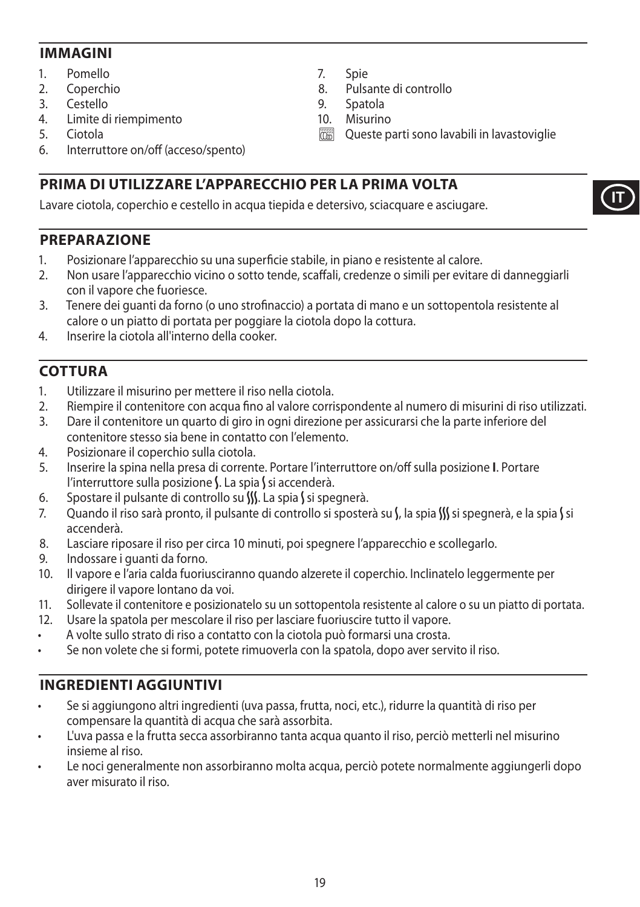## IMMAGINI

1. Pomello
2. Coperchio
3. Cestello
4. Limite di riempimento
5. Ciotola
6. Interruttore on/off (acceso/spento)
7. Spie
8. Pulsante di controllo
9. Spatola
10. Misurino

Queste parti sono lavabili in lavastoviglie

## PRIMA DI UTILIZZARE L'APPARECCHIO PER LA PRIMA VOLTA

Lavare ciotola, coperchio e cestello in acqua tiepida e detersivo, sciacquare e asciugare.

## PREPARAZIONE

1. Posizionare l'apparecchio su una superficie stabile, in piano e resistente al calore.
2. Non usare l'apparecchio vicino o sotto tende, scaffali, credenze o simili per evitare di danneggiarli con il vapore che fuoriesce.
3. Tenere dei guanti da forno (o uno strofinaccio) a portata di mano e un sottopentola resistente al calore o un piatto di portata per poggiare la ciotola dopo la cottura.
4. Inserire la ciotola all'interno della cooker.

## COTTURA

1. Utilizzare il misurino per mettere il riso nella ciotola.
2. Riempire il contenitore con acqua fino al valore corrispondente al numero di misurini di riso utilizzati.
3. Dare il contenitore un quarto di giro in ogni direzione per assicurarsi che la parte inferiore del contenitore stesso sia bene in contatto con l'elemento.
4. Posizionare il coperchio sulla ciotola.
5. Inserire la spina nella presa di corrente. Portare l'interruttore on/off sulla posizione **I**. Portare l'interruttore sulla posizione ⌇. La spia ⌇ si accenderà.
6. Spostare il pulsante di controllo su ⌇⌇⌇. La spia ⌇ si spegnerà.
7. Quando il riso sarà pronto, il pulsante di controllo si sposterà su ⌇, la spia ⌇⌇⌇ si spegnerà, e la spia ⌇ si accenderà.
8. Lasciare riposare il riso per circa 10 minuti, poi spegnere l'apparecchio e scollegarlo.
9. Indossare i guanti da forno.
10. Il vapore e l'aria calda fuoriusciranno quando alzerete il coperchio. Inclinatelo leggermente per dirigere il vapore lontano da voi.
11. Sollevate il contenitore e posizionatelo su un sottopentola resistente al calore o su un piatto di portata.
12. Usare la spatola per mescolare il riso per lasciare fuoriuscire tutto il vapore.

- A volte sullo strato di riso a contatto con la ciotola può formarsi una crosta.
- Se non volete che si formi, potete rimuoverla con la spatola, dopo aver servito il riso.

## INGREDIENTI AGGIUNTIVI

- Se si aggiungono altri ingredienti (uva passa, frutta, noci, etc.), ridurre la quantità di riso per compensare la quantità di acqua che sarà assorbita.
- L'uva passa e la frutta secca assorbiranno tanta acqua quanto il riso, perciò metterli nel misurino insieme al riso.
- Le noci generalmente non assorbiranno molta acqua, perciò potete normalmente aggiungerli dopo aver misurato il riso.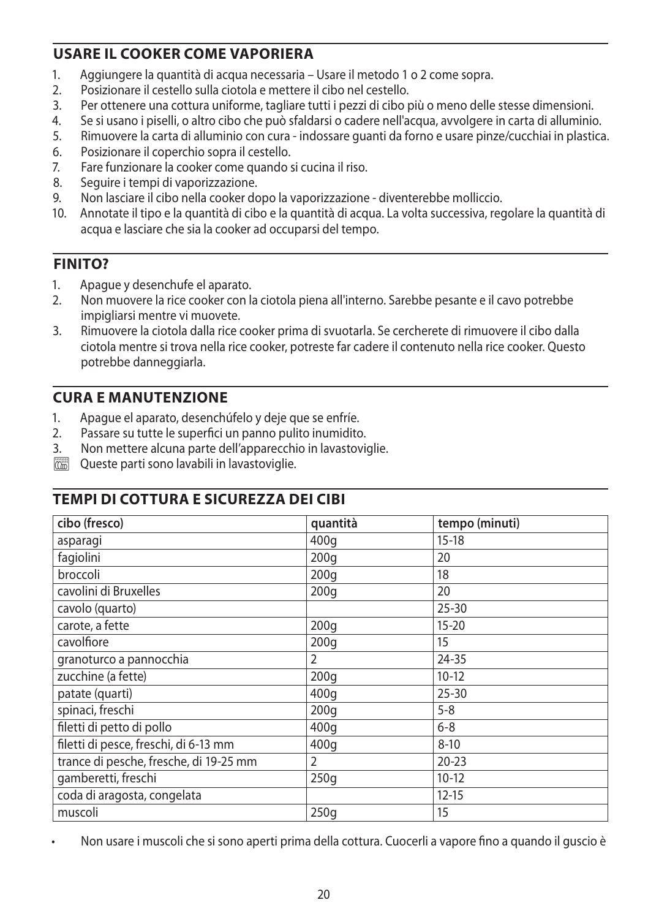## USARE IL COOKER COME VAPORIERA

1. Aggiungere la quantità di acqua necessaria – Usare il metodo 1 o 2 come sopra.
2. Posizionare il cestello sulla ciotola e mettere il cibo nel cestello.
3. Per ottenere una cottura uniforme, tagliare tutti i pezzi di cibo più o meno delle stesse dimensioni.
4. Se si usano i piselli, o altro cibo che può sfaldarsi o cadere nell'acqua, avvolgere in carta di alluminio.
5. Rimuovere la carta di alluminio con cura - indossare guanti da forno e usare pinze/cucchiai in plastica.
6. Posizionare il coperchio sopra il cestello.
7. Fare funzionare la cooker come quando si cucina il riso.
8. Seguire i tempi di vaporizzazione.
9. Non lasciare il cibo nella cooker dopo la vaporizzazione - diventerebbe molliccio.
10. Annotate il tipo e la quantità di cibo e la quantità di acqua. La volta successiva, regolare la quantità di acqua e lasciare che sia la cooker ad occuparsi del tempo.

## FINITO?

1. Apague y desenchufe el aparato.
2. Non muovere la rice cooker con la ciotola piena all'interno. Sarebbe pesante e il cavo potrebbe impigliarsi mentre vi muovete.
3. Rimuovere la ciotola dalla rice cooker prima di svuotarla. Se cercherete di rimuovere il cibo dalla ciotola mentre si trova nella rice cooker, potreste far cadere il contenuto nella rice cooker. Questo potrebbe danneggiarla.

## CURA E MANUTENZIONE

1. Apague el aparato, desenchúfelo y deje que se enfríe.
2. Passare su tutte le superfici un panno pulito inumidito.
3. Non mettere alcuna parte dell'apparecchio in lavastoviglie.

Queste parti sono lavabili in lavastoviglie.

## TEMPI DI COTTURA E SICUREZZA DEI CIBI

| cibo (fresco) | quantità | tempo (minuti) |
|---|---|---|
| asparagi | 400g | 15-18 |
| fagiolini | 200g | 20 |
| broccoli | 200g | 18 |
| cavolini di Bruxelles | 200g | 20 |
| cavolo (quarto) | | 25-30 |
| carote, a fette | 200g | 15-20 |
| cavolfiore | 200g | 15 |
| granoturco a pannocchia | 2 | 24-35 |
| zucchine (a fette) | 200g | 10-12 |
| patate (quarti) | 400g | 25-30 |
| spinaci, freschi | 200g | 5-8 |
| filetti di petto di pollo | 400g | 6-8 |
| filetti di pesce, freschi, di 6-13 mm | 400g | 8-10 |
| trance di pesche, fresche, di 19-25 mm | 2 | 20-23 |
| gamberetti, freschi | 250g | 10-12 |
| coda di aragosta, congelata | | 12-15 |
| muscoli | 250g | 15 |

- Non usare i muscoli che si sono aperti prima della cottura. Cuocerli a vapore fino a quando il guscio è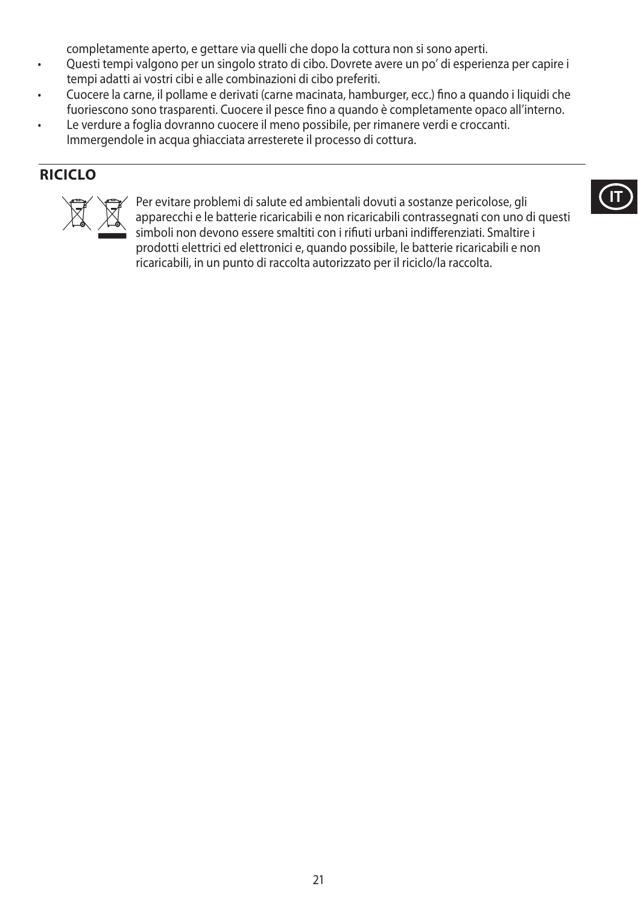completamente aperto, e gettare via quelli che dopo la cottura non si sono aperti.

- Questi tempi valgono per un singolo strato di cibo. Dovrete avere un po' di esperienza per capire i tempi adatti ai vostri cibi e alle combinazioni di cibo preferiti.
- Cuocere la carne, il pollame e derivati (carne macinata, hamburger, ecc.) fino a quando i liquidi che fuoriescono sono trasparenti. Cuocere il pesce fino a quando è completamente opaco all'interno.
- Le verdure a foglia dovranno cuocere il meno possibile, per rimanere verdi e croccanti. Immergendole in acqua ghiacciata arresterete il processo di cottura.

## RICICLO

Per evitare problemi di salute ed ambientali dovuti a sostanze pericolose, gli apparecchi e le batterie ricaricabili e non ricaricabili contrassegnati con uno di questi simboli non devono essere smaltiti con i rifiuti urbani indifferenziati. Smaltire i prodotti elettrici ed elettronici e, quando possibile, le batterie ricaricabili e non ricaricabili, in un punto di raccolta autorizzato per il riciclo/la raccolta.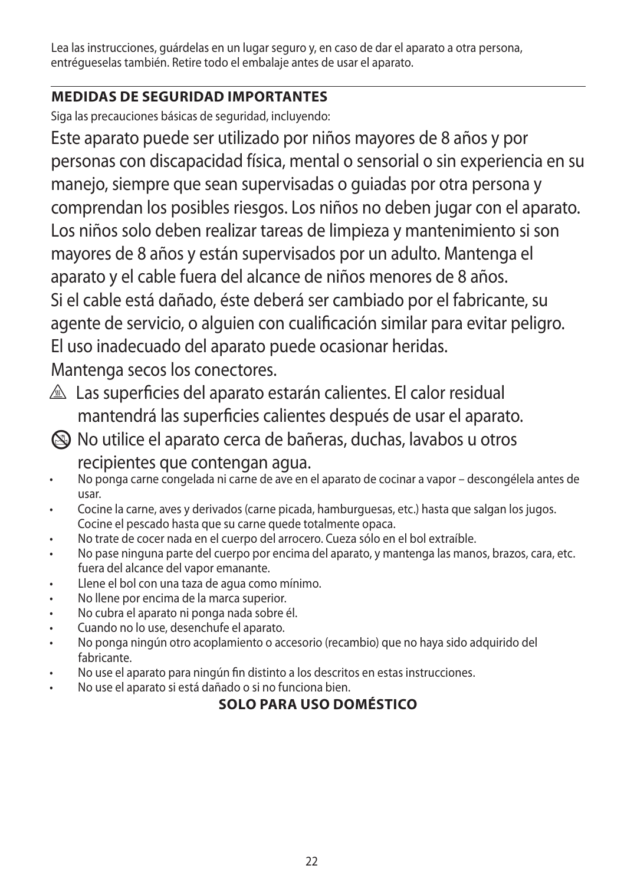Lea las instrucciones, guárdelas en un lugar seguro y, en caso de dar el aparato a otra persona, entrégueselas también. Retire todo el embalaje antes de usar el aparato.

## MEDIDAS DE SEGURIDAD IMPORTANTES

Siga las precauciones básicas de seguridad, incluyendo:

Este aparato puede ser utilizado por niños mayores de 8 años y por personas con discapacidad física, mental o sensorial o sin experiencia en su manejo, siempre que sean supervisadas o guiadas por otra persona y comprendan los posibles riesgos. Los niños no deben jugar con el aparato. Los niños solo deben realizar tareas de limpieza y mantenimiento si son mayores de 8 años y están supervisados por un adulto. Mantenga el aparato y el cable fuera del alcance de niños menores de 8 años.

Si el cable está dañado, éste deberá ser cambiado por el fabricante, su agente de servicio, o alguien con cualificación similar para evitar peligro.

El uso inadecuado del aparato puede ocasionar heridas.

Mantenga secos los conectores.

⚠ Las superficies del aparato estarán calientes. El calor residual mantendrá las superficies calientes después de usar el aparato.

🚫 No utilice el aparato cerca de bañeras, duchas, lavabos u otros recipientes que contengan agua.

- No ponga carne congelada ni carne de ave en el aparato de cocinar a vapor – descongélela antes de usar.
- Cocine la carne, aves y derivados (carne picada, hamburguesas, etc.) hasta que salgan los jugos. Cocine el pescado hasta que su carne quede totalmente opaca.
- No trate de cocer nada en el cuerpo del arrocero. Cueza sólo en el bol extraíble.
- No pase ninguna parte del cuerpo por encima del aparato, y mantenga las manos, brazos, cara, etc. fuera del alcance del vapor emanante.
- Llene el bol con una taza de agua como mínimo.
- No llene por encima de la marca superior.
- No cubra el aparato ni ponga nada sobre él.
- Cuando no lo use, desenchufe el aparato.
- No ponga ningún otro acoplamiento o accesorio (recambio) que no haya sido adquirido del fabricante.
- No use el aparato para ningún fin distinto a los descritos en estas instrucciones.
- No use el aparato si está dañado o si no funciona bien.

**SOLO PARA USO DOMÉSTICO**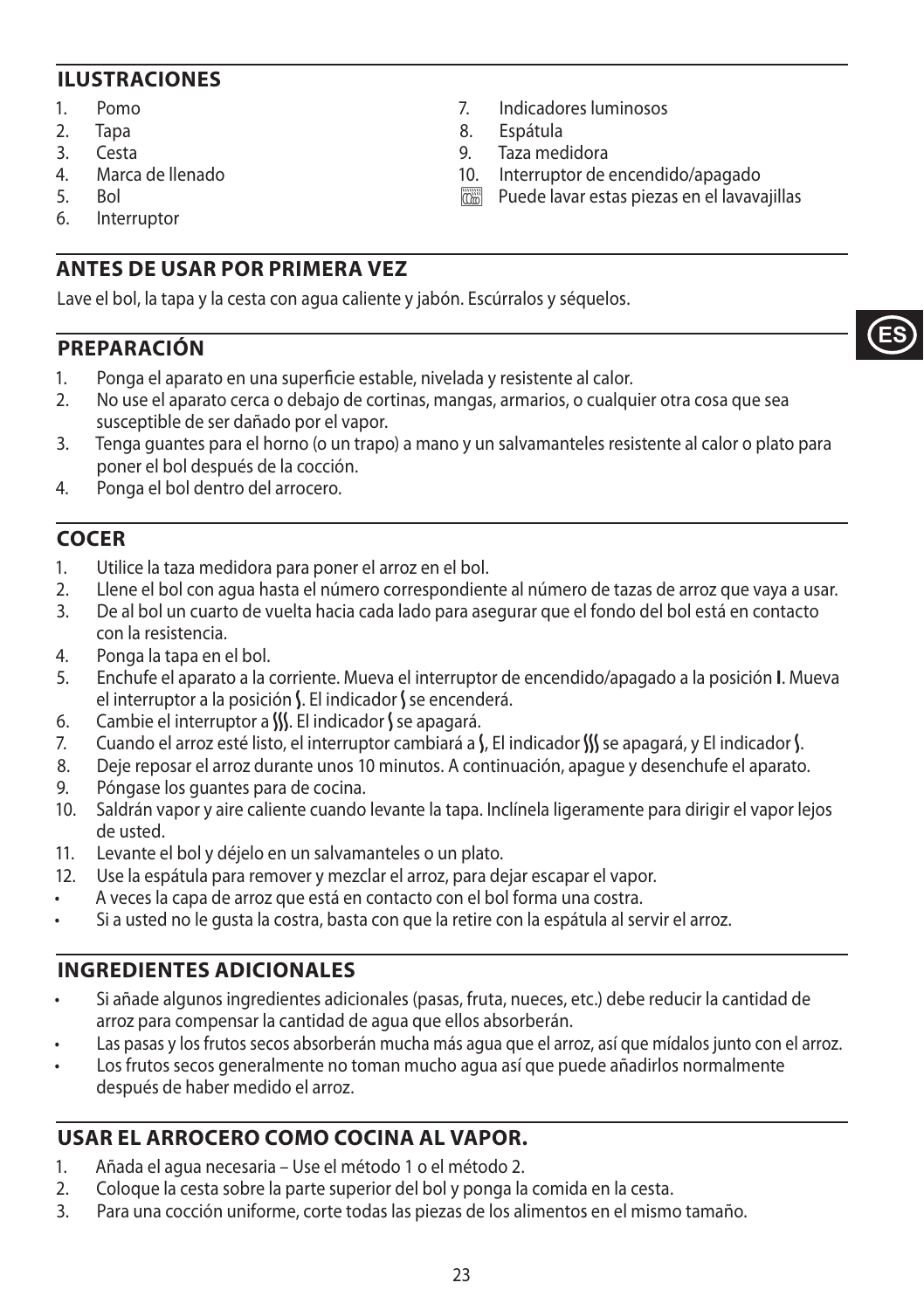## ILUSTRACIONES

1. Pomo
2. Tapa
3. Cesta
4. Marca de llenado
5. Bol
6. Interruptor
7. Indicadores luminosos
8. Espátula
9. Taza medidora
10. Interruptor de encendido/apagado

Puede lavar estas piezas en el lavavajillas

## ANTES DE USAR POR PRIMERA VEZ

Lave el bol, la tapa y la cesta con agua caliente y jabón. Escúrralos y séquelos.

## PREPARACIÓN

1. Ponga el aparato en una superficie estable, nivelada y resistente al calor.
2. No use el aparato cerca o debajo de cortinas, mangas, armarios, o cualquier otra cosa que sea susceptible de ser dañado por el vapor.
3. Tenga guantes para el horno (o un trapo) a mano y un salvamanteles resistente al calor o plato para poner el bol después de la cocción.
4. Ponga el bol dentro del arrocero.

## COCER

1. Utilice la taza medidora para poner el arroz en el bol.
2. Llene el bol con agua hasta el número correspondiente al número de tazas de arroz que vaya a usar.
3. De al bol un cuarto de vuelta hacia cada lado para asegurar que el fondo del bol está en contacto con la resistencia.
4. Ponga la tapa en el bol.
5. Enchufe el aparato a la corriente. Mueva el interruptor de encendido/apagado a la posición **I**. Mueva el interruptor a la posición ⌇. El indicador ⌇ se encenderá.
6. Cambie el interruptor a ⌇⌇⌇. El indicador ⌇ se apagará.
7. Cuando el arroz esté listo, el interruptor cambiará a ⌇, El indicador ⌇⌇⌇ se apagará, y El indicador ⌇.
8. Deje reposar el arroz durante unos 10 minutos. A continuación, apague y desenchufe el aparato.
9. Póngase los guantes para de cocina.
10. Saldrán vapor y aire caliente cuando levante la tapa. Inclínela ligeramente para dirigir el vapor lejos de usted.
11. Levante el bol y déjelo en un salvamanteles o un plato.
12. Use la espátula para remover y mezclar el arroz, para dejar escapar el vapor.

- A veces la capa de arroz que está en contacto con el bol forma una costra.
- Si a usted no le gusta la costra, basta con que la retire con la espátula al servir el arroz.

## INGREDIENTES ADICIONALES

- Si añade algunos ingredientes adicionales (pasas, fruta, nueces, etc.) debe reducir la cantidad de arroz para compensar la cantidad de agua que ellos absorberán.
- Las pasas y los frutos secos absorberán mucha más agua que el arroz, así que mídalos junto con el arroz.
- Los frutos secos generalmente no toman mucho agua así que puede añadirlos normalmente después de haber medido el arroz.

## USAR EL ARROCERO COMO COCINA AL VAPOR.

1. Añada el agua necesaria – Use el método 1 o el método 2.
2. Coloque la cesta sobre la parte superior del bol y ponga la comida en la cesta.
3. Para una cocción uniforme, corte todas las piezas de los alimentos en el mismo tamaño.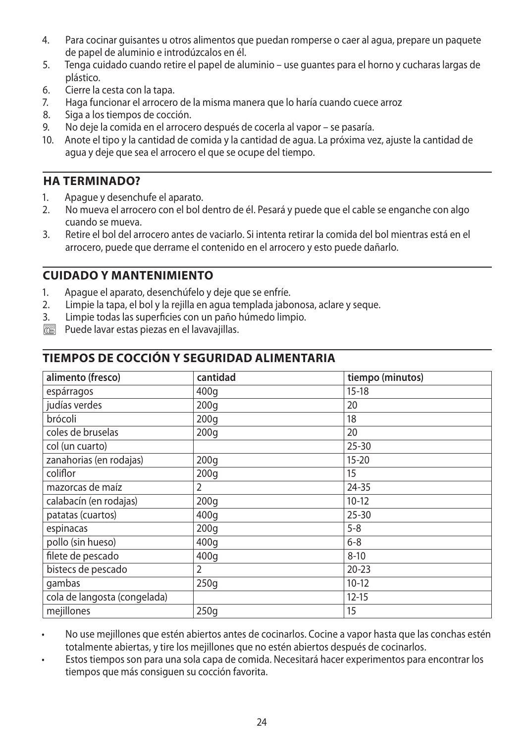4. Para cocinar guisantes u otros alimentos que puedan romperse o caer al agua, prepare un paquete de papel de aluminio e introdúzcalos en él.
5. Tenga cuidado cuando retire el papel de aluminio – use guantes para el horno y cucharas largas de plástico.
6. Cierre la cesta con la tapa.
7. Haga funcionar el arrocero de la misma manera que lo haría cuando cuece arroz
8. Siga a los tiempos de cocción.
9. No deje la comida en el arrocero después de cocerla al vapor – se pasaría.
10. Anote el tipo y la cantidad de comida y la cantidad de agua. La próxima vez, ajuste la cantidad de agua y deje que sea el arrocero el que se ocupe del tiempo.

## HA TERMINADO?

1. Apague y desenchufe el aparato.
2. No mueva el arrocero con el bol dentro de él. Pesará y puede que el cable se enganche con algo cuando se mueva.
3. Retire el bol del arrocero antes de vaciarlo. Si intenta retirar la comida del bol mientras está en el arrocero, puede que derrame el contenido en el arrocero y esto puede dañarlo.

## CUIDADO Y MANTENIMIENTO

1. Apague el aparato, desenchúfelo y deje que se enfríe.
2. Limpie la tapa, el bol y la rejilla en agua templada jabonosa, aclare y seque.
3. Limpie todas las superficies con un paño húmedo limpio.

Puede lavar estas piezas en el lavavajillas.

## TIEMPOS DE COCCIÓN Y SEGURIDAD ALIMENTARIA

| alimento (fresco) | cantidad | tiempo (minutos) |
|---|---|---|
| espárragos | 400g | 15-18 |
| judías verdes | 200g | 20 |
| brócoli | 200g | 18 |
| coles de bruselas | 200g | 20 |
| col (un cuarto) | | 25-30 |
| zanahorias (en rodajas) | 200g | 15-20 |
| coliflor | 200g | 15 |
| mazorcas de maíz | 2 | 24-35 |
| calabacín (en rodajas) | 200g | 10-12 |
| patatas (cuartos) | 400g | 25-30 |
| espinacas | 200g | 5-8 |
| pollo (sin hueso) | 400g | 6-8 |
| filete de pescado | 400g | 8-10 |
| bistecs de pescado | 2 | 20-23 |
| gambas | 250g | 10-12 |
| cola de langosta (congelada) | | 12-15 |
| mejillones | 250g | 15 |

- No use mejillones que estén abiertos antes de cocinarlos. Cocine a vapor hasta que las conchas estén totalmente abiertas, y tire los mejillones que no estén abiertos después de cocinarlos.
- Estos tiempos son para una sola capa de comida. Necesitará hacer experimentos para encontrar los tiempos que más consiguen su cocción favorita.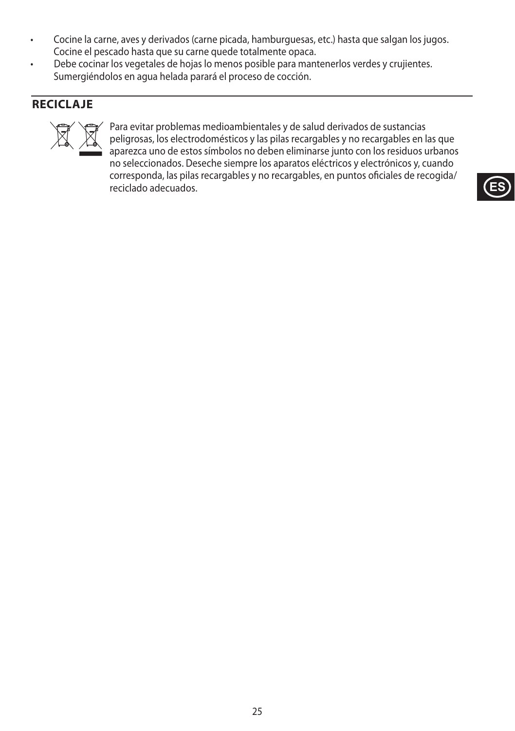- Cocine la carne, aves y derivados (carne picada, hamburguesas, etc.) hasta que salgan los jugos. Cocine el pescado hasta que su carne quede totalmente opaca.
- Debe cocinar los vegetales de hojas lo menos posible para mantenerlos verdes y crujientes. Sumergiéndolos en agua helada parará el proceso de cocción.

## RECICLAJE

Para evitar problemas medioambientales y de salud derivados de sustancias peligrosas, los electrodomésticos y las pilas recargables y no recargables en las que aparezca uno de estos símbolos no deben eliminarse junto con los residuos urbanos no seleccionados. Deseche siempre los aparatos eléctricos y electrónicos y, cuando corresponda, las pilas recargables y no recargables, en puntos oficiales de recogida/ reciclado adecuados.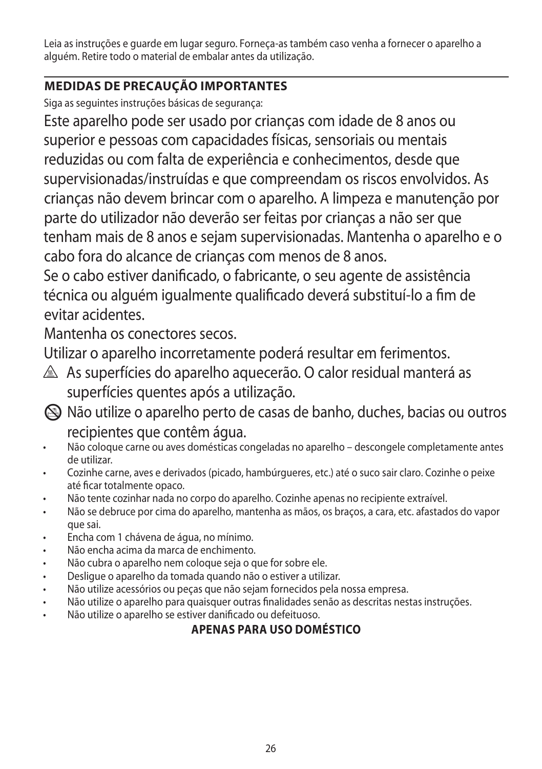Leia as instruções e guarde em lugar seguro. Forneça-as também caso venha a fornecer o aparelho a alguém. Retire todo o material de embalar antes da utilização.

## MEDIDAS DE PRECAUÇÃO IMPORTANTES

Siga as seguintes instruções básicas de segurança:

Este aparelho pode ser usado por crianças com idade de 8 anos ou superior e pessoas com capacidades físicas, sensoriais ou mentais reduzidas ou com falta de experiência e conhecimentos, desde que supervisionadas/instruídas e que compreendam os riscos envolvidos. As crianças não devem brincar com o aparelho. A limpeza e manutenção por parte do utilizador não deverão ser feitas por crianças a não ser que tenham mais de 8 anos e sejam supervisionadas. Mantenha o aparelho e o cabo fora do alcance de crianças com menos de 8 anos.

Se o cabo estiver danificado, o fabricante, o seu agente de assistência técnica ou alguém igualmente qualificado deverá substituí-lo a fim de evitar acidentes.

Mantenha os conectores secos.

Utilizar o aparelho incorretamente poderá resultar em ferimentos.

⚠ As superfícies do aparelho aquecerão. O calor residual manterá as superfícies quentes após a utilização.

⃠ Não utilize o aparelho perto de casas de banho, duches, bacias ou outros recipientes que contêm água.

- Não coloque carne ou aves domésticas congeladas no aparelho – descongele completamente antes de utilizar.
- Cozinhe carne, aves e derivados (picado, hambúrgueres, etc.) até o suco sair claro. Cozinhe o peixe até ficar totalmente opaco.
- Não tente cozinhar nada no corpo do aparelho. Cozinhe apenas no recipiente extraível.
- Não se debruce por cima do aparelho, mantenha as mãos, os braços, a cara, etc. afastados do vapor que sai.
- Encha com 1 chávena de água, no mínimo.
- Não encha acima da marca de enchimento.
- Não cubra o aparelho nem coloque seja o que for sobre ele.
- Desligue o aparelho da tomada quando não o estiver a utilizar.
- Não utilize acessórios ou peças que não sejam fornecidos pela nossa empresa.
- Não utilize o aparelho para quaisquer outras finalidades senão as descritas nestas instruções.
- Não utilize o aparelho se estiver danificado ou defeituoso.

**APENAS PARA USO DOMÉSTICO**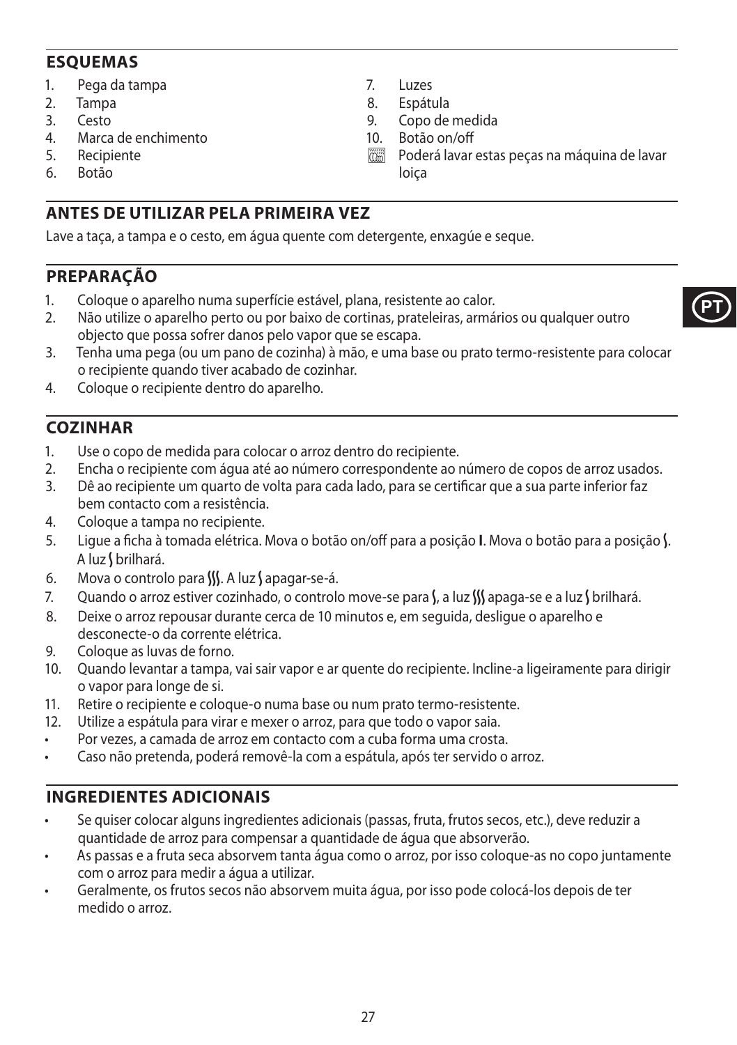## ESQUEMAS

1. Pega da tampa
2. Tampa
3. Cesto
4. Marca de enchimento
5. Recipiente
6. Botão
7. Luzes
8. Espátula
9. Copo de medida
10. Botão on/off

Poderá lavar estas peças na máquina de lavar loiça

## ANTES DE UTILIZAR PELA PRIMEIRA VEZ

Lave a taça, a tampa e o cesto, em água quente com detergente, enxagúe e seque.

## PREPARAÇÃO

1. Coloque o aparelho numa superfície estável, plana, resistente ao calor.
2. Não utilize o aparelho perto ou por baixo de cortinas, prateleiras, armários ou qualquer outro objecto que possa sofrer danos pelo vapor que se escapa.
3. Tenha uma pega (ou um pano de cozinha) à mão, e uma base ou prato termo-resistente para colocar o recipiente quando tiver acabado de cozinhar.
4. Coloque o recipiente dentro do aparelho.

## COZINHAR

1. Use o copo de medida para colocar o arroz dentro do recipiente.
2. Encha o recipiente com água até ao número correspondente ao número de copos de arroz usados.
3. Dê ao recipiente um quarto de volta para cada lado, para se certificar que a sua parte inferior faz bem contacto com a resistência.
4. Coloque a tampa no recipiente.
5. Ligue a ficha à tomada elétrica. Mova o botão on/off para a posição **I**. Mova o botão para a posição ⌇. A luz ⌇ brilhará.
6. Mova o controlo para ⌇⌇⌇. A luz ⌇ apagar-se-á.
7. Quando o arroz estiver cozinhado, o controlo move-se para ⌇, a luz ⌇⌇⌇ apaga-se e a luz ⌇ brilhará.
8. Deixe o arroz repousar durante cerca de 10 minutos e, em seguida, desligue o aparelho e desconecte-o da corrente elétrica.
9. Coloque as luvas de forno.
10. Quando levantar a tampa, vai sair vapor e ar quente do recipiente. Incline-a ligeiramente para dirigir o vapor para longe de si.
11. Retire o recipiente e coloque-o numa base ou num prato termo-resistente.
12. Utilize a espátula para virar e mexer o arroz, para que todo o vapor saia.

- Por vezes, a camada de arroz em contacto com a cuba forma uma crosta.
- Caso não pretenda, poderá removê-la com a espátula, após ter servido o arroz.

## INGREDIENTES ADICIONAIS

- Se quiser colocar alguns ingredientes adicionais (passas, fruta, frutos secos, etc.), deve reduzir a quantidade de arroz para compensar a quantidade de água que absorverão.
- As passas e a fruta seca absorvem tanta água como o arroz, por isso coloque-as no copo juntamente com o arroz para medir a água a utilizar.
- Geralmente, os frutos secos não absorvem muita água, por isso pode colocá-los depois de ter medido o arroz.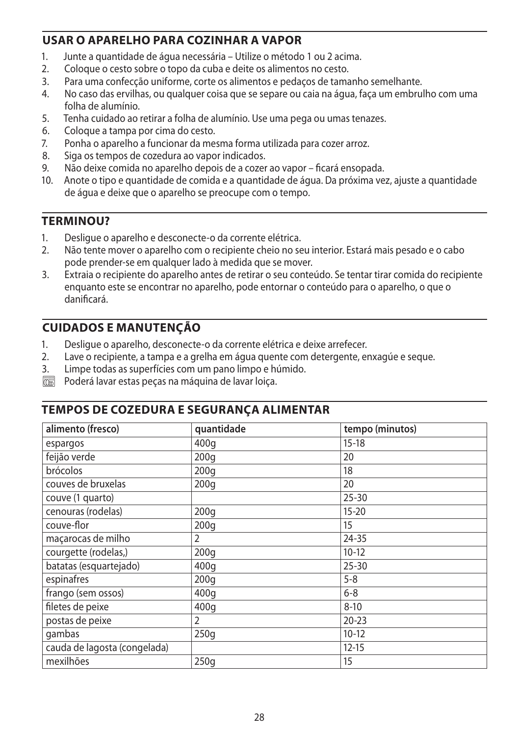## USAR O APARELHO PARA COZINHAR A VAPOR

1. Junte a quantidade de água necessária – Utilize o método 1 ou 2 acima.
2. Coloque o cesto sobre o topo da cuba e deite os alimentos no cesto.
3. Para uma confecção uniforme, corte os alimentos e pedaços de tamanho semelhante.
4. No caso das ervilhas, ou qualquer coisa que se separe ou caia na água, faça um embrulho com uma folha de alumínio.
5. Tenha cuidado ao retirar a folha de alumínio. Use uma pega ou umas tenazes.
6. Coloque a tampa por cima do cesto.
7. Ponha o aparelho a funcionar da mesma forma utilizada para cozer arroz.
8. Siga os tempos de cozedura ao vapor indicados.
9. Não deixe comida no aparelho depois de a cozer ao vapor – ficará ensopada.
10. Anote o tipo e quantidade de comida e a quantidade de água. Da próxima vez, ajuste a quantidade de água e deixe que o aparelho se preocupe com o tempo.

## TERMINOU?

1. Desligue o aparelho e desconecte-o da corrente elétrica.
2. Não tente mover o aparelho com o recipiente cheio no seu interior. Estará mais pesado e o cabo pode prender-se em qualquer lado à medida que se mover.
3. Extraia o recipiente do aparelho antes de retirar o seu conteúdo. Se tentar tirar comida do recipiente enquanto este se encontrar no aparelho, pode entornar o conteúdo para o aparelho, o que o danificará.

## CUIDADOS E MANUTENÇÃO

1. Desligue o aparelho, desconecte-o da corrente elétrica e deixe arrefecer.
2. Lave o recipiente, a tampa e a grelha em água quente com detergente, enxagúe e seque.
3. Limpe todas as superfícies com um pano limpo e húmido.

Poderá lavar estas peças na máquina de lavar loiça.

## TEMPOS DE COZEDURA E SEGURANÇA ALIMENTAR

| alimento (fresco) | quantidade | tempo (minutos) |
|---|---|---|
| espargos | 400g | 15-18 |
| feijão verde | 200g | 20 |
| brócolos | 200g | 18 |
| couves de bruxelas | 200g | 20 |
| couve (1 quarto) | | 25-30 |
| cenouras (rodelas) | 200g | 15-20 |
| couve-flor | 200g | 15 |
| maçarocas de milho | 2 | 24-35 |
| courgette (rodelas,) | 200g | 10-12 |
| batatas (esquartejado) | 400g | 25-30 |
| espinafres | 200g | 5-8 |
| frango (sem ossos) | 400g | 6-8 |
| filetes de peixe | 400g | 8-10 |
| postas de peixe | 2 | 20-23 |
| gambas | 250g | 10-12 |
| cauda de lagosta (congelada) | | 12-15 |
| mexilhões | 250g | 15 |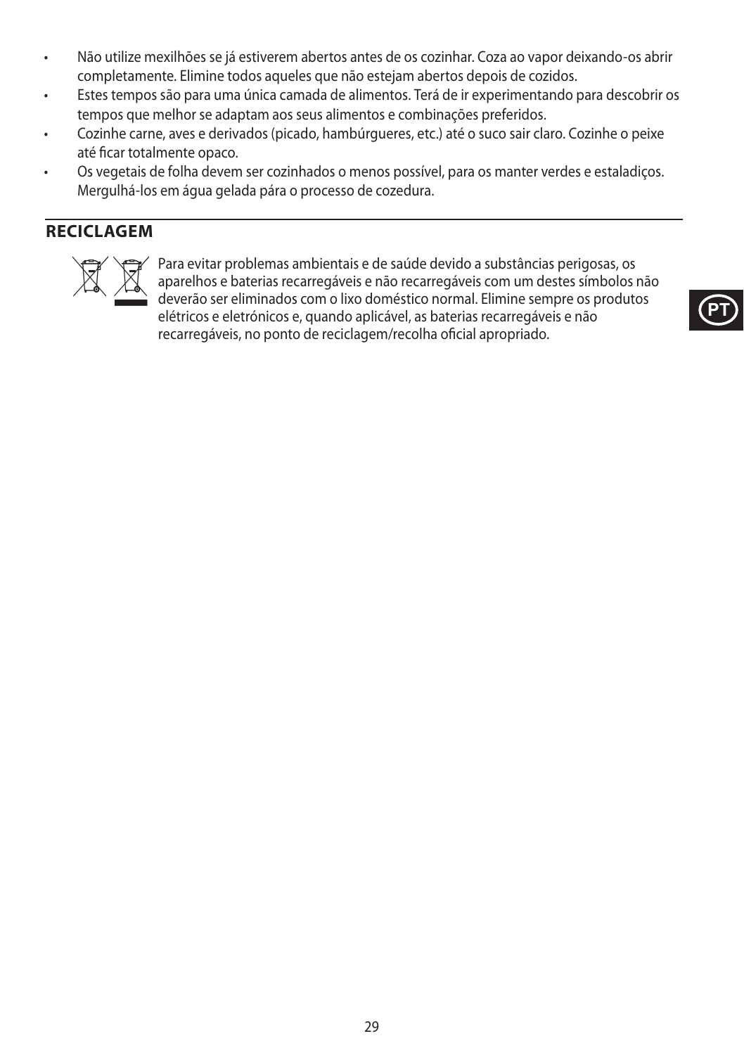- Não utilize mexilhões se já estiverem abertos antes de os cozinhar. Coza ao vapor deixando-os abrir completamente. Elimine todos aqueles que não estejam abertos depois de cozidos.
- Estes tempos são para uma única camada de alimentos. Terá de ir experimentando para descobrir os tempos que melhor se adaptam aos seus alimentos e combinações preferidos.
- Cozinhe carne, aves e derivados (picado, hambúrgueres, etc.) até o suco sair claro. Cozinhe o peixe até ficar totalmente opaco.
- Os vegetais de folha devem ser cozinhados o menos possível, para os manter verdes e estaladiços. Mergulhá-los em água gelada pára o processo de cozedura.

## RECICLAGEM

Para evitar problemas ambientais e de saúde devido a substâncias perigosas, os aparelhos e baterias recarregáveis e não recarregáveis com um destes símbolos não deverão ser eliminados com o lixo doméstico normal. Elimine sempre os produtos elétricos e eletrónicos e, quando aplicável, as baterias recarregáveis e não recarregáveis, no ponto de reciclagem/recolha oficial apropriado.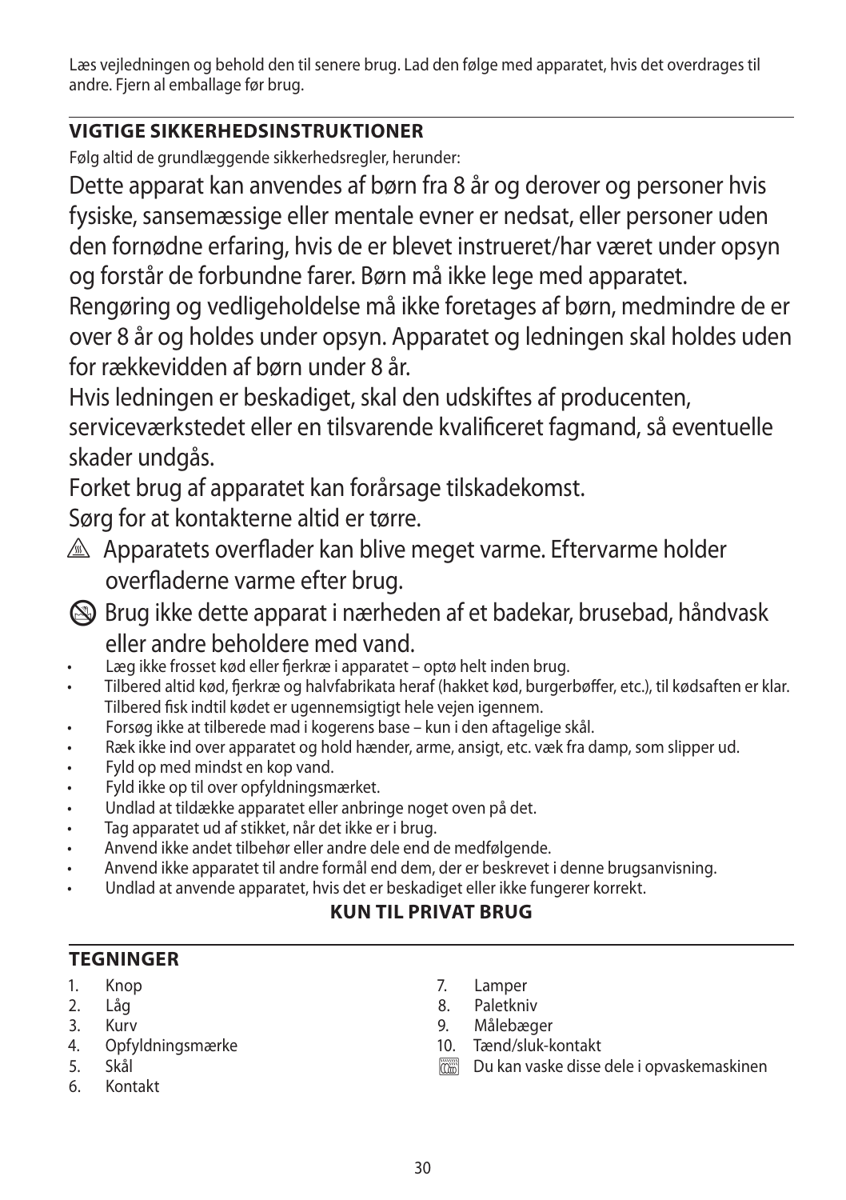Læs vejledningen og behold den til senere brug. Lad den følge med apparatet, hvis det overdrages til andre. Fjern al emballage før brug.

## VIGTIGE SIKKERHEDSINSTRUKTIONER

Følg altid de grundlæggende sikkerhedsregler, herunder:

Dette apparat kan anvendes af børn fra 8 år og derover og personer hvis fysiske, sansemæssige eller mentale evner er nedsat, eller personer uden den fornødne erfaring, hvis de er blevet instrueret/har været under opsyn og forstår de forbundne farer. Børn må ikke lege med apparatet.

Rengøring og vedligeholdelse må ikke foretages af børn, medmindre de er over 8 år og holdes under opsyn. Apparatet og ledningen skal holdes uden for rækkevidden af børn under 8 år.

Hvis ledningen er beskadiget, skal den udskiftes af producenten, serviceværkstedet eller en tilsvarende kvalificeret fagmand, så eventuelle skader undgås.

Forket brug af apparatet kan forårsage tilskadekomst.

Sørg for at kontakterne altid er tørre.

⚠ Apparatets overflader kan blive meget varme. Eftervarme holder overfladerne varme efter brug.

Brug ikke dette apparat i nærheden af et badekar, brusebad, håndvask eller andre beholdere med vand.

- Læg ikke frosset kød eller fjerkræ i apparatet – optø helt inden brug.
- Tilbered altid kød, fjerkræ og halvfabrikata heraf (hakket kød, burgerbøffer, etc.), til kødsaften er klar. Tilbered fisk indtil kødet er ugennemsigtigt hele vejen igennem.
- Forsøg ikke at tilberede mad i kogerens base – kun i den aftagelige skål.
- Ræk ikke ind over apparatet og hold hænder, arme, ansigt, etc. væk fra damp, som slipper ud.
- Fyld op med mindst en kop vand.
- Fyld ikke op til over opfyldningsmærket.
- Undlad at tildække apparatet eller anbringe noget oven på det.
- Tag apparatet ud af stikket, når det ikke er i brug.
- Anvend ikke andet tilbehør eller andre dele end de medfølgende.
- Anvend ikke apparatet til andre formål end dem, der er beskrevet i denne brugsanvisning.
- Undlad at anvende apparatet, hvis det er beskadiget eller ikke fungerer korrekt.

**KUN TIL PRIVAT BRUG**

## TEGNINGER

1. Knop
2. Låg
3. Kurv
4. Opfyldningsmærke
5. Skål
6. Kontakt
7. Lamper
8. Paletkniv
9. Målebæger
10. Tænd/sluk-kontakt

Du kan vaske disse dele i opvaskemaskinen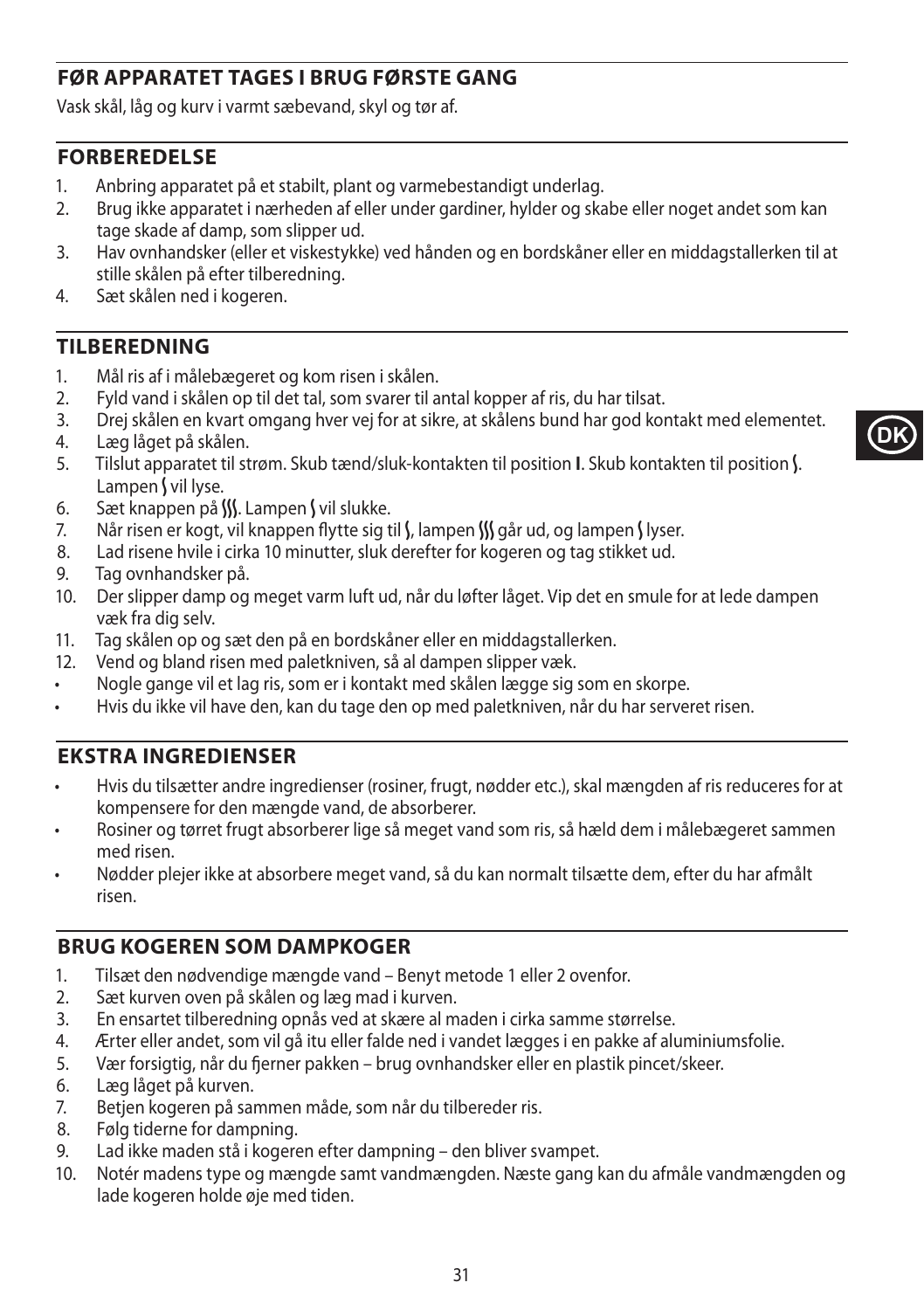## FØR APPARATET TAGES I BRUG FØRSTE GANG

Vask skål, låg og kurv i varmt sæbevand, skyl og tør af.

## FORBEREDELSE

1. Anbring apparatet på et stabilt, plant og varmebestandigt underlag.
2. Brug ikke apparatet i nærheden af eller under gardiner, hylder og skabe eller noget andet som kan tage skade af damp, som slipper ud.
3. Hav ovnhandsker (eller et viskestykke) ved hånden og en bordskåner eller en middagstallerken til at stille skålen på efter tilberedning.
4. Sæt skålen ned i kogeren.

## TILBEREDNING

1. Mål ris af i målebægeret og kom risen i skålen.
2. Fyld vand i skålen op til det tal, som svarer til antal kopper af ris, du har tilsat.
3. Drej skålen en kvart omgang hver vej for at sikre, at skålens bund har god kontakt med elementet.
4. Læg låget på skålen.
5. Tilslut apparatet til strøm. Skub tænd/sluk-kontakten til position **I**. Skub kontakten til position ʃ. Lampen ʃ vil lyse.
6. Sæt knappen på ʃʃʃ. Lampen ʃ vil slukke.
7. Når risen er kogt, vil knappen flytte sig til ʃ, lampen ʃʃʃ går ud, og lampen ʃ lyser.
8. Lad risene hvile i cirka 10 minutter, sluk derefter for kogeren og tag stikket ud.
9. Tag ovnhandsker på.
10. Der slipper damp og meget varm luft ud, når du løfter låget. Vip det en smule for at lede dampen væk fra dig selv.
11. Tag skålen op og sæt den på en bordskåner eller en middagstallerken.
12. Vend og bland risen med paletkniven, så al dampen slipper væk.

- Nogle gange vil et lag ris, som er i kontakt med skålen lægge sig som en skorpe.
- Hvis du ikke vil have den, kan du tage den op med paletkniven, når du har serveret risen.

## EKSTRA INGREDIENSER

- Hvis du tilsætter andre ingredienser (rosiner, frugt, nødder etc.), skal mængden af ris reduceres for at kompensere for den mængde vand, de absorberer.
- Rosiner og tørret frugt absorberer lige så meget vand som ris, så hæld dem i målebægeret sammen med risen.
- Nødder plejer ikke at absorbere meget vand, så du kan normalt tilsætte dem, efter du har afmålt risen.

## BRUG KOGEREN SOM DAMPKOGER

1. Tilsæt den nødvendige mængde vand – Benyt metode 1 eller 2 ovenfor.
2. Sæt kurven oven på skålen og læg mad i kurven.
3. En ensartet tilberedning opnås ved at skære al maden i cirka samme størrelse.
4. Ærter eller andet, som vil gå itu eller falde ned i vandet lægges i en pakke af aluminiumsfolie.
5. Vær forsigtig, når du fjerner pakken – brug ovnhandsker eller en plastik pincet/skeer.
6. Læg låget på kurven.
7. Betjen kogeren på sammen måde, som når du tilbereder ris.
8. Følg tiderne for dampning.
9. Lad ikke maden stå i kogeren efter dampning – den bliver svampet.
10. Notér madens type og mængde samt vandmængden. Næste gang kan du afmåle vandmængden og lade kogeren holde øje med tiden.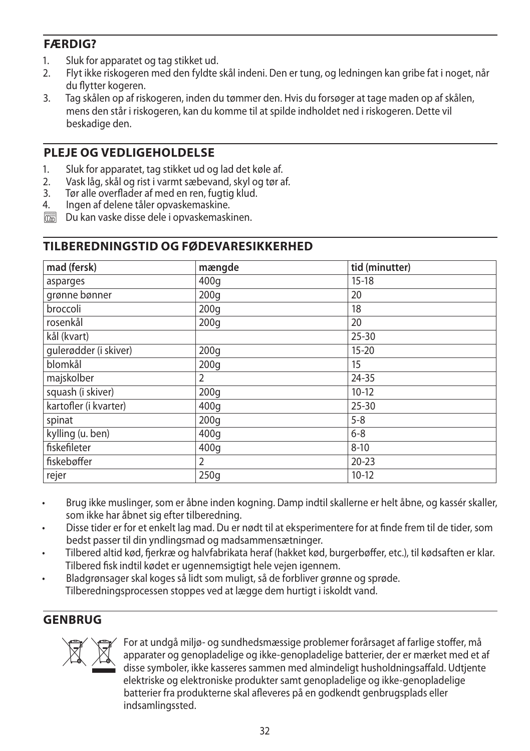## FÆRDIG?

1. Sluk for apparatet og tag stikket ud.
2. Flyt ikke riskogeren med den fyldte skål indeni. Den er tung, og ledningen kan gribe fat i noget, når du flytter kogeren.
3. Tag skålen op af riskogeren, inden du tømmer den. Hvis du forsøger at tage maden op af skålen, mens den står i riskogeren, kan du komme til at spilde indholdet ned i riskogeren. Dette vil beskadige den.

## PLEJE OG VEDLIGEHOLDELSE

1. Sluk for apparatet, tag stikket ud og lad det køle af.
2. Vask låg, skål og rist i varmt sæbevand, skyl og tør af.
3. Tør alle overflader af med en ren, fugtig klud.
4. Ingen af delene tåler opvaskemaskine.

Du kan vaske disse dele i opvaskemaskinen.

## TILBEREDNINGSTID OG FØDEVARESIKKERHED

| mad (fersk) | mængde | tid (minutter) |
|---|---|---|
| asparges | 400g | 15-18 |
| grønne bønner | 200g | 20 |
| broccoli | 200g | 18 |
| rosenkål | 200g | 20 |
| kål (kvart) | | 25-30 |
| gulerødder (i skiver) | 200g | 15-20 |
| blomkål | 200g | 15 |
| majskolber | 2 | 24-35 |
| squash (i skiver) | 200g | 10-12 |
| kartofler (i kvarter) | 400g | 25-30 |
| spinat | 200g | 5-8 |
| kylling (u. ben) | 400g | 6-8 |
| fiskefileter | 400g | 8-10 |
| fiskebøffer | 2 | 20-23 |
| rejer | 250g | 10-12 |

- Brug ikke muslinger, som er åbne inden kogning. Damp indtil skallerne er helt åbne, og kassér skaller, som ikke har åbnet sig efter tilberedning.
- Disse tider er for et enkelt lag mad. Du er nødt til at eksperimentere for at finde frem til de tider, som bedst passer til din yndlingsmad og madsammensætninger.
- Tilbered altid kød, fjerkræ og halvfabrikata heraf (hakket kød, burgerbøffer, etc.), til kødsaften er klar. Tilbered fisk indtil kødet er ugennemsigtigt hele vejen igennem.
- Bladgrønsager skal koges så lidt som muligt, så de forbliver grønne og sprøde. Tilberedningsprocessen stoppes ved at lægge dem hurtigt i iskoldt vand.

## GENBRUG

For at undgå miljø- og sundhedsmæssige problemer forårsaget af farlige stoffer, må apparater og genopladelige og ikke-genopladelige batterier, der er mærket med et af disse symboler, ikke kasseres sammen med almindeligt husholdningsaffald. Udtjente elektriske og elektroniske produkter samt genopladelige og ikke-genopladelige batterier fra produkterne skal afleveres på en godkendt genbrugsplads eller indsamlingssted.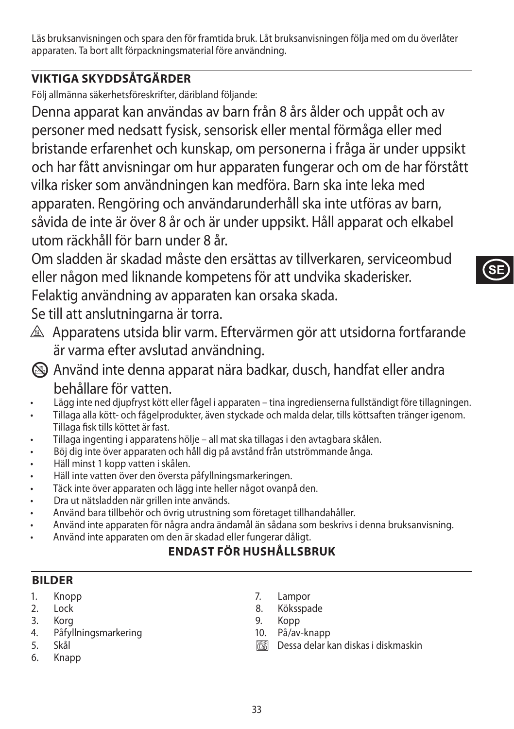Läs bruksanvisningen och spara den för framtida bruk. Låt bruksanvisningen följa med om du överlåter apparaten. Ta bort allt förpackningsmaterial före användning.

## VIKTIGA SKYDDSÅTGÄRDER

Följ allmänna säkerhetsföreskrifter, däribland följande:

Denna apparat kan användas av barn från 8 års ålder och uppåt och av personer med nedsatt fysisk, sensorisk eller mental förmåga eller med bristande erfarenhet och kunskap, om personerna i fråga är under uppsikt och har fått anvisningar om hur apparaten fungerar och om de har förstått vilka risker som användningen kan medföra. Barn ska inte leka med apparaten. Rengöring och användarunderhåll ska inte utföras av barn, såvida de inte är över 8 år och är under uppsikt. Håll apparat och elkabel utom räckhåll för barn under 8 år.

Om sladden är skadad måste den ersättas av tillverkaren, serviceombud eller någon med liknande kompetens för att undvika skaderisker.

Felaktig användning av apparaten kan orsaka skada.

Se till att anslutningarna är torra.

⚠ Apparatens utsida blir varm. Eftervärmen gör att utsidorna fortfarande är varma efter avslutad användning.

⃠ Använd inte denna apparat nära badkar, dusch, handfat eller andra behållare för vatten.

- Lägg inte ned djupfryst kött eller fågel i apparaten – tina ingredienserna fullständigt före tillagningen.
- Tillaga alla kött- och fågelprodukter, även styckade och malda delar, tills köttsaften tränger igenom. Tillaga fisk tills köttet är fast.
- Tillaga ingenting i apparatens hölje – all mat ska tillagas i den avtagbara skålen.
- Böj dig inte över apparaten och håll dig på avstånd från utströmmande ånga.
- Häll minst 1 kopp vatten i skålen.
- Häll inte vatten över den översta påfyllningsmarkeringen.
- Täck inte över apparaten och lägg inte heller något ovanpå den.
- Dra ut nätsladden när grillen inte används.
- Använd bara tillbehör och övrig utrustning som företaget tillhandahåller.
- Använd inte apparaten för några andra ändamål än sådana som beskrivs i denna bruksanvisning.
- Använd inte apparaten om den är skadad eller fungerar dåligt.

**ENDAST FÖR HUSHÅLLSBRUK**

## BILDER

1. Knopp
2. Lock
3. Korg
4. Påfyllningsmarkering
5. Skål
6. Knapp
7. Lampor
8. Köksspade
9. Kopp
10. På/av-knapp

Dessa delar kan diskas i diskmaskin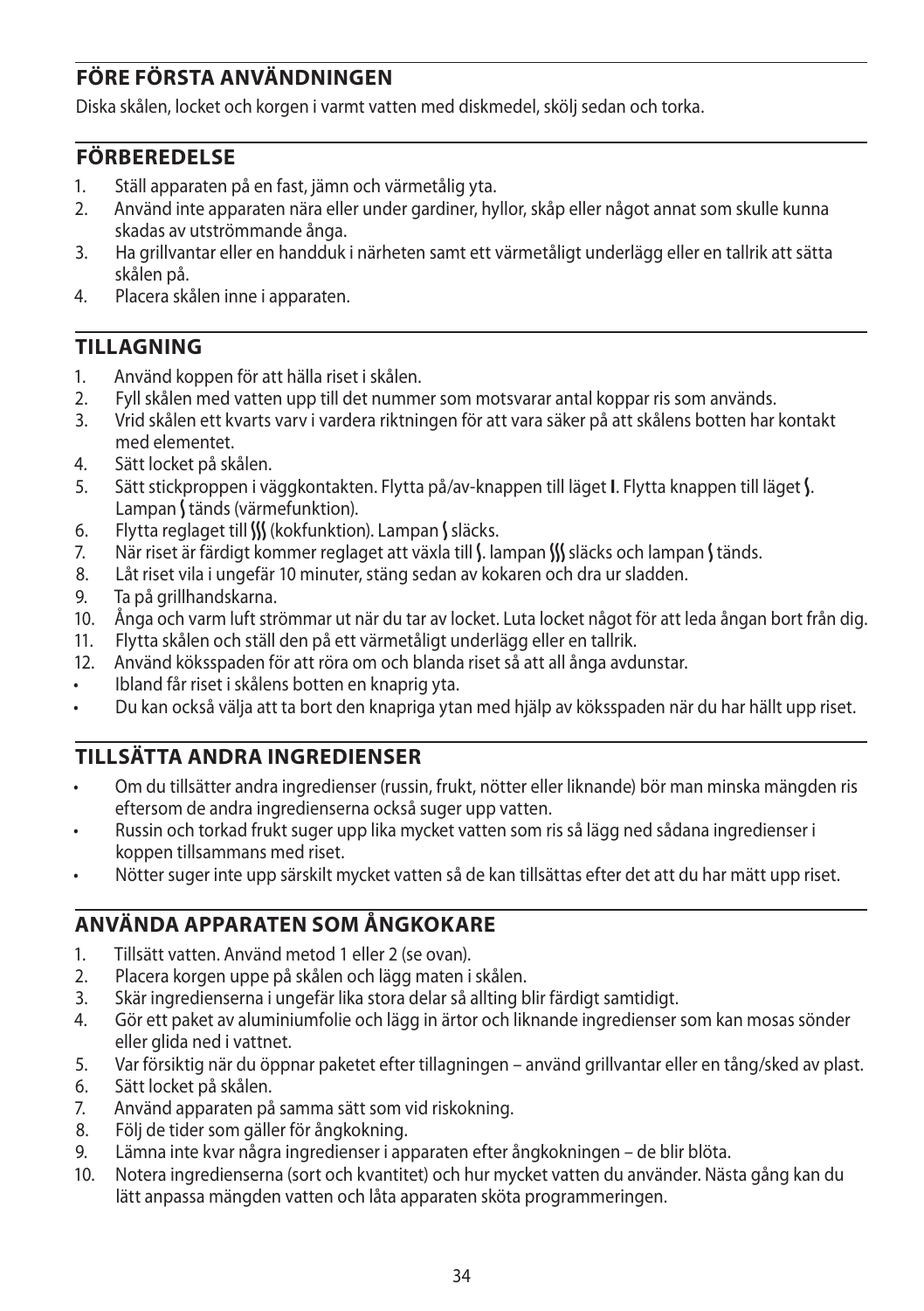## FÖRE FÖRSTA ANVÄNDNINGEN

Diska skålen, locket och korgen i varmt vatten med diskmedel, skölj sedan och torka.

## FÖRBEREDELSE

1. Ställ apparaten på en fast, jämn och värmetålig yta.
2. Använd inte apparaten nära eller under gardiner, hyllor, skåp eller något annat som skulle kunna skadas av utströmmande ånga.
3. Ha grillvantar eller en handduk i närheten samt ett värmetåligt underlägg eller en tallrik att sätta skålen på.
4. Placera skålen inne i apparaten.

## TILLAGNING

1. Använd koppen för att hälla riset i skålen.
2. Fyll skålen med vatten upp till det nummer som motsvarar antal koppar ris som används.
3. Vrid skålen ett kvarts varv i vardera riktningen för att vara säker på att skålens botten har kontakt med elementet.
4. Sätt locket på skålen.
5. Sätt stickproppen i väggkontakten. Flytta på/av-knappen till läget **I**. Flytta knappen till läget ʃ. Lampan ʃ tänds (värmefunktion).
6. Flytta reglaget till ʃʃʃ (kokfunktion). Lampan ʃ släcks.
7. När riset är färdigt kommer reglaget att växla till ʃ. lampan ʃʃʃ släcks och lampan ʃ tänds.
8. Låt riset vila i ungefär 10 minuter, stäng sedan av kokaren och dra ur sladden.
9. Ta på grillhandskarna.
10. Ånga och varm luft strömmar ut när du tar av locket. Luta locket något för att leda ångan bort från dig.
11. Flytta skålen och ställ den på ett värmetåligt underlägg eller en tallrik.
12. Använd köksspaden för att röra om och blanda riset så att all ånga avdunstar.

- Ibland får riset i skålens botten en knaprig yta.
- Du kan också välja att ta bort den knapriga ytan med hjälp av köksspaden när du har hällt upp riset.

## TILLSÄTTA ANDRA INGREDIENSER

- Om du tillsätter andra ingredienser (russin, frukt, nötter eller liknande) bör man minska mängden ris eftersom de andra ingredienserna också suger upp vatten.
- Russin och torkad frukt suger upp lika mycket vatten som ris så lägg ned sådana ingredienser i koppen tillsammans med riset.
- Nötter suger inte upp särskilt mycket vatten så de kan tillsättas efter det att du har mätt upp riset.

## ANVÄNDA APPARATEN SOM ÅNGKOKARE

1. Tillsätt vatten. Använd metod 1 eller 2 (se ovan).
2. Placera korgen uppe på skålen och lägg maten i skålen.
3. Skär ingredienserna i ungefär lika stora delar så allting blir färdigt samtidigt.
4. Gör ett paket av aluminiumfolie och lägg in ärtor och liknande ingredienser som kan mosas sönder eller glida ned i vattnet.
5. Var försiktig när du öppnar paketet efter tillagningen – använd grillvantar eller en tång/sked av plast.
6. Sätt locket på skålen.
7. Använd apparaten på samma sätt som vid riskokning.
8. Följ de tider som gäller för ångkokning.
9. Lämna inte kvar några ingredienser i apparaten efter ångkokningen – de blir blöta.
10. Notera ingredienserna (sort och kvantitet) och hur mycket vatten du använder. Nästa gång kan du lätt anpassa mängden vatten och låta apparaten sköta programmeringen.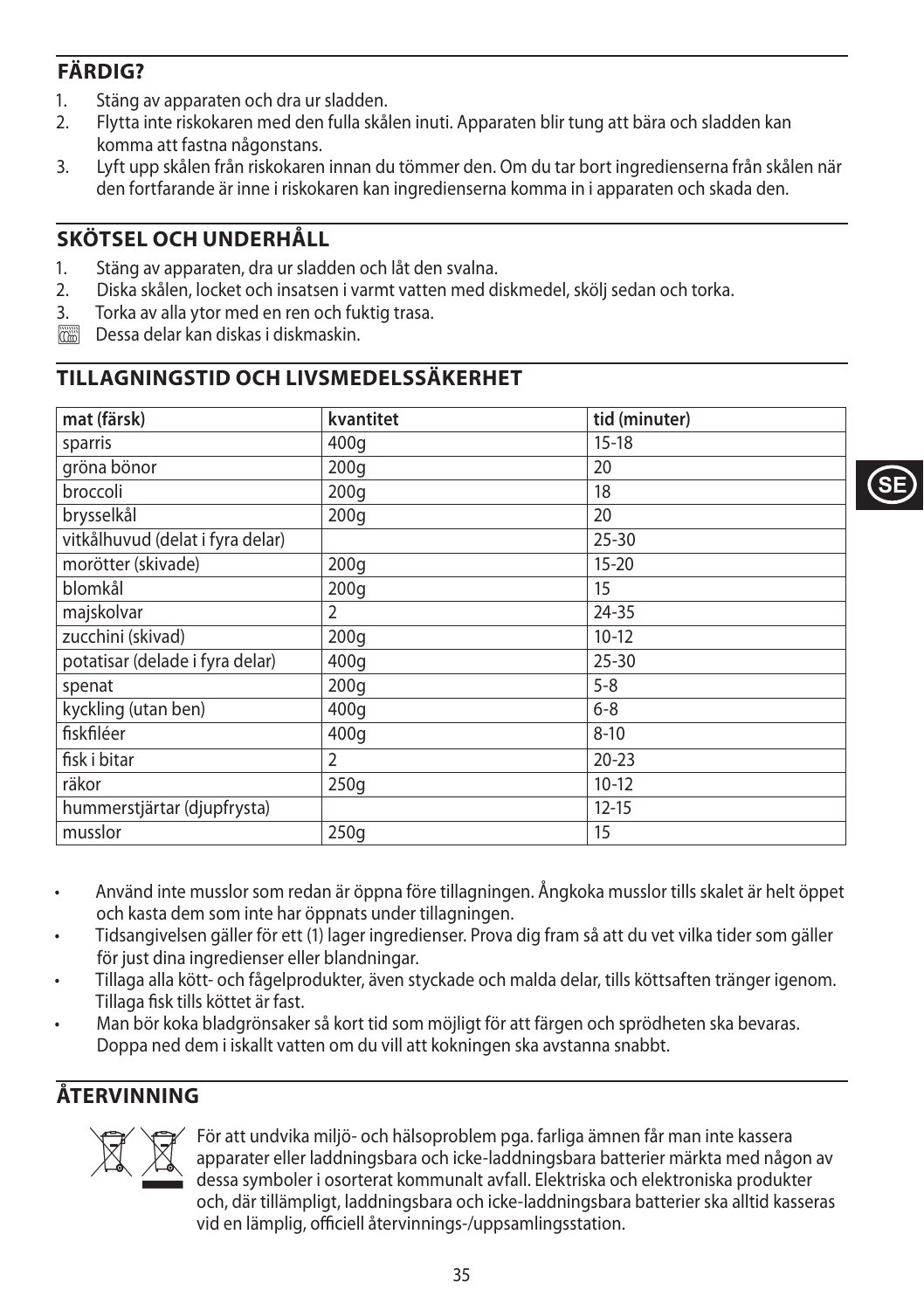## FÄRDIG?

1. Stäng av apparaten och dra ur sladden.
2. Flytta inte riskokaren med den fulla skålen inuti. Apparaten blir tung att bära och sladden kan komma att fastna någonstans.
3. Lyft upp skålen från riskokaren innan du tömmer den. Om du tar bort ingredienserna från skålen när den fortfarande är inne i riskokaren kan ingredienserna komma in i apparaten och skada den.

## SKÖTSEL OCH UNDERHÅLL

1. Stäng av apparaten, dra ur sladden och låt den svalna.
2. Diska skålen, locket och insatsen i varmt vatten med diskmedel, skölj sedan och torka.
3. Torka av alla ytor med en ren och fuktig trasa.

Dessa delar kan diskas i diskmaskin.

## TILLAGNINGSTID OCH LIVSMEDELSSÄKERHET

| mat (färsk) | kvantitet | tid (minuter) |
|---|---|---|
| sparris | 400g | 15-18 |
| gröna bönor | 200g | 20 |
| broccoli | 200g | 18 |
| brysselkål | 200g | 20 |
| vitkålhuvud (delat i fyra delar) | | 25-30 |
| morötter (skivade) | 200g | 15-20 |
| blomkål | 200g | 15 |
| majskolvar | 2 | 24-35 |
| zucchini (skivad) | 200g | 10-12 |
| potatisar (delade i fyra delar) | 400g | 25-30 |
| spenat | 200g | 5-8 |
| kyckling (utan ben) | 400g | 6-8 |
| fiskfiléer | 400g | 8-10 |
| fisk i bitar | 2 | 20-23 |
| räkor | 250g | 10-12 |
| hummerstjärtar (djupfrysta) | | 12-15 |
| musslor | 250g | 15 |

- Använd inte musslor som redan är öppna före tillagningen. Ångkoka musslor tills skalet är helt öppet och kasta dem som inte har öppnats under tillagningen.
- Tidsangivelsen gäller för ett (1) lager ingredienser. Prova dig fram så att du vet vilka tider som gäller för just dina ingredienser eller blandningar.
- Tillaga alla kött- och fågelprodukter, även styckade och malda delar, tills köttsaften tränger igenom. Tillaga fisk tills köttet är fast.
- Man bör koka bladgrönsaker så kort tid som möjligt för att färgen och sprödheten ska bevaras. Doppa ned dem i iskallt vatten om du vill att kokningen ska avstanna snabbt.

## ÅTERVINNING

För att undvika miljö- och hälsoproblem pga. farliga ämnen får man inte kassera apparater eller laddningsbara och icke-laddningsbara batterier märkta med någon av dessa symboler i osorterat kommunalt avfall. Elektriska och elektroniska produkter och, där tillämpligt, laddningsbara och icke-laddningsbara batterier ska alltid kasseras vid en lämplig, officiell återvinnings-/uppsamlingsstation.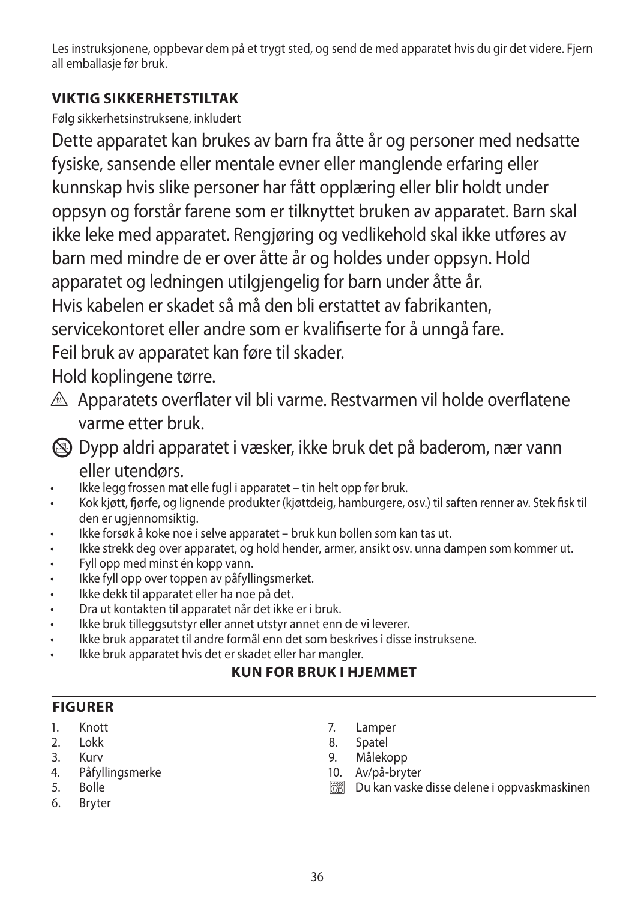Les instruksjonene, oppbevar dem på et trygt sted, og send de med apparatet hvis du gir det videre. Fjern all emballasje før bruk.

## VIKTIG SIKKERHETSTILTAK

Følg sikkerhetsinstruksene, inkludert

Dette apparatet kan brukes av barn fra åtte år og personer med nedsatte fysiske, sansende eller mentale evner eller manglende erfaring eller kunnskap hvis slike personer har fått opplæring eller blir holdt under oppsyn og forstår farene som er tilknyttet bruken av apparatet. Barn skal ikke leke med apparatet. Rengjøring og vedlikehold skal ikke utføres av barn med mindre de er over åtte år og holdes under oppsyn. Hold apparatet og ledningen utilgjengelig for barn under åtte år.

Hvis kabelen er skadet så må den bli erstattet av fabrikanten, servicekontoret eller andre som er kvalifiserte for å unngå fare.

Feil bruk av apparatet kan føre til skader.

Hold koplingene tørre.

⚠ Apparatets overflater vil bli varme. Restvarmen vil holde overflatene varme etter bruk.

Dypp aldri apparatet i væsker, ikke bruk det på baderom, nær vann eller utendørs.

- Ikke legg frossen mat elle fugl i apparatet – tin helt opp før bruk.
- Kok kjøtt, fjørfe, og lignende produkter (kjøttdeig, hamburgere, osv.) til saften renner av. Stek fisk til den er ugjennomsiktig.
- Ikke forsøk å koke noe i selve apparatet – bruk kun bollen som kan tas ut.
- Ikke strekk deg over apparatet, og hold hender, armer, ansikt osv. unna dampen som kommer ut.
- Fyll opp med minst én kopp vann.
- Ikke fyll opp over toppen av påfyllingsmerket.
- Ikke dekk til apparatet eller ha noe på det.
- Dra ut kontakten til apparatet når det ikke er i bruk.
- Ikke bruk tilleggsutstyr eller annet utstyr annet enn de vi leverer.
- Ikke bruk apparatet til andre formål enn det som beskrives i disse instruksene.
- Ikke bruk apparatet hvis det er skadet eller har mangler.

**KUN FOR BRUK I HJEMMET**

## FIGURER

1. Knott
2. Lokk
3. Kurv
4. Påfyllingsmerke
5. Bolle
6. Bryter
7. Lamper
8. Spatel
9. Målekopp
10. Av/på-bryter

Du kan vaske disse delene i oppvaskmaskinen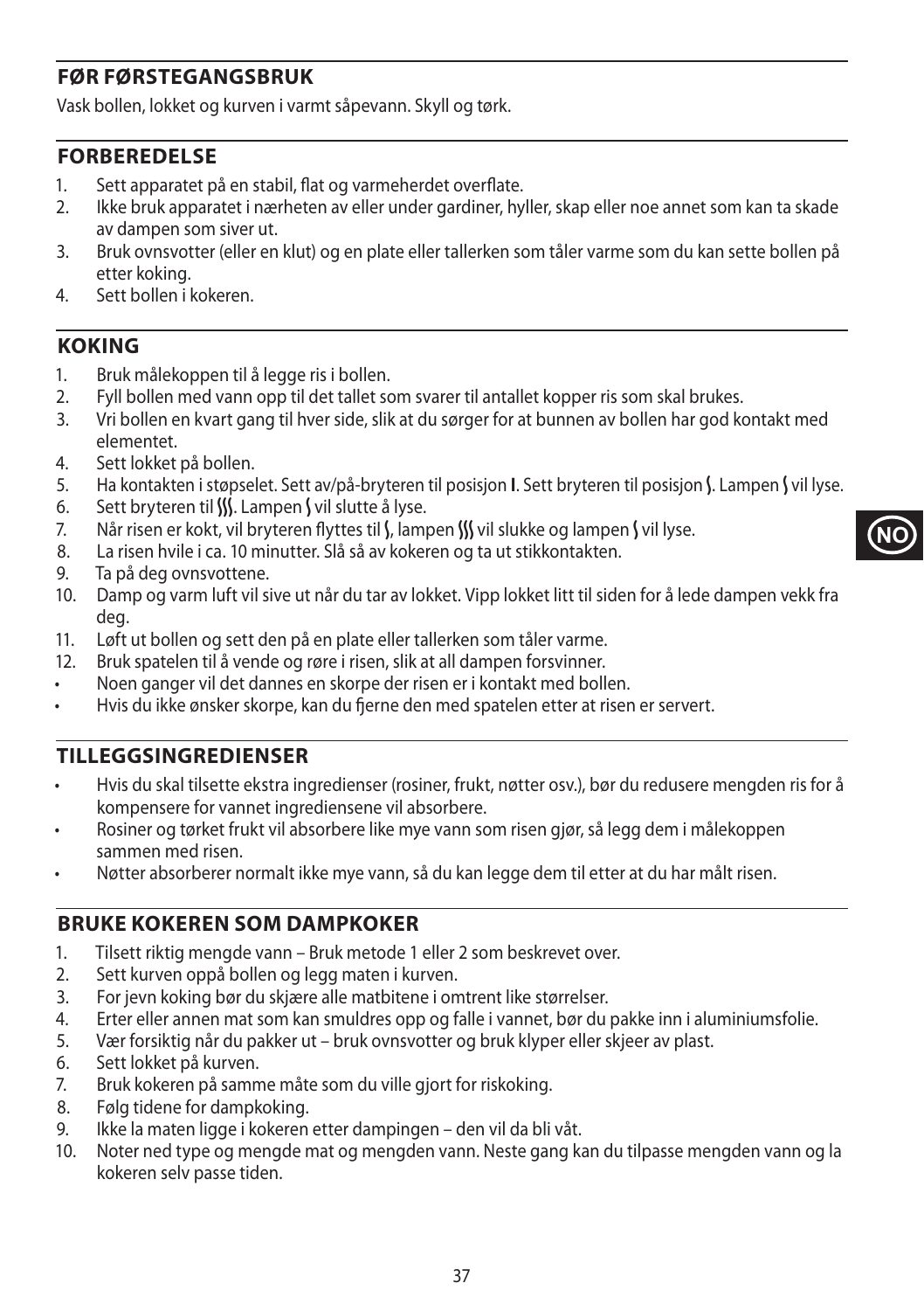## FØR FØRSTEGANGSBRUK

Vask bollen, lokket og kurven i varmt såpevann. Skyll og tørk.

## FORBEREDELSE

1. Sett apparatet på en stabil, flat og varmeherdet overflate.
2. Ikke bruk apparatet i nærheten av eller under gardiner, hyller, skap eller noe annet som kan ta skade av dampen som siver ut.
3. Bruk ovnsvotter (eller en klut) og en plate eller tallerken som tåler varme som du kan sette bollen på etter koking.
4. Sett bollen i kokeren.

## KOKING

1. Bruk målekoppen til å legge ris i bollen.
2. Fyll bollen med vann opp til det tallet som svarer til antallet kopper ris som skal brukes.
3. Vri bollen en kvart gang til hver side, slik at du sørger for at bunnen av bollen har god kontakt med elementet.
4. Sett lokket på bollen.
5. Ha kontakten i støpselet. Sett av/på-bryteren til posisjon **I**. Sett bryteren til posisjon ∫. Lampen ∫ vil lyse.
6. Sett bryteren til ∫∫∫. Lampen ∫ vil slutte å lyse.
7. Når risen er kokt, vil bryteren flyttes til ∫, lampen ∫∫∫ vil slukke og lampen ∫ vil lyse.
8. La risen hvile i ca. 10 minutter. Slå så av kokeren og ta ut stikkontakten.
9. Ta på deg ovnsvottene.
10. Damp og varm luft vil sive ut når du tar av lokket. Vipp lokket litt til siden for å lede dampen vekk fra deg.
11. Løft ut bollen og sett den på en plate eller tallerken som tåler varme.
12. Bruk spatelen til å vende og røre i risen, slik at all dampen forsvinner.

- Noen ganger vil det dannes en skorpe der risen er i kontakt med bollen.
- Hvis du ikke ønsker skorpe, kan du fjerne den med spatelen etter at risen er servert.

## TILLEGGSINGREDIENSER

- Hvis du skal tilsette ekstra ingredienser (rosiner, frukt, nøtter osv.), bør du redusere mengden ris for å kompensere for vannet ingrediensene vil absorbere.
- Rosiner og tørket frukt vil absorbere like mye vann som risen gjør, så legg dem i målekoppen sammen med risen.
- Nøtter absorberer normalt ikke mye vann, så du kan legge dem til etter at du har målt risen.

## BRUKE KOKEREN SOM DAMPKOKER

1. Tilsett riktig mengde vann – Bruk metode 1 eller 2 som beskrevet over.
2. Sett kurven oppå bollen og legg maten i kurven.
3. For jevn koking bør du skjære alle matbitene i omtrent like størrelser.
4. Erter eller annen mat som kan smuldres opp og falle i vannet, bør du pakke inn i aluminiumsfolie.
5. Vær forsiktig når du pakker ut – bruk ovnsvotter og bruk klyper eller skjeer av plast.
6. Sett lokket på kurven.
7. Bruk kokeren på samme måte som du ville gjort for riskoking.
8. Følg tidene for dampkoking.
9. Ikke la maten ligge i kokeren etter dampingen – den vil da bli våt.
10. Noter ned type og mengde mat og mengden vann. Neste gang kan du tilpasse mengden vann og la kokeren selv passe tiden.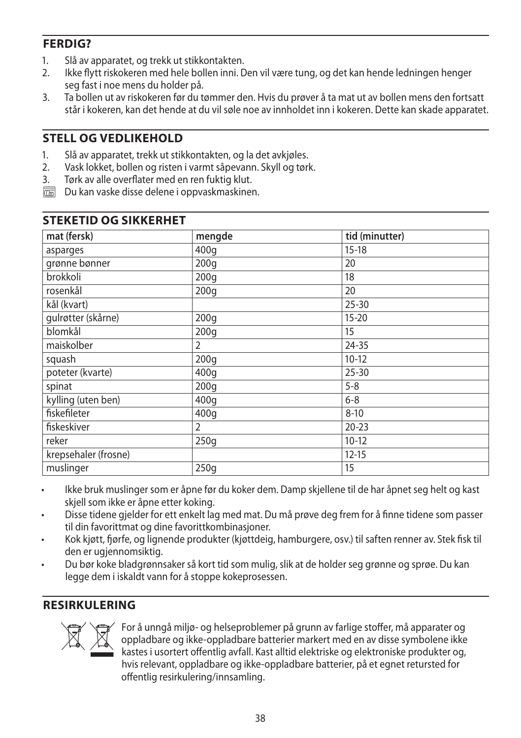## FERDIG?

1. Slå av apparatet, og trekk ut stikkontakten.
2. Ikke flytt riskokeren med hele bollen inni. Den vil være tung, og det kan hende ledningen henger seg fast i noe mens du holder på.
3. Ta bollen ut av riskokeren før du tømmer den. Hvis du prøver å ta mat ut av bollen mens den fortsatt står i kokeren, kan det hende at du vil søle noe av innholdet inn i kokeren. Dette kan skade apparatet.

## STELL OG VEDLIKEHOLD

1. Slå av apparatet, trekk ut stikkontakten, og la det avkjøles.
2. Vask lokket, bollen og risten i varmt såpevann. Skyll og tørk.
3. Tørk av alle overflater med en ren fuktig klut.

Du kan vaske disse delene i oppvaskmaskinen.

## STEKETID OG SIKKERHET

| mat (fersk) | mengde | tid (minutter) |
|---|---|---|
| asparges | 400g | 15-18 |
| grønne bønner | 200g | 20 |
| brokkoli | 200g | 18 |
| rosenkål | 200g | 20 |
| kål (kvart) | | 25-30 |
| gulrøtter (skårne) | 200g | 15-20 |
| blomkål | 200g | 15 |
| maiskolber | 2 | 24-35 |
| squash | 200g | 10-12 |
| poteter (kvarte) | 400g | 25-30 |
| spinat | 200g | 5-8 |
| kylling (uten ben) | 400g | 6-8 |
| fiskefileter | 400g | 8-10 |
| fiskeskiver | 2 | 20-23 |
| reker | 250g | 10-12 |
| krepsehaler (frosne) | | 12-15 |
| muslinger | 250g | 15 |

- Ikke bruk muslinger som er åpne før du koker dem. Damp skjellene til de har åpnet seg helt og kast skjell som ikke er åpne etter koking.
- Disse tidene gjelder for ett enkelt lag med mat. Du må prøve deg frem for å finne tidene som passer til din favorittmat og dine favorittkombinasjoner.
- Kok kjøtt, fjørfe, og lignende produkter (kjøttdeig, hamburgere, osv.) til saften renner av. Stek fisk til den er ugjennomsiktig.
- Du bør koke bladgrønnsaker så kort tid som mulig, slik at de holder seg grønne og sprøe. Du kan legge dem i iskaldt vann for å stoppe kokeprosessen.

## RESIRKULERING

For å unngå miljø- og helseproblemer på grunn av farlige stoffer, må apparater og oppladbare og ikke-oppladbare batterier markert med en av disse symbolene ikke kastes i usortert offentlig avfall. Kast alltid elektriske og elektroniske produkter og, hvis relevant, oppladbare og ikke-oppladbare batterier, på et egnet retursted for offentlig resirkulering/innsamling.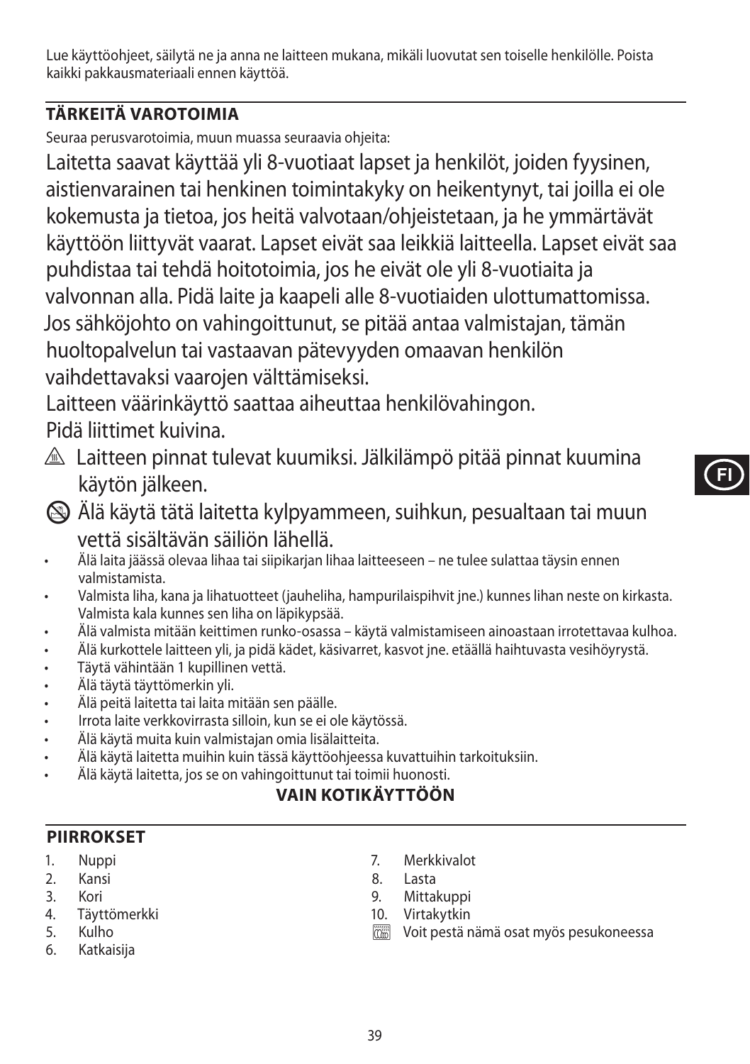Lue käyttöohjeet, säilytä ne ja anna ne laitteen mukana, mikäli luovutat sen toiselle henkilölle. Poista kaikki pakkausmateriaali ennen käyttöä.

## TÄRKEITÄ VAROTOIMIA

Seuraa perusvarotoimia, muun muassa seuraavia ohjeita:

Laitetta saavat käyttää yli 8-vuotiaat lapset ja henkilöt, joiden fyysinen, aistienvarainen tai henkinen toimintakyky on heikentynyt, tai joilla ei ole kokemusta ja tietoa, jos heitä valvotaan/ohjeistetaan, ja he ymmärtävät käyttöön liittyvät vaarat. Lapset eivät saa leikkiä laitteella. Lapset eivät saa puhdistaa tai tehdä hoitotoimia, jos he eivät ole yli 8-vuotiaita ja valvonnan alla. Pidä laite ja kaapeli alle 8-vuotiaiden ulottumattomissa.

Jos sähköjohto on vahingoittunut, se pitää antaa valmistajan, tämän huoltopalvelun tai vastaavan pätevyyden omaavan henkilön vaihdettavaksi vaarojen välttämiseksi.

Laitteen väärinkäyttö saattaa aiheuttaa henkilövahingon.

Pidä liittimet kuivina.

⚠ Laitteen pinnat tulevat kuumiksi. Jälkilämpö pitää pinnat kuumina käytön jälkeen.

⦸ Älä käytä tätä laitetta kylpyammeen, suihkun, pesualtaan tai muun vettä sisältävän säiliön lähellä.

- Älä laita jäässä olevaa lihaa tai siipikarjan lihaa laitteeseen – ne tulee sulattaa täysin ennen valmistamista.
- Valmista liha, kana ja lihatuotteet (jauheliha, hampurilaispihvit jne.) kunnes lihan neste on kirkasta. Valmista kala kunnes sen liha on läpikypsää.
- Älä valmista mitään keittimen runko-osassa – käytä valmistamiseen ainoastaan irrotettavaa kulhoa.
- Älä kurkottele laitteen yli, ja pidä kädet, käsivarret, kasvot jne. etäällä haihtuvasta vesihöyrystä.
- Täytä vähintään 1 kupillinen vettä.
- Älä täytä täyttömerkin yli.
- Älä peitä laitetta tai laita mitään sen päälle.
- Irrota laite verkkovirrasta silloin, kun se ei ole käytössä.
- Älä käytä muita kuin valmistajan omia lisälaitteita.
- Älä käytä laitetta muihin kuin tässä käyttöohjeessa kuvattuihin tarkoituksiin.
- Älä käytä laitetta, jos se on vahingoittunut tai toimii huonosti.

**VAIN KOTIKÄYTTÖÖN**

## PIIRROKSET

1. Nuppi
2. Kansi
3. Kori
4. Täyttömerkki
5. Kulho
6. Katkaisija
7. Merkkivalot
8. Lasta
9. Mittakuppi
10. Virtakytkin

Voit pestä nämä osat myös pesukoneessa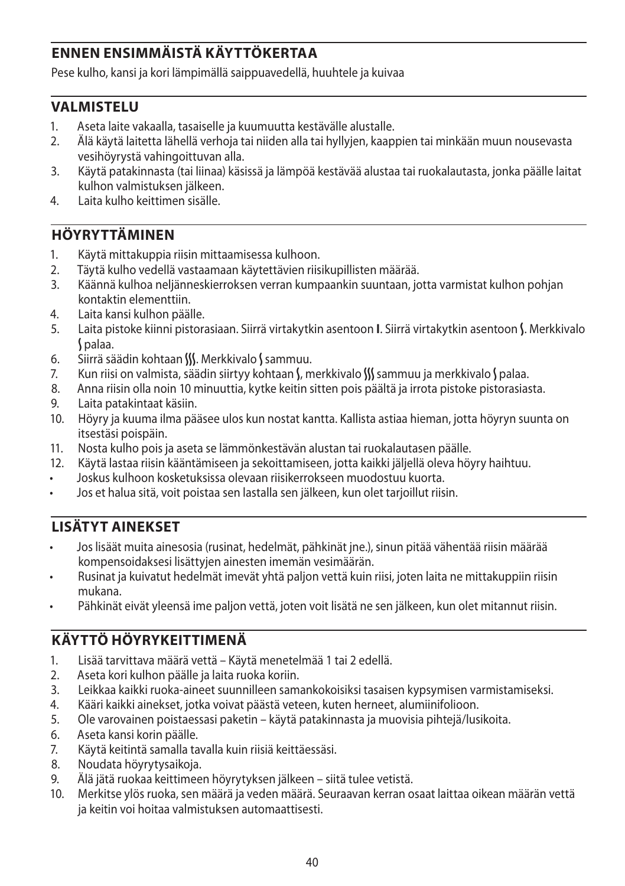## ENNEN ENSIMMÄISTÄ KÄYTTÖKERTAA

Pese kulho, kansi ja kori lämpimällä saippuavedellä, huuhtele ja kuivaa

## VALMISTELU

1. Aseta laite vakaalla, tasaiselle ja kuumuutta kestävälle alustalle.
2. Älä käytä laitetta lähellä verhoja tai niiden alla tai hyllyjen, kaappien tai minkään muun nousevasta vesihöyrystä vahingoittuvan alla.
3. Käytä patakinnasta (tai liinaa) käsissä ja lämpöä kestävää alustaa tai ruokalautasta, jonka päälle laitat kulhon valmistuksen jälkeen.
4. Laita kulho keittimen sisälle.

## HÖYRYTTÄMINEN

1. Käytä mittakuppia riisin mittaamisessa kulhoon.
2. Täytä kulho vedellä vastaamaan käytettävien riisikupillisten määrää.
3. Käännä kulhoa neljänneskierroksen verran kumpaankin suuntaan, jotta varmistat kulhon pohjan kontaktin elementtiin.
4. Laita kansi kulhon päälle.
5. Laita pistoke kiinni pistorasiaan. Siirrä virtakytkin asentoon **I**. Siirrä virtakytkin asentoon ∫. Merkkivalo ∫ palaa.
6. Siirrä säädin kohtaan ∫∫∫. Merkkivalo ∫ sammuu.
7. Kun riisi on valmista, säädin siirtyy kohtaan ∫, merkkivalo ∫∫∫ sammuu ja merkkivalo ∫ palaa.
8. Anna riisin olla noin 10 minuuttia, kytke keitin sitten pois päältä ja irrota pistoke pistorasiasta.
9. Laita patakintaat käsiin.
10. Höyry ja kuuma ilma pääsee ulos kun nostat kantta. Kallista astiaa hieman, jotta höyryn suunta on itsestäsi poispäin.
11. Nosta kulho pois ja aseta se lämmönkestävän alustan tai ruokalautasen päälle.
12. Käytä lastaa riisin kääntämiseen ja sekoittamiseen, jotta kaikki jäljellä oleva höyry haihtuu.

- Joskus kulhoon kosketuksissa olevaan riisikerrokseen muodostuu kuorta.
- Jos et halua sitä, voit poistaa sen lastalla sen jälkeen, kun olet tarjoillut riisin.

## LISÄTYT AINEKSET

- Jos lisäät muita ainesosia (rusinat, hedelmät, pähkinät jne.), sinun pitää vähentää riisin määrää kompensoidaksesi lisättyjen ainesten imemän vesimäärän.
- Rusinat ja kuivatut hedelmät imevät yhtä paljon vettä kuin riisi, joten laita ne mittakuppiin riisin mukana.
- Pähkinät eivät yleensä ime paljon vettä, joten voit lisätä ne sen jälkeen, kun olet mitannut riisin.

## KÄYTTÖ HÖYRYKEITTIMENÄ

1. Lisää tarvittava määrä vettä – Käytä menetelmää 1 tai 2 edellä.
2. Aseta kori kulhon päälle ja laita ruoka koriin.
3. Leikkaa kaikki ruoka-aineet suunnilleen samankokoisiksi tasaisen kypsymisen varmistamiseksi.
4. Kääri kaikki ainekset, jotka voivat päästä veteen, kuten herneet, alumiinifolioon.
5. Ole varovainen poistaessasi paketin – käytä patakinnasta ja muovisia pihtejä/lusikoita.
6. Aseta kansi korin päälle.
7. Käytä keitintä samalla tavalla kuin riisiä keittäessäsi.
8. Noudata höyrytysaikoja.
9. Älä jätä ruokaa keittimeen höyrytyksen jälkeen – siitä tulee vetistä.
10. Merkitse ylös ruoka, sen määrä ja veden määrä. Seuraavan kerran osaat laittaa oikean määrän vettä ja keitin voi hoitaa valmistuksen automaattisesti.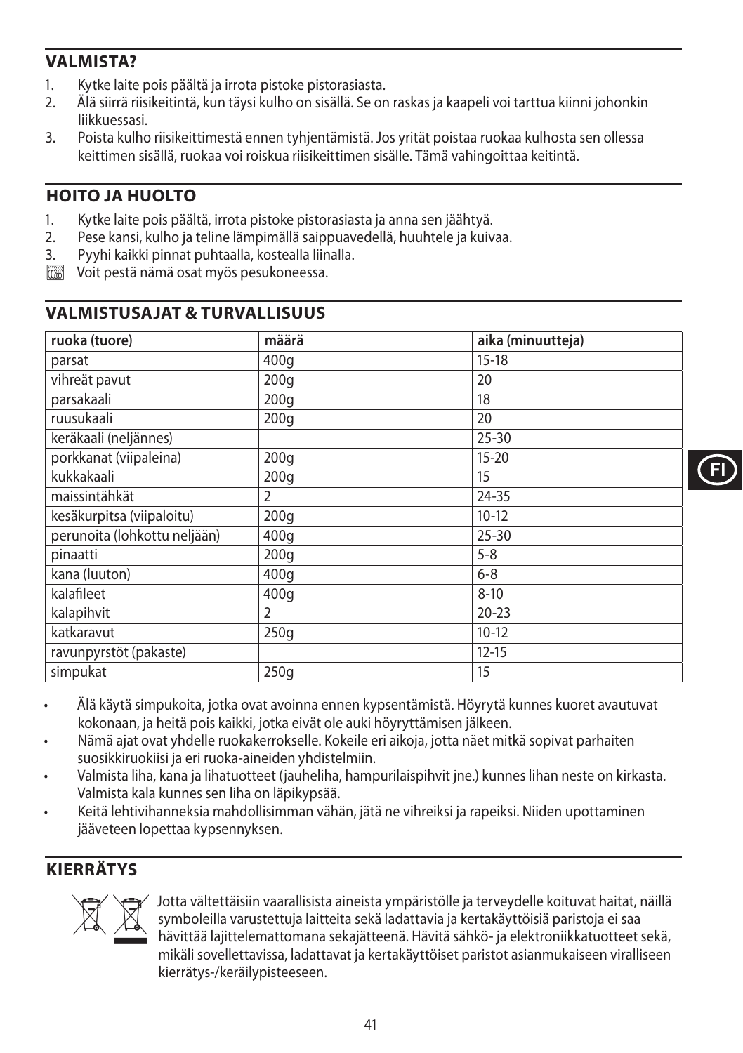## VALMISTA?

1. Kytke laite pois päältä ja irrota pistoke pistorasiasta.
2. Älä siirrä riisikeitintä, kun täysi kulho on sisällä. Se on raskas ja kaapeli voi tarttua kiinni johonkin liikkuessasi.
3. Poista kulho riisikeittimestä ennen tyhjentämistä. Jos yrität poistaa ruokaa kulhosta sen ollessa keittimen sisällä, ruokaa voi roiskua riisikeittimen sisälle. Tämä vahingoittaa keitintä.

## HOITO JA HUOLTO

1. Kytke laite pois päältä, irrota pistoke pistorasiasta ja anna sen jäähtyä.
2. Pese kansi, kulho ja teline lämpimällä saippuavedellä, huuhtele ja kuivaa.
3. Pyyhi kaikki pinnat puhtaalla, kostealla liinalla.

Voit pestä nämä osat myös pesukoneessa.

## VALMISTUSAJAT & TURVALLISUUS

| ruoka (tuore) | määrä | aika (minuutteja) |
|---|---|---|
| parsat | 400g | 15-18 |
| vihreät pavut | 200g | 20 |
| parsakaali | 200g | 18 |
| ruusukaali | 200g | 20 |
| keräkaali (neljännes) | | 25-30 |
| porkkanat (viipaleina) | 200g | 15-20 |
| kukkakaali | 200g | 15 |
| maissintähkät | 2 | 24-35 |
| kesäkurpitsa (viipaloitu) | 200g | 10-12 |
| perunoita (lohkottu neljään) | 400g | 25-30 |
| pinaatti | 200g | 5-8 |
| kana (luuton) | 400g | 6-8 |
| kalafileet | 400g | 8-10 |
| kalapihvit | 2 | 20-23 |
| katkaravut | 250g | 10-12 |
| ravunpyrstöt (pakaste) | | 12-15 |
| simpukat | 250g | 15 |

- Älä käytä simpukoita, jotka ovat avoinna ennen kypsentämistä. Höyrytä kunnes kuoret avautuvat kokonaan, ja heitä pois kaikki, jotka eivät ole auki höyryttämisen jälkeen.
- Nämä ajat ovat yhdelle ruokakerrokselle. Kokeile eri aikoja, jotta näet mitkä sopivat parhaiten suosikkiruokiisi ja eri ruoka-aineiden yhdistelmiin.
- Valmista liha, kana ja lihatuotteet (jauheliha, hampurilaispihvit jne.) kunnes lihan neste on kirkasta. Valmista kala kunnes sen liha on läpikypsää.
- Keitä lehtivihanneksia mahdollisimman vähän, jätä ne vihreiksi ja rapeiksi. Niiden upottaminen jääveteen lopettaa kypsennyksen.

## KIERRÄTYS

Jotta vältettäisiin vaarallisista aineista ympäristölle ja terveydelle koituvat haitat, näillä symboleilla varustettuja laitteita sekä ladattavia ja kertakäyttöisiä paristoja ei saa hävittää lajittelemattomana sekajätteenä. Hävitä sähkö- ja elektroniikkatuotteet sekä, mikäli sovellettavissa, ladattavat ja kertakäyttöiset paristot asianmukaiseen viralliseen kierrätys-/keräilypisteeseen.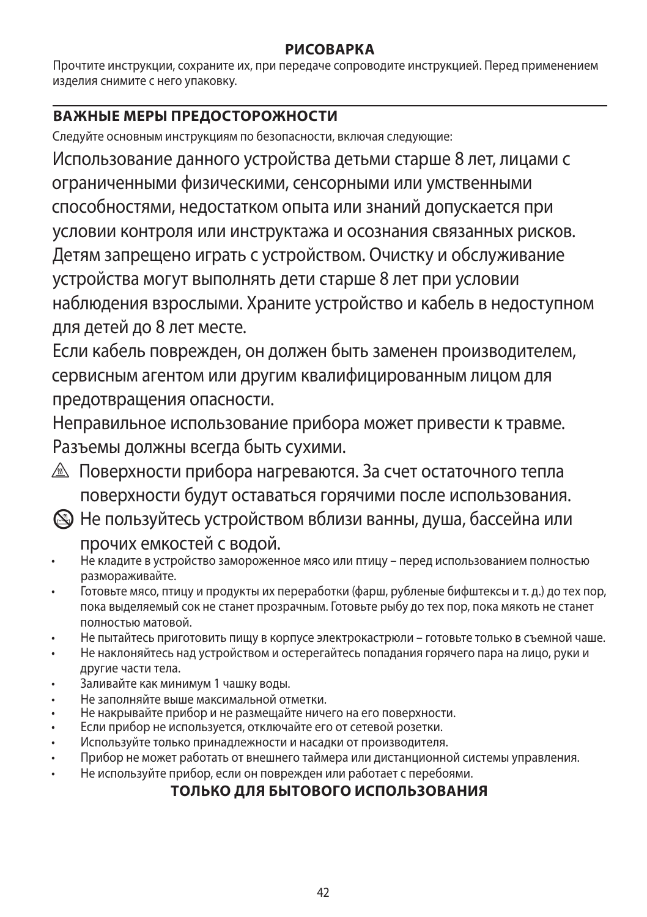## РИСОВАРКА

Прочтите инструкции, сохраните их, при передаче сопроводите инструкцией. Перед применением изделия снимите с него упаковку.

### ВАЖНЫЕ МЕРЫ ПРЕДОСТОРОЖНОСТИ

Следуйте основным инструкциям по безопасности, включая следующие:

Использование данного устройства детьми старше 8 лет, лицами с ограниченными физическими, сенсорными или умственными способностями, недостатком опыта или знаний допускается при условии контроля или инструктажа и осознания связанных рисков. Детям запрещено играть с устройством. Очистку и обслуживание устройства могут выполнять дети старше 8 лет при условии наблюдения взрослыми. Храните устройство и кабель в недоступном для детей до 8 лет месте.

Если кабель поврежден, он должен быть заменен производителем, сервисным агентом или другим квалифицированным лицом для предотвращения опасности.

Неправильное использование прибора может привести к травме.

Разъемы должны всегда быть сухими.

⚠ Поверхности прибора нагреваются. За счет остаточного тепла поверхности будут оставаться горячими после использования.

🚫 Не пользуйтесь устройством вблизи ванны, душа, бассейна или прочих емкостей с водой.

- Не кладите в устройство замороженное мясо или птицу – перед использованием полностью размораживайте.
- Готовьте мясо, птицу и продукты их переработки (фарш, рубленые бифштексы и т. д.) до тех пор, пока выделяемый сок не станет прозрачным. Готовьте рыбу до тех пор, пока мякоть не станет полностью матовой.
- Не пытайтесь приготовить пищу в корпусе электрокастрюли – готовьте только в съемной чаше.
- Не наклоняйтесь над устройством и остерегайтесь попадания горячего пара на лицо, руки и другие части тела.
- Заливайте как минимум 1 чашку воды.
- Не заполняйте выше максимальной отметки.
- Не накрывайте прибор и не размещайте ничего на его поверхности.
- Если прибор не используется, отключайте его от сетевой розетки.
- Используйте только принадлежности и насадки от производителя.
- Прибор не может работать от внешнего таймера или дистанционной системы управления.
- Не используйте прибор, если он поврежден или работает с перебоями.

**ТОЛЬКО ДЛЯ БЫТОВОГО ИСПОЛЬЗОВАНИЯ**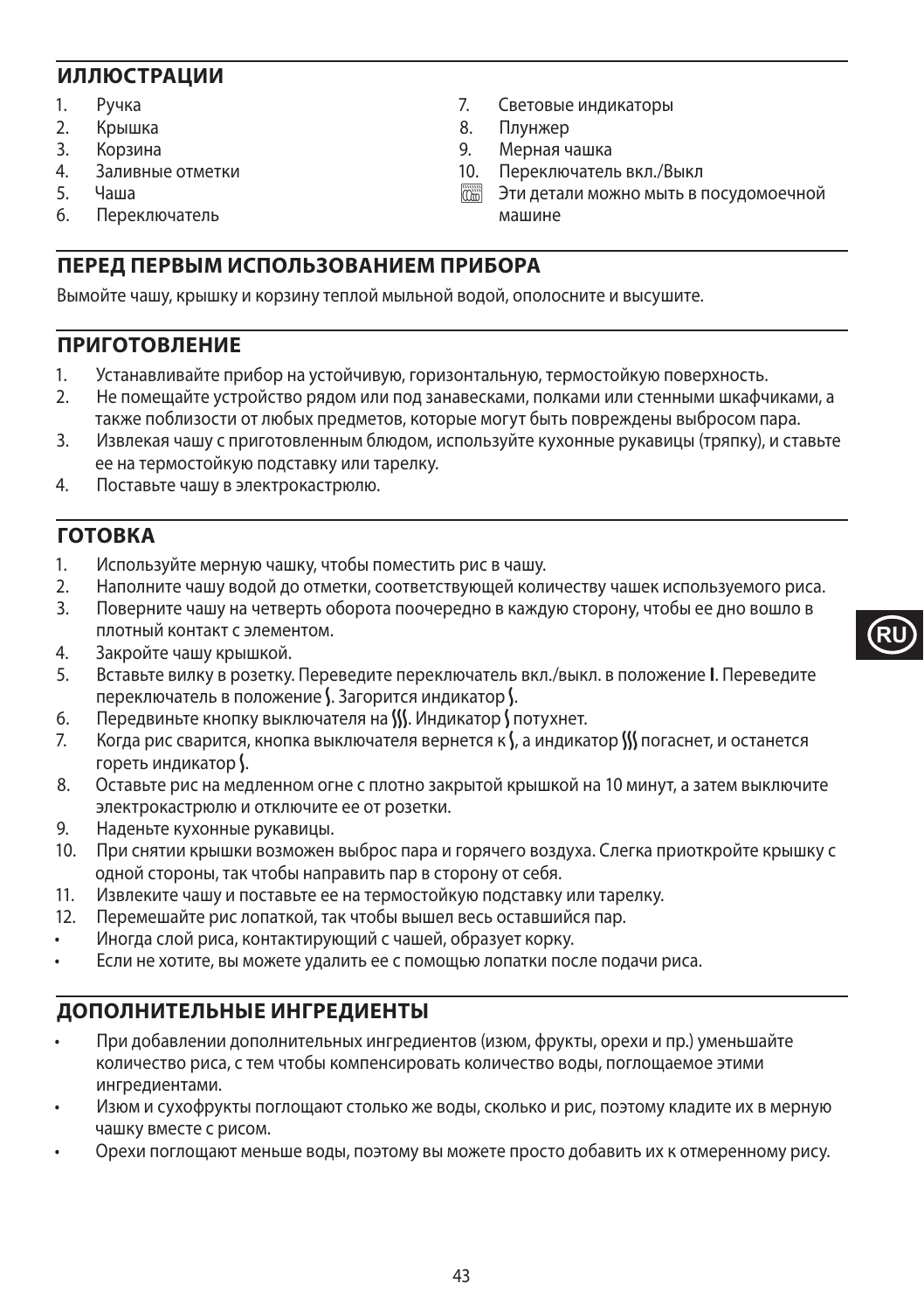## ИЛЛЮСТРАЦИИ

1. Ручка
2. Крышка
3. Корзина
4. Заливные отметки
5. Чаша
6. Переключатель
7. Световые индикаторы
8. Плунжер
9. Мерная чашка
10. Переключатель вкл./Выкл

Эти детали можно мыть в посудомоечной машине

## ПЕРЕД ПЕРВЫМ ИСПОЛЬЗОВАНИЕМ ПРИБОРА

Вымойте чашу, крышку и корзину теплой мыльной водой, ополосните и высушите.

## ПРИГОТОВЛЕНИЕ

1. Устанавливайте прибор на устойчивую, горизонтальную, термостойкую поверхность.
2. Не помещайте устройство рядом или под занавесками, полками или стенными шкафчиками, а также поблизости от любых предметов, которые могут быть повреждены выбросом пара.
3. Извлекая чашу с приготовленным блюдом, используйте кухонные рукавицы (тряпку), и ставьте ее на термостойкую подставку или тарелку.
4. Поставьте чашу в электрокастрюлю.

## ГОТОВКА

1. Используйте мерную чашку, чтобы поместить рис в чашу.
2. Наполните чашу водой до отметки, соответствующей количеству чашек используемого риса.
3. Поверните чашу на четверть оборота поочередно в каждую сторону, чтобы ее дно вошло в плотный контакт с элементом.
4. Закройте чашу крышкой.
5. Вставьте вилку в розетку. Переведите переключатель вкл./выкл. в положение **I**. Переведите переключатель в положение ⟆. Загорится индикатор ⟆.
6. Передвиньте кнопку выключателя на ⟆⟆⟆. Индикатор ⟆ потухнет.
7. Когда рис сварится, кнопка выключателя вернется к ⟆, а индикатор ⟆⟆⟆ погаснет, и останется гореть индикатор ⟆.
8. Оставьте рис на медленном огне с плотно закрытой крышкой на 10 минут, а затем выключите электрокастрюлю и отключите ее от розетки.
9. Наденьте кухонные рукавицы.
10. При снятии крышки возможен выброс пара и горячего воздуха. Слегка приоткройте крышку с одной стороны, так чтобы направить пар в сторону от себя.
11. Извлеките чашу и поставьте ее на термостойкую подставку или тарелку.
12. Перемешайте рис лопаткой, так чтобы вышел весь оставшийся пар.

- Иногда слой риса, контактирующий с чашей, образует корку.
- Если не хотите, вы можете удалить ее с помощью лопатки после подачи риса.

## ДОПОЛНИТЕЛЬНЫЕ ИНГРЕДИЕНТЫ

- При добавлении дополнительных ингредиентов (изюм, фрукты, орехи и пр.) уменьшайте количество риса, с тем чтобы компенсировать количество воды, поглощаемое этими ингредиентами.
- Изюм и сухофрукты поглощают столько же воды, сколько и рис, поэтому кладите их в мерную чашку вместе с рисом.
- Орехи поглощают меньше воды, поэтому вы можете просто добавить их к отмеренному рису.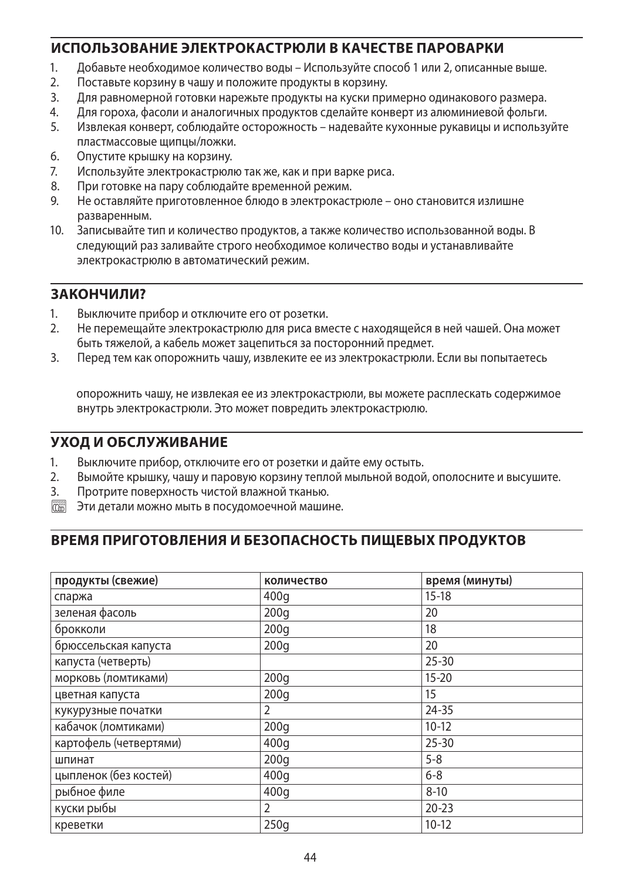## ИСПОЛЬЗОВАНИЕ ЭЛЕКТРОКАСТРЮЛИ В КАЧЕСТВЕ ПАРОВАРКИ

1. Добавьте необходимое количество воды – Используйте способ 1 или 2, описанные выше.
2. Поставьте корзину в чашу и положите продукты в корзину.
3. Для равномерной готовки нарежьте продукты на куски примерно одинакового размера.
4. Для гороха, фасоли и аналогичных продуктов сделайте конверт из алюминиевой фольги.
5. Извлекая конверт, соблюдайте осторожность – надевайте кухонные рукавицы и используйте пластмассовые щипцы/ложки.
6. Опустите крышку на корзину.
7. Используйте электрокастрюлю так же, как и при варке риса.
8. При готовке на пару соблюдайте временной режим.
9. Не оставляйте приготовленное блюдо в электрокастрюле – оно становится излишне разваренным.
10. Записывайте тип и количество продуктов, а также количество использованной воды. В следующий раз заливайте строго необходимое количество воды и устанавливайте электрокастрюлю в автоматический режим.

## ЗАКОНЧИЛИ?

1. Выключите прибор и отключите его от розетки.
2. Не перемещайте электрокастрюлю для риса вместе с находящейся в ней чашей. Она может быть тяжелой, а кабель может зацепиться за посторонний предмет.
3. Перед тем как опорожнить чашу, извлеките ее из электрокастрюли. Если вы попытаетесь опорожнить чашу, не извлекая ее из электрокастрюли, вы можете расплескать содержимое внутрь электрокастрюли. Это может повредить электрокастрюлю.

## УХОД И ОБСЛУЖИВАНИЕ

1. Выключите прибор, отключите его от розетки и дайте ему остыть.
2. Вымойте крышку, чашу и паровую корзину теплой мыльной водой, ополосните и высушите.
3. Протрите поверхность чистой влажной тканью.

Эти детали можно мыть в посудомоечной машине.

## ВРЕМЯ ПРИГОТОВЛЕНИЯ И БЕЗОПАСНОСТЬ ПИЩЕВЫХ ПРОДУКТОВ

| продукты (свежие) | количество | время (минуты) |
|---|---|---|
| спаржа | 400g | 15-18 |
| зеленая фасоль | 200g | 20 |
| брокколи | 200g | 18 |
| брюссельская капуста | 200g | 20 |
| капуста (четверть) | | 25-30 |
| морковь (ломтиками) | 200g | 15-20 |
| цветная капуста | 200g | 15 |
| кукурузные початки | 2 | 24-35 |
| кабачок (ломтиками) | 200g | 10-12 |
| картофель (четвертями) | 400g | 25-30 |
| шпинат | 200g | 5-8 |
| цыпленок (без костей) | 400g | 6-8 |
| рыбное филе | 400g | 8-10 |
| куски рыбы | 2 | 20-23 |
| креветки | 250g | 10-12 |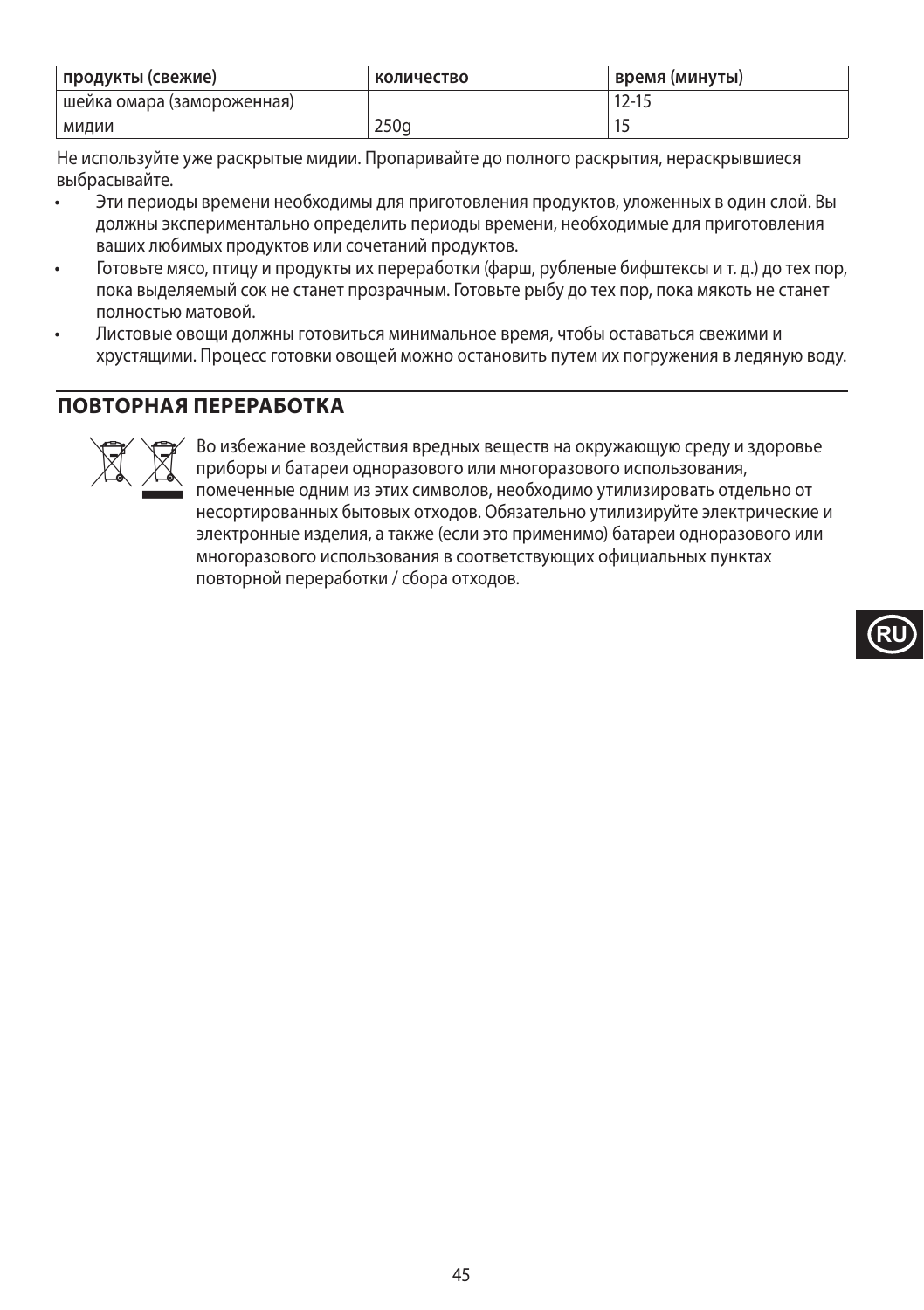| продукты (свежие) | количество | время (минуты) |
|---|---|---|
| шейка омара (замороженная) | | 12-15 |
| мидии | 250g | 15 |

Не используйте уже раскрытые мидии. Пропаривайте до полного раскрытия, нераскрывшиеся выбрасывайте.

- Эти периоды времени необходимы для приготовления продуктов, уложенных в один слой. Вы должны экспериментально определить периоды времени, необходимые для приготовления ваших любимых продуктов или сочетаний продуктов.
- Готовьте мясо, птицу и продукты их переработки (фарш, рубленые бифштексы и т. д.) до тех пор, пока выделяемый сок не станет прозрачным. Готовьте рыбу до тех пор, пока мякоть не станет полностью матовой.
- Листовые овощи должны готовиться минимальное время, чтобы оставаться свежими и хрустящими. Процесс готовки овощей можно остановить путем их погружения в ледяную воду.

## ПОВТОРНАЯ ПЕРЕРАБОТКА

Во избежание воздействия вредных веществ на окружающую среду и здоровье приборы и батареи одноразового или многоразового использования, помеченные одним из этих символов, необходимо утилизировать отдельно от несортированных бытовых отходов. Обязательно утилизируйте электрические и электронные изделия, а также (если это применимо) батареи одноразового или многоразового использования в соответствующих официальных пунктах повторной переработки / сбора отходов.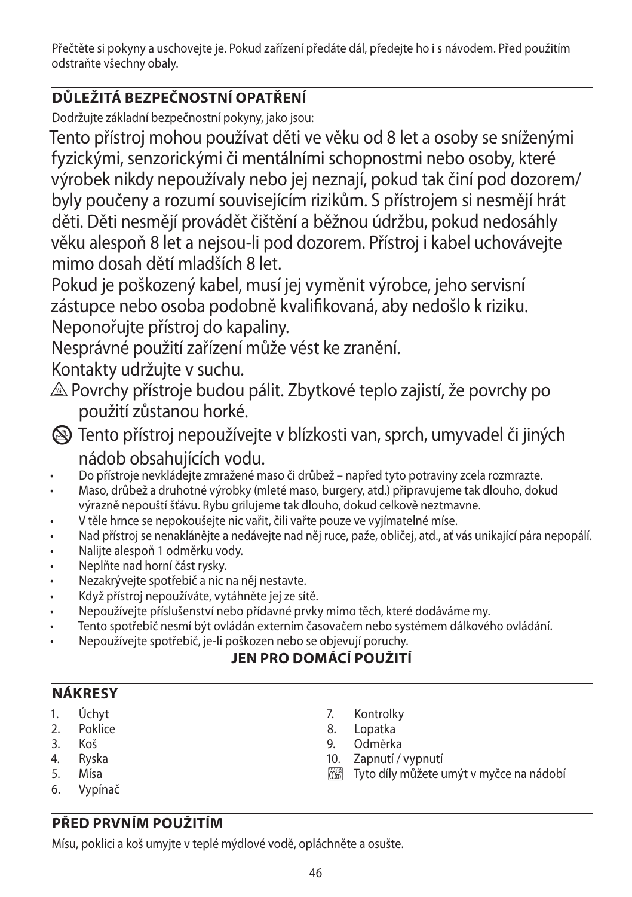Přečtěte si pokyny a uschovejte je. Pokud zařízení předáte dál, předejte ho i s návodem. Před použitím odstraňte všechny obaly.

## DŮLEŽITÁ BEZPEČNOSTNÍ OPATŘENÍ

Dodržujte základní bezpečnostní pokyny, jako jsou:

Tento přístroj mohou používat děti ve věku od 8 let a osoby se sníženými fyzickými, senzorickými či mentálními schopnostmi nebo osoby, které výrobek nikdy nepoužívaly nebo jej neznají, pokud tak činí pod dozorem/ byly poučeny a rozumí souvisejícím rizikům. S přístrojem si nesmějí hrát děti. Děti nesmějí provádět čištění a běžnou údržbu, pokud nedosáhly věku alespoň 8 let a nejsou-li pod dozorem. Přístroj i kabel uchovávejte mimo dosah dětí mladších 8 let.

Pokud je poškozený kabel, musí jej vyměnit výrobce, jeho servisní zástupce nebo osoba podobně kvalifikovaná, aby nedošlo k riziku.

Neponořujte přístroj do kapaliny.

Nesprávné použití zařízení může vést ke zranění.

Kontakty udržujte v suchu.

⚠ Povrchy přístroje budou pálit. Zbytkové teplo zajistí, že povrchy po použití zůstanou horké.

⃠ Tento přístroj nepoužívejte v blízkosti van, sprch, umyvadel či jiných nádob obsahujících vodu.

- Do přístroje nevkládejte zmražené maso či drůbež – napřed tyto potraviny zcela rozmrazte.
- Maso, drůbež a druhotné výrobky (mleté maso, burgery, atd.) připravujeme tak dlouho, dokud výrazně nepouští šťávu. Rybu grilujeme tak dlouho, dokud celkově neztmavne.
- V těle hrnce se nepokoušejte nic vařit, čili vařte pouze ve vyjímatelné míse.
- Nad přístroj se nenaklánějte a nedávejte nad něj ruce, paže, obličej, atd., ať vás unikající pára nepopálí.
- Nalijte alespoň 1 odměrku vody.
- Neplňte nad horní část rysky.
- Nezakrývejte spotřebič a nic na něj nestavte.
- Když přístroj nepoužíváte, vytáhněte jej ze sítě.
- Nepoužívejte příslušenství nebo přídavné prvky mimo těch, které dodáváme my.
- Tento spotřebič nesmí být ovládán externím časovačem nebo systémem dálkového ovládání.
- Nepoužívejte spotřebič, je-li poškozen nebo se objevují poruchy.

**JEN PRO DOMÁCÍ POUŽITÍ**

## NÁKRESY

1. Úchyt
2. Poklice
3. Koš
4. Ryska
5. Mísa
6. Vypínač
7. Kontrolky
8. Lopatka
9. Odměrka
10. Zapnutí / vypnutí

Tyto díly můžete umýt v myčce na nádobí

## PŘED PRVNÍM POUŽITÍM

Mísu, poklici a koš umyjte v teplé mýdlové vodě, opláchněte a osušte.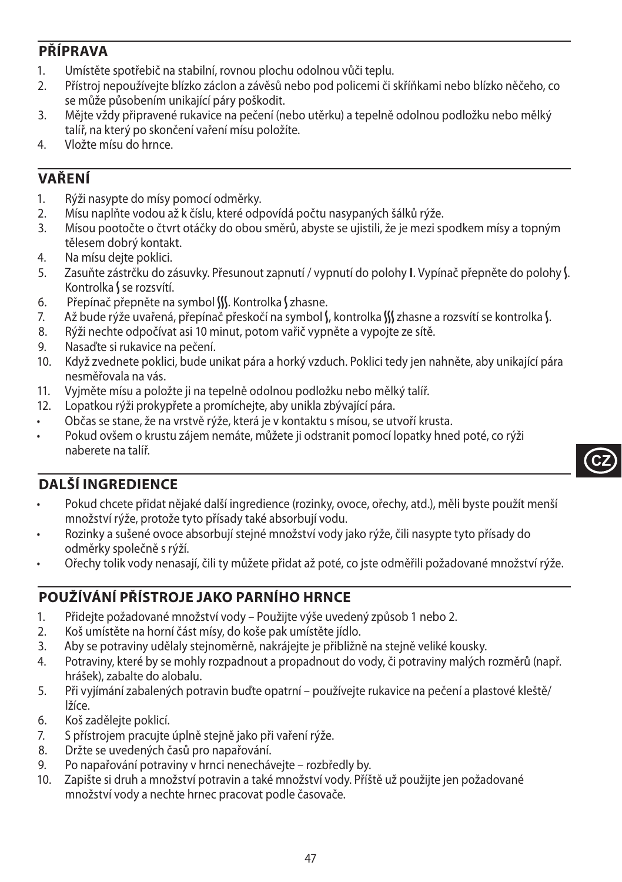## PŘÍPRAVA

1. Umístěte spotřebič na stabilní, rovnou plochu odolnou vůči teplu.
2. Přístroj nepoužívejte blízko záclon a závěsů nebo pod policemi či skříňkami nebo blízko něčeho, co se může působením unikající páry poškodit.
3. Mějte vždy připravené rukavice na pečení (nebo utěrku) a tepelně odolnou podložku nebo mělký talíř, na který po skončení vaření mísu položíte.
4. Vložte mísu do hrnce.

## VAŘENÍ

1. Rýži nasypte do mísy pomocí odměrky.
2. Mísu naplňte vodou až k číslu, které odpovídá počtu nasypaných šálků rýže.
3. Mísou pootočte o čtvrt otáčky do obou směrů, abyste se ujistili, že je mezi spodkem mísy a topným tělesem dobrý kontakt.
4. Na mísu dejte poklici.
5. Zasuňte zástrčku do zásuvky. Přesunout zapnutí / vypnutí do polohy **I**. Vypínač přepněte do polohy ʃ. Kontrolka ʃ se rozsvítí.
6. Přepínač přepněte na symbol ʃʃʃ. Kontrolka ʃ zhasne.
7. Až bude rýže uvařená, přepínač přeskočí na symbol ʃ, kontrolka ʃʃʃ zhasne a rozsvítí se kontrolka ʃ.
8. Rýži nechte odpočívat asi 10 minut, potom vařič vypněte a vypojte ze sítě.
9. Nasaďte si rukavice na pečení.
10. Když zvednete poklici, bude unikat pára a horký vzduch. Poklici tedy jen nahněte, aby unikající pára nesměřovala na vás.
11. Vyjměte mísu a položte ji na tepelně odolnou podložku nebo mělký talíř.
12. Lopatkou rýži prokypřete a promíchejte, aby unikla zbývající pára.

- Občas se stane, že na vrstvě rýže, která je v kontaktu s mísou, se utvoří krusta.
- Pokud ovšem o krustu zájem nemáte, můžete ji odstranit pomocí lopatky hned poté, co rýži naberete na talíř.

## DALŠÍ INGREDIENCE

- Pokud chcete přidat nějaké další ingredience (rozinky, ovoce, ořechy, atd.), měli byste použít menší množství rýže, protože tyto přísady také absorbují vodu.
- Rozinky a sušené ovoce absorbují stejné množství vody jako rýže, čili nasypte tyto přísady do odměrky společně s rýží.
- Ořechy tolik vody nenasají, čili ty můžete přidat až poté, co jste odměřili požadované množství rýže.

## POUŽÍVÁNÍ PŘÍSTROJE JAKO PARNÍHO HRNCE

1. Přidejte požadované množství vody – Použijte výše uvedený způsob 1 nebo 2.
2. Koš umístěte na horní část mísy, do koše pak umístěte jídlo.
3. Aby se potraviny udělaly stejnoměrně, nakrájejte je přibližně na stejně veliké kousky.
4. Potraviny, které by se mohly rozpadnout a propadnout do vody, či potraviny malých rozměrů (např. hrášek), zabalte do alobalu.
5. Při vyjímání zabalených potravin buďte opatrní – používejte rukavice na pečení a plastové kleště/ lžíce.
6. Koš zadělejte poklicí.
7. S přístrojem pracujte úplně stejně jako při vaření rýže.
8. Držte se uvedených časů pro napařování.
9. Po napařování potraviny v hrnci nenechávejte – rozbředly by.
10. Zapište si druh a množství potravin a také množství vody. Příště už použijte jen požadované množství vody a nechte hrnec pracovat podle časovače.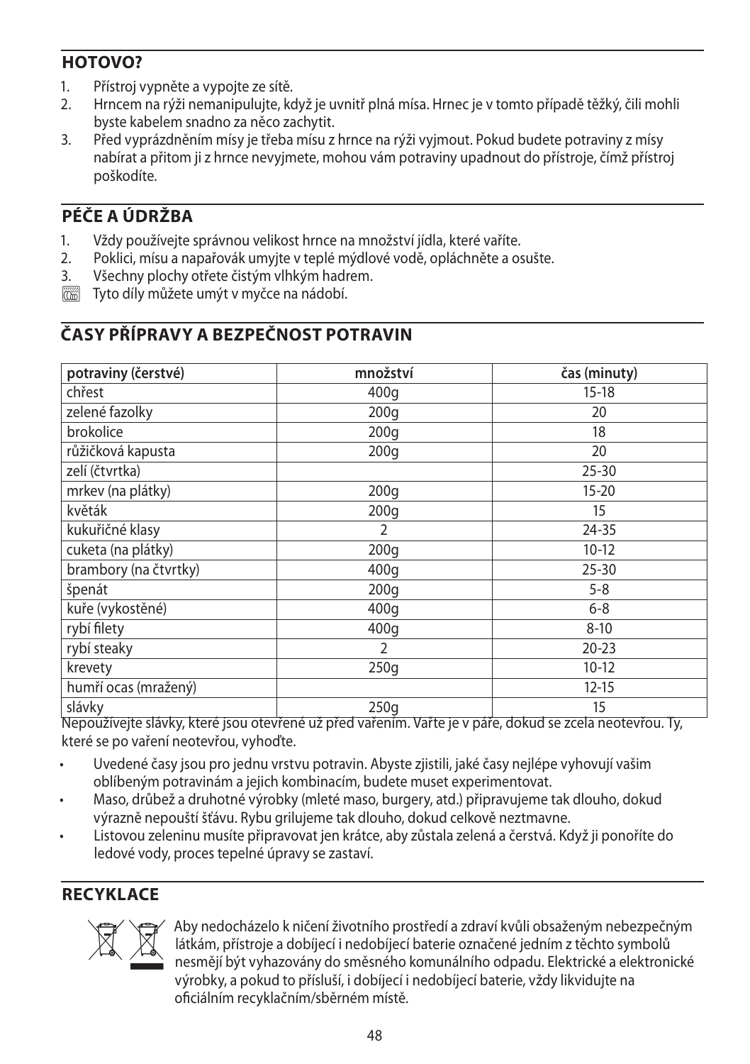## HOTOVO?

1. Přístroj vypněte a vypojte ze sítě.
2. Hrncem na rýži nemanipulujte, když je uvnitř plná mísa. Hrnec je v tomto případě těžký, čili mohli byste kabelem snadno za něco zachytit.
3. Před vyprázdněním mísy je třeba mísu z hrnce na rýži vyjmout. Pokud budete potraviny z mísy nabírat a přitom ji z hrnce nevyjmete, mohou vám potraviny upadnout do přístroje, čímž přístroj poškodíte.

## PÉČE A ÚDRŽBA

1. Vždy používejte správnou velikost hrnce na množství jídla, které vaříte.
2. Poklici, mísu a napařovák umyjte v teplé mýdlové vodě, opláchněte a osušte.
3. Všechny plochy otřete čistým vlhkým hadrem.

Tyto díly můžete umýt v myčce na nádobí.

## ČASY PŘÍPRAVY A BEZPEČNOST POTRAVIN

| potraviny (čerstvé) | množství | čas (minuty) |
|---|---|---|
| chřest | 400g | 15-18 |
| zelené fazolky | 200g | 20 |
| brokolice | 200g | 18 |
| růžičková kapusta | 200g | 20 |
| zelí (čtvrtka) | | 25-30 |
| mrkev (na plátky) | 200g | 15-20 |
| květák | 200g | 15 |
| kukuřičné klasy | 2 | 24-35 |
| cuketa (na plátky) | 200g | 10-12 |
| brambory (na čtvrtky) | 400g | 25-30 |
| špenát | 200g | 5-8 |
| kuře (vykostěné) | 400g | 6-8 |
| rybí filety | 400g | 8-10 |
| rybí steaky | 2 | 20-23 |
| krevety | 250g | 10-12 |
| humří ocas (mražený) | | 12-15 |
| slávky | 250g | 15 |

Nepoužívejte slávky, které jsou otevřené už před vařením. Vařte je v páře, dokud se zcela neotevřou. Ty, které se po vaření neotevřou, vyhoďte.

- Uvedené časy jsou pro jednu vrstvu potravin. Abyste zjistili, jaké časy nejlépe vyhovují vašim oblíbeným potravinám a jejich kombinacím, budete muset experimentovat.
- Maso, drůbež a druhotné výrobky (mleté maso, burgery, atd.) připravujeme tak dlouho, dokud výrazně nepouští šťávu. Rybu grilujeme tak dlouho, dokud celkově neztmavne.
- Listovou zeleninu musíte připravovat jen krátce, aby zůstala zelená a čerstvá. Když ji ponoříte do ledové vody, proces tepelné úpravy se zastaví.

## RECYKLACE

Aby nedocházelo k ničení životního prostředí a zdraví kvůli obsaženým nebezpečným látkám, přístroje a dobíjecí i nedobíjecí baterie označené jedním z těchto symbolů nesmějí být vyhazovány do směsného komunálního odpadu. Elektrické a elektronické výrobky, a pokud to přísluší, i dobíjecí i nedobíjecí baterie, vždy likvidujte na oficiálním recyklačním/sběrném místě.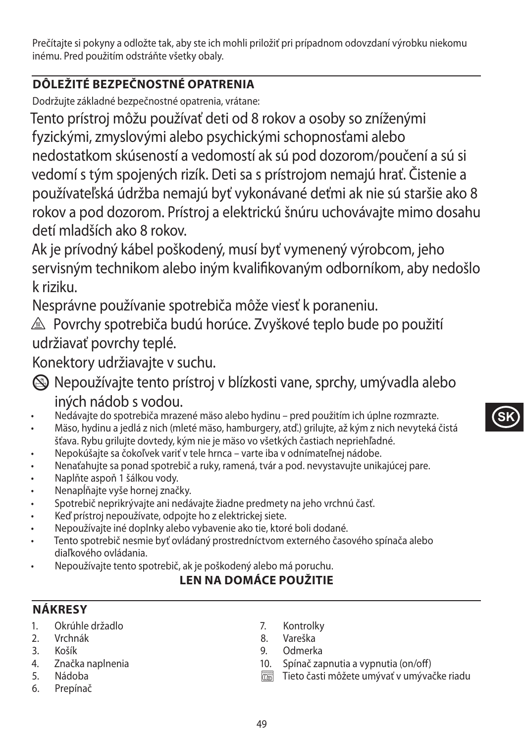Prečítajte si pokyny a odložte tak, aby ste ich mohli priložiť pri prípadnom odovzdaní výrobku niekomu inému. Pred použitím odstráňte všetky obaly.

## DÔLEŽITÉ BEZPEČNOSTNÉ OPATRENIA

Dodržujte základné bezpečnostné opatrenia, vrátane:

Tento prístroj môžu používať deti od 8 rokov a osoby so zníženými fyzickými, zmyslovými alebo psychickými schopnosťami alebo nedostatkom skúseností a vedomostí ak sú pod dozorom/poučení a sú si vedomí s tým spojených rizík. Deti sa s prístrojom nemajú hrať. Čistenie a používateľská údržba nemajú byť vykonávané deťmi ak nie sú staršie ako 8 rokov a pod dozorom. Prístroj a elektrickú šnúru uchovávajte mimo dosahu detí mladších ako 8 rokov.

Ak je prívodný kábel poškodený, musí byť vymenený výrobcom, jeho servisným technikom alebo iným kvalifikovaným odborníkom, aby nedošlo k riziku.

Nesprávne používanie spotrebiča môže viesť k poraneniu.

⚠ Povrchy spotrebiča budú horúce. Zvyškové teplo bude po použití udržiavať povrchy teplé.

Konektory udržiavajte v suchu.

🛇 Nepoužívajte tento prístroj v blízkosti vane, sprchy, umývadla alebo iných nádob s vodou.

- Nedávajte do spotrebiča mrazené mäso alebo hydinu – pred použitím ich úplne rozmrazte.
- Mäso, hydinu a jedlá z nich (mleté mäso, hamburgery, atď.) grilujte, až kým z nich nevyteká čistá šťava. Rybu grilujte dovtedy, kým nie je mäso vo všetkých častiach nepriehľadné.
- Nepokúšajte sa čokoľvek variť v tele hrnca – varte iba v odnímateľnej nádobe.
- Nenaťahujte sa ponad spotrebič a ruky, ramená, tvár a pod. nevystavujte unikajúcej pare.
- Naplňte aspoň 1 šálkou vody.
- Nenapĺňajte vyše hornej značky.
- Spotrebič neprikrývajte ani nedávajte žiadne predmety na jeho vrchnú časť.
- Keď prístroj nepoužívate, odpojte ho z elektrickej siete.
- Nepoužívajte iné doplnky alebo vybavenie ako tie, ktoré boli dodané.
- Tento spotrebič nesmie byť ovládaný prostredníctvom externého časového spínača alebo diaľkového ovládania.
- Nepoužívajte tento spotrebič, ak je poškodený alebo má poruchu.

**LEN NA DOMÁCE POUŽITIE**

## NÁKRESY

1. Okrúhle držadlo
2. Vrchnák
3. Košík
4. Značka naplnenia
5. Nádoba
6. Prepínač
7. Kontrolky
8. Vareška
9. Odmerka
10. Spínač zapnutia a vypnutia (on/off)

Tieto časti môžete umývať v umývačke riadu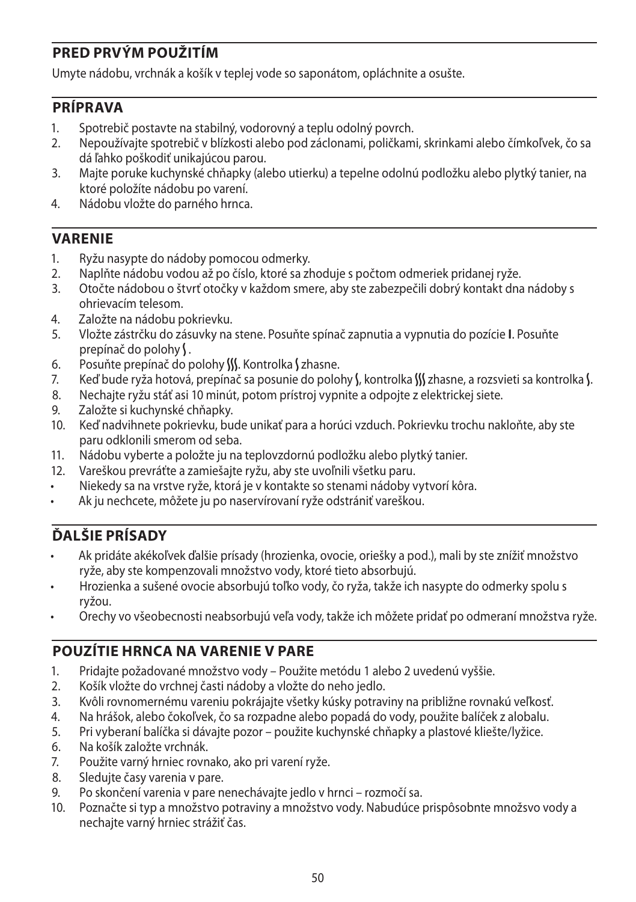## PRED PRVÝM POUŽITÍM

Umyte nádobu, vrchnák a košík v teplej vode so saponátom, opláchnite a osušte.

## PRÍPRAVA

1. Spotrebič postavte na stabilný, vodorovný a teplu odolný povrch.
2. Nepoužívajte spotrebič v blízkosti alebo pod záclonami, poličkami, skrinkami alebo čímkoľvek, čo sa dá ľahko poškodiť unikajúcou parou.
3. Majte poruke kuchynské chňapky (alebo utierku) a tepelne odolnú podložku alebo plytký tanier, na ktoré položíte nádobu po varení.
4. Nádobu vložte do parného hrnca.

## VARENIE

1. Ryžu nasypte do nádoby pomocou odmerky.
2. Naplňte nádobu vodou až po číslo, ktoré sa zhoduje s počtom odmeriek pridanej ryže.
3. Otočte nádobou o štvrť otočky v každom smere, aby ste zabezpečili dobrý kontakt dna nádoby s ohrievacím telesom.
4. Založte na nádobu pokrievku.
5. Vložte zástrčku do zásuvky na stene. Posuňte spínač zapnutia a vypnutia do pozície **I**. Posuňte prepínač do polohy ⌇.
6. Posuňte prepínač do polohy ⌇⌇⌇. Kontrolka ⌇ zhasne.
7. Keď bude ryža hotová, prepínač sa posunie do polohy ⌇, kontrolka ⌇⌇⌇ zhasne, a rozsvieti sa kontrolka ⌇.
8. Nechajte ryžu stáť asi 10 minút, potom prístroj vypnite a odpojte z elektrickej siete.
9. Založte si kuchynské chňapky.
10. Keď nadvihnete pokrievku, bude unikať para a horúci vzduch. Pokrievku trochu nakloňte, aby ste paru odklonili smerom od seba.
11. Nádobu vyberte a položte ju na teplovzdornú podložku alebo plytký tanier.
12. Vareškou prevráťte a zamiešajte ryžu, aby ste uvoľnili všetku paru.

- Niekedy sa na vrstve ryže, ktorá je v kontakte so stenami nádoby vytvorí kôra.
- Ak ju nechcete, môžete ju po naservírovaní ryže odstrániť vareškou.

## ĎALŠIE PRÍSADY

- Ak pridáte akékoľvek ďalšie prísady (hrozienka, ovocie, oriešky a pod.), mali by ste znížiť množstvo ryže, aby ste kompenzovali množstvo vody, ktoré tieto absorbujú.
- Hrozienka a sušené ovocie absorbujú toľko vody, čo ryža, takže ich nasypte do odmerky spolu s ryžou.
- Orechy vo všeobecnosti neabsorbujú veľa vody, takže ich môžete pridať po odmeraní množstva ryže.

## POUZÍTIE HRNCA NA VARENIE V PARE

1. Pridajte požadované množstvo vody – Použite metódu 1 alebo 2 uvedenú vyššie.
2. Košík vložte do vrchnej časti nádoby a vložte do neho jedlo.
3. Kvôli rovnomernému vareniu pokrájajte všetky kúsky potraviny na približne rovnakú veľkosť.
4. Na hrášok, alebo čokoľvek, čo sa rozpadne alebo popadá do vody, použite balíček z alobalu.
5. Pri vyberaní balíčka si dávajte pozor – použite kuchynské chňapky a plastové kliešte/lyžice.
6. Na košík založte vrchnák.
7. Použite varný hrniec rovnako, ako pri varení ryže.
8. Sledujte časy varenia v pare.
9. Po skončení varenia v pare nenechávajte jedlo v hrnci – rozmočí sa.
10. Poznačte si typ a množstvo potraviny a množstvo vody. Nabudúce prispôsobnte množsvo vody a nechajte varný hrniec strážiť čas.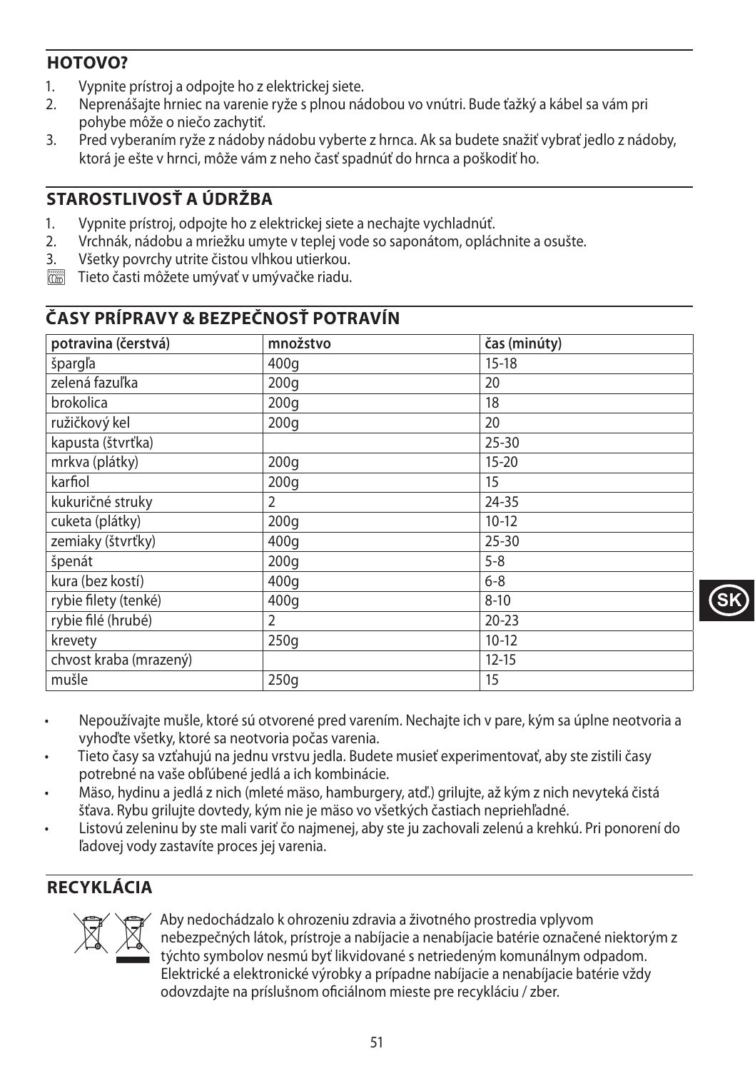## HOTOVO?

1. Vypnite prístroj a odpojte ho z elektrickej siete.
2. Neprenášajte hrniec na varenie ryže s plnou nádobou vo vnútri. Bude ťažký a kábel sa vám pri pohybe môže o niečo zachytiť.
3. Pred vyberaním ryže z nádoby nádobu vyberte z hrnca. Ak sa budete snažiť vybrať jedlo z nádoby, ktorá je ešte v hrnci, môže vám z neho časť spadnúť do hrnca a poškodiť ho.

## STAROSTLIVOSŤ A ÚDRŽBA

1. Vypnite prístroj, odpojte ho z elektrickej siete a nechajte vychladnúť.
2. Vrchnák, nádobu a mriežku umyte v teplej vode so saponátom, opláchnite a osušte.
3. Všetky povrchy utrite čistou vlhkou utierkou.

Tieto časti môžete umývať v umývačke riadu.

## ČASY PRÍPRAVY & BEZPEČNOSŤ POTRAVÍN

| potravina (čerstvá) | množstvo | čas (minúty) |
|---|---|---|
| špargľa | 400g | 15-18 |
| zelená fazuľka | 200g | 20 |
| brokolica | 200g | 18 |
| ružičkový kel | 200g | 20 |
| kapusta (štvrťka) | | 25-30 |
| mrkva (plátky) | 200g | 15-20 |
| karfiol | 200g | 15 |
| kukuričné struky | 2 | 24-35 |
| cuketa (plátky) | 200g | 10-12 |
| zemiaky (štvrťky) | 400g | 25-30 |
| špenát | 200g | 5-8 |
| kura (bez kostí) | 400g | 6-8 |
| rybie filety (tenké) | 400g | 8-10 |
| rybie filé (hrubé) | 2 | 20-23 |
| krevety | 250g | 10-12 |
| chvost kraba (mrazený) | | 12-15 |
| mušle | 250g | 15 |

- Nepoužívajte mušle, ktoré sú otvorené pred varením. Nechajte ich v pare, kým sa úplne neotvoria a vyhoďte všetky, ktoré sa neotvoria počas varenia.
- Tieto časy sa vzťahujú na jednu vrstvu jedla. Budete musieť experimentovať, aby ste zistili časy potrebné na vaše obľúbené jedlá a ich kombinácie.
- Mäso, hydinu a jedlá z nich (mleté mäso, hamburgery, atď.) grilujte, až kým z nich nevyteká čistá šťava. Rybu grilujte dovtedy, kým nie je mäso vo všetkých častiach nepriehľadné.
- Listovú zeleninu by ste mali variť čo najmenej, aby ste ju zachovali zelenú a krehkú. Pri ponorení do ľadovej vody zastavíte proces jej varenia.

## RECYKLÁCIA

Aby nedochádzalo k ohrozeniu zdravia a životného prostredia vplyvom nebezpečných látok, prístroje a nabíjacie a nenabíjacie batérie označené niektorým z týchto symbolov nesmú byť likvidované s netriedeným komunálnym odpadom. Elektrické a elektronické výrobky a prípadne nabíjacie a nenabíjacie batérie vždy odovzdajte na príslušnom oficiálnom mieste pre recykláciu / zber.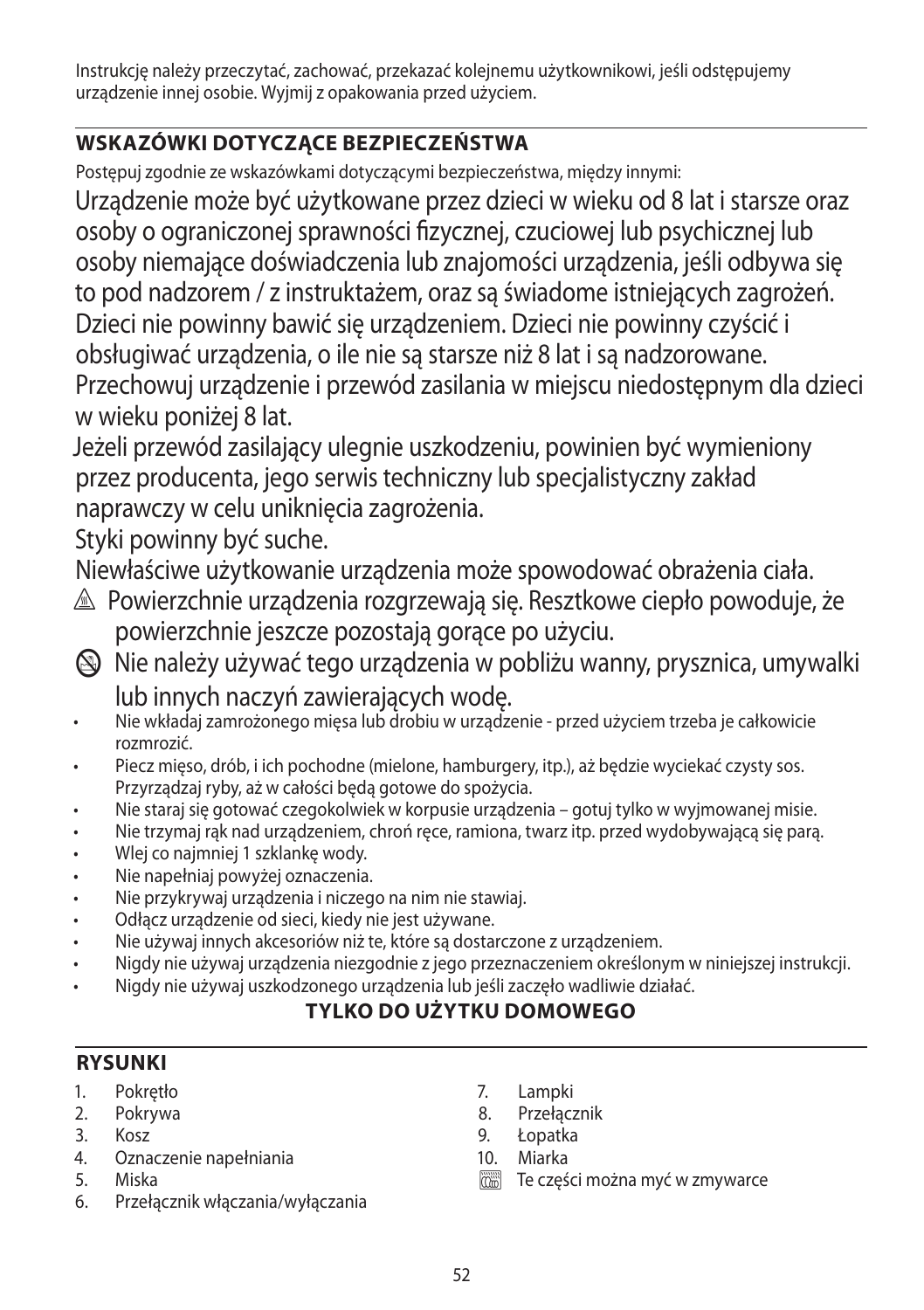Instrukcję należy przeczytać, zachować, przekazać kolejnemu użytkownikowi, jeśli odstępujemy urządzenie innej osobie. Wyjmij z opakowania przed użyciem.

## WSKAZÓWKI DOTYCZĄCE BEZPIECZEŃSTWA

Postępuj zgodnie ze wskazówkami dotyczącymi bezpieczeństwa, między innymi:

Urządzenie może być użytkowane przez dzieci w wieku od 8 lat i starsze oraz osoby o ograniczonej sprawności fizycznej, czuciowej lub psychicznej lub osoby niemające doświadczenia lub znajomości urządzenia, jeśli odbywa się to pod nadzorem / z instruktażem, oraz są świadome istniejących zagrożeń. Dzieci nie powinny bawić się urządzeniem. Dzieci nie powinny czyścić i obsługiwać urządzenia, o ile nie są starsze niż 8 lat i są nadzorowane. Przechowuj urządzenie i przewód zasilania w miejscu niedostępnym dla dzieci w wieku poniżej 8 lat.

Jeżeli przewód zasilający ulegnie uszkodzeniu, powinien być wymieniony przez producenta, jego serwis techniczny lub specjalistyczny zakład naprawczy w celu uniknięcia zagrożenia.

Styki powinny być suche.

Niewłaściwe użytkowanie urządzenia może spowodować obrażenia ciała.

⚠ Powierzchnie urządzenia rozgrzewają się. Resztkowe ciepło powoduje, że powierzchnie jeszcze pozostają gorące po użyciu.

⊘ Nie należy używać tego urządzenia w pobliżu wanny, prysznica, umywalki lub innych naczyń zawierających wodę.

- Nie wkładaj zamrożonego mięsa lub drobiu w urządzenie - przed użyciem trzeba je całkowicie rozmrozić.
- Piecz mięso, drób, i ich pochodne (mielone, hamburgery, itp.), aż będzie wyciekać czysty sos. Przyrządzaj ryby, aż w całości będą gotowe do spożycia.
- Nie staraj się gotować czegokolwiek w korpusie urządzenia – gotuj tylko w wyjmowanej misie.
- Nie trzymaj rąk nad urządzeniem, chroń ręce, ramiona, twarz itp. przed wydobywającą się parą.
- Wlej co najmniej 1 szklankę wody.
- Nie napełniaj powyżej oznaczenia.
- Nie przykrywaj urządzenia i niczego na nim nie stawiaj.
- Odłącz urządzenie od sieci, kiedy nie jest używane.
- Nie używaj innych akcesoriów niż te, które są dostarczone z urządzeniem.
- Nigdy nie używaj urządzenia niezgodnie z jego przeznaczeniem określonym w niniejszej instrukcji.
- Nigdy nie używaj uszkodzonego urządzenia lub jeśli zaczęło wadliwie działać.

**TYLKO DO UŻYTKU DOMOWEGO**

## RYSUNKI

1. Pokrętło
2. Pokrywa
3. Kosz
4. Oznaczenie napełniania
5. Miska
6. Przełącznik włączania/wyłączania
7. Lampki
8. Przełącznik
9. Łopatka
10. Miarka

Te części można myć w zmywarce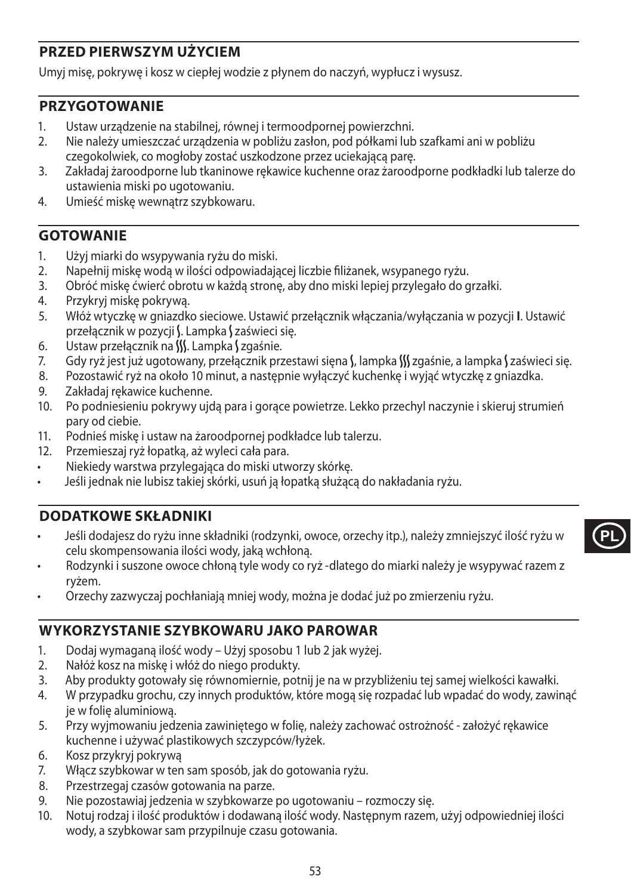## PRZED PIERWSZYM UŻYCIEM

Umyj misę, pokrywę i kosz w ciepłej wodzie z płynem do naczyń, wypłucz i wysusz.

## PRZYGOTOWANIE

1. Ustaw urządzenie na stabilnej, równej i termoodpornej powierzchni.
2. Nie należy umieszczać urządzenia w pobliżu zasłon, pod półkami lub szafkami ani w pobliżu czegokolwiek, co mogłoby zostać uszkodzone przez uciekającą parę.
3. Zakładaj żaroodporne lub tkaninowe rękawice kuchenne oraz żaroodporne podkładki lub talerze do ustawienia miski po ugotowaniu.
4. Umieść miskę wewnątrz szybkowaru.

## GOTOWANIE

1. Użyj miarki do wsypywania ryżu do miski.
2. Napełnij miskę wodą w ilości odpowiadającej liczbie filiżanek, wsypanego ryżu.
3. Obróć miskę ćwierć obrotu w każdą stronę, aby dno miski lepiej przylegało do grzałki.
4. Przykryj miskę pokrywą.
5. Włóż wtyczkę w gniazdko sieciowe. Ustawić przełącznik włączania/wyłączania w pozycji **I**. Ustawić przełącznik w pozycji ∫. Lampka ∫ zaświeci się.
6. Ustaw przełącznik na ∫∫∫. Lampka ∫ zgaśnie.
7. Gdy ryż jest już ugotowany, przełącznik przestawi się na ∫, lampka ∫∫∫ zgaśnie, a lampka ∫ zaświeci się.
8. Pozostawić ryż na około 10 minut, a następnie wyłączyć kuchenkę i wyjąć wtyczkę z gniazdka.
9. Zakładaj rękawice kuchenne.
10. Po podniesieniu pokrywy ujdą para i gorące powietrze. Lekko przechyl naczynie i skieruj strumień pary od ciebie.
11. Podnieś miskę i ustaw na żaroodpornej podkładce lub talerzu.
12. Przemieszaj ryż łopatką, aż wyleci cała para.

- Niekiedy warstwa przylegająca do miski utworzy skórkę.
- Jeśli jednak nie lubisz takiej skórki, usuń ją łopatką służącą do nakładania ryżu.

## DODATKOWE SKŁADNIKI

- Jeśli dodajesz do ryżu inne składniki (rodzynki, owoce, orzechy itp.), należy zmniejszyć ilość ryżu w celu skompensowania ilości wody, jaką wchłoną.
- Rodzynki i suszone owoce chłoną tyle wody co ryż -dlatego do miarki należy je wsypywać razem z ryżem.
- Orzechy zazwyczaj pochłaniają mniej wody, można je dodać już po zmierzeniu ryżu.

## WYKORZYSTANIE SZYBKOWARU JAKO PAROWAR

1. Dodaj wymaganą ilość wody – Użyj sposobu 1 lub 2 jak wyżej.
2. Nałóż kosz na miskę i włóż do niego produkty.
3. Aby produkty gotowały się równomiernie, potnij je na w przybliżeniu tej samej wielkości kawałki.
4. W przypadku grochu, czy innych produktów, które mogą się rozpadać lub wpadać do wody, zawinąć je w folię aluminiową.
5. Przy wyjmowaniu jedzenia zawiniętego w folię, należy zachować ostrożność - założyć rękawice kuchenne i używać plastikowych szczypców/łyżek.
6. Kosz przykryj pokrywą
7. Włącz szybkowar w ten sam sposób, jak do gotowania ryżu.
8. Przestrzegaj czasów gotowania na parze.
9. Nie pozostawiaj jedzenia w szybkowarze po ugotowaniu – rozmoczy się.
10. Notuj rodzaj i ilość produktów i dodawaną ilość wody. Następnym razem, użyj odpowiedniej ilości wody, a szybkowar sam przypilnuje czasu gotowania.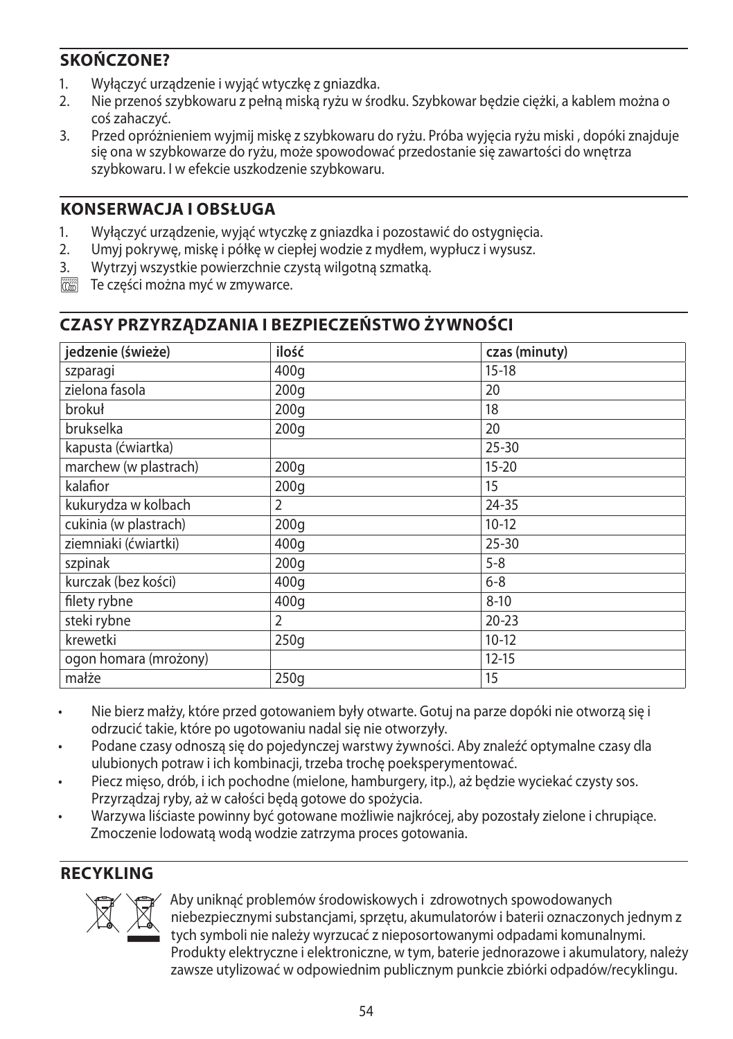## SKOŃCZONE?

1. Wyłączyć urządzenie i wyjąć wtyczkę z gniazdka.
2. Nie przenoś szybkowaru z pełną miską ryżu w środku. Szybkowar będzie ciężki, a kablem można o coś zahaczyć.
3. Przed opróżnieniem wyjmij miskę z szybkowaru do ryżu. Próba wyjęcia ryżu miski , dopóki znajduje się ona w szybkowarze do ryżu, może spowodować przedostanie się zawartości do wnętrza szybkowaru. I w efekcie uszkodzenie szybkowaru.

## KONSERWACJA I OBSŁUGA

1. Wyłączyć urządzenie, wyjąć wtyczkę z gniazdka i pozostawić do ostygnięcia.
2. Umyj pokrywę, miskę i półkę w ciepłej wodzie z mydłem, wypłucz i wysusz.
3. Wytrzyj wszystkie powierzchnie czystą wilgotną szmatką.

Te części można myć w zmywarce.

## CZASY PRZYRZĄDZANIA I BEZPIECZEŃSTWO ŻYWNOŚCI

| jedzenie (świeże) | ilość | czas (minuty) |
|---|---|---|
| szparagi | 400g | 15-18 |
| zielona fasola | 200g | 20 |
| brokuł | 200g | 18 |
| brukselka | 200g | 20 |
| kapusta (ćwiartka) | | 25-30 |
| marchew (w plastrach) | 200g | 15-20 |
| kalafior | 200g | 15 |
| kukurydza w kolbach | 2 | 24-35 |
| cukinia (w plastrach) | 200g | 10-12 |
| ziemniaki (ćwiartki) | 400g | 25-30 |
| szpinak | 200g | 5-8 |
| kurczak (bez kości) | 400g | 6-8 |
| filety rybne | 400g | 8-10 |
| steki rybne | 2 | 20-23 |
| krewetki | 250g | 10-12 |
| ogon homara (mrożony) | | 12-15 |
| małże | 250g | 15 |

- Nie bierz małży, które przed gotowaniem były otwarte. Gotuj na parze dopóki nie otworzą się i odrzucić takie, które po ugotowaniu nadal się nie otworzyły.
- Podane czasy odnoszą się do pojedynczej warstwy żywności. Aby znaleźć optymalne czasy dla ulubionych potraw i ich kombinacji, trzeba trochę poeksperymentować.
- Piecz mięso, drób, i ich pochodne (mielone, hamburgery, itp.), aż będzie wyciekać czysty sos. Przyrządzaj ryby, aż w całości będą gotowe do spożycia.
- Warzywa liściaste powinny być gotowane możliwie najkrócej, aby pozostały zielone i chrupiące. Zmoczenie lodowatą wodą wodzie zatrzyma proces gotowania.

## RECYKLING

Aby uniknąć problemów środowiskowych i zdrowotnych spowodowanych niebezpiecznymi substancjami, sprzętu, akumulatorów i baterii oznaczonych jednym z tych symboli nie należy wyrzucać z nieposortowanymi odpadami komunalnymi. Produkty elektryczne i elektroniczne, w tym, baterie jednorazowe i akumulatory, należy zawsze utylizować w odpowiednim publicznym punkcie zbiórki odpadów/recyklingu.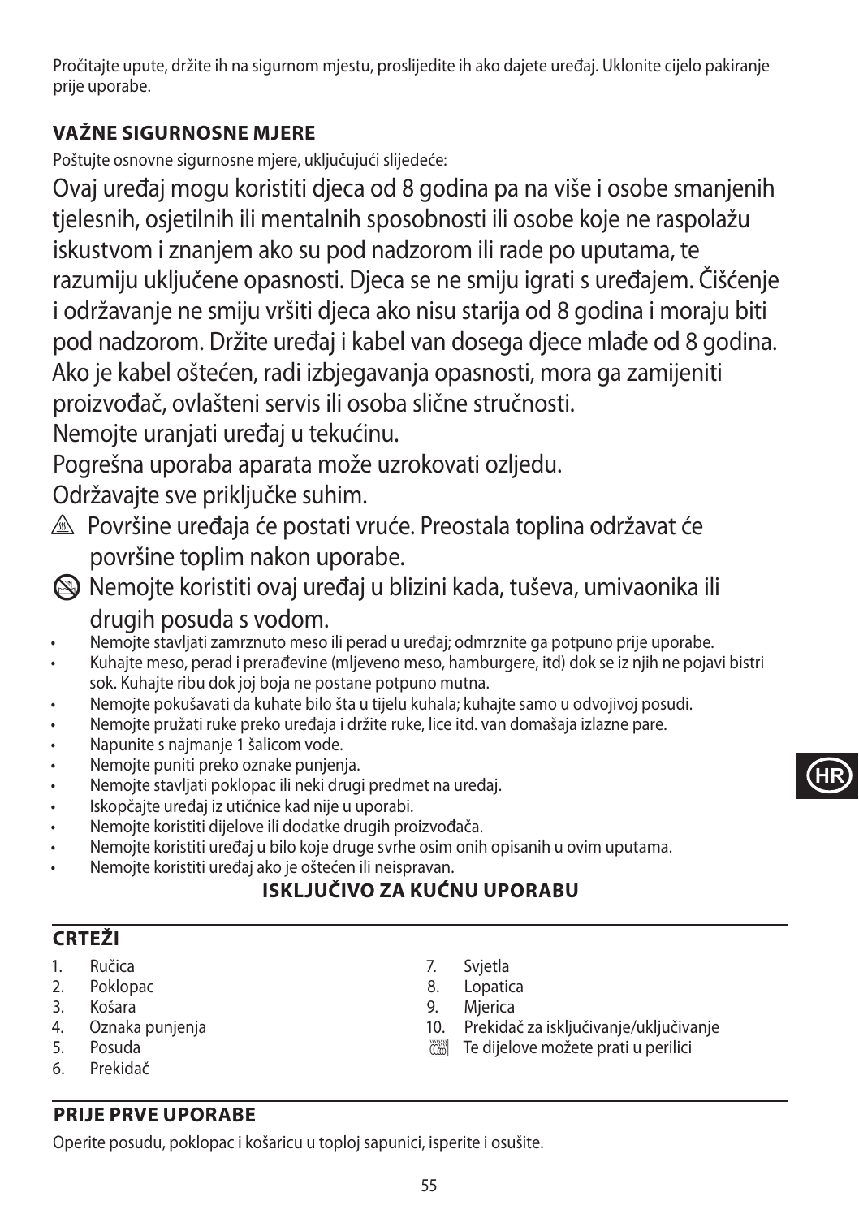Pročitajte upute, držite ih na sigurnom mjestu, proslijedite ih ako dajete uređaj. Uklonite cijelo pakiranje prije uporabe.

## VAŽNE SIGURNOSNE MJERE

Poštujte osnovne sigurnosne mjere, uključujući slijedeće:

Ovaj uređaj mogu koristiti djeca od 8 godina pa na više i osobe smanjenih tjelesnih, osjetilnih ili mentalnih sposobnosti ili osobe koje ne raspolažu iskustvom i znanjem ako su pod nadzorom ili rade po uputama, te razumiju uključene opasnosti. Djeca se ne smiju igrati s uređajem. Čišćenje i održavanje ne smiju vršiti djeca ako nisu starija od 8 godina i moraju biti pod nadzorom. Držite uređaj i kabel van dosega djece mlađe od 8 godina. Ako je kabel oštećen, radi izbjegavanja opasnosti, mora ga zamijeniti proizvođač, ovlašteni servis ili osoba slične stručnosti.

Nemojte uranjati uređaj u tekućinu.

Pogrešna uporaba aparata može uzrokovati ozljedu.

Održavajte sve priključke suhim.

⚠ Površine uređaja će postati vruće. Preostala toplina održavat će površine toplim nakon uporabe.

⊘ Nemojte koristiti ovaj uređaj u blizini kada, tuševa, umivaonika ili drugih posuda s vodom.

- Nemojte stavljati zamrznuto meso ili perad u uređaj; odmrznite ga potpuno prije uporabe.
- Kuhajte meso, perad i prerađevine (mljeveno meso, hamburgere, itd) dok se iz njih ne pojavi bistri sok. Kuhajte ribu dok joj boja ne postane potpuno mutna.
- Nemojte pokušavati da kuhate bilo šta u tijelu kuhala; kuhajte samo u odvojivoj posudi.
- Nemojte pružati ruke preko uređaja i držite ruke, lice itd. van domašaja izlazne pare.
- Napunite s najmanje 1 šalicom vode.
- Nemojte puniti preko oznake punjenja.
- Nemojte stavljati poklopac ili neki drugi predmet na uređaj.
- Iskopčajte uređaj iz utičnice kad nije u uporabi.
- Nemojte koristiti dijelove ili dodatke drugih proizvođača.
- Nemojte koristiti uređaj u bilo koje druge svrhe osim onih opisanih u ovim uputama.
- Nemojte koristiti uređaj ako je oštećen ili neispravan.

**ISKLJUČIVO ZA KUĆNU UPORABU**

## CRTEŽI

1. Ručica
2. Poklopac
3. Košara
4. Oznaka punjenja
5. Posuda
6. Prekidač
7. Svjetla
8. Lopatica
9. Mjerica
10. Prekidač za isključivanje/uključivanje

Te dijelove možete prati u perilici

## PRIJE PRVE UPORABE

Operite posudu, poklopac i košaricu u toploj sapunici, isperite i osušite.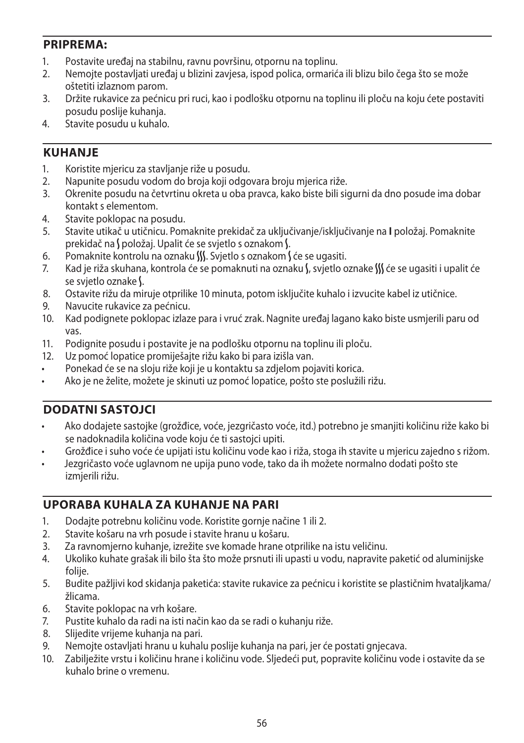## PRIPREMA:

1. Postavite uređaj na stabilnu, ravnu površinu, otpornu na toplinu.
2. Nemojte postavljati uređaj u blizini zavjesa, ispod polica, ormarića ili blizu bilo čega što se može oštetiti izlaznom parom.
3. Držite rukavice za pećnicu pri ruci, kao i podlošku otpornu na toplinu ili ploču na koju ćete postaviti posudu poslije kuhanja.
4. Stavite posudu u kuhalo.

## KUHANJE

1. Koristite mjericu za stavljanje riže u posudu.
2. Napunite posudu vodom do broja koji odgovara broju mjerica riže.
3. Okrenite posudu na četvrtinu okreta u oba pravca, kako biste bili sigurni da dno posude ima dobar kontakt s elementom.
4. Stavite poklopac na posudu.
5. Stavite utikač u utičnicu. Pomaknite prekidač za uključivanje/isključivanje na **I** položaj. Pomaknite prekidač na ʃ položaj. Upalit će se svjetlo s oznakom ʃ.
6. Pomaknite kontrolu na oznaku ʃʃʃ. Svjetlo s oznakom ʃ će se ugasiti.
7. Kad je riža skuhana, kontrola će se pomaknuti na oznaku ʃ, svjetlo oznake ʃʃʃ će se ugasiti i upalit će se svjetlo oznake ʃ.
8. Ostavite rižu da miruje otprilike 10 minuta, potom isključite kuhalo i izvucite kabel iz utičnice.
9. Navucite rukavice za pećnicu.
10. Kad podignete poklopac izlaze para i vruć zrak. Nagnite uređaj lagano kako biste usmjerili paru od vas.
11. Podignite posudu i postavite je na podlošku otpornu na toplinu ili ploču.
12. Uz pomoć lopatice promiješajte rižu kako bi para izišla van.

- Ponekad će se na sloju riže koji je u kontaktu sa zdjelom pojaviti korica.
- Ako je ne želite, možete je skinuti uz pomoć lopatice, pošto ste poslužili rižu.

## DODATNI SASTOJCI

- Ako dodajete sastojke (grožđice, voće, jezgričasto voće, itd.) potrebno je smanjiti količinu riže kako bi se nadoknadila količina vode koju će ti sastojci upiti.
- Grožđice i suho voće će upijati istu količinu vode kao i riža, stoga ih stavite u mjericu zajedno s rižom.
- Jezgričasto voće uglavnom ne upija puno vode, tako da ih možete normalno dodati pošto ste izmjerili rižu.

## UPORABA KUHALA ZA KUHANJE NA PARI

1. Dodajte potrebnu količinu vode. Koristite gornje načine 1 ili 2.
2. Stavite košaru na vrh posude i stavite hranu u košaru.
3. Za ravnomjerno kuhanje, izrežite sve komade hrane otprilike na istu veličinu.
4. Ukoliko kuhate grašak ili bilo šta što može prsnuti ili upasti u vodu, napravite paketić od aluminijske folije.
5. Budite pažljivi kod skidanja paketića: stavite rukavice za pećnicu i koristite se plastičnim hvataljkama/žlicama.
6. Stavite poklopac na vrh košare.
7. Pustite kuhalo da radi na isti način kao da se radi o kuhanju riže.
8. Slijedite vrijeme kuhanja na pari.
9. Nemojte ostavljati hranu u kuhalu poslije kuhanja na pari, jer će postati gnjecava.
10. Zabilježite vrstu i količinu hrane i količinu vode. Sljedeći put, popravite količinu vode i ostavite da se kuhalo brine o vremenu.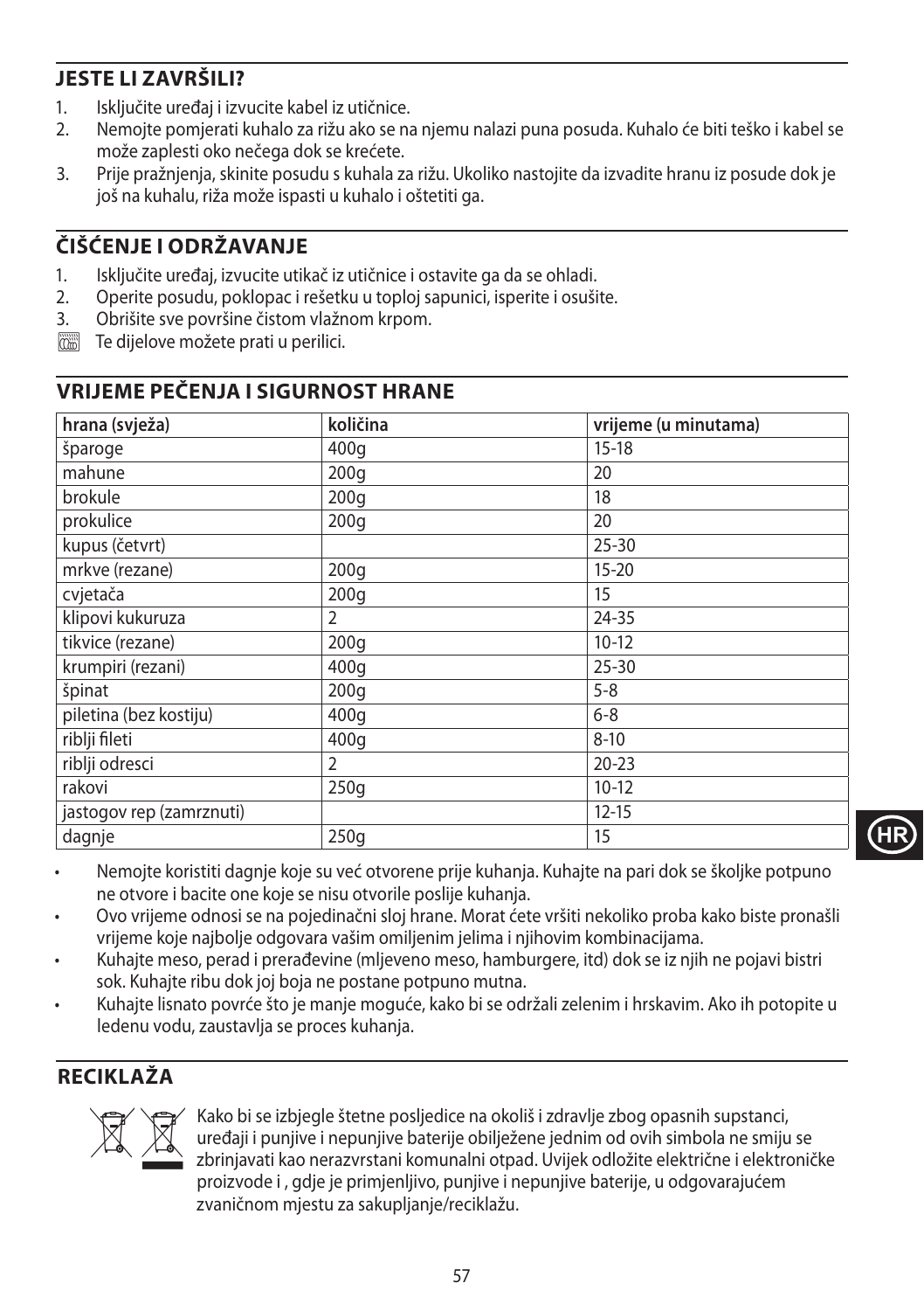## JESTE LI ZAVRŠILI?

1. Isključite uređaj i izvucite kabel iz utičnice.
2. Nemojte pomjerati kuhalo za rižu ako se na njemu nalazi puna posuda. Kuhalo će biti teško i kabel se može zaplesti oko nečega dok se krećete.
3. Prije pražnjenja, skinite posudu s kuhala za rižu. Ukoliko nastojite da izvadite hranu iz posude dok je još na kuhalu, riža može ispasti u kuhalo i oštetiti ga.

## ČIŠĆENJE I ODRŽAVANJE

1. Isključite uređaj, izvucite utikač iz utičnice i ostavite ga da se ohladi.
2. Operite posudu, poklopac i rešetku u toploj sapunici, isperite i osušite.
3. Obrišite sve površine čistom vlažnom krpom.

Te dijelove možete prati u perilici.

## VRIJEME PEČENJA I SIGURNOST HRANE

| hrana (svježa) | količina | vrijeme (u minutama) |
|---|---|---|
| šparoge | 400g | 15-18 |
| mahune | 200g | 20 |
| brokule | 200g | 18 |
| prokulice | 200g | 20 |
| kupus (četvrt) | | 25-30 |
| mrkve (rezane) | 200g | 15-20 |
| cvjetača | 200g | 15 |
| klipovi kukuruza | 2 | 24-35 |
| tikvice (rezane) | 200g | 10-12 |
| krumpiri (rezani) | 400g | 25-30 |
| špinat | 200g | 5-8 |
| piletina (bez kostiju) | 400g | 6-8 |
| riblji fileti | 400g | 8-10 |
| riblji odresci | 2 | 20-23 |
| rakovi | 250g | 10-12 |
| jastogov rep (zamrznuti) | | 12-15 |
| dagnje | 250g | 15 |

- Nemojte koristiti dagnje koje su već otvorene prije kuhanja. Kuhajte na pari dok se školjke potpuno ne otvore i bacite one koje se nisu otvorile poslije kuhanja.
- Ovo vrijeme odnosi se na pojedinačni sloj hrane. Morat ćete vršiti nekoliko proba kako biste pronašli vrijeme koje najbolje odgovara vašim omiljenim jelima i njihovim kombinacijama.
- Kuhajte meso, perad i prerađevine (mljeveno meso, hamburgere, itd) dok se iz njih ne pojavi bistri sok. Kuhajte ribu dok joj boja ne postane potpuno mutna.
- Kuhajte lisnato povrće što je manje moguće, kako bi se održali zelenim i hrskavim. Ako ih potopite u ledenu vodu, zaustavlja se proces kuhanja.

## RECIKLAŽA

Kako bi se izbjegle štetne posljedice na okoliš i zdravlje zbog opasnih supstanci, uređaji i punjive i nepunjive baterije obilježene jednim od ovih simbola ne smiju se zbrinjavati kao nerazvrstani komunalni otpad. Uvijek odložite električne i elektroničke proizvode i , gdje je primjenljivo, punjive i nepunjive baterije, u odgovarajućem zvaničnom mjestu za sakupljanje/reciklažu.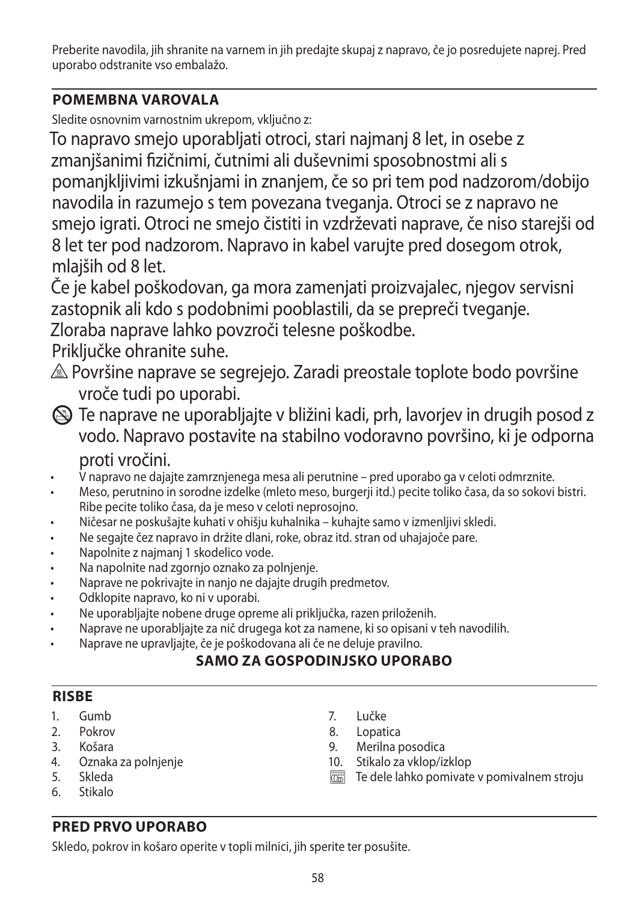Preberite navodila, jih shranite na varnem in jih predajte skupaj z napravo, če jo posredujete naprej. Pred uporabo odstranite vso embalažo.

## POMEMBNA VAROVALA

Sledite osnovnim varnostnim ukrepom, vključno z:

To napravo smejo uporabljati otroci, stari najmanj 8 let, in osebe z zmanjšanimi fizičnimi, čutnimi ali duševnimi sposobnostmi ali s pomanjkljivimi izkušnjami in znanjem, če so pri tem pod nadzorom/dobijo navodila in razumejo s tem povezana tveganja. Otroci se z napravo ne smejo igrati. Otroci ne smejo čistiti in vzdrževati naprave, če niso starejši od 8 let ter pod nadzorom. Napravo in kabel varujte pred dosegom otrok, mlajših od 8 let.

Če je kabel poškodovan, ga mora zamenjati proizvajalec, njegov servisni zastopnik ali kdo s podobnimi pooblastili, da se prepreči tveganje.

Zloraba naprave lahko povzroči telesne poškodbe.

Priključke ohranite suhe.

⚠ Površine naprave se segrejejo. Zaradi preostale toplote bodo površine vroče tudi po uporabi.

⊘ Te naprave ne uporabljajte v bližini kadi, prh, lavorjev in drugih posod z vodo. Napravo postavite na stabilno vodoravno površino, ki je odporna proti vročini.

- V napravo ne dajajte zamrznjenega mesa ali perutnine – pred uporabo ga v celoti odmrznite.
- Meso, perutnino in sorodne izdelke (mleto meso, burgerji itd.) pecite toliko časa, da so sokovi bistri. Ribe pecite toliko časa, da je meso v celoti neprosojno.
- Ničesar ne poskušajte kuhati v ohišju kuhalnika – kuhajte samo v izmenljivi skledi.
- Ne segajte čez napravo in držite dlani, roke, obraz itd. stran od uhajajoče pare.
- Napolnite z najmanj 1 skodelico vode.
- Na napolnite nad zgornjo oznako za polnjenje.
- Naprave ne pokrivajte in nanjo ne dajajte drugih predmetov.
- Odklopite napravo, ko ni v uporabi.
- Ne uporabljajte nobene druge opreme ali priključka, razen priloženih.
- Naprave ne uporabljajte za nič drugega kot za namene, ki so opisani v teh navodilih.
- Naprave ne upravljajte, če je poškodovana ali če ne deluje pravilno.

**SAMO ZA GOSPODINJSKO UPORABO**

## RISBE

1. Gumb
2. Pokrov
3. Košara
4. Oznaka za polnjenje
5. Skleda
6. Stikalo
7. Lučke
8. Lopatica
9. Merilna posodica
10. Stikalo za vklop/izklop

Te dele lahko pomivate v pomivalnem stroju

## PRED PRVO UPORABO

Skledo, pokrov in košaro operite v topli milnici, jih sperite ter posušite.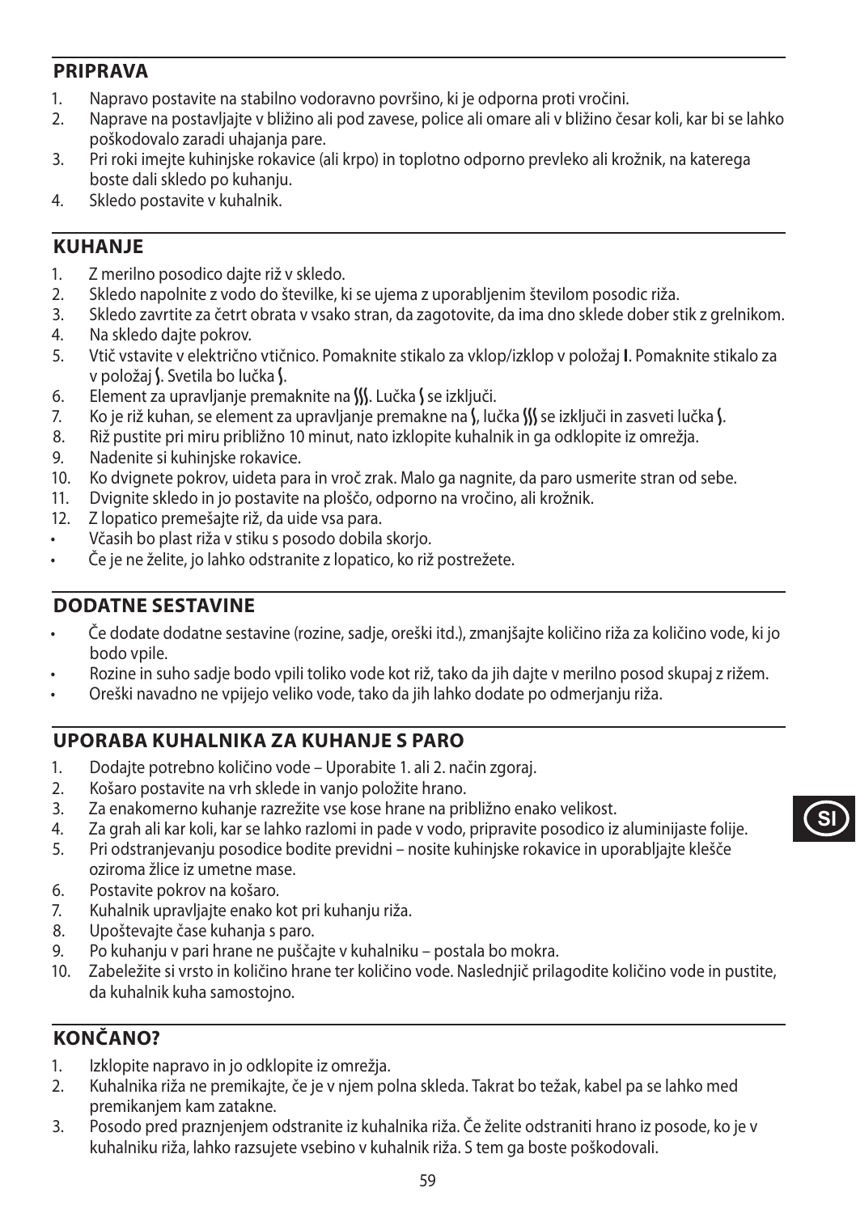## PRIPRAVA

1. Napravo postavite na stabilno vodoravno površino, ki je odporna proti vročini.
2. Naprave na postavljajte v bližino ali pod zavese, police ali omare ali v bližino česar koli, kar bi se lahko poškodovalo zaradi uhajanja pare.
3. Pri roki imejte kuhinjske rokavice (ali krpo) in toplotno odporno prevleko ali krožnik, na katerega boste dali skledo po kuhanju.
4. Skledo postavite v kuhalnik.

## KUHANJE

1. Z merilno posodico dajte riž v skledo.
2. Skledo napolnite z vodo do številke, ki se ujema z uporabljenim številom posodic riža.
3. Skledo zavrtite za četrt obrata v vsako stran, da zagotovite, da ima dno sklede dober stik z grelnikom.
4. Na skledo dajte pokrov.
5. Vtič vstavite v električno vtičnico. Pomaknite stikalo za vklop/izklop v položaj **I**. Pomaknite stikalo za v položaj ∫. Svetila bo lučka ∫.
6. Element za upravljanje premaknite na ∫∫∫. Lučka ∫ se izključi.
7. Ko je riž kuhan, se element za upravljanje premakne na ∫, lučka ∫∫∫ se izključi in zasveti lučka ∫.
8. Riž pustite pri miru približno 10 minut, nato izklopite kuhalnik in ga odklopite iz omrežja.
9. Nadenite si kuhinjske rokavice.
10. Ko dvignete pokrov, uideta para in vroč zrak. Malo ga nagnite, da paro usmerite stran od sebe.
11. Dvignite skledo in jo postavite na ploščo, odporno na vročino, ali krožnik.
12. Z lopatico premešajte riž, da uide vsa para.

- Včasih bo plast riža v stiku s posodo dobila skorjo.
- Če je ne želite, jo lahko odstranite z lopatico, ko riž postrežete.

## DODATNE SESTAVINE

- Če dodate dodatne sestavine (rozine, sadje, oreški itd.), zmanjšajte količino riža za količino vode, ki jo bodo vpile.
- Rozine in suho sadje bodo vpili toliko vode kot riž, tako da jih dajte v merilno posod skupaj z rižem.
- Oreški navadno ne vpijejo veliko vode, tako da jih lahko dodate po odmerjanju riža.

## UPORABA KUHALNIKA ZA KUHANJE S PARO

1. Dodajte potrebno količino vode – Uporabite 1. ali 2. način zgoraj.
2. Košaro postavite na vrh sklede in vanjo položite hrano.
3. Za enakomerno kuhanje razrežite vse kose hrane na približno enako velikost.
4. Za grah ali kar koli, kar se lahko razlomi in pade v vodo, pripravite posodico iz aluminijaste folije.
5. Pri odstranjevanju posodice bodite previdni – nosite kuhinjske rokavice in uporabljajte klešče oziroma žlice iz umetne mase.
6. Postavite pokrov na košaro.
7. Kuhalnik upravljajte enako kot pri kuhanju riža.
8. Upoštevajte čase kuhanja s paro.
9. Po kuhanju v pari hrane ne puščajte v kuhalniku – postala bo mokra.
10. Zabeležite si vrsto in količino hrane ter količino vode. Naslednjič prilagodite količino vode in pustite, da kuhalnik kuha samostojno.

## KONČANO?

1. Izklopite napravo in jo odklopite iz omrežja.
2. Kuhalnika riža ne premikajte, če je v njem polna skleda. Takrat bo težak, kabel pa se lahko med premikanjem kam zatakne.
3. Posodo pred praznjenjem odstranite iz kuhalnika riža. Če želite odstraniti hrano iz posode, ko je v kuhalniku riža, lahko razsujete vsebino v kuhalnik riža. S tem ga boste poškodovali.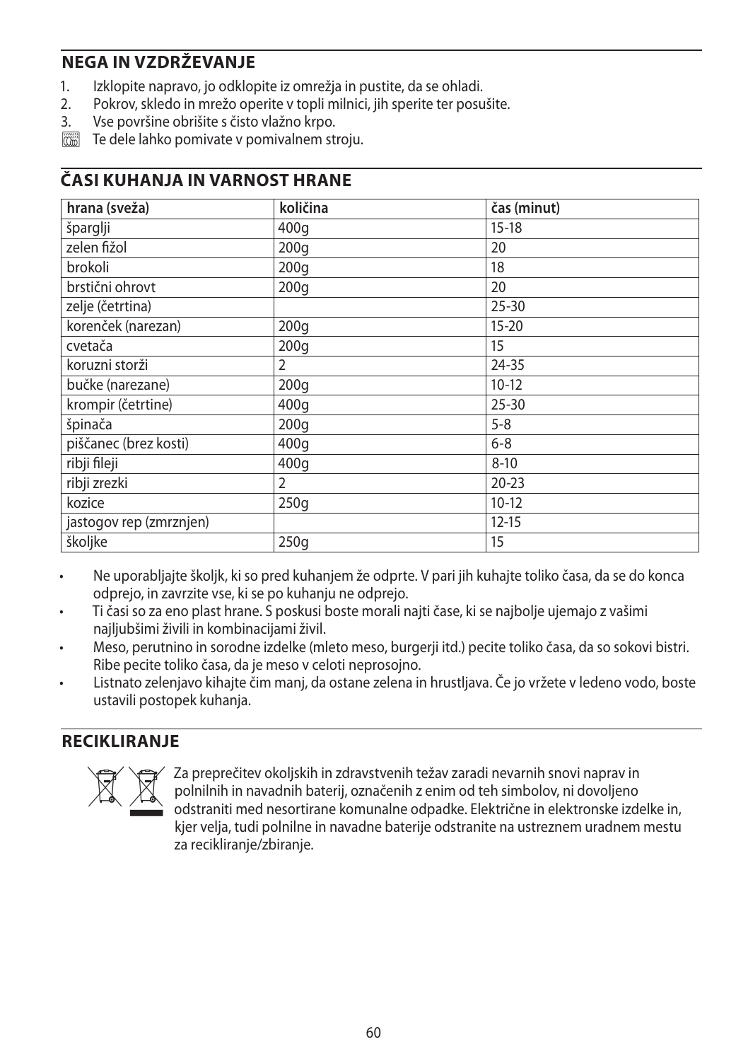## NEGA IN VZDRŽEVANJE

1. Izklopite napravo, jo odklopite iz omrežja in pustite, da se ohladi.
2. Pokrov, skledo in mrežo operite v topli milnici, jih sperite ter posušite.
3. Vse površine obrišite s čisto vlažno krpo.

Te dele lahko pomivate v pomivalnem stroju.

## ČASI KUHANJA IN VARNOST HRANE

| hrana (sveža) | količina | čas (minut) |
|---|---|---|
| šparglji | 400g | 15-18 |
| zelen fižol | 200g | 20 |
| brokoli | 200g | 18 |
| brstični ohrovt | 200g | 20 |
| zelje (četrtina) | | 25-30 |
| korenček (narezan) | 200g | 15-20 |
| cvetača | 200g | 15 |
| koruzni storži | 2 | 24-35 |
| bučke (narezane) | 200g | 10-12 |
| krompir (četrtine) | 400g | 25-30 |
| špinača | 200g | 5-8 |
| piščanec (brez kosti) | 400g | 6-8 |
| ribji fileji | 400g | 8-10 |
| ribji zrezki | 2 | 20-23 |
| kozice | 250g | 10-12 |
| jastogov rep (zmrznjen) | | 12-15 |
| školjke | 250g | 15 |

- Ne uporabljajte školjk, ki so pred kuhanjem že odprte. V pari jih kuhajte toliko časa, da se do konca odprejo, in zavrzite vse, ki se po kuhanju ne odprejo.
- Ti časi so za eno plast hrane. S poskusi boste morali najti čase, ki se najbolje ujemajo z vašimi najljubšimi živili in kombinacijami živil.
- Meso, perutnino in sorodne izdelke (mleto meso, burgerji itd.) pecite toliko časa, da so sokovi bistri. Ribe pecite toliko časa, da je meso v celoti neprosojno.
- Listnato zelenjavo kihajte čim manj, da ostane zelena in hrustljava. Če jo vržete v ledeno vodo, boste ustavili postopek kuhanja.

## RECIKLIRANJE

Za preprečitev okoljskih in zdravstvenih težav zaradi nevarnih snovi naprav in polnilnih in navadnih baterij, označenih z enim od teh simbolov, ni dovoljeno odstraniti med nesortirane komunalne odpadke. Električne in elektronske izdelke in, kjer velja, tudi polnilne in navadne baterije odstranite na ustreznem uradnem mestu za recikliranje/zbiranje.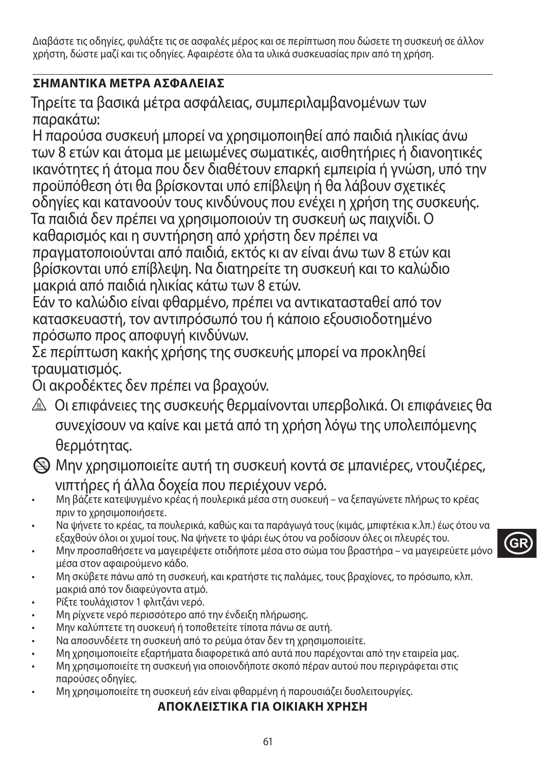Διαβάστε τις οδηγίες, φυλάξτε τις σε ασφαλές μέρος και σε περίπτωση που δώσετε τη συσκευή σε άλλον χρήστη, δώστε μαζί και τις οδηγίες. Αφαιρέστε όλα τα υλικά συσκευασίας πριν από τη χρήση.

## ΣΗΜΑΝΤΙΚΑ ΜΕΤΡΑ ΑΣΦΑΛΕΙΑΣ

Τηρείτε τα βασικά μέτρα ασφάλειας, συμπεριλαμβανομένων των παρακάτω:

Η παρούσα συσκευή μπορεί να χρησιμοποιηθεί από παιδιά ηλικίας άνω των 8 ετών και άτομα με μειωμένες σωματικές, αισθητήριες ή διανοητικές ικανότητες ή άτομα που δεν διαθέτουν επαρκή εμπειρία ή γνώση, υπό την προϋπόθεση ότι θα βρίσκονται υπό επίβλεψη ή θα λάβουν σχετικές οδηγίες και κατανοούν τους κινδύνους που ενέχει η χρήση της συσκευής.

Τα παιδιά δεν πρέπει να χρησιμοποιούν τη συσκευή ως παιχνίδι. Ο καθαρισμός και η συντήρηση από χρήστη δεν πρέπει να πραγματοποιούνται από παιδιά, εκτός κι αν είναι άνω των 8 ετών και βρίσκονται υπό επίβλεψη. Να διατηρείτε τη συσκευή και το καλώδιο μακριά από παιδιά ηλικίας κάτω των 8 ετών.

Εάν το καλώδιο είναι φθαρμένο, πρέπει να αντικατασταθεί από τον κατασκευαστή, τον αντιπρόσωπό του ή κάποιο εξουσιοδοτημένο πρόσωπο προς αποφυγή κινδύνων.

Σε περίπτωση κακής χρήσης της συσκευής μπορεί να προκληθεί τραυματισμός.

Οι ακροδέκτες δεν πρέπει να βραχούν.

⚠ Οι επιφάνειες της συσκευής θερμαίνονται υπερβολικά. Οι επιφάνειες θα συνεχίσουν να καίνε και μετά από τη χρήση λόγω της υπολειπόμενης θερμότητας.

⊘ Μην χρησιμοποιείτε αυτή τη συσκευή κοντά σε μπανιέρες, ντουζιέρες, νιπτήρες ή άλλα δοχεία που περιέχουν νερό.

- Μη βάζετε κατεψυγμένο κρέας ή πουλερικά μέσα στη συσκευή – να ξεπαγώνετε πλήρως το κρέας πριν το χρησιμοποιήσετε.
- Να ψήνετε το κρέας, τα πουλερικά, καθώς και τα παράγωγά τους (κιμάς, μπιφτέκια κ.λπ.) έως ότου να εξαχθούν όλοι οι χυμοί τους. Να ψήνετε το ψάρι έως ότου να ροδίσουν όλες οι πλευρές του.
- Μην προσπαθήσετε να μαγειρέψετε οτιδήποτε μέσα στο σώμα του βραστήρα – να μαγειρεύετε μόνο μέσα στον αφαιρούμενο κάδο.
- Μη σκύβετε πάνω από τη συσκευή, και κρατήστε τις παλάμες, τους βραχίονες, το πρόσωπο, κλπ. μακριά από τον διαφεύγοντα ατμό.
- Ρίξτε τουλάχιστον 1 φλιτζάνι νερό.
- Μη ρίχνετε νερό περισσότερο από την ένδειξη πλήρωσης.
- Μην καλύπτετε τη συσκευή ή τοποθετείτε τίποτα πάνω σε αυτή.
- Να αποσυνδέετε τη συσκευή από το ρεύμα όταν δεν τη χρησιμοποιείτε.
- Μη χρησιμοποιείτε εξαρτήματα διαφορετικά από αυτά που παρέχονται από την εταιρεία μας.
- Μη χρησιμοποιείτε τη συσκευή για οποιονδήποτε σκοπό πέραν αυτού που περιγράφεται στις παρούσες οδηγίες.
- Μη χρησιμοποιείτε τη συσκευή εάν είναι φθαρμένη ή παρουσιάζει δυσλειτουργίες.

**ΑΠΟΚΛΕΙΣΤΙΚΑ ΓΙΑ ΟΙΚΙΑΚΗ ΧΡΗΣΗ**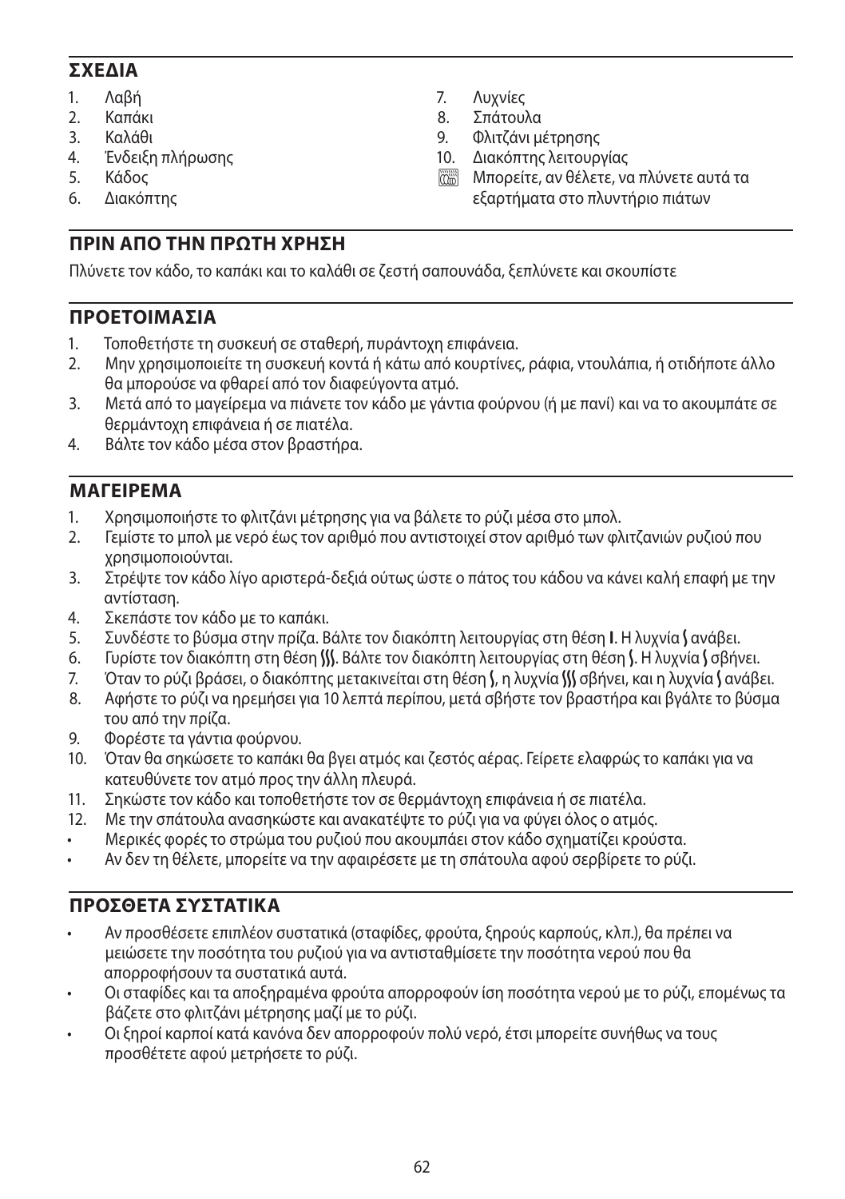## ΣΧΕΔΙΑ

1. Λαβή
2. Καπάκι
3. Καλάθι
4. Ένδειξη πλήρωσης
5. Κάδος
6. Διακόπτης
7. Λυχνίες
8. Σπάτουλα
9. Φλιτζάνι μέτρησης
10. Διακόπτης λειτουργίας

Μπορείτε, αν θέλετε, να πλύνετε αυτά τα εξαρτήματα στο πλυντήριο πιάτων

## ΠΡΙΝ ΑΠΟ ΤΗΝ ΠΡΩΤΗ ΧΡΗΣΗ

Πλύνετε τον κάδο, το καπάκι και το καλάθι σε ζεστή σαπουνάδα, ξεπλύνετε και σκουπίστε

## ΠΡΟΕΤΟΙΜΑΣΙΑ

1. Τοποθετήστε τη συσκευή σε σταθερή, πυράντοχη επιφάνεια.
2. Μην χρησιμοποιείτε τη συσκευή κοντά ή κάτω από κουρτίνες, ράφια, ντουλάπια, ή οτιδήποτε άλλο θα μπορούσε να φθαρεί από τον διαφεύγοντα ατμό.
3. Μετά από το μαγείρεμα να πιάνετε τον κάδο με γάντια φούρνου (ή με πανί) και να το ακουμπάτε σε θερμάντοχη επιφάνεια ή σε πιατέλα.
4. Βάλτε τον κάδο μέσα στον βραστήρα.

## ΜΑΓΕΙΡΕΜΑ

1. Χρησιμοποιήστε το φλιτζάνι μέτρησης για να βάλετε το ρύζι μέσα στο μπολ.
2. Γεμίστε το μπολ με νερό έως τον αριθμό που αντιστοιχεί στον αριθμό των φλιτζανιών ρυζιού που χρησιμοποιούνται.
3. Στρέψτε τον κάδο λίγο αριστερά-δεξιά ούτως ώστε ο πάτος του κάδου να κάνει καλή επαφή με την αντίσταση.
4. Σκεπάστε τον κάδο με το καπάκι.
5. Συνδέστε το βύσμα στην πρίζα. Βάλτε τον διακόπτη λειτουργίας στη θέση **I**. Η λυχνία ⟆ ανάβει.
6. Γυρίστε τον διακόπτη στη θέση ⟆⟆⟆. Βάλτε τον διακόπτη λειτουργίας στη θέση ⟆. Η λυχνία ⟆ σβήνει.
7. Όταν το ρύζι βράσει, ο διακόπτης μετακινείται στη θέση ⟆, η λυχνία ⟆⟆⟆ σβήνει, και η λυχνία ⟆ ανάβει.
8. Αφήστε το ρύζι να ηρεμήσει για 10 λεπτά περίπου, μετά σβήστε τον βραστήρα και βγάλτε το βύσμα του από την πρίζα.
9. Φορέστε τα γάντια φούρνου.
10. Όταν θα σηκώσετε το καπάκι θα βγει ατμός και ζεστός αέρας. Γείρετε ελαφρώς το καπάκι για να κατευθύνετε τον ατμό προς την άλλη πλευρά.
11. Σηκώστε τον κάδο και τοποθετήστε τον σε θερμάντοχη επιφάνεια ή σε πιατέλα.
12. Με την σπάτουλα ανασηκώστε και ανακατέψτε το ρύζι για να φύγει όλος ο ατμός.

- Μερικές φορές το στρώμα του ρυζιού που ακουμπάει στον κάδο σχηματίζει κρούστα.
- Αν δεν τη θέλετε, μπορείτε να την αφαιρέσετε με τη σπάτουλα αφού σερβίρετε το ρύζι.

## ΠΡΟΣΘΕΤΑ ΣΥΣΤΑΤΙΚΑ

- Αν προσθέσετε επιπλέον συστατικά (σταφίδες, φρούτα, ξηρούς καρπούς, κλπ.), θα πρέπει να μειώσετε την ποσότητα του ρυζιού για να αντισταθμίσετε την ποσότητα νερού που θα απορροφήσουν τα συστατικά αυτά.
- Οι σταφίδες και τα αποξηραμένα φρούτα απορροφούν ίση ποσότητα νερού με το ρύζι, επομένως τα βάζετε στο φλιτζάνι μέτρησης μαζί με το ρύζι.
- Οι ξηροί καρποί κατά κανόνα δεν απορροφούν πολύ νερό, έτσι μπορείτε συνήθως να τους προσθέτετε αφού μετρήσετε το ρύζι.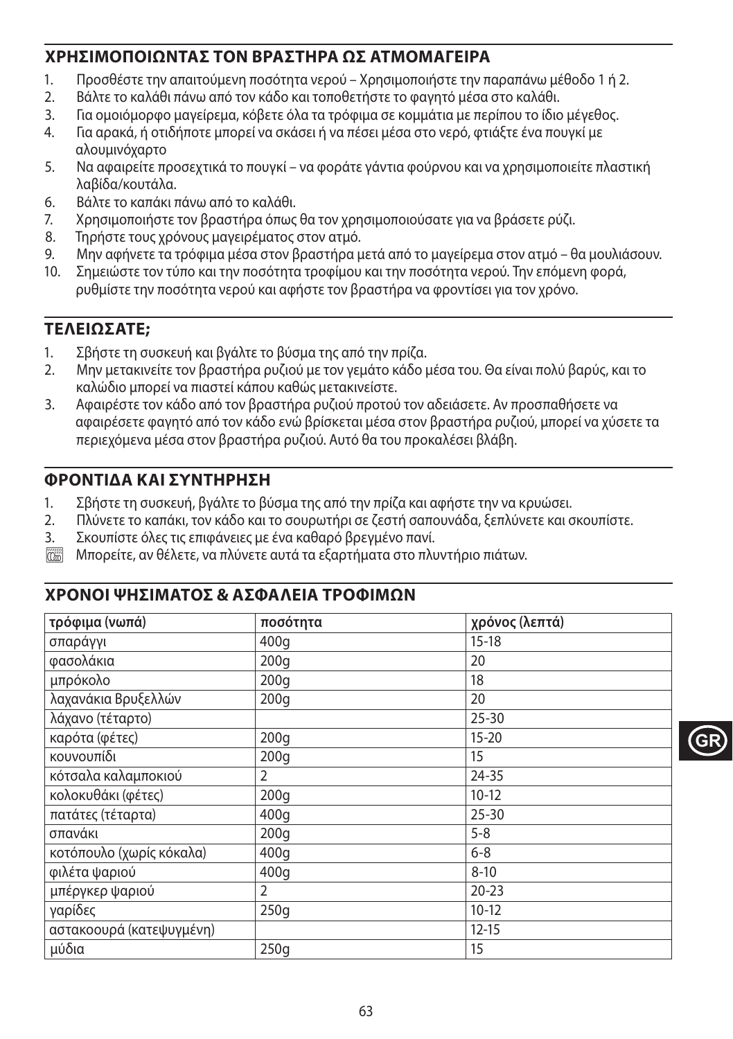## ΧΡΗΣΙΜΟΠΟΙΩΝΤΑΣ ΤΟΝ ΒΡΑΣΤΗΡΑ ΩΣ ΑΤΜΟΜΑΓΕΙΡΑ

1. Προσθέστε την απαιτούμενη ποσότητα νερού – Χρησιμοποιήστε την παραπάνω μέθοδο 1 ή 2.
2. Βάλτε το καλάθι πάνω από τον κάδο και τοποθετήστε το φαγητό μέσα στο καλάθι.
3. Για ομοιόμορφο μαγείρεμα, κόβετε όλα τα τρόφιμα σε κομμάτια με περίπου το ίδιο μέγεθος.
4. Για αρακά, ή οτιδήποτε μπορεί να σκάσει ή να πέσει μέσα στο νερό, φτιάξτε ένα πουγκί με αλουμινόχαρτο
5. Να αφαιρείτε προσεχτικά το πουγκί – να φοράτε γάντια φούρνου και να χρησιμοποιείτε πλαστική λαβίδα/κουτάλα.
6. Βάλτε το καπάκι πάνω από το καλάθι.
7. Χρησιμοποιήστε τον βραστήρα όπως θα τον χρησιμοποιούσατε για να βράσετε ρύζι.
8. Τηρήστε τους χρόνους μαγειρέματος στον ατμό.
9. Μην αφήνετε τα τρόφιμα μέσα στον βραστήρα μετά από το μαγείρεμα στον ατμό – θα μουλιάσουν.
10. Σημειώστε τον τύπο και την ποσότητα τροφίμου και την ποσότητα νερού. Την επόμενη φορά, ρυθμίστε την ποσότητα νερού και αφήστε τον βραστήρα να φροντίσει για τον χρόνο.

## ΤΕΛΕΙΩΣΑΤΕ;

1. Σβήστε τη συσκευή και βγάλτε το βύσμα της από την πρίζα.
2. Μην μετακινείτε τον βραστήρα ρυζιού με τον γεμάτο κάδο μέσα του. Θα είναι πολύ βαρύς, και το καλώδιο μπορεί να πιαστεί κάπου καθώς μετακινείστε.
3. Αφαιρέστε τον κάδο από τον βραστήρα ρυζιού προτού τον αδειάσετε. Αν προσπαθήσετε να αφαιρέσετε φαγητό από τον κάδο ενώ βρίσκεται μέσα στον βραστήρα ρυζιού, μπορεί να χύσετε τα περιεχόμενα μέσα στον βραστήρα ρυζιού. Αυτό θα του προκαλέσει βλάβη.

## ΦΡΟΝΤΙΔΑ ΚΑΙ ΣΥΝΤΗΡΗΣΗ

1. Σβήστε τη συσκευή, βγάλτε το βύσμα της από την πρίζα και αφήστε την να κρυώσει.
2. Πλύνετε το καπάκι, τον κάδο και το σουρωτήρι σε ζεστή σαπουνάδα, ξεπλύνετε και σκουπίστε.
3. Σκουπίστε όλες τις επιφάνειες με ένα καθαρό βρεγμένο πανί.

Μπορείτε, αν θέλετε, να πλύνετε αυτά τα εξαρτήματα στο πλυντήριο πιάτων.

## ΧΡΟΝΟΙ ΨΗΣΙΜΑΤΟΣ & ΑΣΦΑΛΕΙΑ ΤΡΟΦΙΜΩΝ

| τρόφιμα (νωπά) | ποσότητα | χρόνος (λεπτά) |
|---|---|---|
| σπαράγγι | 400g | 15-18 |
| φασολάκια | 200g | 20 |
| μπρόκολο | 200g | 18 |
| λαχανάκια Βρυξελλών | 200g | 20 |
| λάχανο (τέταρτο) | | 25-30 |
| καρότα (φέτες) | 200g | 15-20 |
| κουνουπίδι | 200g | 15 |
| κότσαλα καλαμποκιού | 2 | 24-35 |
| κολοκυθάκι (φέτες) | 200g | 10-12 |
| πατάτες (τέταρτα) | 400g | 25-30 |
| σπανάκι | 200g | 5-8 |
| κοτόπουλο (χωρίς κόκαλα) | 400g | 6-8 |
| φιλέτα ψαριού | 400g | 8-10 |
| μπέργκερ ψαριού | 2 | 20-23 |
| γαρίδες | 250g | 10-12 |
| αστακοουρά (κατεψυγμένη) | | 12-15 |
| μύδια | 250g | 15 |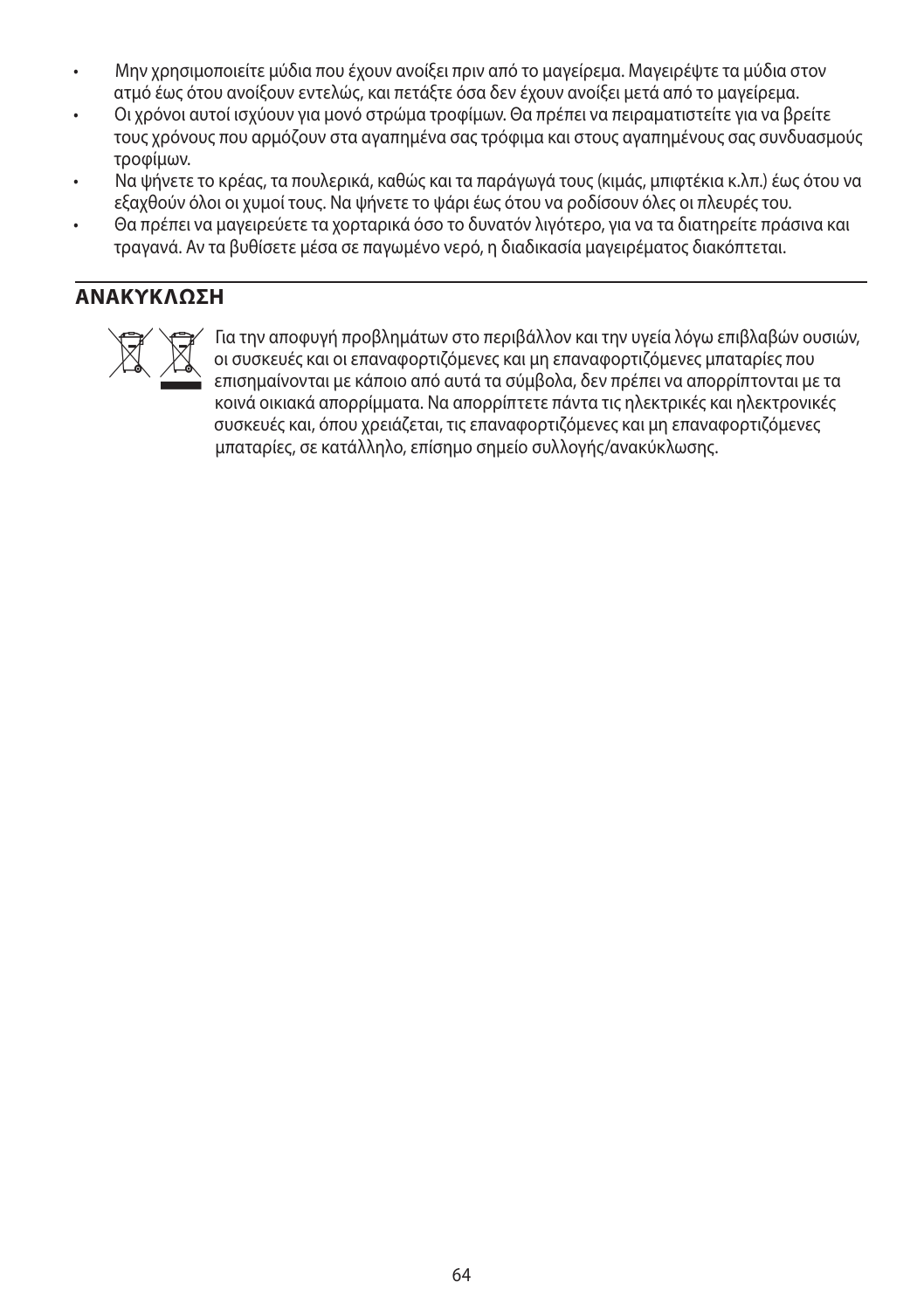- Μην χρησιμοποιείτε μύδια που έχουν ανοίξει πριν από το μαγείρεμα. Μαγειρέψτε τα μύδια στον ατμό έως ότου ανοίξουν εντελώς, και πετάξτε όσα δεν έχουν ανοίξει μετά από το μαγείρεμα.
- Οι χρόνοι αυτοί ισχύουν για μονό στρώμα τροφίμων. Θα πρέπει να πειραματιστείτε για να βρείτε τους χρόνους που αρμόζουν στα αγαπημένα σας τρόφιμα και στους αγαπημένους σας συνδυασμούς τροφίμων.
- Να ψήνετε το κρέας, τα πουλερικά, καθώς και τα παράγωγά τους (κιμάς, μπιφτέκια κ.λπ.) έως ότου να εξαχθούν όλοι οι χυμοί τους. Να ψήνετε το ψάρι έως ότου να ροδίσουν όλες οι πλευρές του.
- Θα πρέπει να μαγειρεύετε τα χορταρικά όσο το δυνατόν λιγότερο, για να τα διατηρείτε πράσινα και τραγανά. Αν τα βυθίσετε μέσα σε παγωμένο νερό, η διαδικασία μαγειρέματος διακόπτεται.

## ΑΝΑΚΥΚΛΩΣΗ

Για την αποφυγή προβλημάτων στο περιβάλλον και την υγεία λόγω επιβλαβών ουσιών, οι συσκευές και οι επαναφορτιζόμενες και μη επαναφορτιζόμενες μπαταρίες που επισημαίνονται με κάποιο από αυτά τα σύμβολα, δεν πρέπει να απορρίπτονται με τα κοινά οικιακά απορρίμματα. Να απορρίπτετε πάντα τις ηλεκτρικές και ηλεκτρονικές συσκευές και, όπου χρειάζεται, τις επαναφορτιζόμενες και μη επαναφορτιζόμενες μπαταρίες, σε κατάλληλο, επίσημο σημείο συλλογής/ανακύκλωσης.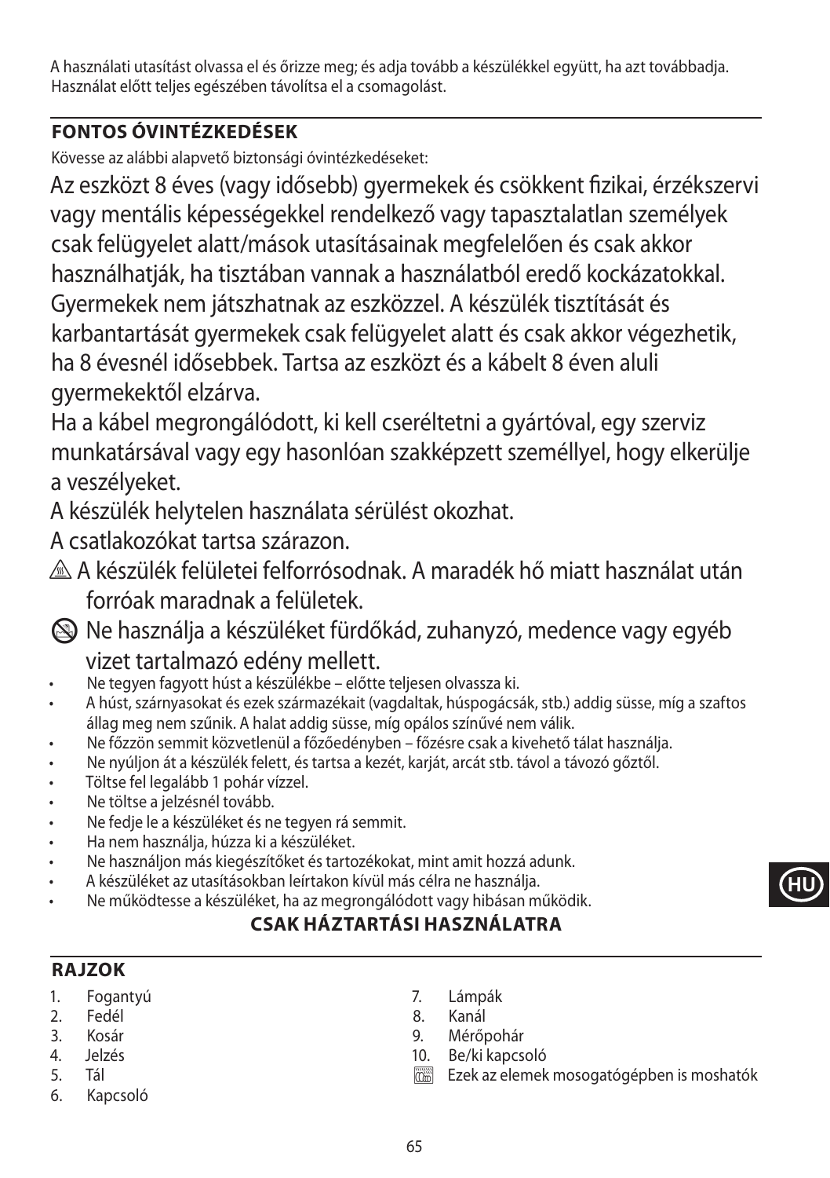A használati utasítást olvassa el és őrizze meg; és adja tovább a készülékkel együtt, ha azt továbbadja. Használat előtt teljes egészében távolítsa el a csomagolást.

## FONTOS ÓVINTÉZKEDÉSEK

Kövesse az alábbi alapvető biztonsági óvintézkedéseket:

Az eszközt 8 éves (vagy idősebb) gyermekek és csökkent fizikai, érzékszervi vagy mentális képességekkel rendelkező vagy tapasztalatlan személyek csak felügyelet alatt/mások utasításainak megfelelően és csak akkor használhatják, ha tisztában vannak a használatból eredő kockázatokkal. Gyermekek nem játszhatnak az eszközzel. A készülék tisztítását és karbantartását gyermekek csak felügyelet alatt és csak akkor végezhetik, ha 8 évesnél idősebbek. Tartsa az eszközt és a kábelt 8 éven aluli gyermekektől elzárva.

Ha a kábel megrongálódott, ki kell cseréltetni a gyártóval, egy szerviz munkatársával vagy egy hasonlóan szakképzett személlyel, hogy elkerülje a veszélyeket.

A készülék helytelen használata sérülést okozhat.

A csatlakozókat tartsa szárazon.

⚠ A készülék felületei felforrósodnak. A maradék hő miatt használat után forróak maradnak a felületek.

🚫 Ne használja a készüléket fürdőkád, zuhanyzó, medence vagy egyéb vizet tartalmazó edény mellett.

- Ne tegyen fagyott húst a készülékbe – előtte teljesen olvassza ki.
- A húst, szárnyasokat és ezek származékait (vagdaltak, húspogácsák, stb.) addig süsse, míg a szaftos állag meg nem szűnik. A halat addig süsse, míg opálos színűvé nem válik.
- Ne főzzön semmit közvetlenül a főzőedényben – főzésre csak a kivehető tálat használja.
- Ne nyúljon át a készülék felett, és tartsa a kezét, karját, arcát stb. távol a távozó gőztől.
- Töltse fel legalább 1 pohár vízzel.
- Ne töltse a jelzésnél tovább.
- Ne fedje le a készüléket és ne tegyen rá semmit.
- Ha nem használja, húzza ki a készüléket.
- Ne használjon más kiegészítőket és tartozékokat, mint amit hozzá adunk.
- A készüléket az utasításokban leírtakon kívül más célra ne használja.
- Ne működtesse a készüléket, ha az megrongálódott vagy hibásan működik.

**CSAK HÁZTARTÁSI HASZNÁLATRA**

## RAJZOK

1. Fogantyú
2. Fedél
3. Kosár
4. Jelzés
5. Tál
6. Kapcsoló
7. Lámpák
8. Kanál
9. Mérőpohár
10. Be/ki kapcsoló

Ezek az elemek mosogatógépben is moshatók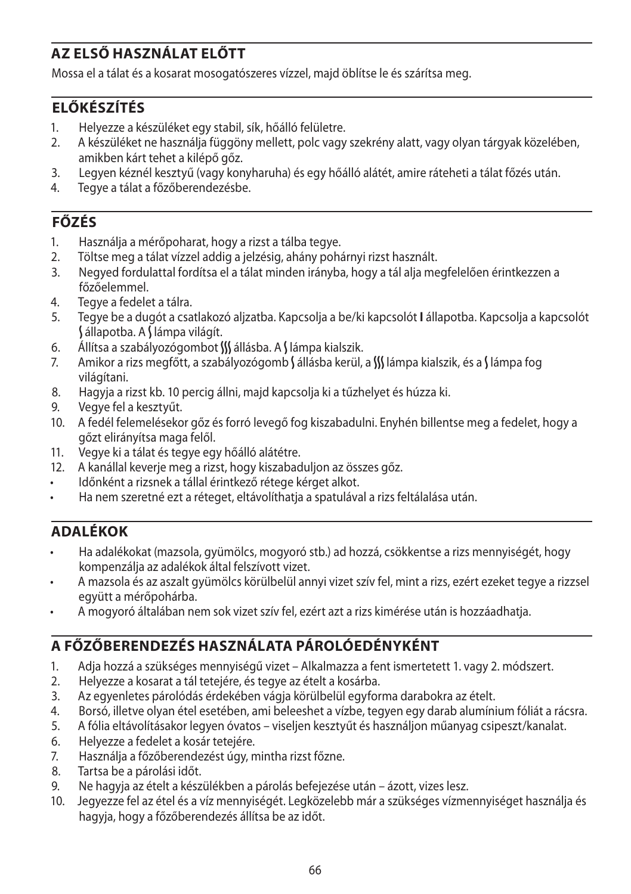## AZ ELSŐ HASZNÁLAT ELŐTT

Mossa el a tálat és a kosarat mosogatószeres vízzel, majd öblítse le és szárítsa meg.

## ELŐKÉSZÍTÉS

1. Helyezze a készüléket egy stabil, sík, hőálló felületre.
2. A készüléket ne használja függöny mellett, polc vagy szekrény alatt, vagy olyan tárgyak közelében, amikben kárt tehet a kilépő gőz.
3. Legyen kéznél kesztyű (vagy konyharuha) és egy hőálló alátét, amire ráteheti a tálat főzés után.
4. Tegye a tálat a főzőberendezésbe.

## FŐZÉS

1. Használja a mérőpoharat, hogy a rizst a tálba tegye.
2. Töltse meg a tálat vízzel addig a jelzésig, ahány pohárnyi rizst használt.
3. Negyed fordulattal fordítsa el a tálat minden irányba, hogy a tál alja megfelelően érintkezzen a főzőelemmel.
4. Tegye a fedelet a tálra.
5. Tegye be a dugót a csatlakozó aljzatba. Kapcsolja a be/ki kapcsolót **I** állapotba. Kapcsolja a kapcsolót ʃ állapotba. A ʃ lámpa világít.
6. Állítsa a szabályozógombot ʃʃʃ állásba. A ʃ lámpa kialszik.
7. Amikor a rizs megfőtt, a szabályozógomb ʃ állásba kerül, a ʃʃʃ lámpa kialszik, és a ʃ lámpa fog világítani.
8. Hagyja a rizst kb. 10 percig állni, majd kapcsolja ki a tűzhelyet és húzza ki.
9. Vegye fel a kesztyűt.
10. A fedél felemelésekor gőz és forró levegő fog kiszabadulni. Enyhén billentse meg a fedelet, hogy a gőzt elirányítsa maga felől.
11. Vegye ki a tálat és tegye egy hőálló alátétre.
12. A kanállal keverje meg a rizst, hogy kiszabaduljon az összes gőz.

- Időnként a rizsnek a tállal érintkező rétege kérget alkot.
- Ha nem szeretné ezt a réteget, eltávolíthatja a spatulával a rizs feltálalása után.

## ADALÉKOK

- Ha adalékokat (mazsola, gyümölcs, mogyoró stb.) ad hozzá, csökkentse a rizs mennyiségét, hogy kompenzálja az adalékok által felszívott vizet.
- A mazsola és az aszalt gyümölcs körülbelül annyi vizet szív fel, mint a rizs, ezért ezeket tegye a rizzsel együtt a mérőpohárba.
- A mogyoró általában nem sok vizet szív fel, ezért azt a rizs kimérése után is hozzáadhatja.

## A FŐZŐBERENDEZÉS HASZNÁLATA PÁROLÓEDÉNYKÉNT

1. Adja hozzá a szükséges mennyiségű vizet – Alkalmazza a fent ismertetett 1. vagy 2. módszert.
2. Helyezze a kosarat a tál tetejére, és tegye az ételt a kosárba.
3. Az egyenletes párolódás érdekében vágja körülbelül egyforma darabokra az ételt.
4. Borsó, illetve olyan étel esetében, ami beleeshet a vízbe, tegyen egy darab alumínium fóliát a rácsra.
5. A fólia eltávolításakor legyen óvatos – viseljen kesztyűt és használjon műanyag csipeszt/kanalat.
6. Helyezze a fedelet a kosár tetejére.
7. Használja a főzőberendezést úgy, mintha rizst főzne.
8. Tartsa be a párolási időt.
9. Ne hagyja az ételt a készülékben a párolás befejezése után – ázott, vizes lesz.
10. Jegyezze fel az étel és a víz mennyiségét. Legközelebb már a szükséges vízmennyiséget használja és hagyja, hogy a főzőberendezés állítsa be az időt.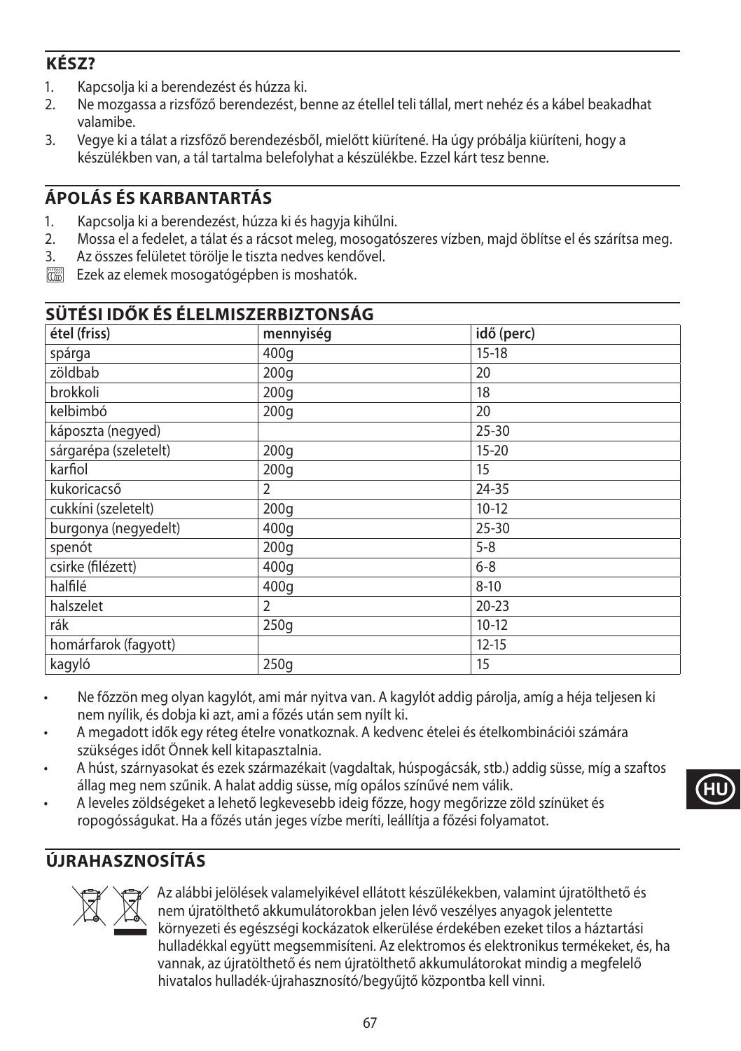## KÉSZ?

1. Kapcsolja ki a berendezést és húzza ki.
2. Ne mozgassa a rizsfőző berendezést, benne az étellel teli tállal, mert nehéz és a kábel beakadhat valamibe.
3. Vegye ki a tálat a rizsfőző berendezésből, mielőtt kiürítené. Ha úgy próbálja kiüríteni, hogy a készülékben van, a tál tartalma belefolyhat a készülékbe. Ezzel kárt tesz benne.

## ÁPOLÁS ÉS KARBANTARTÁS

1. Kapcsolja ki a berendezést, húzza ki és hagyja kihűlni.
2. Mossa el a fedelet, a tálat és a rácsot meleg, mosogatószeres vízben, majd öblítse el és szárítsa meg.
3. Az összes felületet törölje le tiszta nedves kendővel.

Ezek az elemek mosogatógépben is moshatók.

## SÜTÉSI IDŐK ÉS ÉLELMISZERBIZTONSÁG

| étel (friss) | mennyiség | idő (perc) |
|---|---|---|
| spárga | 400g | 15-18 |
| zöldbab | 200g | 20 |
| brokkoli | 200g | 18 |
| kelbimbó | 200g | 20 |
| káposzta (negyed) | | 25-30 |
| sárgarépa (szeletelt) | 200g | 15-20 |
| karfiol | 200g | 15 |
| kukoricacső | 2 | 24-35 |
| cukkíni (szeletelt) | 200g | 10-12 |
| burgonya (negyedelt) | 400g | 25-30 |
| spenót | 200g | 5-8 |
| csirke (filézett) | 400g | 6-8 |
| halfilé | 400g | 8-10 |
| halszelet | 2 | 20-23 |
| rák | 250g | 10-12 |
| homárfarok (fagyott) | | 12-15 |
| kagyló | 250g | 15 |

- Ne főzzön meg olyan kagylót, ami már nyitva van. A kagylót addig párolja, amíg a héja teljesen ki nem nyílik, és dobja ki azt, ami a főzés után sem nyílt ki.
- A megadott idők egy réteg ételre vonatkoznak. A kedvenc ételei és ételkombinációi számára szükséges időt Önnek kell kitapasztalnia.
- A húst, szárnyasokat és ezek származékait (vagdaltak, húspogácsák, stb.) addig süsse, míg a szaftos állag meg nem szűnik. A halat addig süsse, míg opálos színűvé nem válik.
- A leveles zöldségeket a lehető legkevesebb ideig főzze, hogy megőrizze zöld színüket és ropogósságukat. Ha a főzés után jeges vízbe meríti, leállítja a főzési folyamatot.

## ÚJRAHASZNOSÍTÁS

Az alábbi jelölések valamelyikével ellátott készülékekben, valamint újratölthető és nem újratölthető akkumulátorokban jelen lévő veszélyes anyagok jelentette környezeti és egészségi kockázatok elkerülése érdekében ezeket tilos a háztartási hulladékkal együtt megsemmisíteni. Az elektromos és elektronikus termékeket, és, ha vannak, az újratölthető és nem újratölthető akkumulátorokat mindig a megfelelő hivatalos hulladék-újrahasznosító/begyűjtő központba kell vinni.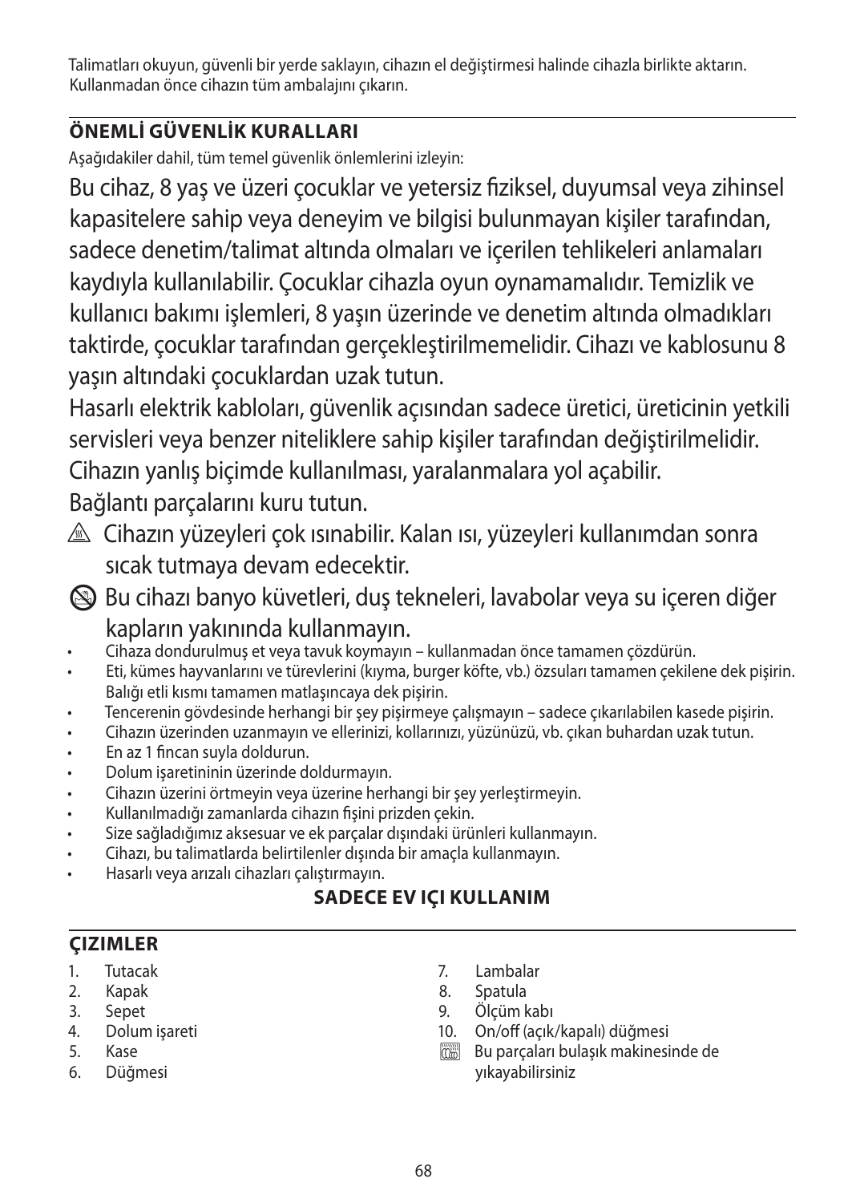Talimatları okuyun, güvenli bir yerde saklayın, cihazın el değiştirmesi halinde cihazla birlikte aktarın. Kullanmadan önce cihazın tüm ambalajını çıkarın.

## ÖNEMLİ GÜVENLİK KURALLARI

Aşağıdakiler dahil, tüm temel güvenlik önlemlerini izleyin:

Bu cihaz, 8 yaş ve üzeri çocuklar ve yetersiz fiziksel, duyumsal veya zihinsel kapasitelere sahip veya deneyim ve bilgisi bulunmayan kişiler tarafından, sadece denetim/talimat altında olmaları ve içerilen tehlikeleri anlamaları kaydıyla kullanılabilir. Çocuklar cihazla oyun oynamamalıdır. Temizlik ve kullanıcı bakımı işlemleri, 8 yaşın üzerinde ve denetim altında olmadıkları taktirde, çocuklar tarafından gerçekleştirilmemelidir. Cihazı ve kablosunu 8 yaşın altındaki çocuklardan uzak tutun.

Hasarlı elektrik kabloları, güvenlik açısından sadece üretici, üreticinin yetkili servisleri veya benzer niteliklere sahip kişiler tarafından değiştirilmelidir.

Cihazın yanlış biçimde kullanılması, yaralanmalara yol açabilir.

Bağlantı parçalarını kuru tutun.

⚠ Cihazın yüzeyleri çok ısınabilir. Kalan ısı, yüzeyleri kullanımdan sonra sıcak tutmaya devam edecektir.

⊘ Bu cihazı banyo küvetleri, duş tekneleri, lavabolar veya su içeren diğer kapların yakınında kullanmayın.

- Cihaza dondurulmuş et veya tavuk koymayın – kullanmadan önce tamamen çözdürün.
- Eti, kümes hayvanlarını ve türevlerini (kıyma, burger köfte, vb.) özsuları tamamen çekilene dek pişirin. Balığı etli kısmı tamamen matlaşıncaya dek pişirin.
- Tencerenin gövdesinde herhangi bir şey pişirmeye çalışmayın – sadece çıkarılabilen kasede pişirin.
- Cihazın üzerinden uzanmayın ve ellerinizi, kollarınızı, yüzünüzü, vb. çıkan buhardan uzak tutun.
- En az 1 fincan suyla doldurun.
- Dolum işaretininin üzerinde doldurmayın.
- Cihazın üzerini örtmeyin veya üzerine herhangi bir şey yerleştirmeyin.
- Kullanılmadığı zamanlarda cihazın fişini prizden çekin.
- Size sağladığımız aksesuar ve ek parçalar dışındaki ürünleri kullanmayın.
- Cihazı, bu talimatlarda belirtilenler dışında bir amaçla kullanmayın.
- Hasarlı veya arızalı cihazları çalıştırmayın.

**SADECE EV IÇI KULLANIM**

## ÇIZIMLER

1. Tutacak
2. Kapak
3. Sepet
4. Dolum işareti
5. Kase
6. Düğmesi
7. Lambalar
8. Spatula
9. Ölçüm kabı
10. On/off (açık/kapalı) düğmesi

Bu parçaları bulaşık makinesinde de yıkayabilirsiniz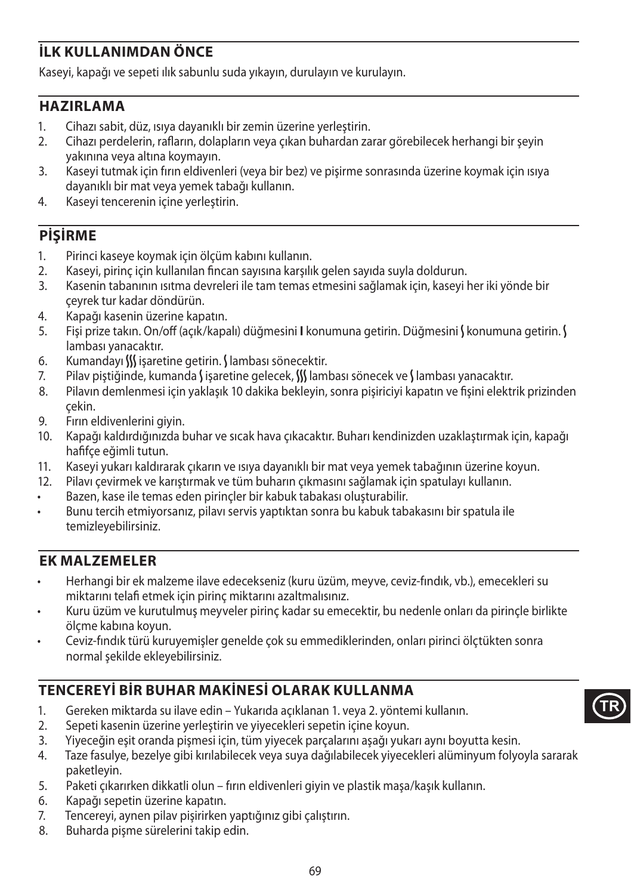## İLK KULLANIMDAN ÖNCE

Kaseyi, kapağı ve sepeti ılık sabunlu suda yıkayın, durulayın ve kurulayın.

## HAZIRLAMA

1. Cihazı sabit, düz, ısıya dayanıklı bir zemin üzerine yerleştirin.
2. Cihazı perdelerin, rafların, dolapların veya çıkan buhardan zarar görebilecek herhangi bir şeyin yakınına veya altına koymayın.
3. Kaseyi tutmak için fırın eldivenleri (veya bir bez) ve pişirme sonrasında üzerine koymak için ısıya dayanıklı bir mat veya yemek tabağı kullanın.
4. Kaseyi tencerenin içine yerleştirin.

## PİŞİRME

1. Pirinci kaseye koymak için ölçüm kabını kullanın.
2. Kaseyi, pirinç için kullanılan fincan sayısına karşılık gelen sayıda suyla doldurun.
3. Kasenin tabanının ısıtma devreleri ile tam temas etmesini sağlamak için, kaseyi her iki yönde bir çeyrek tur kadar döndürün.
4. Kapağı kasenin üzerine kapatın.
5. Fişi prize takın. On/off (açık/kapalı) düğmesini **I** konumuna getirin. Düğmesini ʃ konumuna getirin. ʃ lambası yanacaktır.
6. Kumandayı ʃʃʃ işaretine getirin. ʃ lambası sönecektir.
7. Pilav piştiğinde, kumanda ʃ işaretine gelecek, ʃʃʃ lambası sönecek ve ʃ lambası yanacaktır.
8. Pilavın demlenmesi için yaklaşık 10 dakika bekleyin, sonra pişiriciyi kapatın ve fişini elektrik prizinden çekin.
9. Fırın eldivenlerini giyin.
10. Kapağı kaldırdığınızda buhar ve sıcak hava çıkacaktır. Buharı kendinizden uzaklaştırmak için, kapağı hafifçe eğimli tutun.
11. Kaseyi yukarı kaldırarak çıkarın ve ısıya dayanıklı bir mat veya yemek tabağının üzerine koyun.
12. Pilavı çevirmek ve karıştırmak ve tüm buharın çıkmasını sağlamak için spatulayı kullanın.

- Bazen, kase ile temas eden pirinçler bir kabuk tabakası oluşturabilir.
- Bunu tercih etmiyorsanız, pilavı servis yaptıktan sonra bu kabuk tabakasını bir spatula ile temizleyebilirsiniz.

## EK MALZEMELER

- Herhangi bir ek malzeme ilave edecekseniz (kuru üzüm, meyve, ceviz-fındık, vb.), emecekleri su miktarını telafi etmek için pirinç miktarını azaltmalısınız.
- Kuru üzüm ve kurutulmuş meyveler pirinç kadar su emecektir, bu nedenle onları da pirinçle birlikte ölçme kabına koyun.
- Ceviz-fındık türü kuruyemişler genelde çok su emmediklerinden, onları pirinci ölçtükten sonra normal şekilde ekleyebilirsiniz.

## TENCEREYİ BİR BUHAR MAKİNESİ OLARAK KULLANMA

1. Gereken miktarda su ilave edin – Yukarıda açıklanan 1. veya 2. yöntemi kullanın.
2. Sepeti kasenin üzerine yerleştirin ve yiyecekleri sepetin içine koyun.
3. Yiyeceğin eşit oranda pişmesi için, tüm yiyecek parçalarını aşağı yukarı aynı boyutta kesin.
4. Taze fasulye, bezelye gibi kırılabilecek veya suya dağılabilecek yiyecekleri alüminyum folyoyla sararak paketleyin.
5. Paketi çıkarırken dikkatli olun – fırın eldivenleri giyin ve plastik maşa/kaşık kullanın.
6. Kapağı sepetin üzerine kapatın.
7. Tencereyi, aynen pilav pişirirken yaptığınız gibi çalıştırın.
8. Buharda pişme sürelerini takip edin.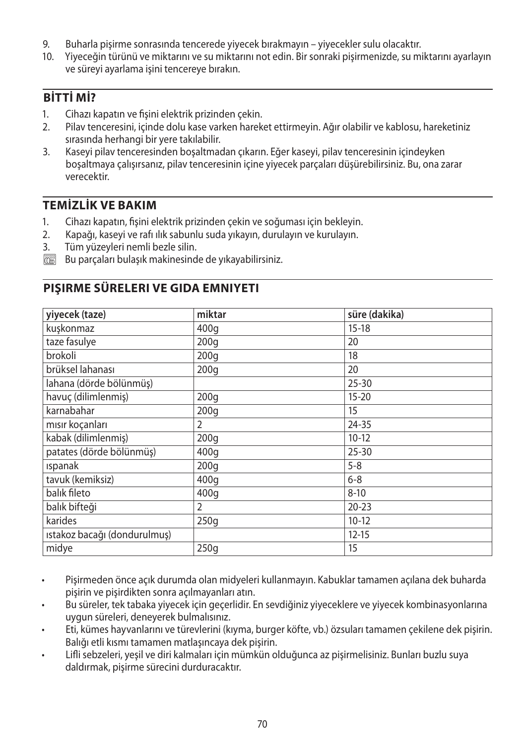9. Buharla pişirme sonrasında tencerede yiyecek bırakmayın – yiyecekler sulu olacaktır.
10. Yiyeceğin türünü ve miktarını ve su miktarını not edin. Bir sonraki pişirmenizde, su miktarını ayarlayın ve süreyi ayarlama işini tencereye bırakın.

## BİTTİ Mİ?

1. Cihazı kapatın ve fişini elektrik prizinden çekin.
2. Pilav tenceresini, içinde dolu kase varken hareket ettirmeyin. Ağır olabilir ve kablosu, hareketiniz sırasında herhangi bir yere takılabilir.
3. Kaseyi pilav tenceresinden boşaltmadan çıkarın. Eğer kaseyi, pilav tenceresinin içindeyken boşaltmaya çalışırsanız, pilav tenceresinin içine yiyecek parçaları düşürebilirsiniz. Bu, ona zarar verecektir.

## TEMİZLİK VE BAKIM

1. Cihazı kapatın, fişini elektrik prizinden çekin ve soğuması için bekleyin.
2. Kapağı, kaseyi ve rafı ılık sabunlu suda yıkayın, durulayın ve kurulayın.
3. Tüm yüzeyleri nemli bezle silin.

Bu parçaları bulaşık makinesinde de yıkayabilirsiniz.

## PIŞIRME SÜRELERI VE GIDA EMNIYETI

| yiyecek (taze) | miktar | süre (dakika) |
|---|---|---|
| kuşkonmaz | 400g | 15-18 |
| taze fasulye | 200g | 20 |
| brokoli | 200g | 18 |
| brüksel lahanası | 200g | 20 |
| lahana (dörde bölünmüş) | | 25-30 |
| havuç (dilimlenmiş) | 200g | 15-20 |
| karnabahar | 200g | 15 |
| mısır koçanları | 2 | 24-35 |
| kabak (dilimlenmiş) | 200g | 10-12 |
| patates (dörde bölünmüş) | 400g | 25-30 |
| ıspanak | 200g | 5-8 |
| tavuk (kemiksiz) | 400g | 6-8 |
| balık fileto | 400g | 8-10 |
| balık bifteği | 2 | 20-23 |
| karides | 250g | 10-12 |
| ıstakoz bacağı (dondurulmuş) | | 12-15 |
| midye | 250g | 15 |

- Pişirmeden önce açık durumda olan midyeleri kullanmayın. Kabuklar tamamen açılana dek buharda pişirin ve pişirdikten sonra açılmayanları atın.
- Bu süreler, tek tabaka yiyecek için geçerlidir. En sevdiğiniz yiyeceklere ve yiyecek kombinasyonlarına uygun süreleri, deneyerek bulmalısınız.
- Eti, kümes hayvanlarını ve türevlerini (kıyma, burger köfte, vb.) özsuları tamamen çekilene dek pişirin. Balığı etli kısmı tamamen matlaşıncaya dek pişirin.
- Lifli sebzeleri, yeşil ve diri kalmaları için mümkün olduğunca az pişirmelisiniz. Bunları buzlu suya daldırmak, pişirme sürecini durduracaktır.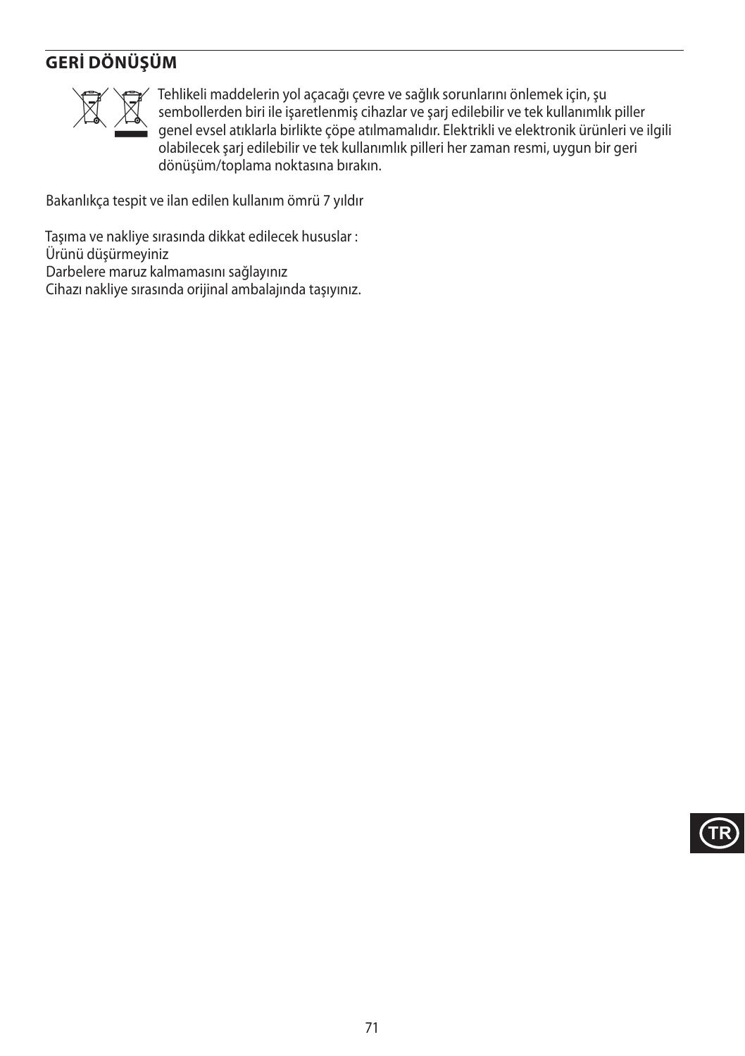## GERİ DÖNÜŞÜM

Tehlikeli maddelerin yol açacağı çevre ve sağlık sorunlarını önlemek için, şu sembollerden biri ile işaretlenmiş cihazlar ve şarj edilebilir ve tek kullanımlık piller genel evsel atıklarla birlikte çöpe atılmamalıdır. Elektrikli ve elektronik ürünleri ve ilgili olabilecek şarj edilebilir ve tek kullanımlık pilleri her zaman resmi, uygun bir geri dönüşüm/toplama noktasına bırakın.

Bakanlıkça tespit ve ilan edilen kullanım ömrü 7 yıldır

Taşıma ve nakliye sırasında dikkat edilecek hususlar :
Ürünü düşürmeyiniz
Darbelere maruz kalmamasını sağlayınız
Cihazı nakliye sırasında orijinal ambalajında taşıyınız.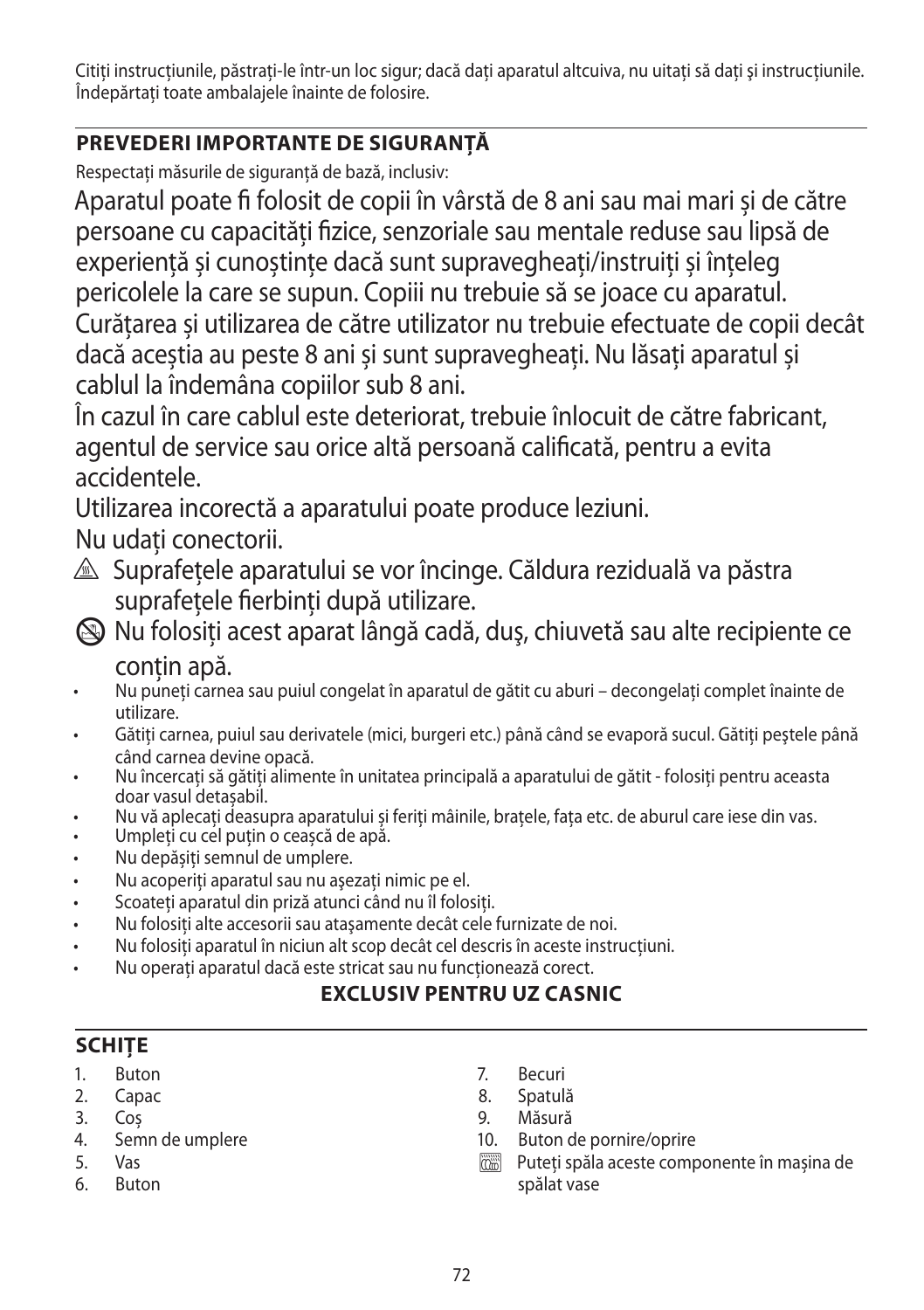Citiți instrucțiunile, păstrați-le într-un loc sigur; dacă dați aparatul altcuiva, nu uitați să dați şi instrucțiunile. Îndepărtați toate ambalajele înainte de folosire.

## PREVEDERI IMPORTANTE DE SIGURANȚĂ

Respectați măsurile de siguranță de bază, inclusiv:

Aparatul poate fi folosit de copii în vârstă de 8 ani sau mai mari și de către persoane cu capacități fizice, senzoriale sau mentale reduse sau lipsă de experiență și cunoștințe dacă sunt supravegheați/instruiți și înțeleg pericolele la care se supun. Copiii nu trebuie să se joace cu aparatul. Curățarea și utilizarea de către utilizator nu trebuie efectuate de copii decât dacă aceștia au peste 8 ani și sunt supravegheați. Nu lăsați aparatul și cablul la îndemâna copiilor sub 8 ani.

În cazul în care cablul este deteriorat, trebuie înlocuit de către fabricant, agentul de service sau orice altă persoană calificată, pentru a evita accidentele.

Utilizarea incorectă a aparatului poate produce leziuni.

Nu udați conectorii.

⚠ Suprafețele aparatului se vor încinge. Căldura reziduală va păstra suprafețele fierbinți după utilizare.

⊘ Nu folosiți acest aparat lângă cadă, duş, chiuvetă sau alte recipiente ce conțin apă.

- Nu puneți carnea sau puiul congelat în aparatul de gătit cu aburi – decongelați complet înainte de utilizare.
- Gătiți carnea, puiul sau derivatele (mici, burgeri etc.) până când se evaporă sucul. Gătiți peştele până când carnea devine opacă.
- Nu încercați să gătiți alimente în unitatea principală a aparatului de gătit - folosiți pentru aceasta doar vasul detaşabil.
- Nu vă aplecați deasupra aparatului şi feriți mâinile, brațele, fața etc. de aburul care iese din vas.
- Umpleți cu cel puțin o ceașcă de apă.
- Nu depășiți semnul de umplere.
- Nu acoperiți aparatul sau nu aşezați nimic pe el.
- Scoateți aparatul din priză atunci când nu îl folosiți.
- Nu folosiți alte accesorii sau ataşamente decât cele furnizate de noi.
- Nu folosiți aparatul în niciun alt scop decât cel descris în aceste instrucțiuni.
- Nu operați aparatul dacă este stricat sau nu funcționează corect.

**EXCLUSIV PENTRU UZ CASNIC**

## SCHIȚE

1. Buton
2. Capac
3. Coş
4. Semn de umplere
5. Vas
6. Buton
7. Becuri
8. Spatulă
9. Măsură
10. Buton de pornire/oprire

Puteți spăla aceste componente în mașina de spălat vase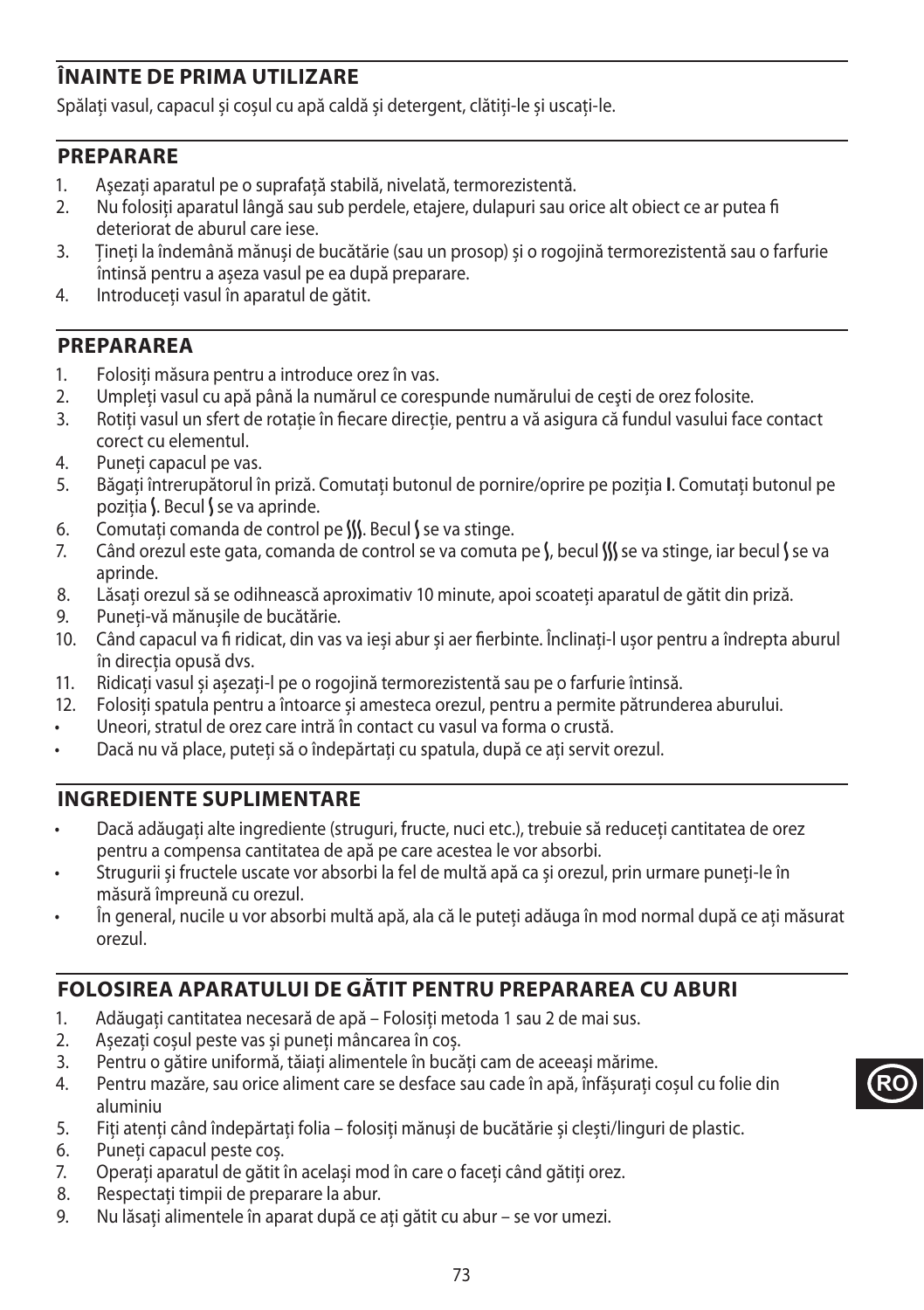## ÎNAINTE DE PRIMA UTILIZARE

Spălaţi vasul, capacul şi coşul cu apă caldă şi detergent, clătiţi-le şi uscaţi-le.

## PREPARARE

1. Aşezaţi aparatul pe o suprafaţă stabilă, nivelată, termorezistentă.
2. Nu folosiţi aparatul lângă sau sub perdele, etajere, dulapuri sau orice alt obiect ce ar putea fi deteriorat de aburul care iese.
3. Ţineţi la îndemână mănuşi de bucătărie (sau un prosop) şi o rogojină termorezistentă sau o farfurie întinsă pentru a aşeza vasul pe ea după preparare.
4. Introduceţi vasul în aparatul de gătit.

## PREPARAREA

1. Folosiţi măsura pentru a introduce orez în vas.
2. Umpleţi vasul cu apă până la numărul ce corespunde numărului de ceşti de orez folosite.
3. Rotiţi vasul un sfert de rotaţie în fiecare direcţie, pentru a vă asigura că fundul vasului face contact corect cu elementul.
4. Puneţi capacul pe vas.
5. Băgaţi întrerupătorul în priză. Comutaţi butonul de pornire/oprire pe poziţia **I**. Comutaţi butonul pe poziţia ʃ. Becul ʃ se va aprinde.
6. Comutaţi comanda de control pe ʃʃʃ. Becul ʃ se va stinge.
7. Când orezul este gata, comanda de control se va comuta pe ʃ, becul ʃʃʃ se va stinge, iar becul ʃ se va aprinde.
8. Lăsaţi orezul să se odihnească aproximativ 10 minute, apoi scoateţi aparatul de gătit din priză.
9. Puneţi-vă mănuşile de bucătărie.
10. Când capacul va fi ridicat, din vas va ieşi abur şi aer fierbinte. Înclinaţi-l uşor pentru a îndrepta aburul în direcţia opusă dvs.
11. Ridicaţi vasul şi aşezaţi-l pe o rogojină termorezistentă sau pe o farfurie întinsă.
12. Folosiţi spatula pentru a întoarce şi amesteca orezul, pentru a permite pătrunderea aburului.

- Uneori, stratul de orez care intră în contact cu vasul va forma o crustă.
- Dacă nu vă place, puteţi să o îndepărtaţi cu spatula, după ce aţi servit orezul.

## INGREDIENTE SUPLIMENTARE

- Dacă adăugaţi alte ingrediente (struguri, fructe, nuci etc.), trebuie să reduceţi cantitatea de orez pentru a compensa cantitatea de apă pe care acestea le vor absorbi.
- Strugurii şi fructele uscate vor absorbi la fel de multă apă ca şi orezul, prin urmare puneţi-le în măsură împreună cu orezul.
- În general, nucile u vor absorbi multă apă, ala că le puteţi adăuga în mod normal după ce aţi măsurat orezul.

## FOLOSIREA APARATULUI DE GĂTIT PENTRU PREPARAREA CU ABURI

1. Adăugaţi cantitatea necesară de apă – Folosiţi metoda 1 sau 2 de mai sus.
2. Aşezaţi coşul peste vas şi puneţi mâncarea în coş.
3. Pentru o gătire uniformă, tăiaţi alimentele în bucăţi cam de aceeaşi mărime.
4. Pentru mazăre, sau orice aliment care se desface sau cade în apă, înfăşuraţi coşul cu folie din aluminiu
5. Fiţi atenţi când îndepărtaţi folia – folosiţi mănuşi de bucătărie şi cleşti/linguri de plastic.
6. Puneţi capacul peste coş.
7. Operaţi aparatul de gătit în acelaşi mod în care o faceţi când gătiţi orez.
8. Respectaţi timpii de preparare la abur.
9. Nu lăsaţi alimentele în aparat după ce aţi gătit cu abur – se vor umezi.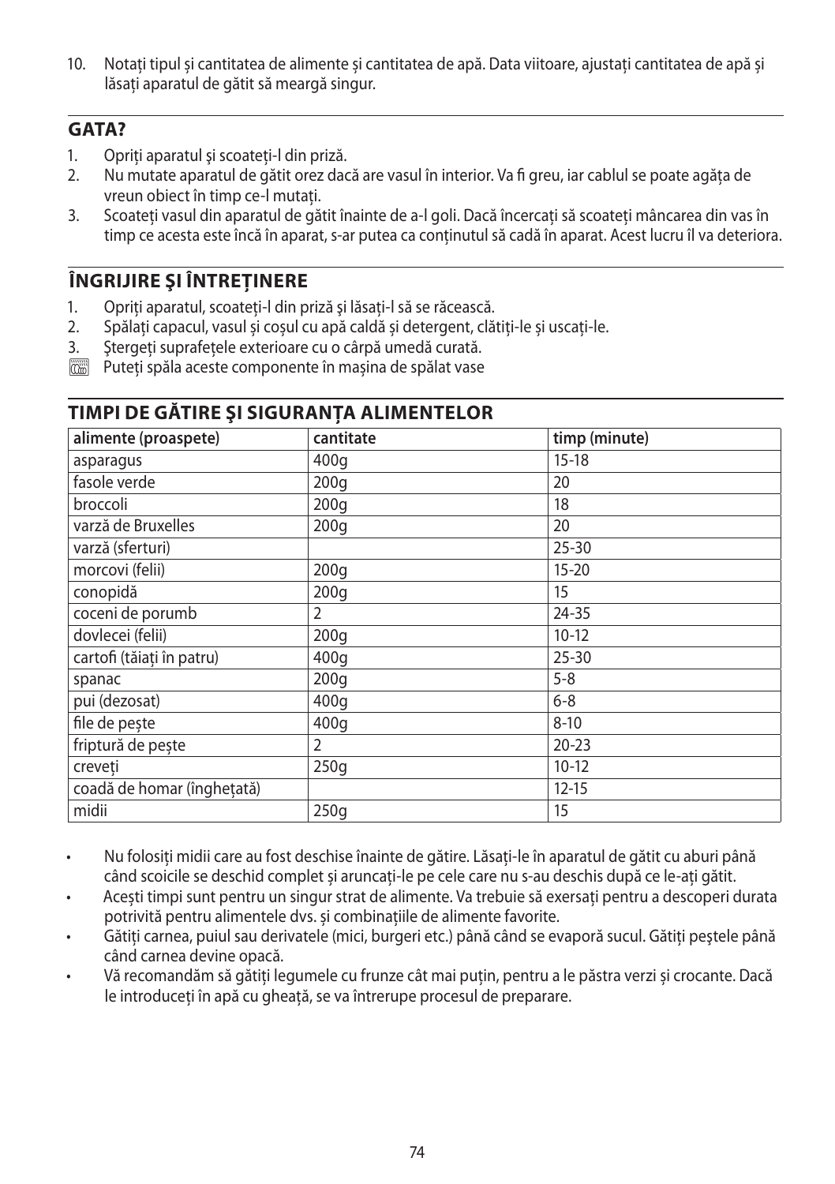10. Notați tipul și cantitatea de alimente și cantitatea de apă. Data viitoare, ajustați cantitatea de apă și lăsați aparatul de gătit să meargă singur.

## GATA?

1. Opriți aparatul şi scoateți-l din priză.
2. Nu mutate aparatul de gătit orez dacă are vasul în interior. Va fi greu, iar cablul se poate agăța de vreun obiect în timp ce-l mutați.
3. Scoateți vasul din aparatul de gătit înainte de a-l goli. Dacă încercați să scoateți mâncarea din vas în timp ce acesta este încă în aparat, s-ar putea ca conținutul să cadă în aparat. Acest lucru îl va deteriora.

## ÎNGRIJIRE ŞI ÎNTREȚINERE

1. Opriți aparatul, scoateți-l din priză şi lăsați-l să se răcească.
2. Spălați capacul, vasul și coșul cu apă caldă și detergent, clătiți-le și uscați-le.
3. Ştergeți suprafețele exterioare cu o cârpă umedă curată.

Puteți spăla aceste componente în mașina de spălat vase

## TIMPI DE GĂTIRE ŞI SIGURANȚA ALIMENTELOR

| alimente (proaspete) | cantitate | timp (minute) |
|---|---|---|
| asparagus | 400g | 15-18 |
| fasole verde | 200g | 20 |
| broccoli | 200g | 18 |
| varză de Bruxelles | 200g | 20 |
| varză (sferturi) | | 25-30 |
| morcovi (felii) | 200g | 15-20 |
| conopidă | 200g | 15 |
| coceni de porumb | 2 | 24-35 |
| dovlecei (felii) | 200g | 10-12 |
| cartofi (tăiați în patru) | 400g | 25-30 |
| spanac | 200g | 5-8 |
| pui (dezosat) | 400g | 6-8 |
| file de pește | 400g | 8-10 |
| friptură de pește | 2 | 20-23 |
| creveți | 250g | 10-12 |
| coadă de homar (înghețată) | | 12-15 |
| midii | 250g | 15 |

- Nu folosiți midii care au fost deschise înainte de gătire. Lăsați-le în aparatul de gătit cu aburi până când scoicile se deschid complet și aruncați-le pe cele care nu s-au deschis după ce le-ați gătit.
- Acești timpi sunt pentru un singur strat de alimente. Va trebuie să exersați pentru a descoperi durata potrivită pentru alimentele dvs. și combinațiile de alimente favorite.
- Gătiți carnea, puiul sau derivatele (mici, burgeri etc.) până când se evaporă sucul. Gătiți peştele până când carnea devine opacă.
- Vă recomandăm să gătiți legumele cu frunze cât mai puțin, pentru a le păstra verzi și crocante. Dacă le introduceți în apă cu gheață, se va întrerupe procesul de preparare.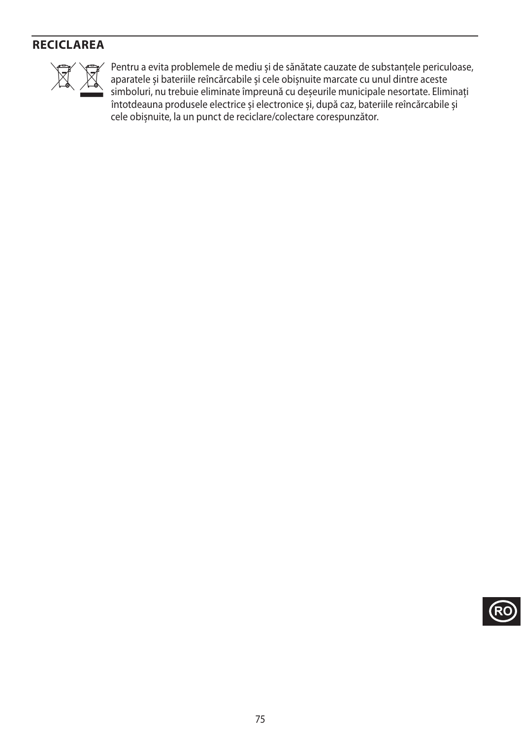## RECICLAREA

Pentru a evita problemele de mediu și de sănătate cauzate de substanțele periculoase, aparatele și bateriile reîncărcabile și cele obișnuite marcate cu unul dintre aceste simboluri, nu trebuie eliminate împreună cu deșeurile municipale nesortate. Eliminați întotdeauna produsele electrice și electronice și, după caz, bateriile reîncărcabile și cele obișnuite, la un punct de reciclare/colectare corespunzător.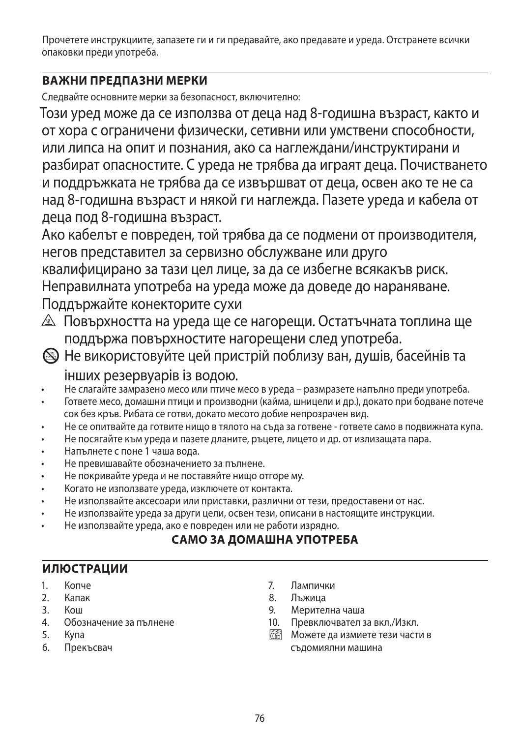Прочетете инструкциите, запазете ги и ги предавайте, ако предавате и уреда. Отстранете всички опаковки преди употреба.

## ВАЖНИ ПРЕДПАЗНИ МЕРКИ

Следвайте основните мерки за безопасност, включително:

Този уред може да се използва от деца над 8-годишна възраст, както и от хора с ограничени физически, сетивни или умствени способности, или липса на опит и познания, ако са наглеждани/инструктирани и разбират опасностите. С уреда не трябва да играят деца. Почистването и поддръжката не трябва да се извършват от деца, освен ако те не са над 8-годишна възраст и някой ги наглежда. Пазете уреда и кабела от деца под 8-годишна възраст.

Ако кабелът е повреден, той трябва да се подмени от производителя, негов представител за сервизно обслужване или друго квалифицирано за тази цел лице, за да се избегне всякакъв риск.

Неправилната употреба на уреда може да доведе до нараняване.

Поддържайте конекторите сухи

⚠ Повърхността на уреда ще се нагорещи. Остатъчната топлина ще поддържа повърхностите нагорещени след употреба.

⊘ Не використовуйте цей пристрій поблизу ван, душів, басейнів та інших резервуарів із водою.

- Не слагайте замразено месо или птиче месо в уреда – размразете напълно преди употреба.
- Гответе месо, домашни птици и производни (кайма, шницели и др.), докато при бодване потече сок без кръв. Рибата се готви, докато месото добие непрозрачен вид.
- Не се опитвайте да готвите нищо в тялото на съда за готвене - гответе само в подвижната купа.
- Не посягайте към уреда и пазете дланите, ръцете, лицето и др. от излизащата пара.
- Напълнете с поне 1 чаша вода.
- Не превишавайте обозначението за пълнене.
- Не покривайте уреда и не поставяйте нищо отгоре му.
- Когато не използвате уреда, изключете от контакта.
- Не използвайте аксесоари или приставки, различни от тези, предоставени от нас.
- Не използвайте уреда за други цели, освен тези, описани в настоящите инструкции.
- Не използвайте уреда, ако е повреден или не работи изрядно.

**САМО ЗА ДОМАШНА УПОТРЕБА**

## ИЛЮСТРАЦИИ

1. Копче
2. Капак
3. Кош
4. Обозначение за пълнене
5. Купа
6. Прекъсвач
7. Лампички
8. Лъжица
9. Мерителна чаша
10. Превключвател за вкл./Изкл.

Можете да измиете тези части в съдомиялни машина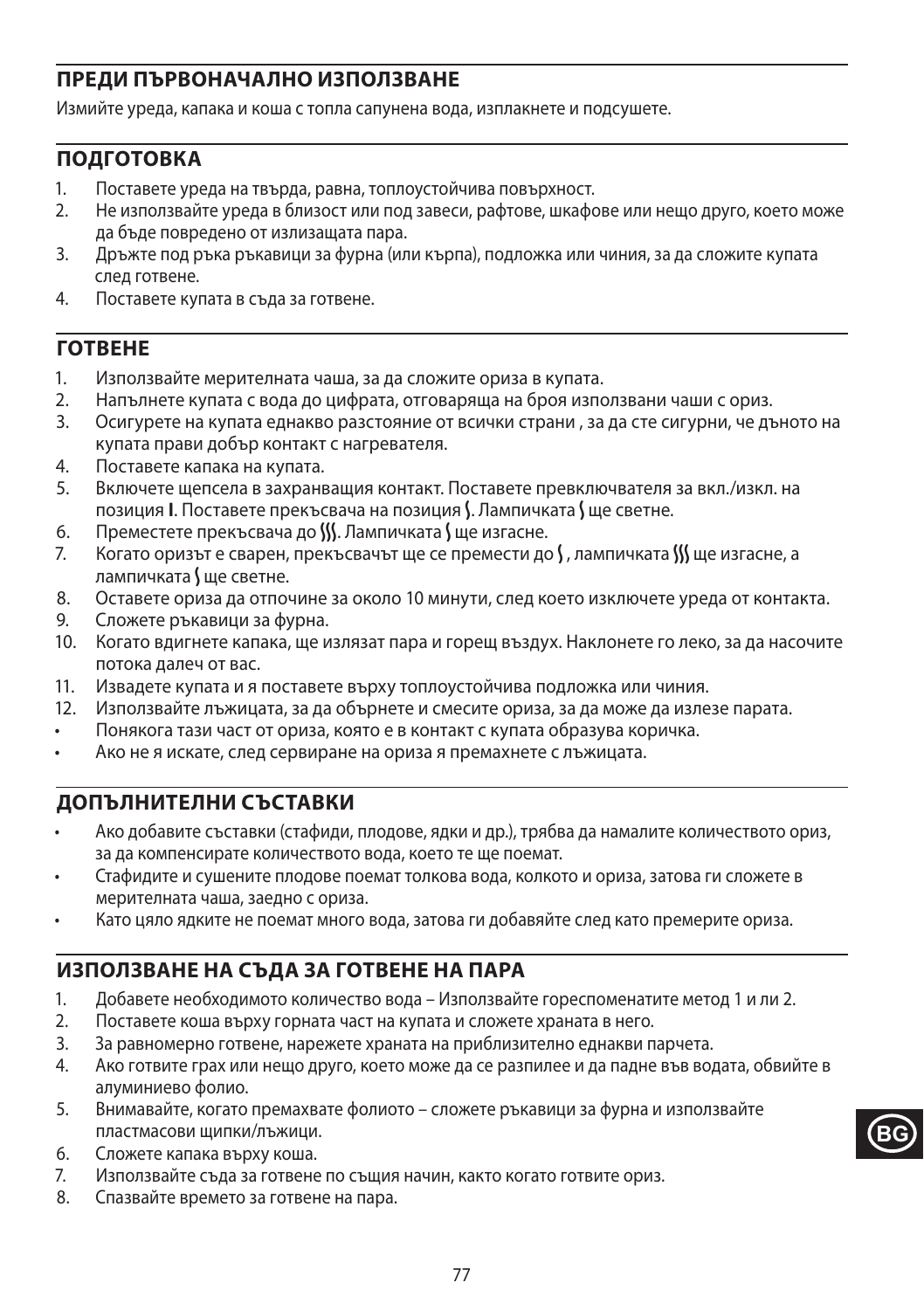## ПРЕДИ ПЪРВОНАЧАЛНО ИЗПОЛЗВАНЕ

Измийте уреда, капака и коша с топла сапунена вода, изплакнете и подсушете.

## ПОДГОТОВКА

1. Поставете уреда на твърда, равна, топлоустойчива повърхност.
2. Не използвайте уреда в близост или под завеси, рафтове, шкафове или нещо друго, което може да бъде повредено от излизащата пара.
3. Дръжте под ръка ръкавици за фурна (или кърпа), подложка или чиния, за да сложите купата след готвене.
4. Поставете купата в съда за готвене.

## ГОТВЕНЕ

1. Използвайте мерителната чаша, за да сложите ориза в купата.
2. Напълнете купата с вода до цифрата, отговаряща на броя използвани чаши с ориз.
3. Осигурете на купата еднакво разстояние от всички страни , за да сте сигурни, че дъното на купата прави добър контакт с нагревателя.
4. Поставете капака на купата.
5. Включете щепсела в захранващия контакт. Поставете превключвателя за вкл./изкл. на позиция **I**. Поставете прекъсвача на позиция ʃ. Лампичката ʃ ще светне.
6. Преместете прекъсвача до ʃʃʃ. Лампичката ʃ ще изгасне.
7. Когато оризът е сварен, прекъсвачът ще се премести до ʃ , лампичката ʃʃʃ ще изгасне, а лампичката ʃ ще светне.
8. Оставете ориза да отпочине за около 10 минути, след което изключете уреда от контакта.
9. Сложете ръкавици за фурна.
10. Когато вдигнете капака, ще излязат пара и горещ въздух. Наклонете го леко, за да насочите потока далеч от вас.
11. Извадете купата и я поставете върху топлоустойчива подложка или чиния.
12. Използвайте лъжицата, за да обърнете и смесите ориза, за да може да излезе парата.

- Понякога тази част от ориза, която е в контакт с купата образува коричка.
- Ако не я искате, след сервиране на ориза я премахнете с лъжицата.

## ДОПЪЛНИТЕЛНИ СЪСТАВКИ

- Ако добавите съставки (стафиди, плодове, ядки и др.), трябва да намалите количеството ориз, за да компенсирате количеството вода, което те ще поемат.
- Стафидите и сушените плодове поемат толкова вода, колкото и ориза, затова ги сложете в мерителната чаша, заедно с ориза.
- Като цяло ядките не поемат много вода, затова ги добавяйте след като премерите ориза.

## ИЗПОЛЗВАНЕ НА СЪДА ЗА ГОТВЕНЕ НА ПАРА

1. Добавете необходимото количество вода – Използвайте гореспоменатите метод 1 и ли 2.
2. Поставете коша върху горната част на купата и сложете храната в него.
3. За равномерно готвене, нарежете храната на приблизително еднакви парчета.
4. Ако готвите грах или нещо друго, което може да се разпилее и да падне във водата, обвийте в алуминиево фолио.
5. Внимавайте, когато премахвате фолиото – сложете ръкавици за фурна и използвайте пластмасови щипки/лъжици.
6. Сложете капака върху коша.
7. Използвайте съда за готвене по същия начин, както когато готвите ориз.
8. Спазвайте времето за готвене на пара.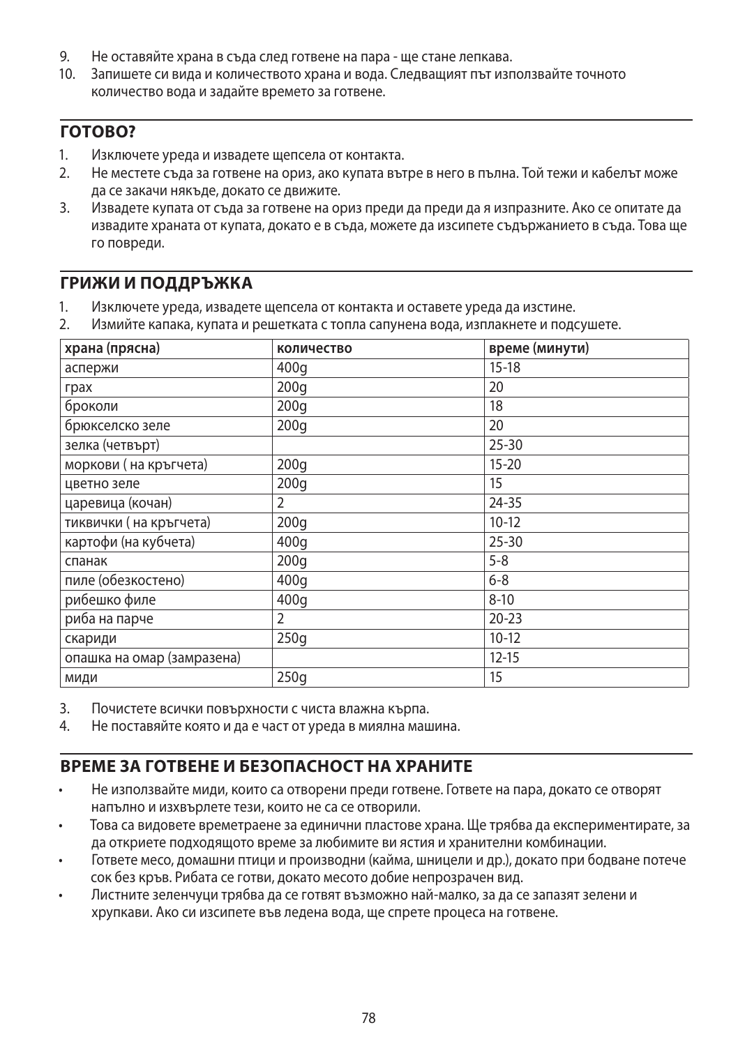9. Не оставяйте храна в съда след готвене на пара - ще стане лепкава.
10. Запишете си вида и количеството храна и вода. Следващият път използвайте точното количество вода и задайте времето за готвене.

## ГОТОВО?

1. Изключете уреда и извадете щепсела от контакта.
2. Не местете съда за готвене на ориз, ако купата вътре в него в пълна. Той тежи и кабелът може да се закачи някъде, докато се движите.
3. Извадете купата от съда за готвене на ориз преди да преди да я изпразните. Ако се опитате да извадите храната от купата, докато е в съда, можете да изсипете съдържанието в съда. Това ще го повреди.

## ГРИЖИ И ПОДДРЪЖКА

1. Изключете уреда, извадете щепсела от контакта и оставете уреда да изстине.
2. Измийте капака, купата и решетката с топла сапунена вода, изплакнете и подсушете.

| храна (прясна) | количество | време (минути) |
|---|---|---|
| аспержи | 400g | 15-18 |
| грах | 200g | 20 |
| броколи | 200g | 18 |
| брюкселско зеле | 200g | 20 |
| зелка (четвърт) | | 25-30 |
| моркови ( на кръгчета) | 200g | 15-20 |
| цветно зеле | 200g | 15 |
| царевица (кочан) | 2 | 24-35 |
| тиквички ( на кръгчета) | 200g | 10-12 |
| картофи (на кубчета) | 400g | 25-30 |
| спанак | 200g | 5-8 |
| пиле (обезкостено) | 400g | 6-8 |
| рибешко филе | 400g | 8-10 |
| риба на парче | 2 | 20-23 |
| скариди | 250g | 10-12 |
| опашка на омар (замразена) | | 12-15 |
| миди | 250g | 15 |

3. Почистете всички повърхности с чиста влажна кърпа.
4. Не поставяйте която и да е част от уреда в миялна машина.

## ВРЕМЕ ЗА ГОТВЕНЕ И БЕЗОПАСНОСТ НА ХРАНИТЕ

- Не използвайте миди, които са отворени преди готвене. Гответе на пара, докато се отворят напълно и изхвърлете тези, които не са се отворили.
- Това са видовете времетраене за единични пластове храна. Ще трябва да експериментирате, за да откриете подходящото време за любимите ви ястия и хранителни комбинации.
- Гответе месо, домашни птици и производни (кайма, шницели и др.), докато при бодване потече сок без кръв. Рибата се готви, докато месото добие непрозрачен вид.
- Листните зеленчуци трябва да се готвят възможно най-малко, за да се запазят зелени и хрупкави. Ако си изсипете във ледена вода, ще спрете процеса на готвене.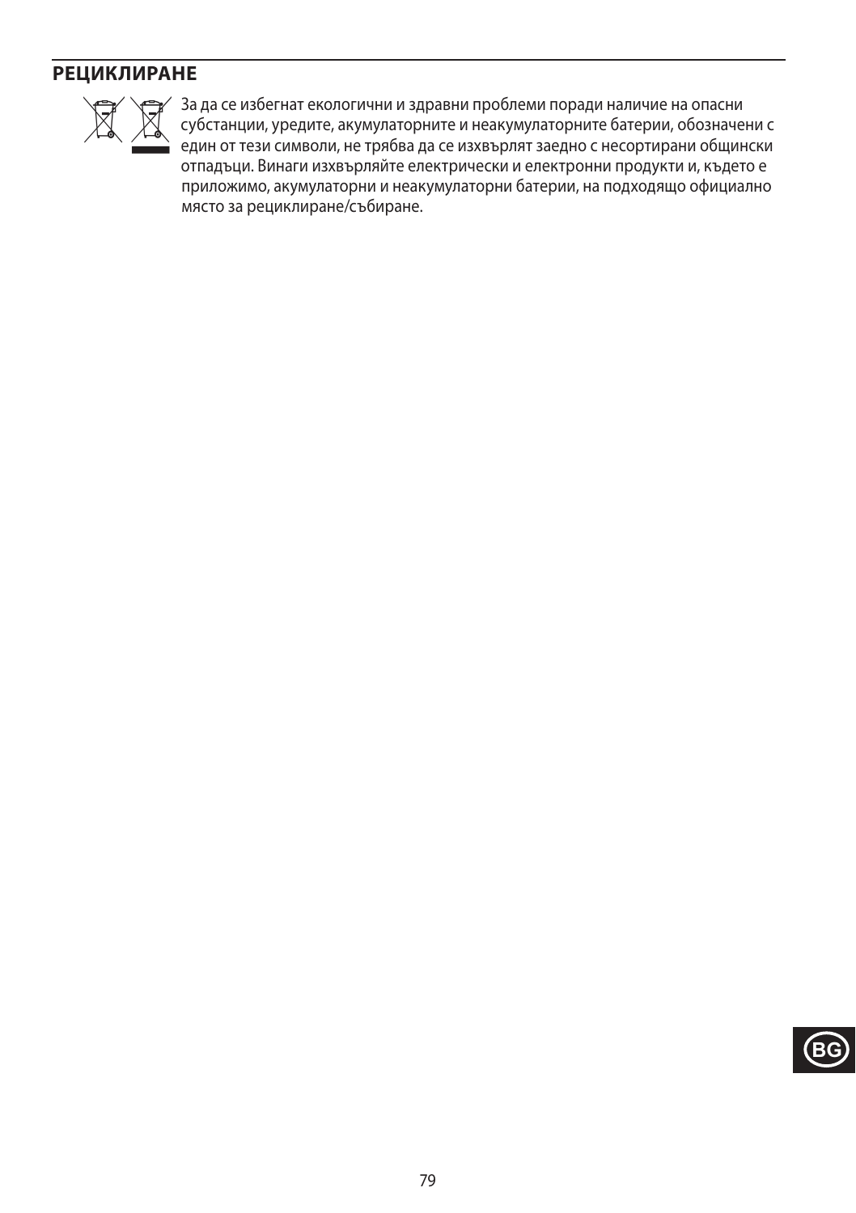## РЕЦИКЛИРАНЕ

За да се избегнат екологични и здравни проблеми поради наличие на опасни субстанции, уредите, акумулаторните и неакумулаторните батерии, обозначени с един от тези символи, не трябва да се изхвърлят заедно с несортирани общински отпадъци. Винаги изхвърляйте електрически и електронни продукти и, където е приложимо, акумулаторни и неакумулаторни батерии, на подходящо официално място за рециклиране/събиране.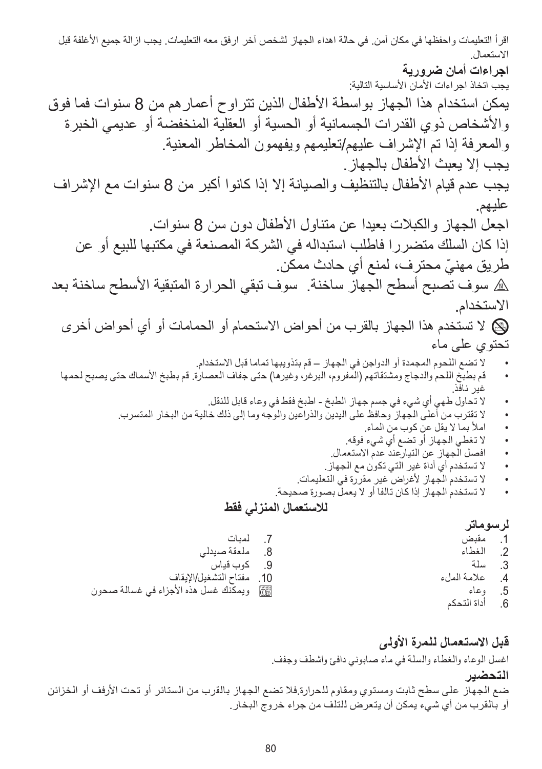اقرأ التعليمات واحفظها في مكان آمن. في حالة اهداء الجهاز لشخص آخر ارفق معه التعليمات. يجب ازالة جميع الأغلفة قبل الاستعمال.

**اجراءات أمان ضرورية**

يجب اتخاذ اجراءات الأمان الأساسية التالية:

يمكن استخدام هذا الجهاز بواسطة الأطفال الذين تتراوح أعمارهم من 8 سنوات فما فوق والأشخاص ذوي القدرات الجسمانية أو الحسية أو العقلية المنخفضة أو عديمي الخبرة والمعرفة إذا تم الإشراف عليهم/تعليمهم ويفهمون المخاطر المعنية.

يجب إلا يعبث الأطفال بالجهاز.

يجب عدم قيام الأطفال بالتنظيف والصيانة إلا إذا كانوا أكبر من 8 سنوات مع الإشراف عليهم.

اجعل الجهاز والكبلات بعيدا عن متناول الأطفال دون سن 8 سنوات.

إذا كان السلك متضررا فاطلب استبداله في الشركة المصنعة في مكتبها للبيع أو عن طريق مهنيّ محترف، لمنع أي حادث ممكن.

⚠ سوف تصبح أسطح الجهاز ساخنة. سوف تبقي الحرارة المتبقية الأسطح ساخنة بعد الاستخدام.

🛇 لا تستخدم هذا الجهاز بالقرب من أحواض الاستحمام أو الحمامات أو أي أحواض أخرى تحتوي على ماء

- لا تضع اللحوم المجمدة أو الدواجن في الجهاز – قم بتذويبها تماما قبل الاستخدام.
- قم بطبخ اللحم والدجاج ومشتقاتهم (المفروم، البرغر، وغيرها) حتى جفاف العصارة. قم بطبخ الأسماك حتى يصبح لحمها غير نافذ.
- لا تحاول طهي أي شيء في جسم جهاز الطبخ - اطبخ فقط في وعاء قابل للنقل.
- لا تقترب من أعلى الجهاز وحافظ على اليدين والذراعين والوجه وما إلى ذلك خالية من البخار المتسرب.
- املأ بما لا يقل عن كوب من الماء.
- لا تغطي الجهاز أو تضع أي شيء فوقه.
- افصل الجهاز عن التيارعند عدم الاستعمال.
- لا تستخدم أي أداة غير التي تكون مع الجهاز.
- لا تستخدم الجهاز لأغراض غير مقررة في التعليمات.
- لا تستخدم الجهاز إذا كان تالفا أو لا يعمل بصورة صحيحة.

**للاستعمال المنزلي فقط**

**لرسوماتر**

1. مقبض
2. الغطاء
3. سلة
4. علامة الملء
5. وعاء
6. أداة التحكم
7. لمبات
8. ملعقة صيدلي
9. كوب قياس
10. مفتاح التشغيل/الإيقاف

ويمكنك غسل هذه الأجزاء في غسالة صحون

**قبل الاستعمال للمرة الأولى**

اغسل الوعاء والغطاء والسلة في ماء صابوني دافئ واشطف وجفف.

**التحضير**

ضع الجهاز على سطح ثابت ومستوي ومقاوم للحرارة.فلا تضع الجهاز بالقرب من الستائر أو تحت الأرفف أو الخزائن أو بالقرب من أي شيء يمكن أن يتعرض للتلف من جراء خروج البخار.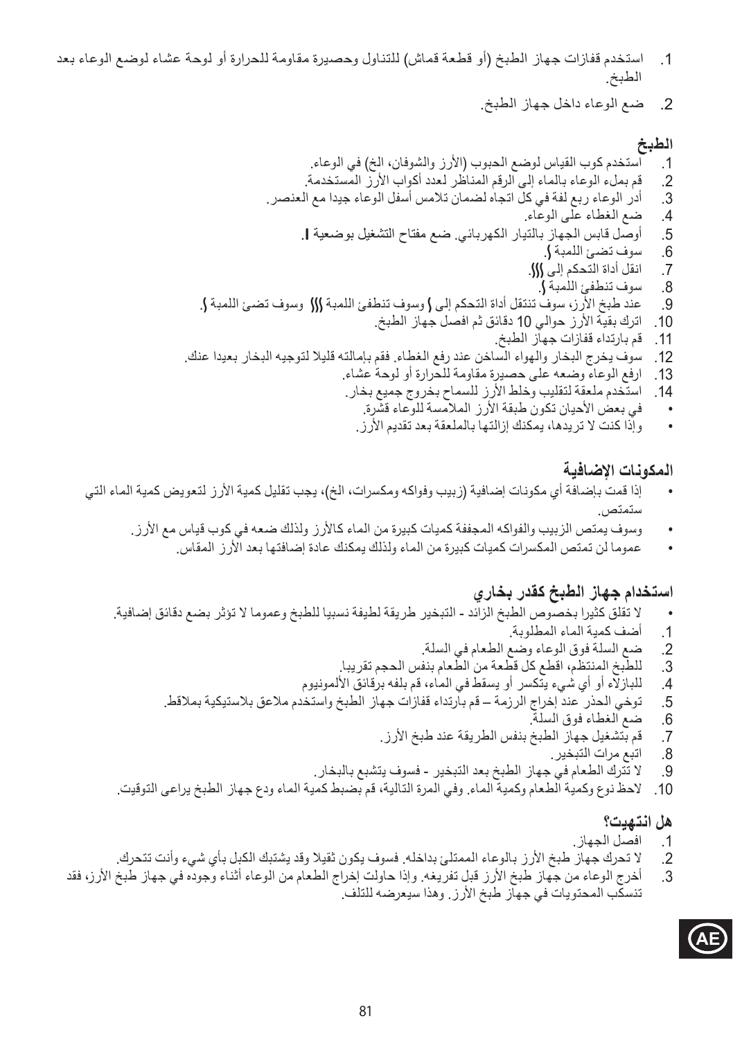1. استخدم قفازات جهاز الطبخ (أو قطعة قماش) للتناول وحصيرة مقاومة للحرارة أو لوحة عشاء لوضع الوعاء بعد الطبخ.
2. ضع الوعاء داخل جهاز الطبخ.

## الطبخ

1. استخدم كوب القياس لوضع الحبوب (الأرز والشوفان، الخ) في الوعاء.
2. قم بملء الوعاء بالماء إلى الرقم المناظر لعدد أكواب الأرز المستخدمة.
3. أدر الوعاء ربع لفة في كل اتجاه لضمان تلامس أسفل الوعاء جيدا مع العنصر.
4. ضع الغطاء على الوعاء.
5. أوصل قابس الجهاز بالتيار الكهربائي. ضع مفتاح التشغيل بوضعية **I**.
6. سوف تضئ اللمبة ⟆.
7. انقل أداة التحكم إلى ⟆⟆⟆.
8. سوف تنطفئ اللمبة ⟆.
9. عند طبخ الأرز، سوف تنتقل أداة التحكم إلى ⟆ وسوف تنطفئ اللمبة ⟆⟆⟆ وسوف تضئ اللمبة ⟆.
10. اترك بقية الأرز حوالي 10 دقائق ثم افصل جهاز الطبخ.
11. قم بارتداء قفازات جهاز الطبخ.
12. سوف يخرج البخار والهواء الساخن عند رفع الغطاء. فقم بإمالته قليلا لتوجيه البخار بعيدا عنك.
13. ارفع الوعاء وضعه على حصيرة مقاومة للحرارة أو لوحة عشاء.
14. استخدم ملعقة لتقليب وخلط الأرز للسماح بخروج جميع بخار.
   - في بعض الأحيان تكون طبقة الأرز الملامسة للوعاء قشرة.
   - وإذا كنت لا تريدها، يمكنك إزالتها بالملعقة بعد تقديم الأرز.

## المكونات الإضافية

- إذا قمت بإضافة أي مكونات إضافية (زبيب وفواكه ومكسرات، الخ)، يجب تقليل كمية الأرز لتعويض كمية الماء التي ستمتص.
- وسوف يمتص الزبيب والفواكه المجففة كميات كبيرة من الماء كالأرز ولذلك ضعه في كوب قياس مع الأرز.
- عموما لن تمتص المكسرات كميات كبيرة من الماء ولذلك يمكنك عادة إضافتها بعد الأرز المقاس.

## استخدام جهاز الطبخ كقدر بخاري

- لا تقلق كثيرا بخصوص الطبخ الزائد - التبخير طريقة لطيفة نسبيا للطبخ وعموما لا تؤثر بضع دقائق إضافية.

1. أضف كمية الماء المطلوبة.
2. ضع السلة فوق الوعاء وضع الطعام في السلة.
3. للطبخ المنتظم، اقطع كل قطعة من الطعام بنفس الحجم تقريبا.
4. للبازلاء أو أي شيء يتكسر أو يسقط في الماء، قم بلفه برقائق الألمونيوم
5. توخي الحذر عند إخراج الرزمة – قم بارتداء قفازات جهاز الطبخ واستخدم ملاعق بلاستيكية بملاقط.
6. ضع الغطاء فوق السلة.
7. قم بتشغيل جهاز الطبخ بنفس الطريقة عند طبخ الأرز.
8. اتبع مرات التبخير.
9. لا تترك الطعام في جهاز الطبخ بعد التبخير - فسوف يتشبع بالبخار.
10. لاحظ نوع وكمية الطعام وكمية الماء. وفي المرة التالية، قم بضبط كمية الماء ودع جهاز الطبخ يراعى التوقيت.

## هل انتهيت؟

1. افصل الجهاز.
2. لا تحرك جهاز طبخ الأرز بالوعاء الممتلئ بداخله. فسوف يكون ثقيلا وقد يشتبك الكبل بأي شيء وأنت تتحرك.
3. أخرج الوعاء من جهاز طبخ الأرز قبل تفريغه. وإذا حاولت إخراج الطعام من الوعاء أثناء وجوده في جهاز طبخ الأرز، فقد تنسكب المحتويات في جهاز طبخ الأرز. وهذا سيعرضه للتلف.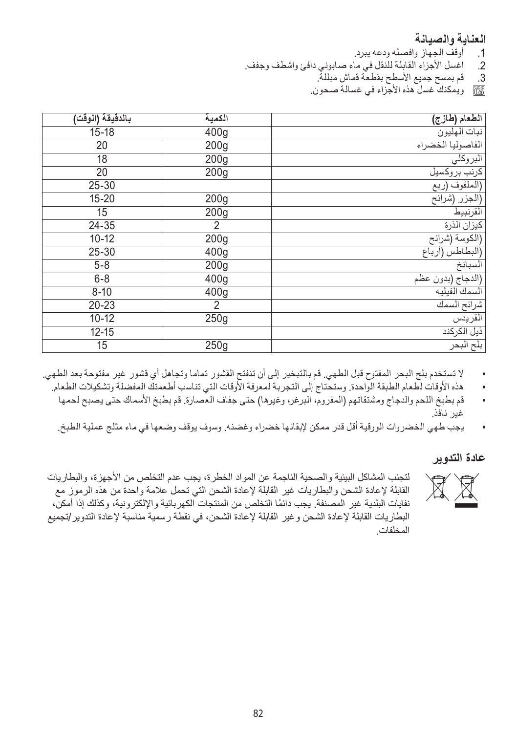## العناية والصيانة

1. أوقف الجهاز وافصله ودعه يبرد.
2. اغسل الأجزاء القابلة للنقل في ماء صابوني دافئ واشطف وجفف.
3. قم بمسح جميع الأسطح بقطعة قماش مبللة.

ويمكنك غسل هذه الأجزاء في غسالة صحون.

| الطعام (طازج) | الكمية | بالدقيقة (الوقت) |
|---|---|---|
| نبات الهليون | 400g | 15-18 |
| الفاصوليا الخضراء | 200g | 20 |
| البروكلي | 200g | 18 |
| كرنب بروكسيل | 200g | 20 |
| (الملفوف (ربع | | 25-30 |
| (الجزر (شرائح | 200g | 15-20 |
| القرنبيط | 200g | 15 |
| كيزان الذرة | 2 | 24-35 |
| (الكوسة (شرائح | 200g | 10-12 |
| (البطاطس (أرباع | 400g | 25-30 |
| السبانخ | 200g | 5-8 |
| (الدجاج (بدون عظم | 400g | 6-8 |
| السمك الفيليه | 400g | 8-10 |
| شرائح السمك | 2 | 20-23 |
| القريدس | 250g | 10-12 |
| ذيل الكركند | | 12-15 |
| بلح البحر | 250g | 15 |

- لا تستخدم بلح البحر المفتوح قبل الطهي. قم بالتبخير إلى أن تنفتح القشور تماما وتجاهل أي قشور غير مفتوحة بعد الطهي.
- هذه الأوقات لطعام الطبقة الواحدة. وستحتاج إلى التجربة لمعرفة الأوقات التي تناسب أطعمتك المفضلة وتشكيلات الطعام.
- قم بطبخ اللحم والدجاج ومشتقاتهم (المفروم، البرغر، وغيرها) حتى جفاف العصارة. قم بطبخ الأسماك حتى يصبح لحمها غير نافذ.
- يجب طهي الخضروات الورقية أقل قدر ممكن لإبقائها خضراء وغضنه. وسوف يوقف وضعها في ماء مثلج عملية الطبخ.

## عادة التدوير

لتجنب المشاكل البيئية والصحية الناجمة عن المواد الخطرة، يجب عدم التخلص من الأجهزة، والبطاريات القابلة لإعادة الشحن والبطاريات غير القابلة لإعادة الشحن التي تحمل علامة واحدة من هذه الرموز مع نفايات البلدية غير المصنفة. يجب دائمًا التخلص من المنتجات الكهربائية والإلكترونية، وكذلك إذا أمكن، البطاريات القابلة لإعادة الشحن وغير القابلة لإعادة الشحن، في نقطة رسمية مناسبة لإعادة التدوير/تجميع المخلفات.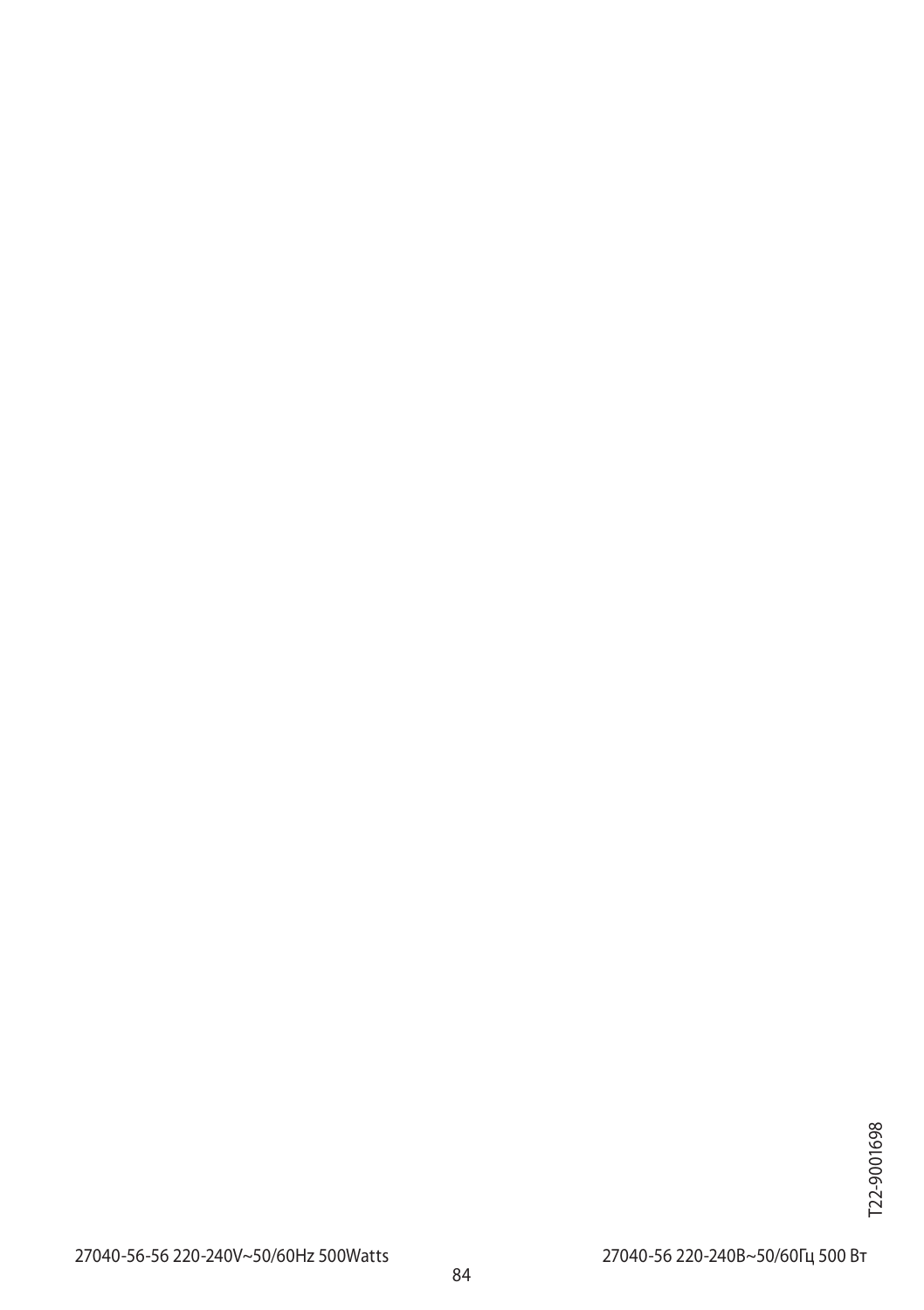T22-9001698

27040-56-56 220-240V~50/60Hz 500Watts

27040-56 220-240В~50/60Гц 500 Вт